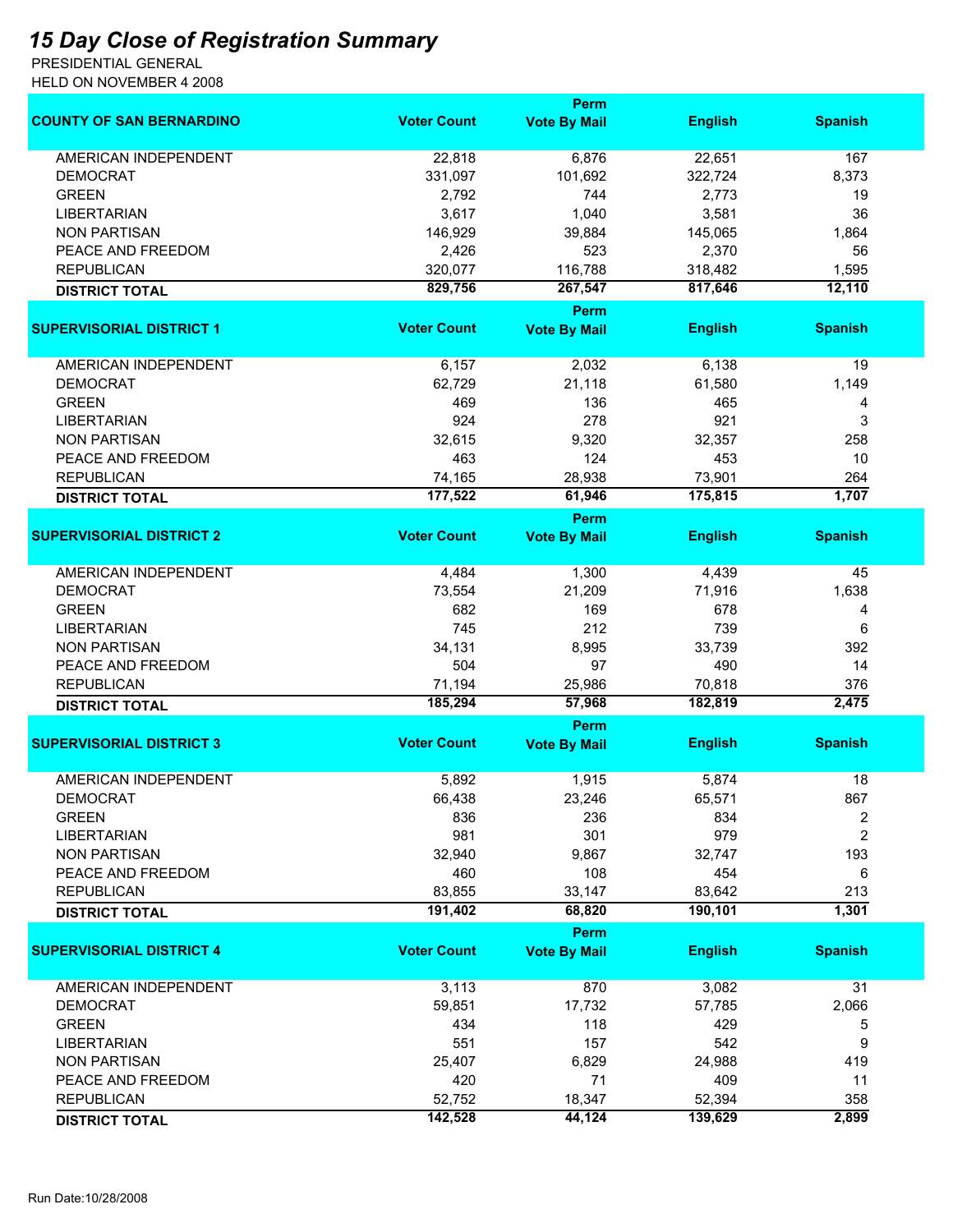# *15 Day Close of Registration Summary*

PRESIDENTIAL GENERAL
HELD ON NOVEMBER 4 2008

| COUNTY OF SAN BERNARDINO | Voter Count | Perm Vote By Mail | English | Spanish |
|---|---|---|---|---|
| AMERICAN INDEPENDENT | 22,818 | 6,876 | 22,651 | 167 |
| DEMOCRAT | 331,097 | 101,692 | 322,724 | 8,373 |
| GREEN | 2,792 | 744 | 2,773 | 19 |
| LIBERTARIAN | 3,617 | 1,040 | 3,581 | 36 |
| NON PARTISAN | 146,929 | 39,884 | 145,065 | 1,864 |
| PEACE AND FREEDOM | 2,426 | 523 | 2,370 | 56 |
| REPUBLICAN | 320,077 | 116,788 | 318,482 | 1,595 |
| **DISTRICT TOTAL** | **829,756** | **267,547** | **817,646** | **12,110** |

| SUPERVISORIAL DISTRICT 1 | Voter Count | Perm Vote By Mail | English | Spanish |
|---|---|---|---|---|
| AMERICAN INDEPENDENT | 6,157 | 2,032 | 6,138 | 19 |
| DEMOCRAT | 62,729 | 21,118 | 61,580 | 1,149 |
| GREEN | 469 | 136 | 465 | 4 |
| LIBERTARIAN | 924 | 278 | 921 | 3 |
| NON PARTISAN | 32,615 | 9,320 | 32,357 | 258 |
| PEACE AND FREEDOM | 463 | 124 | 453 | 10 |
| REPUBLICAN | 74,165 | 28,938 | 73,901 | 264 |
| **DISTRICT TOTAL** | **177,522** | **61,946** | **175,815** | **1,707** |

| SUPERVISORIAL DISTRICT 2 | Voter Count | Perm Vote By Mail | English | Spanish |
|---|---|---|---|---|
| AMERICAN INDEPENDENT | 4,484 | 1,300 | 4,439 | 45 |
| DEMOCRAT | 73,554 | 21,209 | 71,916 | 1,638 |
| GREEN | 682 | 169 | 678 | 4 |
| LIBERTARIAN | 745 | 212 | 739 | 6 |
| NON PARTISAN | 34,131 | 8,995 | 33,739 | 392 |
| PEACE AND FREEDOM | 504 | 97 | 490 | 14 |
| REPUBLICAN | 71,194 | 25,986 | 70,818 | 376 |
| **DISTRICT TOTAL** | **185,294** | **57,968** | **182,819** | **2,475** |

| SUPERVISORIAL DISTRICT 3 | Voter Count | Perm Vote By Mail | English | Spanish |
|---|---|---|---|---|
| AMERICAN INDEPENDENT | 5,892 | 1,915 | 5,874 | 18 |
| DEMOCRAT | 66,438 | 23,246 | 65,571 | 867 |
| GREEN | 836 | 236 | 834 | 2 |
| LIBERTARIAN | 981 | 301 | 979 | 2 |
| NON PARTISAN | 32,940 | 9,867 | 32,747 | 193 |
| PEACE AND FREEDOM | 460 | 108 | 454 | 6 |
| REPUBLICAN | 83,855 | 33,147 | 83,642 | 213 |
| **DISTRICT TOTAL** | **191,402** | **68,820** | **190,101** | **1,301** |

| SUPERVISORIAL DISTRICT 4 | Voter Count | Perm Vote By Mail | English | Spanish |
|---|---|---|---|---|
| AMERICAN INDEPENDENT | 3,113 | 870 | 3,082 | 31 |
| DEMOCRAT | 59,851 | 17,732 | 57,785 | 2,066 |
| GREEN | 434 | 118 | 429 | 5 |
| LIBERTARIAN | 551 | 157 | 542 | 9 |
| NON PARTISAN | 25,407 | 6,829 | 24,988 | 419 |
| PEACE AND FREEDOM | 420 | 71 | 409 | 11 |
| REPUBLICAN | 52,752 | 18,347 | 52,394 | 358 |
| **DISTRICT TOTAL** | **142,528** | **44,124** | **139,629** | **2,899** |

Run Date:10/28/2008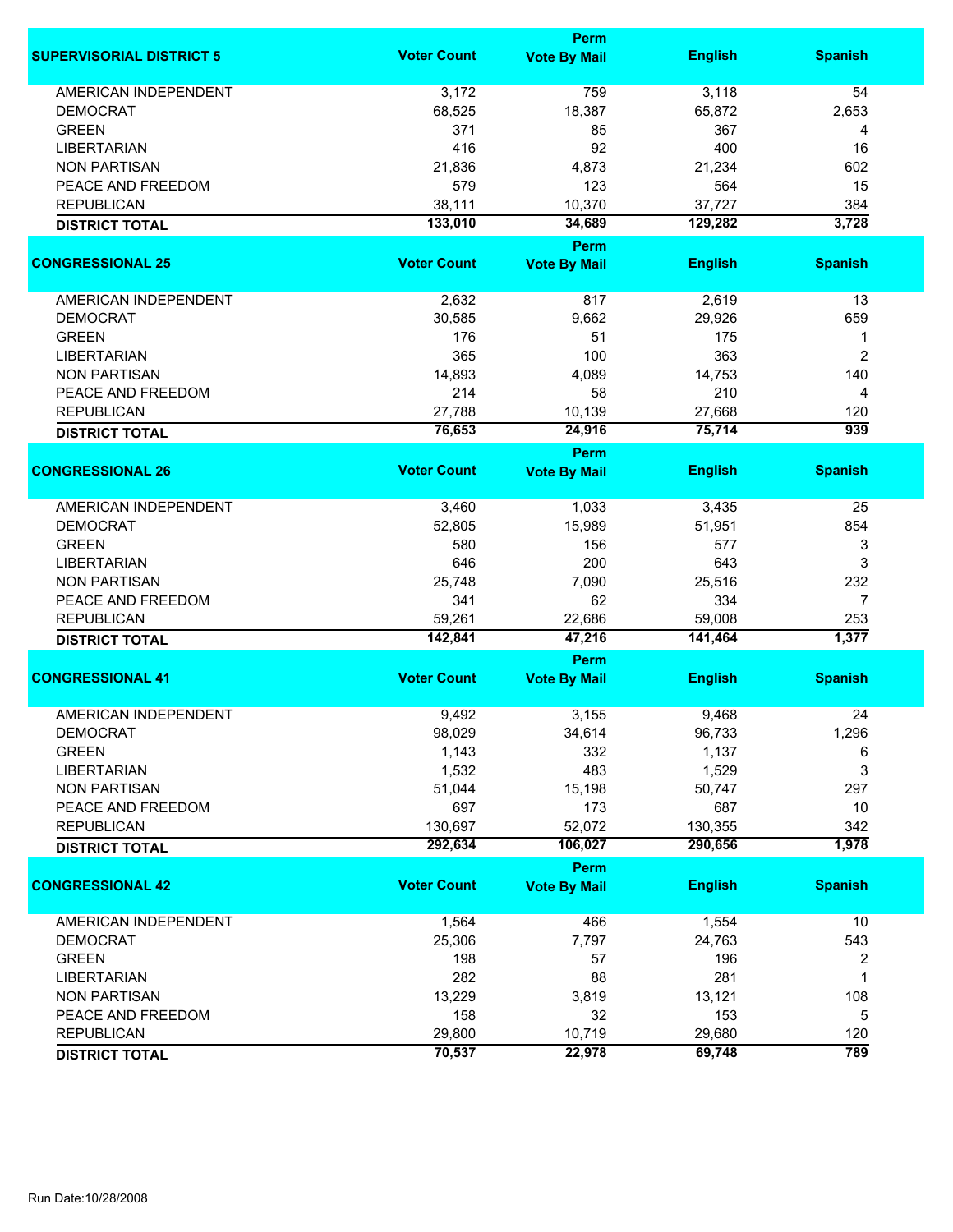| SUPERVISORIAL DISTRICT 5 | Voter Count | Perm Vote By Mail | English | Spanish |
|---|---|---|---|---|
| AMERICAN INDEPENDENT | 3,172 | 759 | 3,118 | 54 |
| DEMOCRAT | 68,525 | 18,387 | 65,872 | 2,653 |
| GREEN | 371 | 85 | 367 | 4 |
| LIBERTARIAN | 416 | 92 | 400 | 16 |
| NON PARTISAN | 21,836 | 4,873 | 21,234 | 602 |
| PEACE AND FREEDOM | 579 | 123 | 564 | 15 |
| REPUBLICAN | 38,111 | 10,370 | 37,727 | 384 |
| **DISTRICT TOTAL** | **133,010** | **34,689** | **129,282** | **3,728** |

| CONGRESSIONAL 25 | Voter Count | Perm Vote By Mail | English | Spanish |
|---|---|---|---|---|
| AMERICAN INDEPENDENT | 2,632 | 817 | 2,619 | 13 |
| DEMOCRAT | 30,585 | 9,662 | 29,926 | 659 |
| GREEN | 176 | 51 | 175 | 1 |
| LIBERTARIAN | 365 | 100 | 363 | 2 |
| NON PARTISAN | 14,893 | 4,089 | 14,753 | 140 |
| PEACE AND FREEDOM | 214 | 58 | 210 | 4 |
| REPUBLICAN | 27,788 | 10,139 | 27,668 | 120 |
| **DISTRICT TOTAL** | **76,653** | **24,916** | **75,714** | **939** |

| CONGRESSIONAL 26 | Voter Count | Perm Vote By Mail | English | Spanish |
|---|---|---|---|---|
| AMERICAN INDEPENDENT | 3,460 | 1,033 | 3,435 | 25 |
| DEMOCRAT | 52,805 | 15,989 | 51,951 | 854 |
| GREEN | 580 | 156 | 577 | 3 |
| LIBERTARIAN | 646 | 200 | 643 | 3 |
| NON PARTISAN | 25,748 | 7,090 | 25,516 | 232 |
| PEACE AND FREEDOM | 341 | 62 | 334 | 7 |
| REPUBLICAN | 59,261 | 22,686 | 59,008 | 253 |
| **DISTRICT TOTAL** | **142,841** | **47,216** | **141,464** | **1,377** |

| CONGRESSIONAL 41 | Voter Count | Perm Vote By Mail | English | Spanish |
|---|---|---|---|---|
| AMERICAN INDEPENDENT | 9,492 | 3,155 | 9,468 | 24 |
| DEMOCRAT | 98,029 | 34,614 | 96,733 | 1,296 |
| GREEN | 1,143 | 332 | 1,137 | 6 |
| LIBERTARIAN | 1,532 | 483 | 1,529 | 3 |
| NON PARTISAN | 51,044 | 15,198 | 50,747 | 297 |
| PEACE AND FREEDOM | 697 | 173 | 687 | 10 |
| REPUBLICAN | 130,697 | 52,072 | 130,355 | 342 |
| **DISTRICT TOTAL** | **292,634** | **106,027** | **290,656** | **1,978** |

| CONGRESSIONAL 42 | Voter Count | Perm Vote By Mail | English | Spanish |
|---|---|---|---|---|
| AMERICAN INDEPENDENT | 1,564 | 466 | 1,554 | 10 |
| DEMOCRAT | 25,306 | 7,797 | 24,763 | 543 |
| GREEN | 198 | 57 | 196 | 2 |
| LIBERTARIAN | 282 | 88 | 281 | 1 |
| NON PARTISAN | 13,229 | 3,819 | 13,121 | 108 |
| PEACE AND FREEDOM | 158 | 32 | 153 | 5 |
| REPUBLICAN | 29,800 | 10,719 | 29,680 | 120 |
| **DISTRICT TOTAL** | **70,537** | **22,978** | **69,748** | **789** |

Run Date:10/28/2008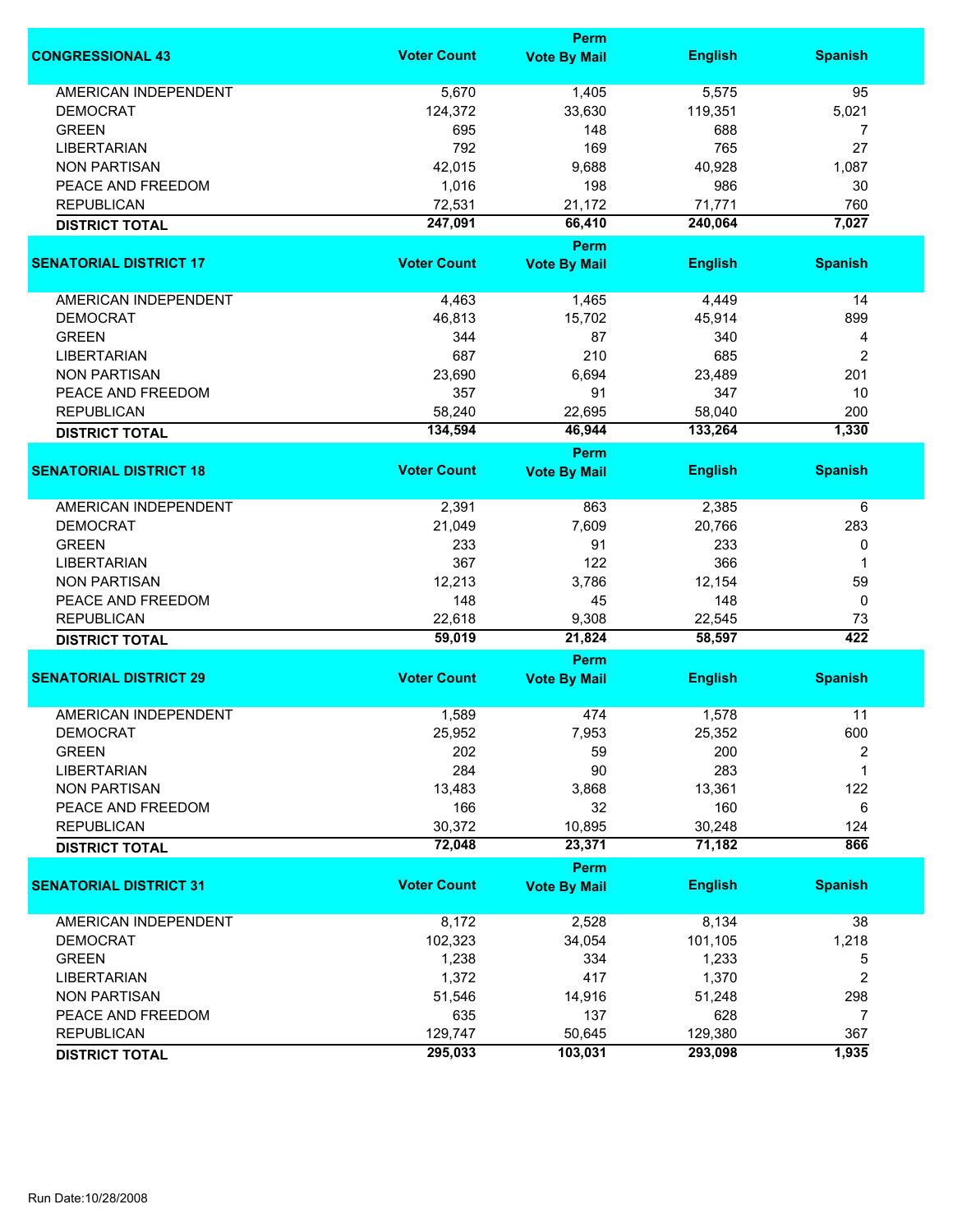| CONGRESSIONAL 43 | Voter Count | Perm Vote By Mail | English | Spanish |
|---|---|---|---|---|
| AMERICAN INDEPENDENT | 5,670 | 1,405 | 5,575 | 95 |
| DEMOCRAT | 124,372 | 33,630 | 119,351 | 5,021 |
| GREEN | 695 | 148 | 688 | 7 |
| LIBERTARIAN | 792 | 169 | 765 | 27 |
| NON PARTISAN | 42,015 | 9,688 | 40,928 | 1,087 |
| PEACE AND FREEDOM | 1,016 | 198 | 986 | 30 |
| REPUBLICAN | 72,531 | 21,172 | 71,771 | 760 |
| **DISTRICT TOTAL** | **247,091** | **66,410** | **240,064** | **7,027** |

| SENATORIAL DISTRICT 17 | Voter Count | Perm Vote By Mail | English | Spanish |
|---|---|---|---|---|
| AMERICAN INDEPENDENT | 4,463 | 1,465 | 4,449 | 14 |
| DEMOCRAT | 46,813 | 15,702 | 45,914 | 899 |
| GREEN | 344 | 87 | 340 | 4 |
| LIBERTARIAN | 687 | 210 | 685 | 2 |
| NON PARTISAN | 23,690 | 6,694 | 23,489 | 201 |
| PEACE AND FREEDOM | 357 | 91 | 347 | 10 |
| REPUBLICAN | 58,240 | 22,695 | 58,040 | 200 |
| **DISTRICT TOTAL** | **134,594** | **46,944** | **133,264** | **1,330** |

| SENATORIAL DISTRICT 18 | Voter Count | Perm Vote By Mail | English | Spanish |
|---|---|---|---|---|
| AMERICAN INDEPENDENT | 2,391 | 863 | 2,385 | 6 |
| DEMOCRAT | 21,049 | 7,609 | 20,766 | 283 |
| GREEN | 233 | 91 | 233 | 0 |
| LIBERTARIAN | 367 | 122 | 366 | 1 |
| NON PARTISAN | 12,213 | 3,786 | 12,154 | 59 |
| PEACE AND FREEDOM | 148 | 45 | 148 | 0 |
| REPUBLICAN | 22,618 | 9,308 | 22,545 | 73 |
| **DISTRICT TOTAL** | **59,019** | **21,824** | **58,597** | **422** |

| SENATORIAL DISTRICT 29 | Voter Count | Perm Vote By Mail | English | Spanish |
|---|---|---|---|---|
| AMERICAN INDEPENDENT | 1,589 | 474 | 1,578 | 11 |
| DEMOCRAT | 25,952 | 7,953 | 25,352 | 600 |
| GREEN | 202 | 59 | 200 | 2 |
| LIBERTARIAN | 284 | 90 | 283 | 1 |
| NON PARTISAN | 13,483 | 3,868 | 13,361 | 122 |
| PEACE AND FREEDOM | 166 | 32 | 160 | 6 |
| REPUBLICAN | 30,372 | 10,895 | 30,248 | 124 |
| **DISTRICT TOTAL** | **72,048** | **23,371** | **71,182** | **866** |

| SENATORIAL DISTRICT 31 | Voter Count | Perm Vote By Mail | English | Spanish |
|---|---|---|---|---|
| AMERICAN INDEPENDENT | 8,172 | 2,528 | 8,134 | 38 |
| DEMOCRAT | 102,323 | 34,054 | 101,105 | 1,218 |
| GREEN | 1,238 | 334 | 1,233 | 5 |
| LIBERTARIAN | 1,372 | 417 | 1,370 | 2 |
| NON PARTISAN | 51,546 | 14,916 | 51,248 | 298 |
| PEACE AND FREEDOM | 635 | 137 | 628 | 7 |
| REPUBLICAN | 129,747 | 50,645 | 129,380 | 367 |
| **DISTRICT TOTAL** | **295,033** | **103,031** | **293,098** | **1,935** |

Run Date:10/28/2008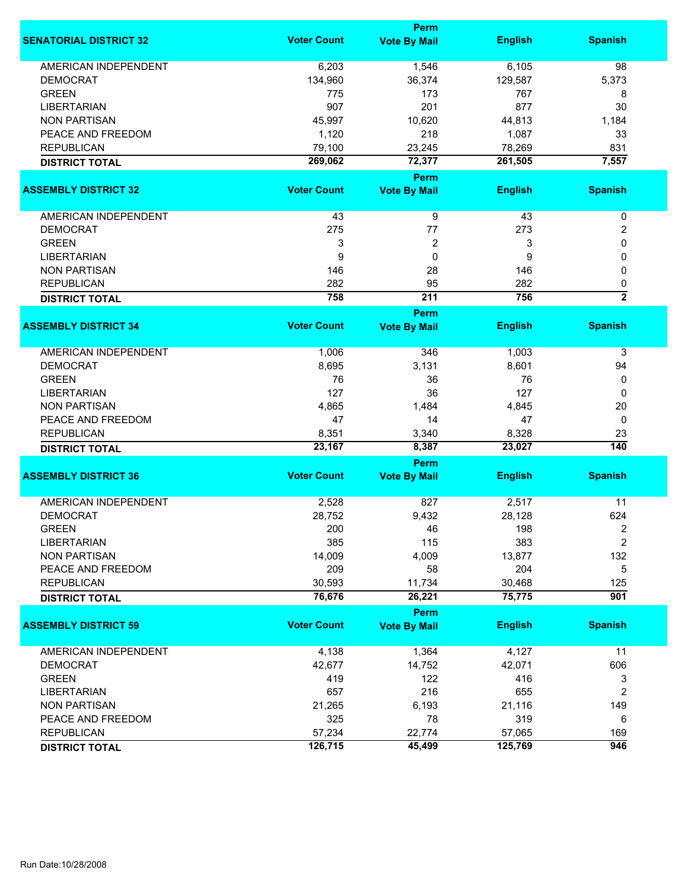| SENATORIAL DISTRICT 32 | Voter Count | Perm Vote By Mail | English | Spanish |
|---|---|---|---|---|
| AMERICAN INDEPENDENT | 6,203 | 1,546 | 6,105 | 98 |
| DEMOCRAT | 134,960 | 36,374 | 129,587 | 5,373 |
| GREEN | 775 | 173 | 767 | 8 |
| LIBERTARIAN | 907 | 201 | 877 | 30 |
| NON PARTISAN | 45,997 | 10,620 | 44,813 | 1,184 |
| PEACE AND FREEDOM | 1,120 | 218 | 1,087 | 33 |
| REPUBLICAN | 79,100 | 23,245 | 78,269 | 831 |
| **DISTRICT TOTAL** | **269,062** | **72,377** | **261,505** | **7,557** |

| ASSEMBLY DISTRICT 32 | Voter Count | Perm Vote By Mail | English | Spanish |
|---|---|---|---|---|
| AMERICAN INDEPENDENT | 43 | 9 | 43 | 0 |
| DEMOCRAT | 275 | 77 | 273 | 2 |
| GREEN | 3 | 2 | 3 | 0 |
| LIBERTARIAN | 9 | 0 | 9 | 0 |
| NON PARTISAN | 146 | 28 | 146 | 0 |
| REPUBLICAN | 282 | 95 | 282 | 0 |
| **DISTRICT TOTAL** | **758** | **211** | **756** | **2** |

| ASSEMBLY DISTRICT 34 | Voter Count | Perm Vote By Mail | English | Spanish |
|---|---|---|---|---|
| AMERICAN INDEPENDENT | 1,006 | 346 | 1,003 | 3 |
| DEMOCRAT | 8,695 | 3,131 | 8,601 | 94 |
| GREEN | 76 | 36 | 76 | 0 |
| LIBERTARIAN | 127 | 36 | 127 | 0 |
| NON PARTISAN | 4,865 | 1,484 | 4,845 | 20 |
| PEACE AND FREEDOM | 47 | 14 | 47 | 0 |
| REPUBLICAN | 8,351 | 3,340 | 8,328 | 23 |
| **DISTRICT TOTAL** | **23,167** | **8,387** | **23,027** | **140** |

| ASSEMBLY DISTRICT 36 | Voter Count | Perm Vote By Mail | English | Spanish |
|---|---|---|---|---|
| AMERICAN INDEPENDENT | 2,528 | 827 | 2,517 | 11 |
| DEMOCRAT | 28,752 | 9,432 | 28,128 | 624 |
| GREEN | 200 | 46 | 198 | 2 |
| LIBERTARIAN | 385 | 115 | 383 | 2 |
| NON PARTISAN | 14,009 | 4,009 | 13,877 | 132 |
| PEACE AND FREEDOM | 209 | 58 | 204 | 5 |
| REPUBLICAN | 30,593 | 11,734 | 30,468 | 125 |
| **DISTRICT TOTAL** | **76,676** | **26,221** | **75,775** | **901** |

| ASSEMBLY DISTRICT 59 | Voter Count | Perm Vote By Mail | English | Spanish |
|---|---|---|---|---|
| AMERICAN INDEPENDENT | 4,138 | 1,364 | 4,127 | 11 |
| DEMOCRAT | 42,677 | 14,752 | 42,071 | 606 |
| GREEN | 419 | 122 | 416 | 3 |
| LIBERTARIAN | 657 | 216 | 655 | 2 |
| NON PARTISAN | 21,265 | 6,193 | 21,116 | 149 |
| PEACE AND FREEDOM | 325 | 78 | 319 | 6 |
| REPUBLICAN | 57,234 | 22,774 | 57,065 | 169 |
| **DISTRICT TOTAL** | **126,715** | **45,499** | **125,769** | **946** |

Run Date:10/28/2008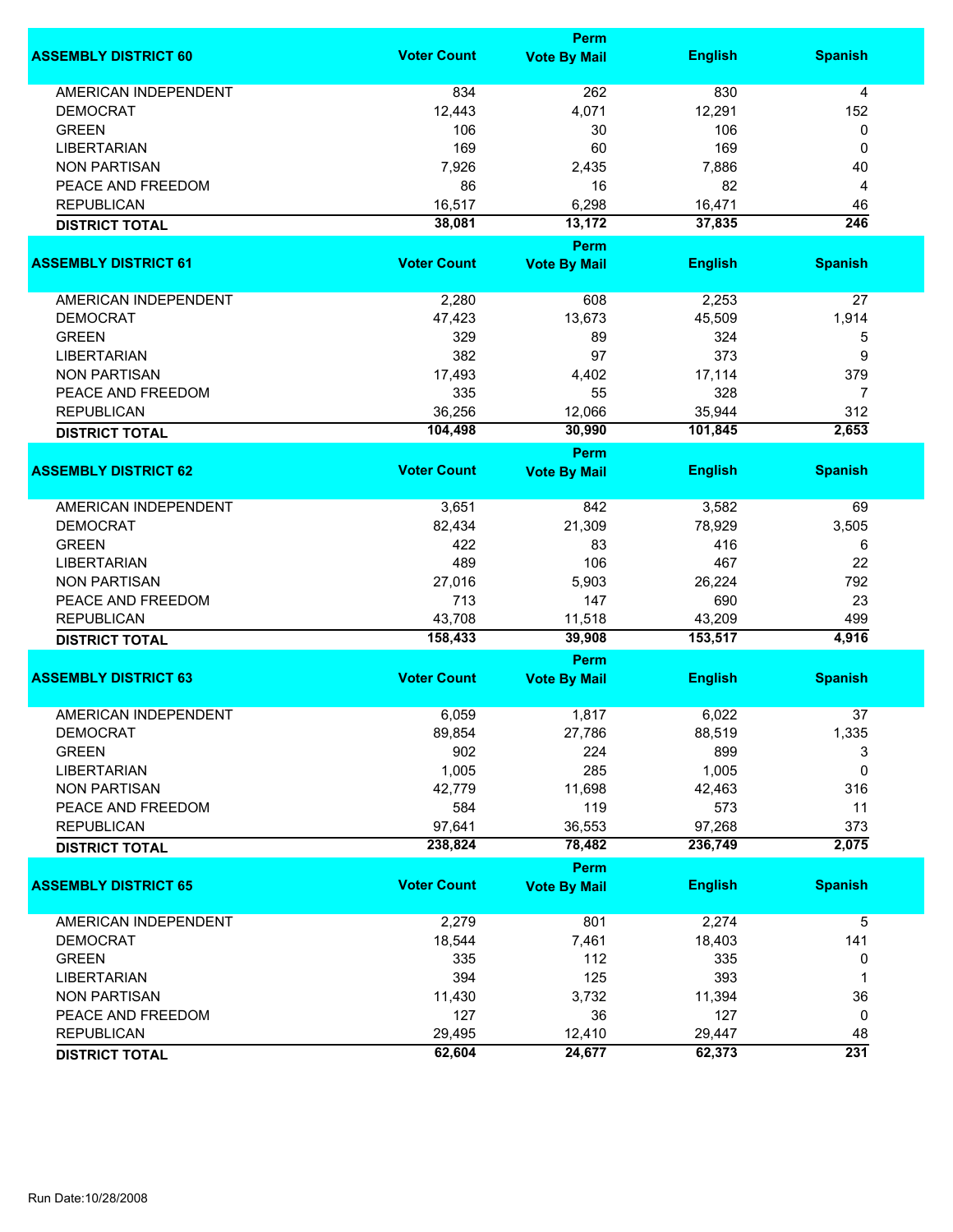| ASSEMBLY DISTRICT 60 | Voter Count | Perm Vote By Mail | English | Spanish |
|---|---|---|---|---|
| AMERICAN INDEPENDENT | 834 | 262 | 830 | 4 |
| DEMOCRAT | 12,443 | 4,071 | 12,291 | 152 |
| GREEN | 106 | 30 | 106 | 0 |
| LIBERTARIAN | 169 | 60 | 169 | 0 |
| NON PARTISAN | 7,926 | 2,435 | 7,886 | 40 |
| PEACE AND FREEDOM | 86 | 16 | 82 | 4 |
| REPUBLICAN | 16,517 | 6,298 | 16,471 | 46 |
| **DISTRICT TOTAL** | **38,081** | **13,172** | **37,835** | **246** |

| ASSEMBLY DISTRICT 61 | Voter Count | Perm Vote By Mail | English | Spanish |
|---|---|---|---|---|
| AMERICAN INDEPENDENT | 2,280 | 608 | 2,253 | 27 |
| DEMOCRAT | 47,423 | 13,673 | 45,509 | 1,914 |
| GREEN | 329 | 89 | 324 | 5 |
| LIBERTARIAN | 382 | 97 | 373 | 9 |
| NON PARTISAN | 17,493 | 4,402 | 17,114 | 379 |
| PEACE AND FREEDOM | 335 | 55 | 328 | 7 |
| REPUBLICAN | 36,256 | 12,066 | 35,944 | 312 |
| **DISTRICT TOTAL** | **104,498** | **30,990** | **101,845** | **2,653** |

| ASSEMBLY DISTRICT 62 | Voter Count | Perm Vote By Mail | English | Spanish |
|---|---|---|---|---|
| AMERICAN INDEPENDENT | 3,651 | 842 | 3,582 | 69 |
| DEMOCRAT | 82,434 | 21,309 | 78,929 | 3,505 |
| GREEN | 422 | 83 | 416 | 6 |
| LIBERTARIAN | 489 | 106 | 467 | 22 |
| NON PARTISAN | 27,016 | 5,903 | 26,224 | 792 |
| PEACE AND FREEDOM | 713 | 147 | 690 | 23 |
| REPUBLICAN | 43,708 | 11,518 | 43,209 | 499 |
| **DISTRICT TOTAL** | **158,433** | **39,908** | **153,517** | **4,916** |

| ASSEMBLY DISTRICT 63 | Voter Count | Perm Vote By Mail | English | Spanish |
|---|---|---|---|---|
| AMERICAN INDEPENDENT | 6,059 | 1,817 | 6,022 | 37 |
| DEMOCRAT | 89,854 | 27,786 | 88,519 | 1,335 |
| GREEN | 902 | 224 | 899 | 3 |
| LIBERTARIAN | 1,005 | 285 | 1,005 | 0 |
| NON PARTISAN | 42,779 | 11,698 | 42,463 | 316 |
| PEACE AND FREEDOM | 584 | 119 | 573 | 11 |
| REPUBLICAN | 97,641 | 36,553 | 97,268 | 373 |
| **DISTRICT TOTAL** | **238,824** | **78,482** | **236,749** | **2,075** |

| ASSEMBLY DISTRICT 65 | Voter Count | Perm Vote By Mail | English | Spanish |
|---|---|---|---|---|
| AMERICAN INDEPENDENT | 2,279 | 801 | 2,274 | 5 |
| DEMOCRAT | 18,544 | 7,461 | 18,403 | 141 |
| GREEN | 335 | 112 | 335 | 0 |
| LIBERTARIAN | 394 | 125 | 393 | 1 |
| NON PARTISAN | 11,430 | 3,732 | 11,394 | 36 |
| PEACE AND FREEDOM | 127 | 36 | 127 | 0 |
| REPUBLICAN | 29,495 | 12,410 | 29,447 | 48 |
| **DISTRICT TOTAL** | **62,604** | **24,677** | **62,373** | **231** |

Run Date:10/28/2008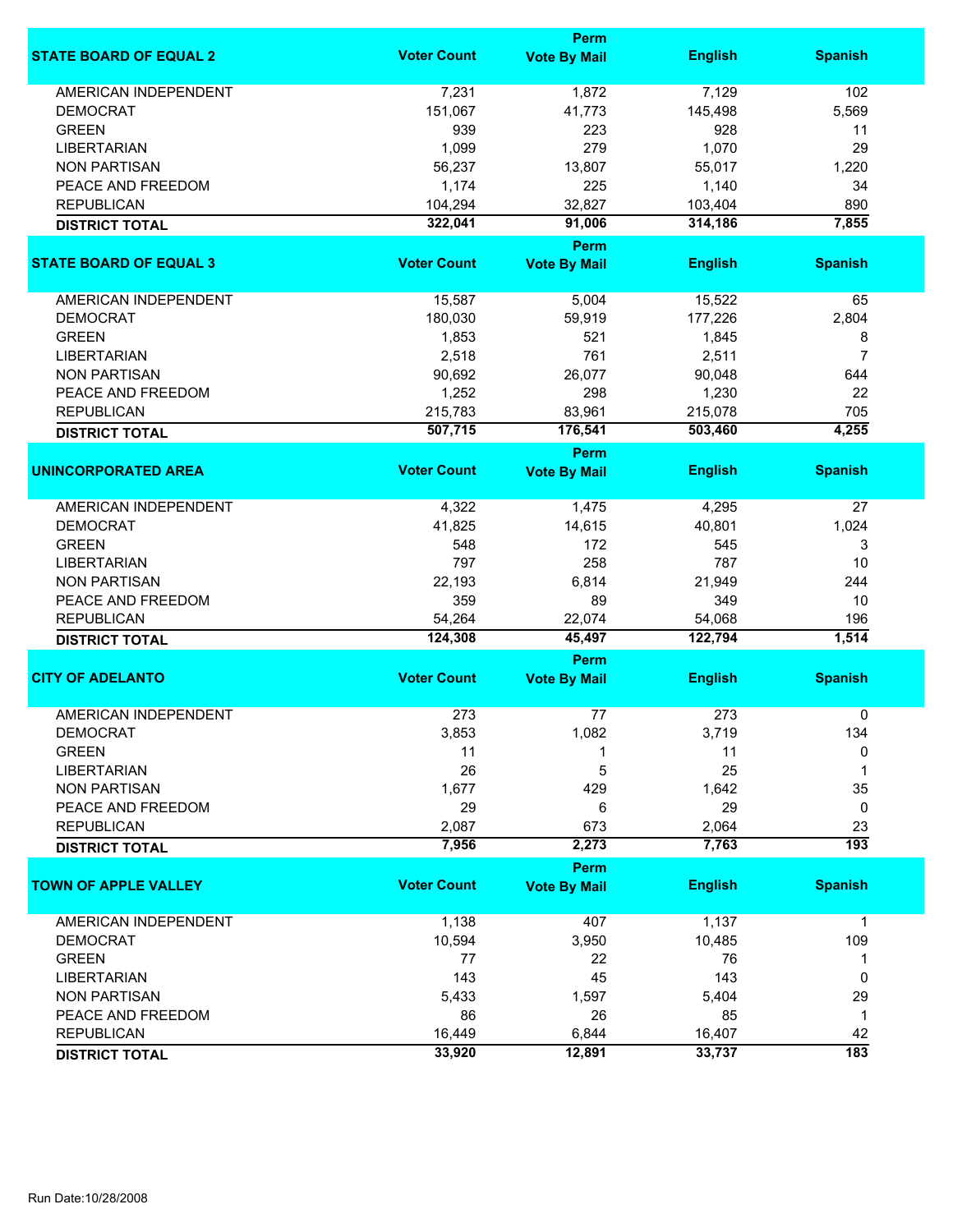| STATE BOARD OF EQUAL 2 | Voter Count | Perm Vote By Mail | English | Spanish |
|---|---|---|---|---|
| AMERICAN INDEPENDENT | 7,231 | 1,872 | 7,129 | 102 |
| DEMOCRAT | 151,067 | 41,773 | 145,498 | 5,569 |
| GREEN | 939 | 223 | 928 | 11 |
| LIBERTARIAN | 1,099 | 279 | 1,070 | 29 |
| NON PARTISAN | 56,237 | 13,807 | 55,017 | 1,220 |
| PEACE AND FREEDOM | 1,174 | 225 | 1,140 | 34 |
| REPUBLICAN | 104,294 | 32,827 | 103,404 | 890 |
| **DISTRICT TOTAL** | **322,041** | **91,006** | **314,186** | **7,855** |

| STATE BOARD OF EQUAL 3 | Voter Count | Perm Vote By Mail | English | Spanish |
|---|---|---|---|---|
| AMERICAN INDEPENDENT | 15,587 | 5,004 | 15,522 | 65 |
| DEMOCRAT | 180,030 | 59,919 | 177,226 | 2,804 |
| GREEN | 1,853 | 521 | 1,845 | 8 |
| LIBERTARIAN | 2,518 | 761 | 2,511 | 7 |
| NON PARTISAN | 90,692 | 26,077 | 90,048 | 644 |
| PEACE AND FREEDOM | 1,252 | 298 | 1,230 | 22 |
| REPUBLICAN | 215,783 | 83,961 | 215,078 | 705 |
| **DISTRICT TOTAL** | **507,715** | **176,541** | **503,460** | **4,255** |

| UNINCORPORATED AREA | Voter Count | Perm Vote By Mail | English | Spanish |
|---|---|---|---|---|
| AMERICAN INDEPENDENT | 4,322 | 1,475 | 4,295 | 27 |
| DEMOCRAT | 41,825 | 14,615 | 40,801 | 1,024 |
| GREEN | 548 | 172 | 545 | 3 |
| LIBERTARIAN | 797 | 258 | 787 | 10 |
| NON PARTISAN | 22,193 | 6,814 | 21,949 | 244 |
| PEACE AND FREEDOM | 359 | 89 | 349 | 10 |
| REPUBLICAN | 54,264 | 22,074 | 54,068 | 196 |
| **DISTRICT TOTAL** | **124,308** | **45,497** | **122,794** | **1,514** |

| CITY OF ADELANTO | Voter Count | Perm Vote By Mail | English | Spanish |
|---|---|---|---|---|
| AMERICAN INDEPENDENT | 273 | 77 | 273 | 0 |
| DEMOCRAT | 3,853 | 1,082 | 3,719 | 134 |
| GREEN | 11 | 1 | 11 | 0 |
| LIBERTARIAN | 26 | 5 | 25 | 1 |
| NON PARTISAN | 1,677 | 429 | 1,642 | 35 |
| PEACE AND FREEDOM | 29 | 6 | 29 | 0 |
| REPUBLICAN | 2,087 | 673 | 2,064 | 23 |
| **DISTRICT TOTAL** | **7,956** | **2,273** | **7,763** | **193** |

| TOWN OF APPLE VALLEY | Voter Count | Perm Vote By Mail | English | Spanish |
|---|---|---|---|---|
| AMERICAN INDEPENDENT | 1,138 | 407 | 1,137 | 1 |
| DEMOCRAT | 10,594 | 3,950 | 10,485 | 109 |
| GREEN | 77 | 22 | 76 | 1 |
| LIBERTARIAN | 143 | 45 | 143 | 0 |
| NON PARTISAN | 5,433 | 1,597 | 5,404 | 29 |
| PEACE AND FREEDOM | 86 | 26 | 85 | 1 |
| REPUBLICAN | 16,449 | 6,844 | 16,407 | 42 |
| **DISTRICT TOTAL** | **33,920** | **12,891** | **33,737** | **183** |

Run Date:10/28/2008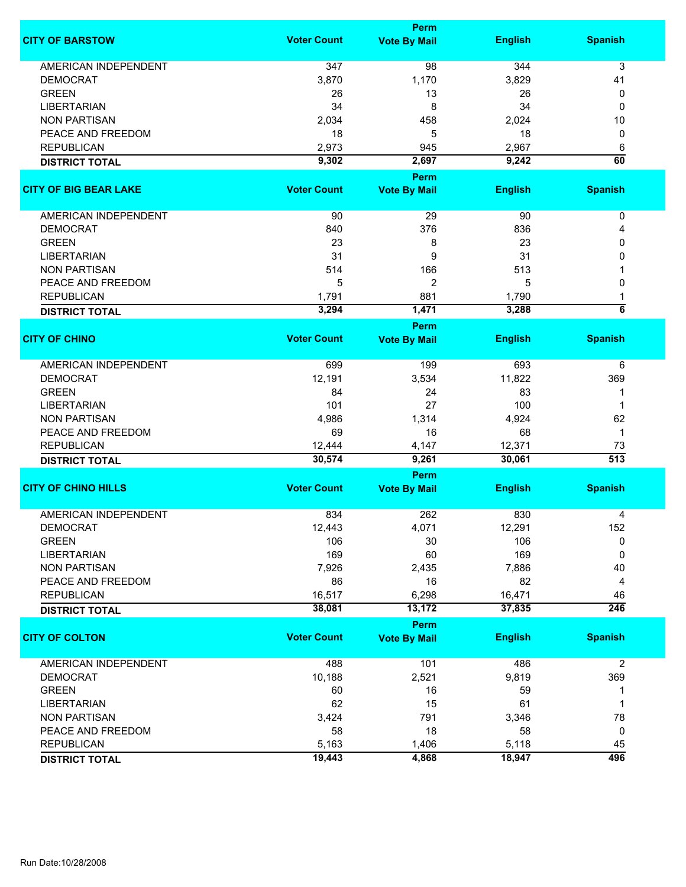| CITY OF BARSTOW | Voter Count | Perm Vote By Mail | English | Spanish |
|---|---|---|---|---|
| AMERICAN INDEPENDENT | 347 | 98 | 344 | 3 |
| DEMOCRAT | 3,870 | 1,170 | 3,829 | 41 |
| GREEN | 26 | 13 | 26 | 0 |
| LIBERTARIAN | 34 | 8 | 34 | 0 |
| NON PARTISAN | 2,034 | 458 | 2,024 | 10 |
| PEACE AND FREEDOM | 18 | 5 | 18 | 0 |
| REPUBLICAN | 2,973 | 945 | 2,967 | 6 |
| **DISTRICT TOTAL** | **9,302** | **2,697** | **9,242** | **60** |

| CITY OF BIG BEAR LAKE | Voter Count | Perm Vote By Mail | English | Spanish |
|---|---|---|---|---|
| AMERICAN INDEPENDENT | 90 | 29 | 90 | 0 |
| DEMOCRAT | 840 | 376 | 836 | 4 |
| GREEN | 23 | 8 | 23 | 0 |
| LIBERTARIAN | 31 | 9 | 31 | 0 |
| NON PARTISAN | 514 | 166 | 513 | 1 |
| PEACE AND FREEDOM | 5 | 2 | 5 | 0 |
| REPUBLICAN | 1,791 | 881 | 1,790 | 1 |
| **DISTRICT TOTAL** | **3,294** | **1,471** | **3,288** | **6** |

| CITY OF CHINO | Voter Count | Perm Vote By Mail | English | Spanish |
|---|---|---|---|---|
| AMERICAN INDEPENDENT | 699 | 199 | 693 | 6 |
| DEMOCRAT | 12,191 | 3,534 | 11,822 | 369 |
| GREEN | 84 | 24 | 83 | 1 |
| LIBERTARIAN | 101 | 27 | 100 | 1 |
| NON PARTISAN | 4,986 | 1,314 | 4,924 | 62 |
| PEACE AND FREEDOM | 69 | 16 | 68 | 1 |
| REPUBLICAN | 12,444 | 4,147 | 12,371 | 73 |
| **DISTRICT TOTAL** | **30,574** | **9,261** | **30,061** | **513** |

| CITY OF CHINO HILLS | Voter Count | Perm Vote By Mail | English | Spanish |
|---|---|---|---|---|
| AMERICAN INDEPENDENT | 834 | 262 | 830 | 4 |
| DEMOCRAT | 12,443 | 4,071 | 12,291 | 152 |
| GREEN | 106 | 30 | 106 | 0 |
| LIBERTARIAN | 169 | 60 | 169 | 0 |
| NON PARTISAN | 7,926 | 2,435 | 7,886 | 40 |
| PEACE AND FREEDOM | 86 | 16 | 82 | 4 |
| REPUBLICAN | 16,517 | 6,298 | 16,471 | 46 |
| **DISTRICT TOTAL** | **38,081** | **13,172** | **37,835** | **246** |

| CITY OF COLTON | Voter Count | Perm Vote By Mail | English | Spanish |
|---|---|---|---|---|
| AMERICAN INDEPENDENT | 488 | 101 | 486 | 2 |
| DEMOCRAT | 10,188 | 2,521 | 9,819 | 369 |
| GREEN | 60 | 16 | 59 | 1 |
| LIBERTARIAN | 62 | 15 | 61 | 1 |
| NON PARTISAN | 3,424 | 791 | 3,346 | 78 |
| PEACE AND FREEDOM | 58 | 18 | 58 | 0 |
| REPUBLICAN | 5,163 | 1,406 | 5,118 | 45 |
| **DISTRICT TOTAL** | **19,443** | **4,868** | **18,947** | **496** |

Run Date:10/28/2008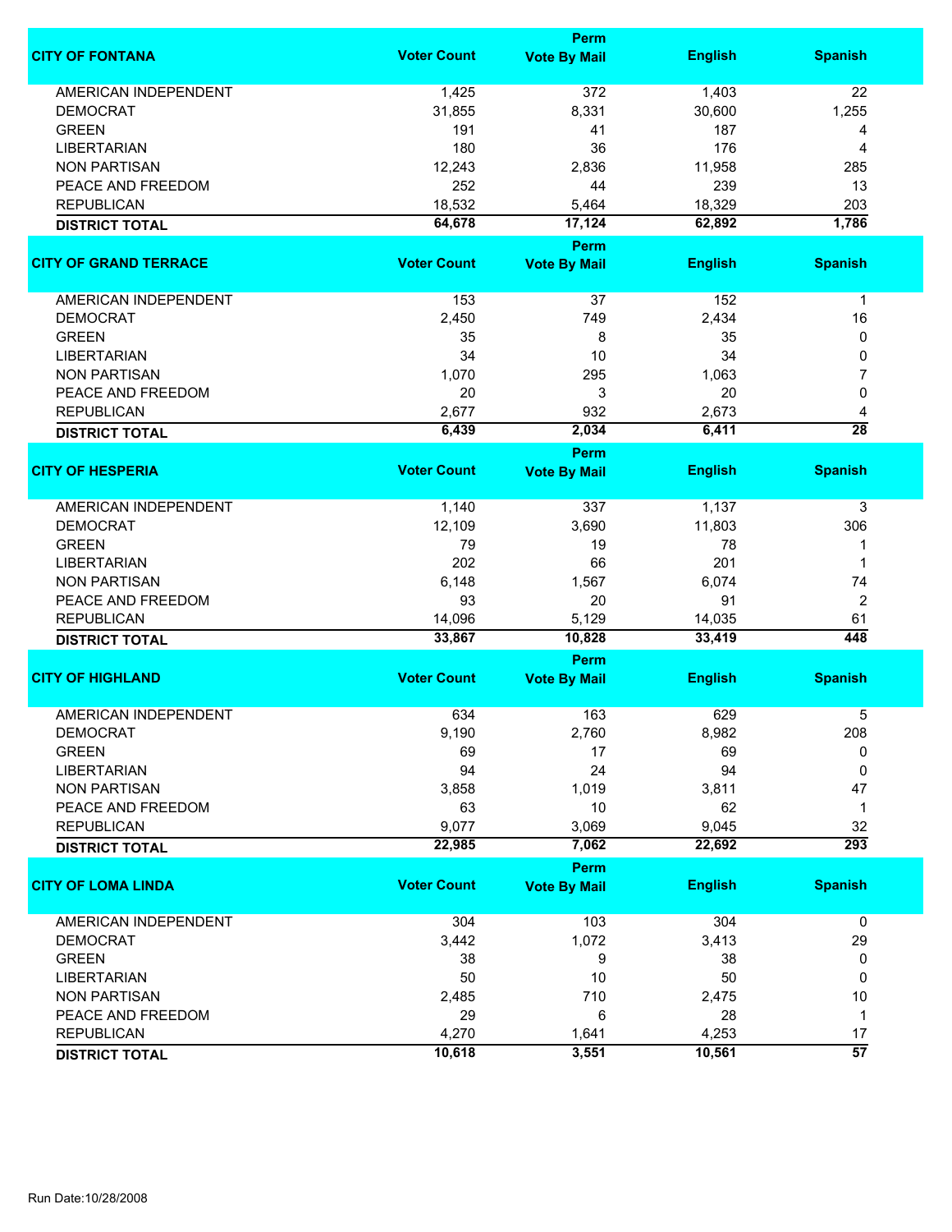| CITY OF FONTANA | Voter Count | Perm Vote By Mail | English | Spanish |
|---|---|---|---|---|
| AMERICAN INDEPENDENT | 1,425 | 372 | 1,403 | 22 |
| DEMOCRAT | 31,855 | 8,331 | 30,600 | 1,255 |
| GREEN | 191 | 41 | 187 | 4 |
| LIBERTARIAN | 180 | 36 | 176 | 4 |
| NON PARTISAN | 12,243 | 2,836 | 11,958 | 285 |
| PEACE AND FREEDOM | 252 | 44 | 239 | 13 |
| REPUBLICAN | 18,532 | 5,464 | 18,329 | 203 |
| **DISTRICT TOTAL** | **64,678** | **17,124** | **62,892** | **1,786** |

| CITY OF GRAND TERRACE | Voter Count | Perm Vote By Mail | English | Spanish |
|---|---|---|---|---|
| AMERICAN INDEPENDENT | 153 | 37 | 152 | 1 |
| DEMOCRAT | 2,450 | 749 | 2,434 | 16 |
| GREEN | 35 | 8 | 35 | 0 |
| LIBERTARIAN | 34 | 10 | 34 | 0 |
| NON PARTISAN | 1,070 | 295 | 1,063 | 7 |
| PEACE AND FREEDOM | 20 | 3 | 20 | 0 |
| REPUBLICAN | 2,677 | 932 | 2,673 | 4 |
| **DISTRICT TOTAL** | **6,439** | **2,034** | **6,411** | **28** |

| CITY OF HESPERIA | Voter Count | Perm Vote By Mail | English | Spanish |
|---|---|---|---|---|
| AMERICAN INDEPENDENT | 1,140 | 337 | 1,137 | 3 |
| DEMOCRAT | 12,109 | 3,690 | 11,803 | 306 |
| GREEN | 79 | 19 | 78 | 1 |
| LIBERTARIAN | 202 | 66 | 201 | 1 |
| NON PARTISAN | 6,148 | 1,567 | 6,074 | 74 |
| PEACE AND FREEDOM | 93 | 20 | 91 | 2 |
| REPUBLICAN | 14,096 | 5,129 | 14,035 | 61 |
| **DISTRICT TOTAL** | **33,867** | **10,828** | **33,419** | **448** |

| CITY OF HIGHLAND | Voter Count | Perm Vote By Mail | English | Spanish |
|---|---|---|---|---|
| AMERICAN INDEPENDENT | 634 | 163 | 629 | 5 |
| DEMOCRAT | 9,190 | 2,760 | 8,982 | 208 |
| GREEN | 69 | 17 | 69 | 0 |
| LIBERTARIAN | 94 | 24 | 94 | 0 |
| NON PARTISAN | 3,858 | 1,019 | 3,811 | 47 |
| PEACE AND FREEDOM | 63 | 10 | 62 | 1 |
| REPUBLICAN | 9,077 | 3,069 | 9,045 | 32 |
| **DISTRICT TOTAL** | **22,985** | **7,062** | **22,692** | **293** |

| CITY OF LOMA LINDA | Voter Count | Perm Vote By Mail | English | Spanish |
|---|---|---|---|---|
| AMERICAN INDEPENDENT | 304 | 103 | 304 | 0 |
| DEMOCRAT | 3,442 | 1,072 | 3,413 | 29 |
| GREEN | 38 | 9 | 38 | 0 |
| LIBERTARIAN | 50 | 10 | 50 | 0 |
| NON PARTISAN | 2,485 | 710 | 2,475 | 10 |
| PEACE AND FREEDOM | 29 | 6 | 28 | 1 |
| REPUBLICAN | 4,270 | 1,641 | 4,253 | 17 |
| **DISTRICT TOTAL** | **10,618** | **3,551** | **10,561** | **57** |

Run Date:10/28/2008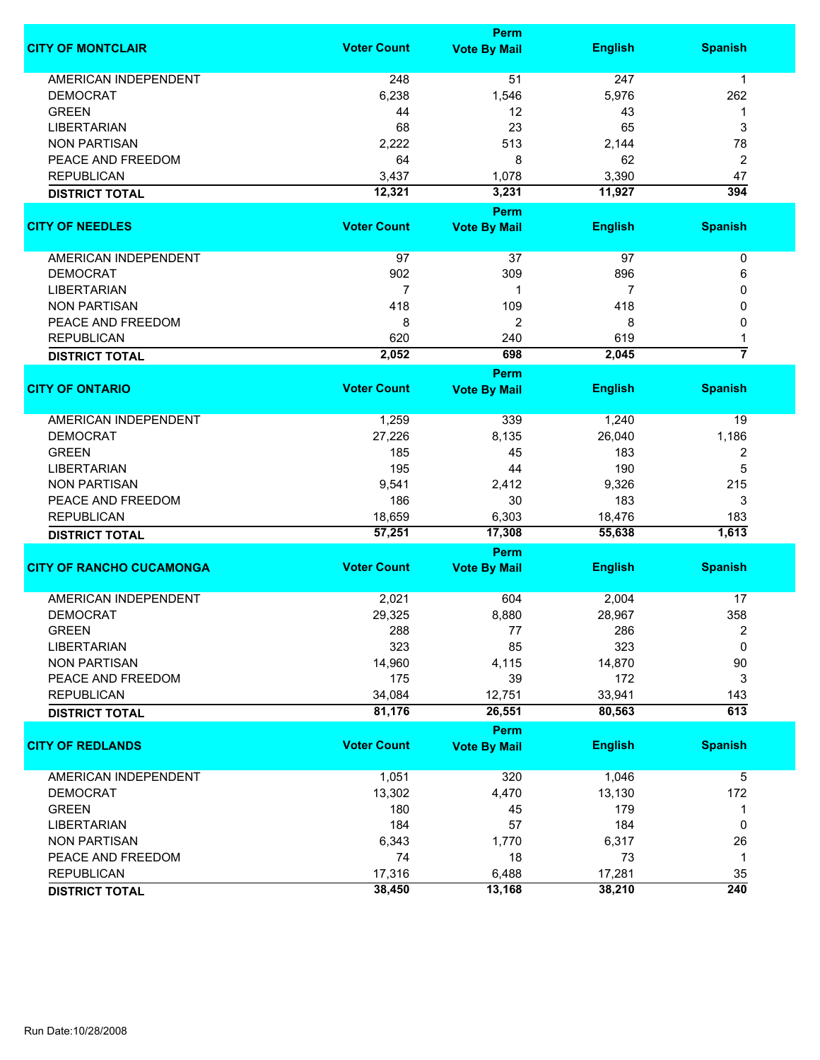| CITY OF MONTCLAIR | Voter Count | Perm Vote By Mail | English | Spanish |
|---|---|---|---|---|
| AMERICAN INDEPENDENT | 248 | 51 | 247 | 1 |
| DEMOCRAT | 6,238 | 1,546 | 5,976 | 262 |
| GREEN | 44 | 12 | 43 | 1 |
| LIBERTARIAN | 68 | 23 | 65 | 3 |
| NON PARTISAN | 2,222 | 513 | 2,144 | 78 |
| PEACE AND FREEDOM | 64 | 8 | 62 | 2 |
| REPUBLICAN | 3,437 | 1,078 | 3,390 | 47 |
| **DISTRICT TOTAL** | **12,321** | **3,231** | **11,927** | **394** |

| CITY OF NEEDLES | Voter Count | Perm Vote By Mail | English | Spanish |
|---|---|---|---|---|
| AMERICAN INDEPENDENT | 97 | 37 | 97 | 0 |
| DEMOCRAT | 902 | 309 | 896 | 6 |
| LIBERTARIAN | 7 | 1 | 7 | 0 |
| NON PARTISAN | 418 | 109 | 418 | 0 |
| PEACE AND FREEDOM | 8 | 2 | 8 | 0 |
| REPUBLICAN | 620 | 240 | 619 | 1 |
| **DISTRICT TOTAL** | **2,052** | **698** | **2,045** | **7** |

| CITY OF ONTARIO | Voter Count | Perm Vote By Mail | English | Spanish |
|---|---|---|---|---|
| AMERICAN INDEPENDENT | 1,259 | 339 | 1,240 | 19 |
| DEMOCRAT | 27,226 | 8,135 | 26,040 | 1,186 |
| GREEN | 185 | 45 | 183 | 2 |
| LIBERTARIAN | 195 | 44 | 190 | 5 |
| NON PARTISAN | 9,541 | 2,412 | 9,326 | 215 |
| PEACE AND FREEDOM | 186 | 30 | 183 | 3 |
| REPUBLICAN | 18,659 | 6,303 | 18,476 | 183 |
| **DISTRICT TOTAL** | **57,251** | **17,308** | **55,638** | **1,613** |

| CITY OF RANCHO CUCAMONGA | Voter Count | Perm Vote By Mail | English | Spanish |
|---|---|---|---|---|
| AMERICAN INDEPENDENT | 2,021 | 604 | 2,004 | 17 |
| DEMOCRAT | 29,325 | 8,880 | 28,967 | 358 |
| GREEN | 288 | 77 | 286 | 2 |
| LIBERTARIAN | 323 | 85 | 323 | 0 |
| NON PARTISAN | 14,960 | 4,115 | 14,870 | 90 |
| PEACE AND FREEDOM | 175 | 39 | 172 | 3 |
| REPUBLICAN | 34,084 | 12,751 | 33,941 | 143 |
| **DISTRICT TOTAL** | **81,176** | **26,551** | **80,563** | **613** |

| CITY OF REDLANDS | Voter Count | Perm Vote By Mail | English | Spanish |
|---|---|---|---|---|
| AMERICAN INDEPENDENT | 1,051 | 320 | 1,046 | 5 |
| DEMOCRAT | 13,302 | 4,470 | 13,130 | 172 |
| GREEN | 180 | 45 | 179 | 1 |
| LIBERTARIAN | 184 | 57 | 184 | 0 |
| NON PARTISAN | 6,343 | 1,770 | 6,317 | 26 |
| PEACE AND FREEDOM | 74 | 18 | 73 | 1 |
| REPUBLICAN | 17,316 | 6,488 | 17,281 | 35 |
| **DISTRICT TOTAL** | **38,450** | **13,168** | **38,210** | **240** |

Run Date:10/28/2008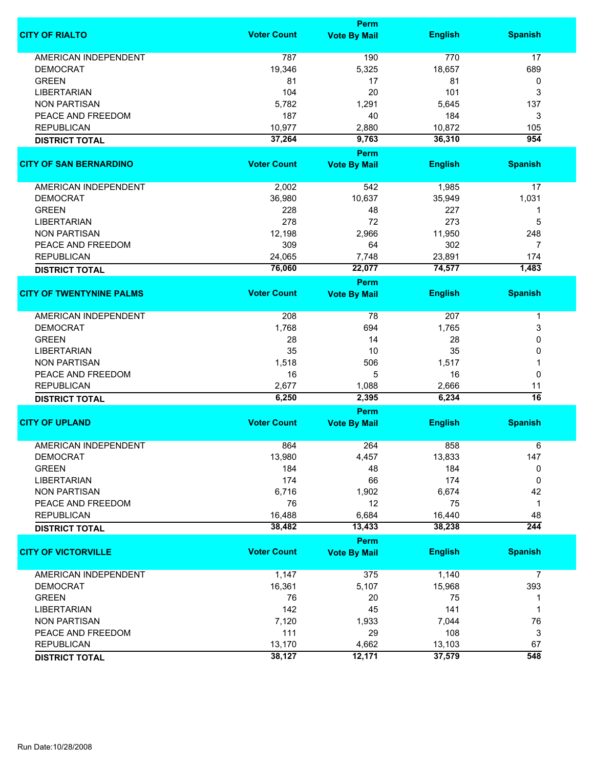| CITY OF RIALTO | Voter Count | Perm Vote By Mail | English | Spanish |
|---|---|---|---|---|
| AMERICAN INDEPENDENT | 787 | 190 | 770 | 17 |
| DEMOCRAT | 19,346 | 5,325 | 18,657 | 689 |
| GREEN | 81 | 17 | 81 | 0 |
| LIBERTARIAN | 104 | 20 | 101 | 3 |
| NON PARTISAN | 5,782 | 1,291 | 5,645 | 137 |
| PEACE AND FREEDOM | 187 | 40 | 184 | 3 |
| REPUBLICAN | 10,977 | 2,880 | 10,872 | 105 |
| **DISTRICT TOTAL** | **37,264** | **9,763** | **36,310** | **954** |

| CITY OF SAN BERNARDINO | Voter Count | Perm Vote By Mail | English | Spanish |
|---|---|---|---|---|
| AMERICAN INDEPENDENT | 2,002 | 542 | 1,985 | 17 |
| DEMOCRAT | 36,980 | 10,637 | 35,949 | 1,031 |
| GREEN | 228 | 48 | 227 | 1 |
| LIBERTARIAN | 278 | 72 | 273 | 5 |
| NON PARTISAN | 12,198 | 2,966 | 11,950 | 248 |
| PEACE AND FREEDOM | 309 | 64 | 302 | 7 |
| REPUBLICAN | 24,065 | 7,748 | 23,891 | 174 |
| **DISTRICT TOTAL** | **76,060** | **22,077** | **74,577** | **1,483** |

| CITY OF TWENTYNINE PALMS | Voter Count | Perm Vote By Mail | English | Spanish |
|---|---|---|---|---|
| AMERICAN INDEPENDENT | 208 | 78 | 207 | 1 |
| DEMOCRAT | 1,768 | 694 | 1,765 | 3 |
| GREEN | 28 | 14 | 28 | 0 |
| LIBERTARIAN | 35 | 10 | 35 | 0 |
| NON PARTISAN | 1,518 | 506 | 1,517 | 1 |
| PEACE AND FREEDOM | 16 | 5 | 16 | 0 |
| REPUBLICAN | 2,677 | 1,088 | 2,666 | 11 |
| **DISTRICT TOTAL** | **6,250** | **2,395** | **6,234** | **16** |

| CITY OF UPLAND | Voter Count | Perm Vote By Mail | English | Spanish |
|---|---|---|---|---|
| AMERICAN INDEPENDENT | 864 | 264 | 858 | 6 |
| DEMOCRAT | 13,980 | 4,457 | 13,833 | 147 |
| GREEN | 184 | 48 | 184 | 0 |
| LIBERTARIAN | 174 | 66 | 174 | 0 |
| NON PARTISAN | 6,716 | 1,902 | 6,674 | 42 |
| PEACE AND FREEDOM | 76 | 12 | 75 | 1 |
| REPUBLICAN | 16,488 | 6,684 | 16,440 | 48 |
| **DISTRICT TOTAL** | **38,482** | **13,433** | **38,238** | **244** |

| CITY OF VICTORVILLE | Voter Count | Perm Vote By Mail | English | Spanish |
|---|---|---|---|---|
| AMERICAN INDEPENDENT | 1,147 | 375 | 1,140 | 7 |
| DEMOCRAT | 16,361 | 5,107 | 15,968 | 393 |
| GREEN | 76 | 20 | 75 | 1 |
| LIBERTARIAN | 142 | 45 | 141 | 1 |
| NON PARTISAN | 7,120 | 1,933 | 7,044 | 76 |
| PEACE AND FREEDOM | 111 | 29 | 108 | 3 |
| REPUBLICAN | 13,170 | 4,662 | 13,103 | 67 |
| **DISTRICT TOTAL** | **38,127** | **12,171** | **37,579** | **548** |

Run Date:10/28/2008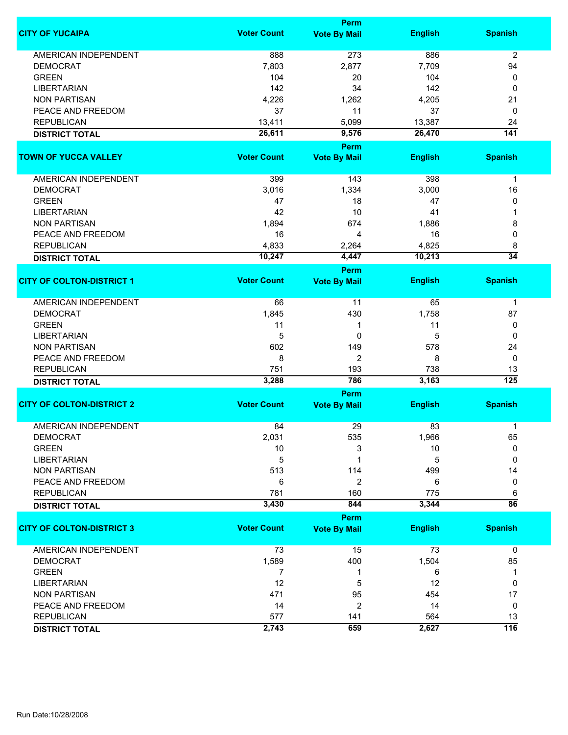| CITY OF YUCAIPA | Voter Count | Perm Vote By Mail | English | Spanish |
|---|---|---|---|---|
| AMERICAN INDEPENDENT | 888 | 273 | 886 | 2 |
| DEMOCRAT | 7,803 | 2,877 | 7,709 | 94 |
| GREEN | 104 | 20 | 104 | 0 |
| LIBERTARIAN | 142 | 34 | 142 | 0 |
| NON PARTISAN | 4,226 | 1,262 | 4,205 | 21 |
| PEACE AND FREEDOM | 37 | 11 | 37 | 0 |
| REPUBLICAN | 13,411 | 5,099 | 13,387 | 24 |
| **DISTRICT TOTAL** | **26,611** | **9,576** | **26,470** | **141** |

| TOWN OF YUCCA VALLEY | Voter Count | Perm Vote By Mail | English | Spanish |
|---|---|---|---|---|
| AMERICAN INDEPENDENT | 399 | 143 | 398 | 1 |
| DEMOCRAT | 3,016 | 1,334 | 3,000 | 16 |
| GREEN | 47 | 18 | 47 | 0 |
| LIBERTARIAN | 42 | 10 | 41 | 1 |
| NON PARTISAN | 1,894 | 674 | 1,886 | 8 |
| PEACE AND FREEDOM | 16 | 4 | 16 | 0 |
| REPUBLICAN | 4,833 | 2,264 | 4,825 | 8 |
| **DISTRICT TOTAL** | **10,247** | **4,447** | **10,213** | **34** |

| CITY OF COLTON-DISTRICT 1 | Voter Count | Perm Vote By Mail | English | Spanish |
|---|---|---|---|---|
| AMERICAN INDEPENDENT | 66 | 11 | 65 | 1 |
| DEMOCRAT | 1,845 | 430 | 1,758 | 87 |
| GREEN | 11 | 1 | 11 | 0 |
| LIBERTARIAN | 5 | 0 | 5 | 0 |
| NON PARTISAN | 602 | 149 | 578 | 24 |
| PEACE AND FREEDOM | 8 | 2 | 8 | 0 |
| REPUBLICAN | 751 | 193 | 738 | 13 |
| **DISTRICT TOTAL** | **3,288** | **786** | **3,163** | **125** |

| CITY OF COLTON-DISTRICT 2 | Voter Count | Perm Vote By Mail | English | Spanish |
|---|---|---|---|---|
| AMERICAN INDEPENDENT | 84 | 29 | 83 | 1 |
| DEMOCRAT | 2,031 | 535 | 1,966 | 65 |
| GREEN | 10 | 3 | 10 | 0 |
| LIBERTARIAN | 5 | 1 | 5 | 0 |
| NON PARTISAN | 513 | 114 | 499 | 14 |
| PEACE AND FREEDOM | 6 | 2 | 6 | 0 |
| REPUBLICAN | 781 | 160 | 775 | 6 |
| **DISTRICT TOTAL** | **3,430** | **844** | **3,344** | **86** |

| CITY OF COLTON-DISTRICT 3 | Voter Count | Perm Vote By Mail | English | Spanish |
|---|---|---|---|---|
| AMERICAN INDEPENDENT | 73 | 15 | 73 | 0 |
| DEMOCRAT | 1,589 | 400 | 1,504 | 85 |
| GREEN | 7 | 1 | 6 | 1 |
| LIBERTARIAN | 12 | 5 | 12 | 0 |
| NON PARTISAN | 471 | 95 | 454 | 17 |
| PEACE AND FREEDOM | 14 | 2 | 14 | 0 |
| REPUBLICAN | 577 | 141 | 564 | 13 |
| **DISTRICT TOTAL** | **2,743** | **659** | **2,627** | **116** |

Run Date:10/28/2008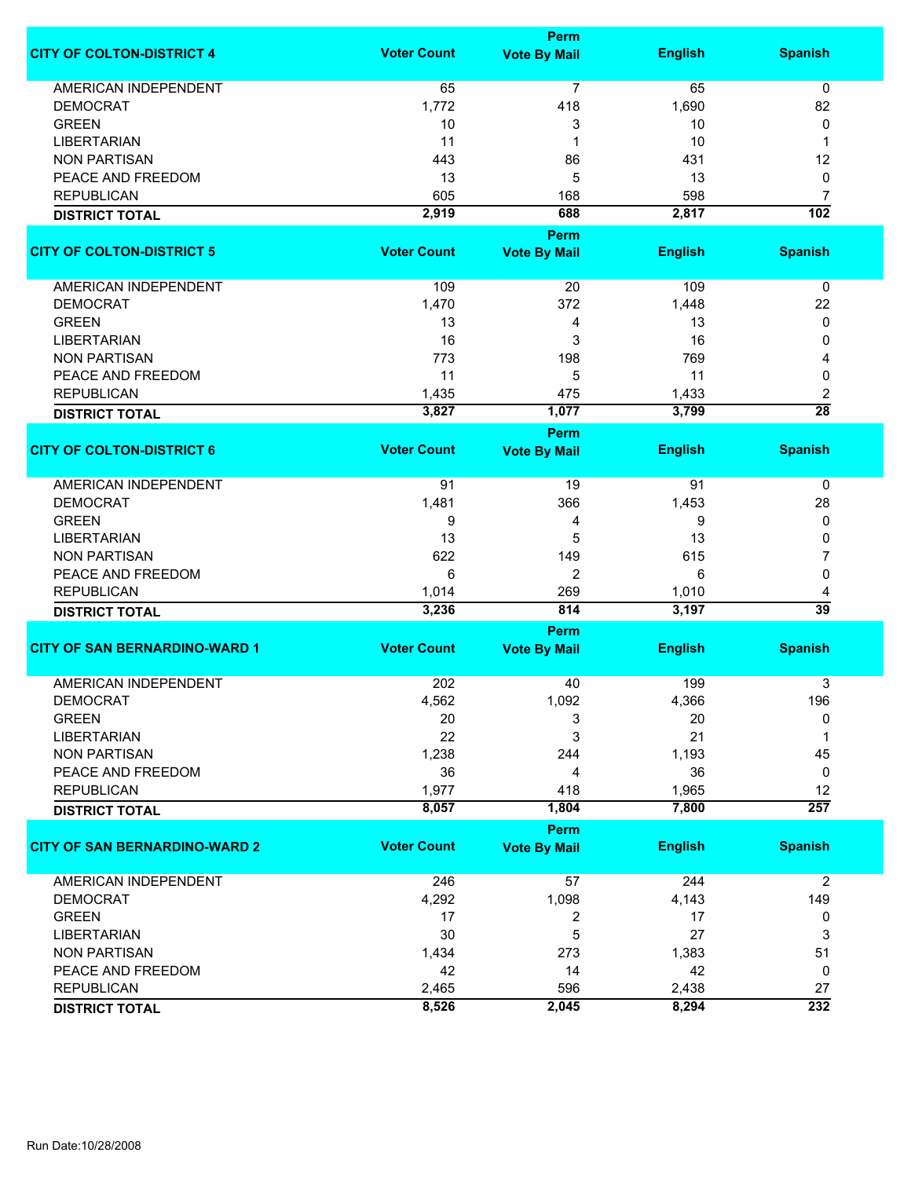| CITY OF COLTON-DISTRICT 4 | Voter Count | Perm Vote By Mail | English | Spanish |
|---|---|---|---|---|
| AMERICAN INDEPENDENT | 65 | 7 | 65 | 0 |
| DEMOCRAT | 1,772 | 418 | 1,690 | 82 |
| GREEN | 10 | 3 | 10 | 0 |
| LIBERTARIAN | 11 | 1 | 10 | 1 |
| NON PARTISAN | 443 | 86 | 431 | 12 |
| PEACE AND FREEDOM | 13 | 5 | 13 | 0 |
| REPUBLICAN | 605 | 168 | 598 | 7 |
| **DISTRICT TOTAL** | **2,919** | **688** | **2,817** | **102** |

| CITY OF COLTON-DISTRICT 5 | Voter Count | Perm Vote By Mail | English | Spanish |
|---|---|---|---|---|
| AMERICAN INDEPENDENT | 109 | 20 | 109 | 0 |
| DEMOCRAT | 1,470 | 372 | 1,448 | 22 |
| GREEN | 13 | 4 | 13 | 0 |
| LIBERTARIAN | 16 | 3 | 16 | 0 |
| NON PARTISAN | 773 | 198 | 769 | 4 |
| PEACE AND FREEDOM | 11 | 5 | 11 | 0 |
| REPUBLICAN | 1,435 | 475 | 1,433 | 2 |
| **DISTRICT TOTAL** | **3,827** | **1,077** | **3,799** | **28** |

| CITY OF COLTON-DISTRICT 6 | Voter Count | Perm Vote By Mail | English | Spanish |
|---|---|---|---|---|
| AMERICAN INDEPENDENT | 91 | 19 | 91 | 0 |
| DEMOCRAT | 1,481 | 366 | 1,453 | 28 |
| GREEN | 9 | 4 | 9 | 0 |
| LIBERTARIAN | 13 | 5 | 13 | 0 |
| NON PARTISAN | 622 | 149 | 615 | 7 |
| PEACE AND FREEDOM | 6 | 2 | 6 | 0 |
| REPUBLICAN | 1,014 | 269 | 1,010 | 4 |
| **DISTRICT TOTAL** | **3,236** | **814** | **3,197** | **39** |

| CITY OF SAN BERNARDINO-WARD 1 | Voter Count | Perm Vote By Mail | English | Spanish |
|---|---|---|---|---|
| AMERICAN INDEPENDENT | 202 | 40 | 199 | 3 |
| DEMOCRAT | 4,562 | 1,092 | 4,366 | 196 |
| GREEN | 20 | 3 | 20 | 0 |
| LIBERTARIAN | 22 | 3 | 21 | 1 |
| NON PARTISAN | 1,238 | 244 | 1,193 | 45 |
| PEACE AND FREEDOM | 36 | 4 | 36 | 0 |
| REPUBLICAN | 1,977 | 418 | 1,965 | 12 |
| **DISTRICT TOTAL** | **8,057** | **1,804** | **7,800** | **257** |

| CITY OF SAN BERNARDINO-WARD 2 | Voter Count | Perm Vote By Mail | English | Spanish |
|---|---|---|---|---|
| AMERICAN INDEPENDENT | 246 | 57 | 244 | 2 |
| DEMOCRAT | 4,292 | 1,098 | 4,143 | 149 |
| GREEN | 17 | 2 | 17 | 0 |
| LIBERTARIAN | 30 | 5 | 27 | 3 |
| NON PARTISAN | 1,434 | 273 | 1,383 | 51 |
| PEACE AND FREEDOM | 42 | 14 | 42 | 0 |
| REPUBLICAN | 2,465 | 596 | 2,438 | 27 |
| **DISTRICT TOTAL** | **8,526** | **2,045** | **8,294** | **232** |

Run Date:10/28/2008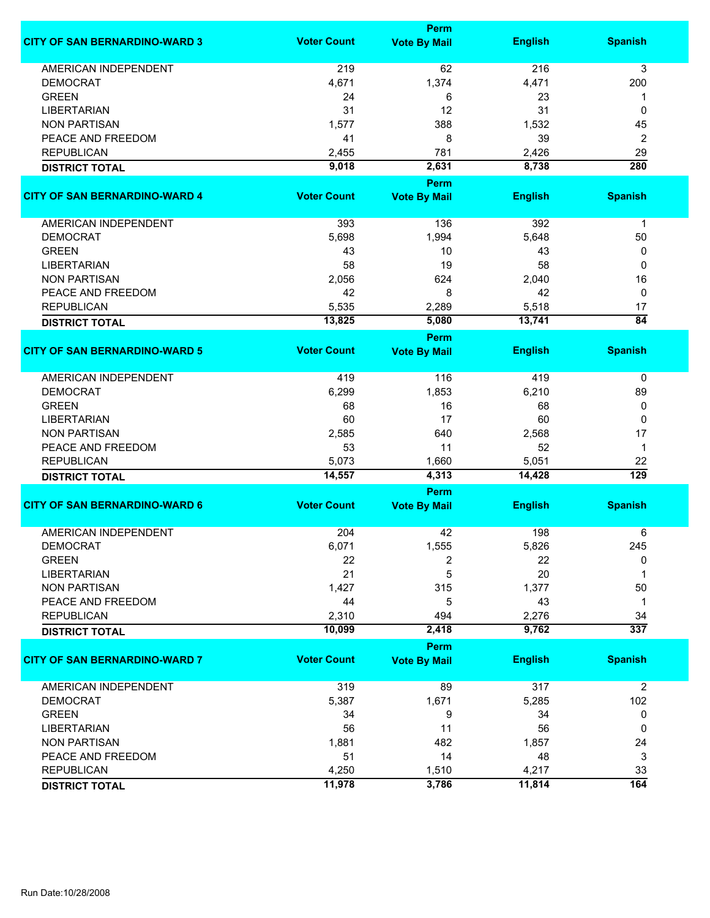| CITY OF SAN BERNARDINO-WARD 3 | Voter Count | Perm Vote By Mail | English | Spanish |
|---|---|---|---|---|
| AMERICAN INDEPENDENT | 219 | 62 | 216 | 3 |
| DEMOCRAT | 4,671 | 1,374 | 4,471 | 200 |
| GREEN | 24 | 6 | 23 | 1 |
| LIBERTARIAN | 31 | 12 | 31 | 0 |
| NON PARTISAN | 1,577 | 388 | 1,532 | 45 |
| PEACE AND FREEDOM | 41 | 8 | 39 | 2 |
| REPUBLICAN | 2,455 | 781 | 2,426 | 29 |
| **DISTRICT TOTAL** | **9,018** | **2,631** | **8,738** | **280** |

| CITY OF SAN BERNARDINO-WARD 4 | Voter Count | Perm Vote By Mail | English | Spanish |
|---|---|---|---|---|
| AMERICAN INDEPENDENT | 393 | 136 | 392 | 1 |
| DEMOCRAT | 5,698 | 1,994 | 5,648 | 50 |
| GREEN | 43 | 10 | 43 | 0 |
| LIBERTARIAN | 58 | 19 | 58 | 0 |
| NON PARTISAN | 2,056 | 624 | 2,040 | 16 |
| PEACE AND FREEDOM | 42 | 8 | 42 | 0 |
| REPUBLICAN | 5,535 | 2,289 | 5,518 | 17 |
| **DISTRICT TOTAL** | **13,825** | **5,080** | **13,741** | **84** |

| CITY OF SAN BERNARDINO-WARD 5 | Voter Count | Perm Vote By Mail | English | Spanish |
|---|---|---|---|---|
| AMERICAN INDEPENDENT | 419 | 116 | 419 | 0 |
| DEMOCRAT | 6,299 | 1,853 | 6,210 | 89 |
| GREEN | 68 | 16 | 68 | 0 |
| LIBERTARIAN | 60 | 17 | 60 | 0 |
| NON PARTISAN | 2,585 | 640 | 2,568 | 17 |
| PEACE AND FREEDOM | 53 | 11 | 52 | 1 |
| REPUBLICAN | 5,073 | 1,660 | 5,051 | 22 |
| **DISTRICT TOTAL** | **14,557** | **4,313** | **14,428** | **129** |

| CITY OF SAN BERNARDINO-WARD 6 | Voter Count | Perm Vote By Mail | English | Spanish |
|---|---|---|---|---|
| AMERICAN INDEPENDENT | 204 | 42 | 198 | 6 |
| DEMOCRAT | 6,071 | 1,555 | 5,826 | 245 |
| GREEN | 22 | 2 | 22 | 0 |
| LIBERTARIAN | 21 | 5 | 20 | 1 |
| NON PARTISAN | 1,427 | 315 | 1,377 | 50 |
| PEACE AND FREEDOM | 44 | 5 | 43 | 1 |
| REPUBLICAN | 2,310 | 494 | 2,276 | 34 |
| **DISTRICT TOTAL** | **10,099** | **2,418** | **9,762** | **337** |

| CITY OF SAN BERNARDINO-WARD 7 | Voter Count | Perm Vote By Mail | English | Spanish |
|---|---|---|---|---|
| AMERICAN INDEPENDENT | 319 | 89 | 317 | 2 |
| DEMOCRAT | 5,387 | 1,671 | 5,285 | 102 |
| GREEN | 34 | 9 | 34 | 0 |
| LIBERTARIAN | 56 | 11 | 56 | 0 |
| NON PARTISAN | 1,881 | 482 | 1,857 | 24 |
| PEACE AND FREEDOM | 51 | 14 | 48 | 3 |
| REPUBLICAN | 4,250 | 1,510 | 4,217 | 33 |
| **DISTRICT TOTAL** | **11,978** | **3,786** | **11,814** | **164** |

Run Date:10/28/2008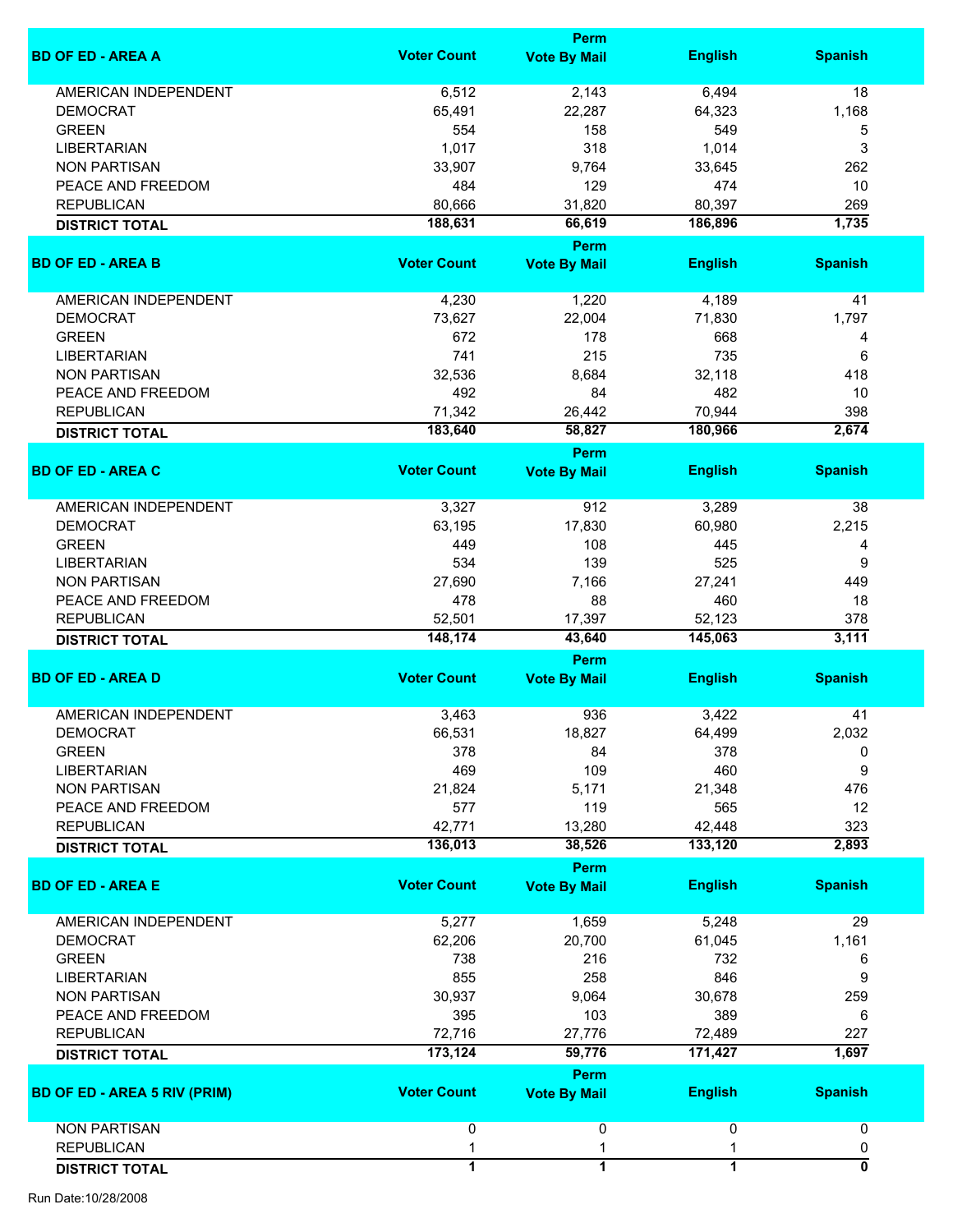| BD OF ED - AREA A | Voter Count | Perm Vote By Mail | English | Spanish |
|---|---|---|---|---|
| AMERICAN INDEPENDENT | 6,512 | 2,143 | 6,494 | 18 |
| DEMOCRAT | 65,491 | 22,287 | 64,323 | 1,168 |
| GREEN | 554 | 158 | 549 | 5 |
| LIBERTARIAN | 1,017 | 318 | 1,014 | 3 |
| NON PARTISAN | 33,907 | 9,764 | 33,645 | 262 |
| PEACE AND FREEDOM | 484 | 129 | 474 | 10 |
| REPUBLICAN | 80,666 | 31,820 | 80,397 | 269 |
| **DISTRICT TOTAL** | **188,631** | **66,619** | **186,896** | **1,735** |

| BD OF ED - AREA B | Voter Count | Perm Vote By Mail | English | Spanish |
|---|---|---|---|---|
| AMERICAN INDEPENDENT | 4,230 | 1,220 | 4,189 | 41 |
| DEMOCRAT | 73,627 | 22,004 | 71,830 | 1,797 |
| GREEN | 672 | 178 | 668 | 4 |
| LIBERTARIAN | 741 | 215 | 735 | 6 |
| NON PARTISAN | 32,536 | 8,684 | 32,118 | 418 |
| PEACE AND FREEDOM | 492 | 84 | 482 | 10 |
| REPUBLICAN | 71,342 | 26,442 | 70,944 | 398 |
| **DISTRICT TOTAL** | **183,640** | **58,827** | **180,966** | **2,674** |

| BD OF ED - AREA C | Voter Count | Perm Vote By Mail | English | Spanish |
|---|---|---|---|---|
| AMERICAN INDEPENDENT | 3,327 | 912 | 3,289 | 38 |
| DEMOCRAT | 63,195 | 17,830 | 60,980 | 2,215 |
| GREEN | 449 | 108 | 445 | 4 |
| LIBERTARIAN | 534 | 139 | 525 | 9 |
| NON PARTISAN | 27,690 | 7,166 | 27,241 | 449 |
| PEACE AND FREEDOM | 478 | 88 | 460 | 18 |
| REPUBLICAN | 52,501 | 17,397 | 52,123 | 378 |
| **DISTRICT TOTAL** | **148,174** | **43,640** | **145,063** | **3,111** |

| BD OF ED - AREA D | Voter Count | Perm Vote By Mail | English | Spanish |
|---|---|---|---|---|
| AMERICAN INDEPENDENT | 3,463 | 936 | 3,422 | 41 |
| DEMOCRAT | 66,531 | 18,827 | 64,499 | 2,032 |
| GREEN | 378 | 84 | 378 | 0 |
| LIBERTARIAN | 469 | 109 | 460 | 9 |
| NON PARTISAN | 21,824 | 5,171 | 21,348 | 476 |
| PEACE AND FREEDOM | 577 | 119 | 565 | 12 |
| REPUBLICAN | 42,771 | 13,280 | 42,448 | 323 |
| **DISTRICT TOTAL** | **136,013** | **38,526** | **133,120** | **2,893** |

| BD OF ED - AREA E | Voter Count | Perm Vote By Mail | English | Spanish |
|---|---|---|---|---|
| AMERICAN INDEPENDENT | 5,277 | 1,659 | 5,248 | 29 |
| DEMOCRAT | 62,206 | 20,700 | 61,045 | 1,161 |
| GREEN | 738 | 216 | 732 | 6 |
| LIBERTARIAN | 855 | 258 | 846 | 9 |
| NON PARTISAN | 30,937 | 9,064 | 30,678 | 259 |
| PEACE AND FREEDOM | 395 | 103 | 389 | 6 |
| REPUBLICAN | 72,716 | 27,776 | 72,489 | 227 |
| **DISTRICT TOTAL** | **173,124** | **59,776** | **171,427** | **1,697** |

| BD OF ED - AREA 5 RIV (PRIM) | Voter Count | Perm Vote By Mail | English | Spanish |
|---|---|---|---|---|
| NON PARTISAN | 0 | 0 | 0 | 0 |
| REPUBLICAN | 1 | 1 | 1 | 0 |
| **DISTRICT TOTAL** | **1** | **1** | **1** | **0** |

Run Date:10/28/2008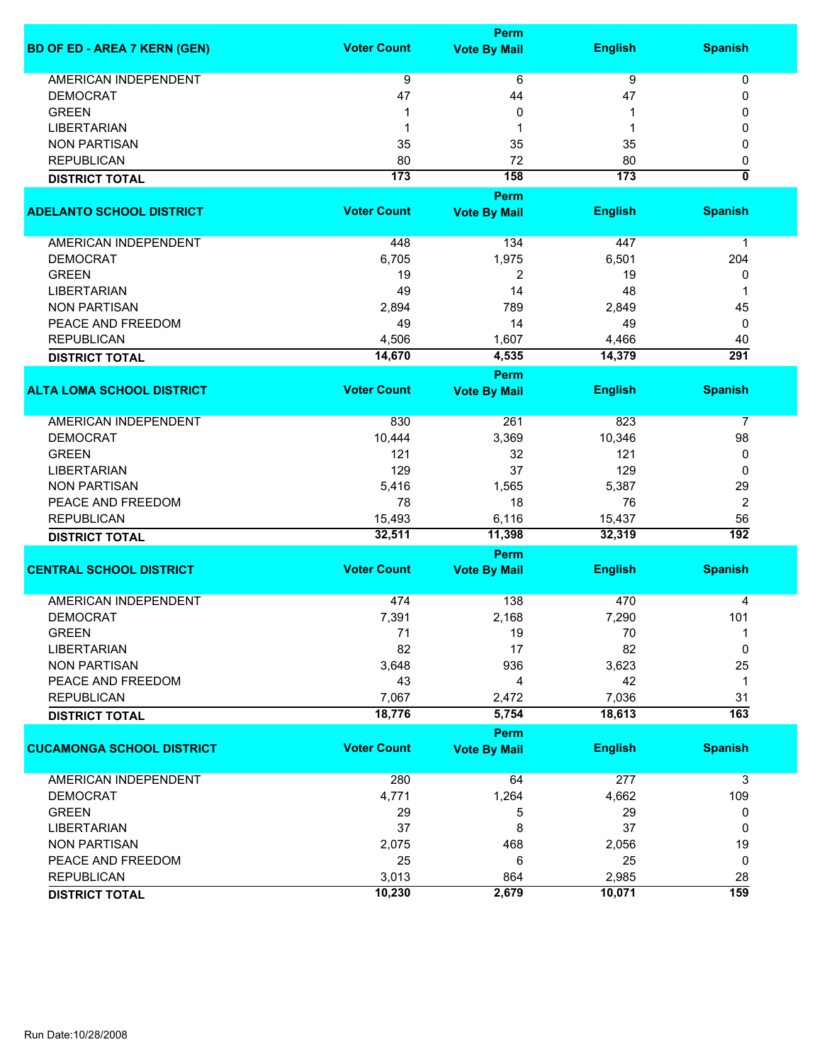| BD OF ED - AREA 7 KERN (GEN) | Voter Count | Perm Vote By Mail | English | Spanish |
|---|---|---|---|---|
| AMERICAN INDEPENDENT | 9 | 6 | 9 | 0 |
| DEMOCRAT | 47 | 44 | 47 | 0 |
| GREEN | 1 | 0 | 1 | 0 |
| LIBERTARIAN | 1 | 1 | 1 | 0 |
| NON PARTISAN | 35 | 35 | 35 | 0 |
| REPUBLICAN | 80 | 72 | 80 | 0 |
| **DISTRICT TOTAL** | **173** | **158** | **173** | **0** |

| ADELANTO SCHOOL DISTRICT | Voter Count | Perm Vote By Mail | English | Spanish |
|---|---|---|---|---|
| AMERICAN INDEPENDENT | 448 | 134 | 447 | 1 |
| DEMOCRAT | 6,705 | 1,975 | 6,501 | 204 |
| GREEN | 19 | 2 | 19 | 0 |
| LIBERTARIAN | 49 | 14 | 48 | 1 |
| NON PARTISAN | 2,894 | 789 | 2,849 | 45 |
| PEACE AND FREEDOM | 49 | 14 | 49 | 0 |
| REPUBLICAN | 4,506 | 1,607 | 4,466 | 40 |
| **DISTRICT TOTAL** | **14,670** | **4,535** | **14,379** | **291** |

| ALTA LOMA SCHOOL DISTRICT | Voter Count | Perm Vote By Mail | English | Spanish |
|---|---|---|---|---|
| AMERICAN INDEPENDENT | 830 | 261 | 823 | 7 |
| DEMOCRAT | 10,444 | 3,369 | 10,346 | 98 |
| GREEN | 121 | 32 | 121 | 0 |
| LIBERTARIAN | 129 | 37 | 129 | 0 |
| NON PARTISAN | 5,416 | 1,565 | 5,387 | 29 |
| PEACE AND FREEDOM | 78 | 18 | 76 | 2 |
| REPUBLICAN | 15,493 | 6,116 | 15,437 | 56 |
| **DISTRICT TOTAL** | **32,511** | **11,398** | **32,319** | **192** |

| CENTRAL SCHOOL DISTRICT | Voter Count | Perm Vote By Mail | English | Spanish |
|---|---|---|---|---|
| AMERICAN INDEPENDENT | 474 | 138 | 470 | 4 |
| DEMOCRAT | 7,391 | 2,168 | 7,290 | 101 |
| GREEN | 71 | 19 | 70 | 1 |
| LIBERTARIAN | 82 | 17 | 82 | 0 |
| NON PARTISAN | 3,648 | 936 | 3,623 | 25 |
| PEACE AND FREEDOM | 43 | 4 | 42 | 1 |
| REPUBLICAN | 7,067 | 2,472 | 7,036 | 31 |
| **DISTRICT TOTAL** | **18,776** | **5,754** | **18,613** | **163** |

| CUCAMONGA SCHOOL DISTRICT | Voter Count | Perm Vote By Mail | English | Spanish |
|---|---|---|---|---|
| AMERICAN INDEPENDENT | 280 | 64 | 277 | 3 |
| DEMOCRAT | 4,771 | 1,264 | 4,662 | 109 |
| GREEN | 29 | 5 | 29 | 0 |
| LIBERTARIAN | 37 | 8 | 37 | 0 |
| NON PARTISAN | 2,075 | 468 | 2,056 | 19 |
| PEACE AND FREEDOM | 25 | 6 | 25 | 0 |
| REPUBLICAN | 3,013 | 864 | 2,985 | 28 |
| **DISTRICT TOTAL** | **10,230** | **2,679** | **10,071** | **159** |

Run Date:10/28/2008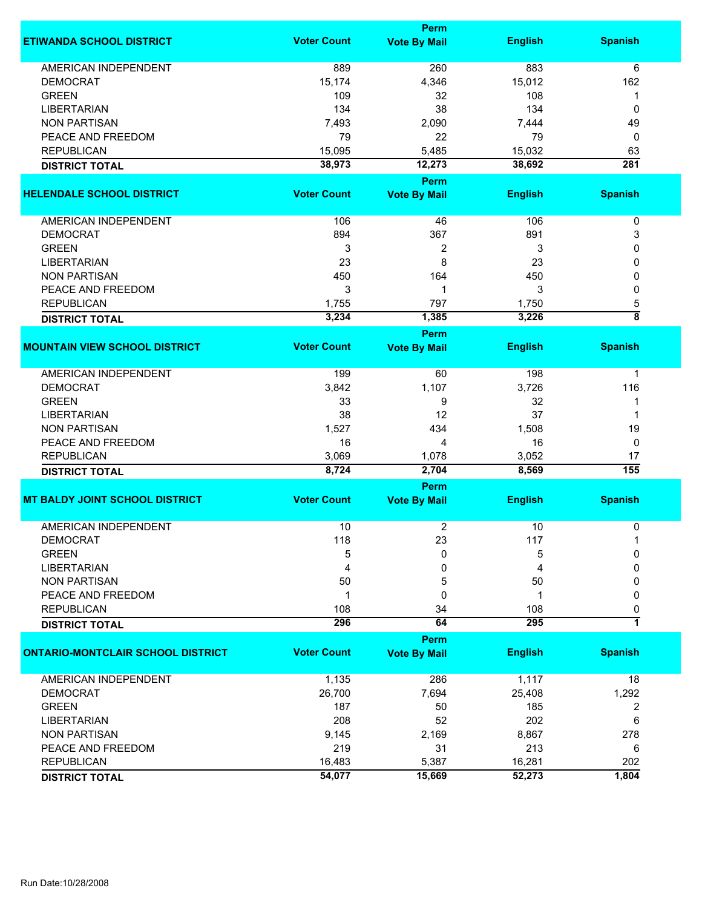| ETIWANDA SCHOOL DISTRICT | Voter Count | Perm Vote By Mail | English | Spanish |
|---|---|---|---|---|
| AMERICAN INDEPENDENT | 889 | 260 | 883 | 6 |
| DEMOCRAT | 15,174 | 4,346 | 15,012 | 162 |
| GREEN | 109 | 32 | 108 | 1 |
| LIBERTARIAN | 134 | 38 | 134 | 0 |
| NON PARTISAN | 7,493 | 2,090 | 7,444 | 49 |
| PEACE AND FREEDOM | 79 | 22 | 79 | 0 |
| REPUBLICAN | 15,095 | 5,485 | 15,032 | 63 |
| **DISTRICT TOTAL** | **38,973** | **12,273** | **38,692** | **281** |

| HELENDALE SCHOOL DISTRICT | Voter Count | Perm Vote By Mail | English | Spanish |
|---|---|---|---|---|
| AMERICAN INDEPENDENT | 106 | 46 | 106 | 0 |
| DEMOCRAT | 894 | 367 | 891 | 3 |
| GREEN | 3 | 2 | 3 | 0 |
| LIBERTARIAN | 23 | 8 | 23 | 0 |
| NON PARTISAN | 450 | 164 | 450 | 0 |
| PEACE AND FREEDOM | 3 | 1 | 3 | 0 |
| REPUBLICAN | 1,755 | 797 | 1,750 | 5 |
| **DISTRICT TOTAL** | **3,234** | **1,385** | **3,226** | **8** |

| MOUNTAIN VIEW SCHOOL DISTRICT | Voter Count | Perm Vote By Mail | English | Spanish |
|---|---|---|---|---|
| AMERICAN INDEPENDENT | 199 | 60 | 198 | 1 |
| DEMOCRAT | 3,842 | 1,107 | 3,726 | 116 |
| GREEN | 33 | 9 | 32 | 1 |
| LIBERTARIAN | 38 | 12 | 37 | 1 |
| NON PARTISAN | 1,527 | 434 | 1,508 | 19 |
| PEACE AND FREEDOM | 16 | 4 | 16 | 0 |
| REPUBLICAN | 3,069 | 1,078 | 3,052 | 17 |
| **DISTRICT TOTAL** | **8,724** | **2,704** | **8,569** | **155** |

| MT BALDY JOINT SCHOOL DISTRICT | Voter Count | Perm Vote By Mail | English | Spanish |
|---|---|---|---|---|
| AMERICAN INDEPENDENT | 10 | 2 | 10 | 0 |
| DEMOCRAT | 118 | 23 | 117 | 1 |
| GREEN | 5 | 0 | 5 | 0 |
| LIBERTARIAN | 4 | 0 | 4 | 0 |
| NON PARTISAN | 50 | 5 | 50 | 0 |
| PEACE AND FREEDOM | 1 | 0 | 1 | 0 |
| REPUBLICAN | 108 | 34 | 108 | 0 |
| **DISTRICT TOTAL** | **296** | **64** | **295** | **1** |

| ONTARIO-MONTCLAIR SCHOOL DISTRICT | Voter Count | Perm Vote By Mail | English | Spanish |
|---|---|---|---|---|
| AMERICAN INDEPENDENT | 1,135 | 286 | 1,117 | 18 |
| DEMOCRAT | 26,700 | 7,694 | 25,408 | 1,292 |
| GREEN | 187 | 50 | 185 | 2 |
| LIBERTARIAN | 208 | 52 | 202 | 6 |
| NON PARTISAN | 9,145 | 2,169 | 8,867 | 278 |
| PEACE AND FREEDOM | 219 | 31 | 213 | 6 |
| REPUBLICAN | 16,483 | 5,387 | 16,281 | 202 |
| **DISTRICT TOTAL** | **54,077** | **15,669** | **52,273** | **1,804** |

Run Date:10/28/2008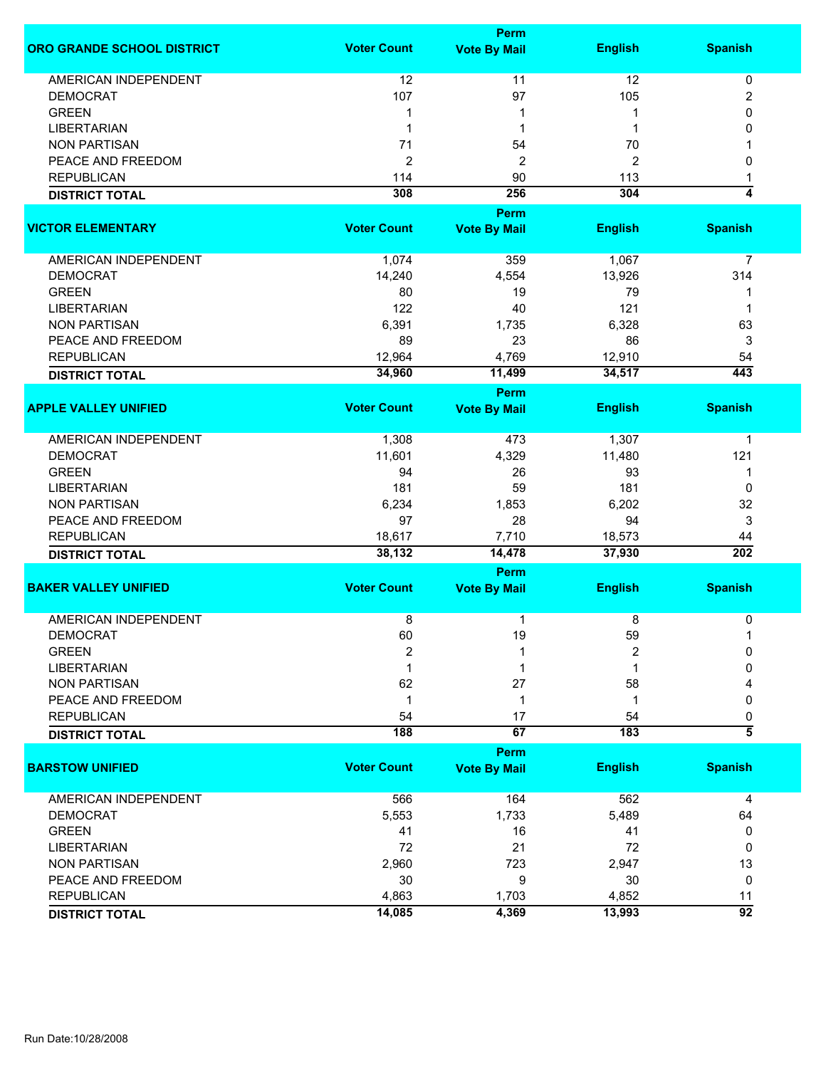| ORO GRANDE SCHOOL DISTRICT | Voter Count | Perm Vote By Mail | English | Spanish |
|---|---|---|---|---|
| AMERICAN INDEPENDENT | 12 | 11 | 12 | 0 |
| DEMOCRAT | 107 | 97 | 105 | 2 |
| GREEN | 1 | 1 | 1 | 0 |
| LIBERTARIAN | 1 | 1 | 1 | 0 |
| NON PARTISAN | 71 | 54 | 70 | 1 |
| PEACE AND FREEDOM | 2 | 2 | 2 | 0 |
| REPUBLICAN | 114 | 90 | 113 | 1 |
| **DISTRICT TOTAL** | **308** | **256** | **304** | **4** |

| VICTOR ELEMENTARY | Voter Count | Perm Vote By Mail | English | Spanish |
|---|---|---|---|---|
| AMERICAN INDEPENDENT | 1,074 | 359 | 1,067 | 7 |
| DEMOCRAT | 14,240 | 4,554 | 13,926 | 314 |
| GREEN | 80 | 19 | 79 | 1 |
| LIBERTARIAN | 122 | 40 | 121 | 1 |
| NON PARTISAN | 6,391 | 1,735 | 6,328 | 63 |
| PEACE AND FREEDOM | 89 | 23 | 86 | 3 |
| REPUBLICAN | 12,964 | 4,769 | 12,910 | 54 |
| **DISTRICT TOTAL** | **34,960** | **11,499** | **34,517** | **443** |

| APPLE VALLEY UNIFIED | Voter Count | Perm Vote By Mail | English | Spanish |
|---|---|---|---|---|
| AMERICAN INDEPENDENT | 1,308 | 473 | 1,307 | 1 |
| DEMOCRAT | 11,601 | 4,329 | 11,480 | 121 |
| GREEN | 94 | 26 | 93 | 1 |
| LIBERTARIAN | 181 | 59 | 181 | 0 |
| NON PARTISAN | 6,234 | 1,853 | 6,202 | 32 |
| PEACE AND FREEDOM | 97 | 28 | 94 | 3 |
| REPUBLICAN | 18,617 | 7,710 | 18,573 | 44 |
| **DISTRICT TOTAL** | **38,132** | **14,478** | **37,930** | **202** |

| BAKER VALLEY UNIFIED | Voter Count | Perm Vote By Mail | English | Spanish |
|---|---|---|---|---|
| AMERICAN INDEPENDENT | 8 | 1 | 8 | 0 |
| DEMOCRAT | 60 | 19 | 59 | 1 |
| GREEN | 2 | 1 | 2 | 0 |
| LIBERTARIAN | 1 | 1 | 1 | 0 |
| NON PARTISAN | 62 | 27 | 58 | 4 |
| PEACE AND FREEDOM | 1 | 1 | 1 | 0 |
| REPUBLICAN | 54 | 17 | 54 | 0 |
| **DISTRICT TOTAL** | **188** | **67** | **183** | **5** |

| BARSTOW UNIFIED | Voter Count | Perm Vote By Mail | English | Spanish |
|---|---|---|---|---|
| AMERICAN INDEPENDENT | 566 | 164 | 562 | 4 |
| DEMOCRAT | 5,553 | 1,733 | 5,489 | 64 |
| GREEN | 41 | 16 | 41 | 0 |
| LIBERTARIAN | 72 | 21 | 72 | 0 |
| NON PARTISAN | 2,960 | 723 | 2,947 | 13 |
| PEACE AND FREEDOM | 30 | 9 | 30 | 0 |
| REPUBLICAN | 4,863 | 1,703 | 4,852 | 11 |
| **DISTRICT TOTAL** | **14,085** | **4,369** | **13,993** | **92** |

Run Date:10/28/2008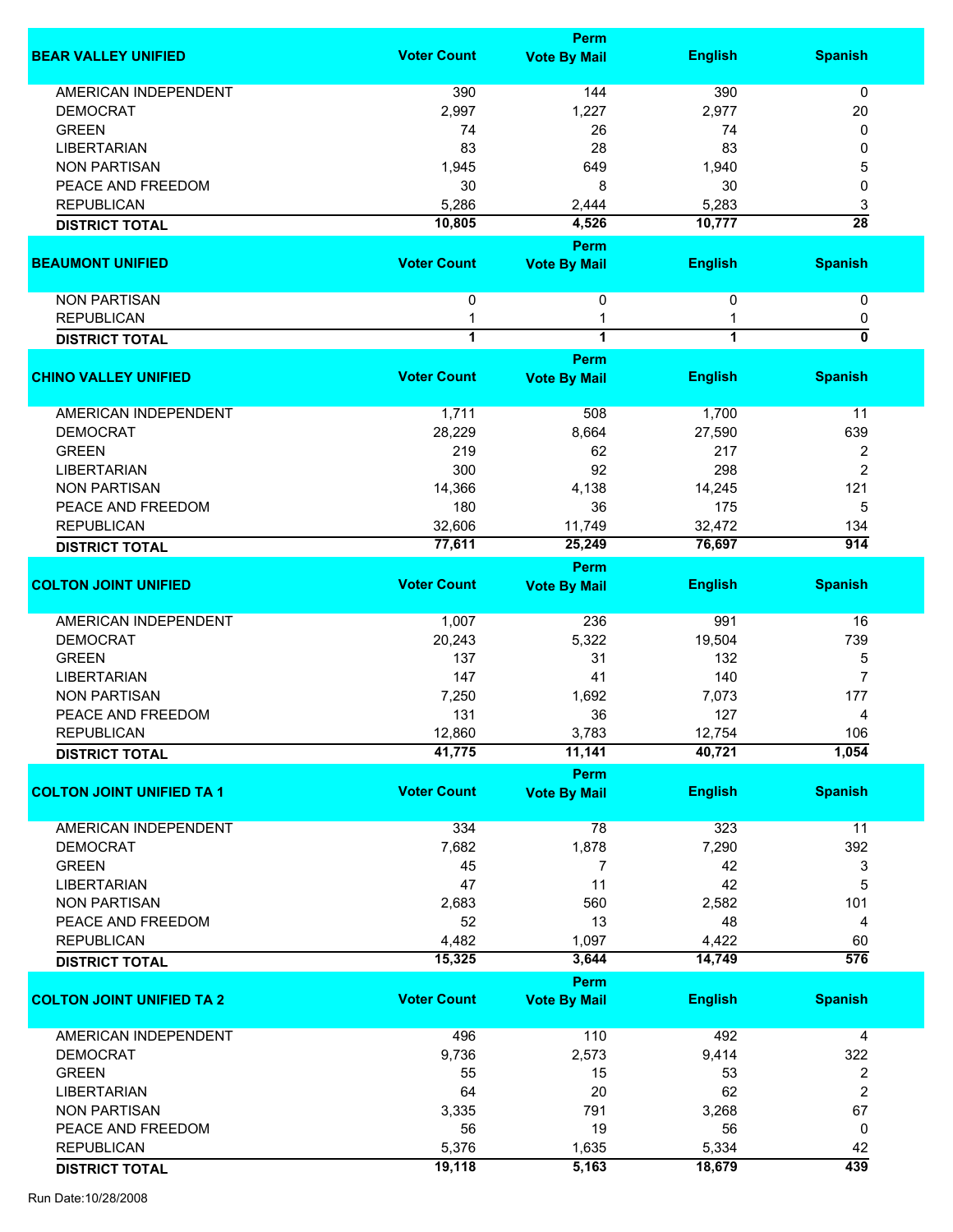| BEAR VALLEY UNIFIED | Voter Count | Perm Vote By Mail | English | Spanish |
|---|---|---|---|---|
| AMERICAN INDEPENDENT | 390 | 144 | 390 | 0 |
| DEMOCRAT | 2,997 | 1,227 | 2,977 | 20 |
| GREEN | 74 | 26 | 74 | 0 |
| LIBERTARIAN | 83 | 28 | 83 | 0 |
| NON PARTISAN | 1,945 | 649 | 1,940 | 5 |
| PEACE AND FREEDOM | 30 | 8 | 30 | 0 |
| REPUBLICAN | 5,286 | 2,444 | 5,283 | 3 |
| **DISTRICT TOTAL** | **10,805** | **4,526** | **10,777** | **28** |

| BEAUMONT UNIFIED | Voter Count | Perm Vote By Mail | English | Spanish |
|---|---|---|---|---|
| NON PARTISAN | 0 | 0 | 0 | 0 |
| REPUBLICAN | 1 | 1 | 1 | 0 |
| **DISTRICT TOTAL** | **1** | **1** | **1** | **0** |

| CHINO VALLEY UNIFIED | Voter Count | Perm Vote By Mail | English | Spanish |
|---|---|---|---|---|
| AMERICAN INDEPENDENT | 1,711 | 508 | 1,700 | 11 |
| DEMOCRAT | 28,229 | 8,664 | 27,590 | 639 |
| GREEN | 219 | 62 | 217 | 2 |
| LIBERTARIAN | 300 | 92 | 298 | 2 |
| NON PARTISAN | 14,366 | 4,138 | 14,245 | 121 |
| PEACE AND FREEDOM | 180 | 36 | 175 | 5 |
| REPUBLICAN | 32,606 | 11,749 | 32,472 | 134 |
| **DISTRICT TOTAL** | **77,611** | **25,249** | **76,697** | **914** |

| COLTON JOINT UNIFIED | Voter Count | Perm Vote By Mail | English | Spanish |
|---|---|---|---|---|
| AMERICAN INDEPENDENT | 1,007 | 236 | 991 | 16 |
| DEMOCRAT | 20,243 | 5,322 | 19,504 | 739 |
| GREEN | 137 | 31 | 132 | 5 |
| LIBERTARIAN | 147 | 41 | 140 | 7 |
| NON PARTISAN | 7,250 | 1,692 | 7,073 | 177 |
| PEACE AND FREEDOM | 131 | 36 | 127 | 4 |
| REPUBLICAN | 12,860 | 3,783 | 12,754 | 106 |
| **DISTRICT TOTAL** | **41,775** | **11,141** | **40,721** | **1,054** |

| COLTON JOINT UNIFIED TA 1 | Voter Count | Perm Vote By Mail | English | Spanish |
|---|---|---|---|---|
| AMERICAN INDEPENDENT | 334 | 78 | 323 | 11 |
| DEMOCRAT | 7,682 | 1,878 | 7,290 | 392 |
| GREEN | 45 | 7 | 42 | 3 |
| LIBERTARIAN | 47 | 11 | 42 | 5 |
| NON PARTISAN | 2,683 | 560 | 2,582 | 101 |
| PEACE AND FREEDOM | 52 | 13 | 48 | 4 |
| REPUBLICAN | 4,482 | 1,097 | 4,422 | 60 |
| **DISTRICT TOTAL** | **15,325** | **3,644** | **14,749** | **576** |

| COLTON JOINT UNIFIED TA 2 | Voter Count | Perm Vote By Mail | English | Spanish |
|---|---|---|---|---|
| AMERICAN INDEPENDENT | 496 | 110 | 492 | 4 |
| DEMOCRAT | 9,736 | 2,573 | 9,414 | 322 |
| GREEN | 55 | 15 | 53 | 2 |
| LIBERTARIAN | 64 | 20 | 62 | 2 |
| NON PARTISAN | 3,335 | 791 | 3,268 | 67 |
| PEACE AND FREEDOM | 56 | 19 | 56 | 0 |
| REPUBLICAN | 5,376 | 1,635 | 5,334 | 42 |
| **DISTRICT TOTAL** | **19,118** | **5,163** | **18,679** | **439** |

Run Date:10/28/2008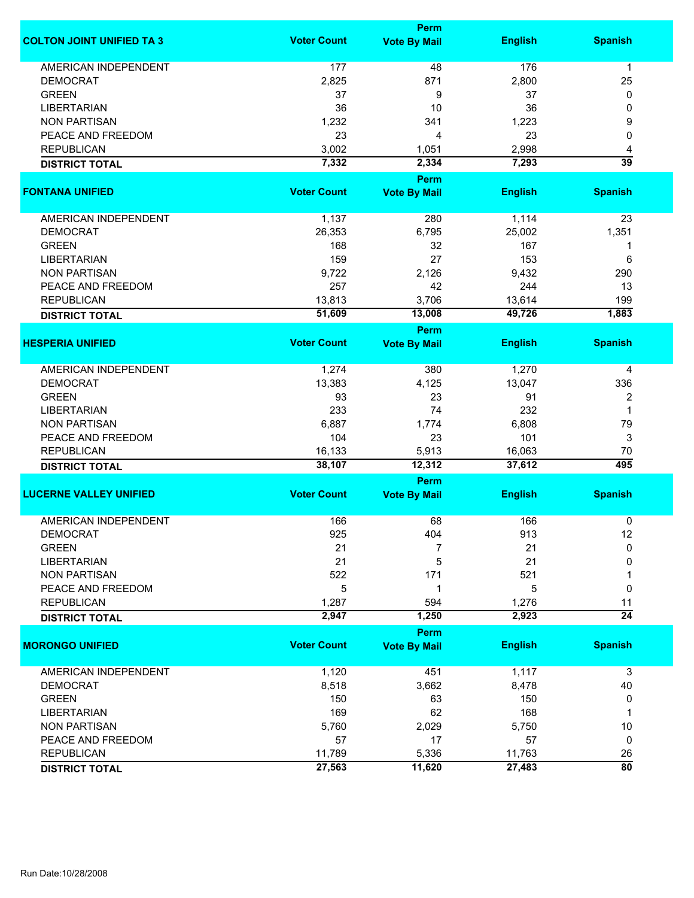| COLTON JOINT UNIFIED TA 3 | Voter Count | Perm Vote By Mail | English | Spanish |
|---|---|---|---|---|
| AMERICAN INDEPENDENT | 177 | 48 | 176 | 1 |
| DEMOCRAT | 2,825 | 871 | 2,800 | 25 |
| GREEN | 37 | 9 | 37 | 0 |
| LIBERTARIAN | 36 | 10 | 36 | 0 |
| NON PARTISAN | 1,232 | 341 | 1,223 | 9 |
| PEACE AND FREEDOM | 23 | 4 | 23 | 0 |
| REPUBLICAN | 3,002 | 1,051 | 2,998 | 4 |
| **DISTRICT TOTAL** | **7,332** | **2,334** | **7,293** | **39** |

| FONTANA UNIFIED | Voter Count | Perm Vote By Mail | English | Spanish |
|---|---|---|---|---|
| AMERICAN INDEPENDENT | 1,137 | 280 | 1,114 | 23 |
| DEMOCRAT | 26,353 | 6,795 | 25,002 | 1,351 |
| GREEN | 168 | 32 | 167 | 1 |
| LIBERTARIAN | 159 | 27 | 153 | 6 |
| NON PARTISAN | 9,722 | 2,126 | 9,432 | 290 |
| PEACE AND FREEDOM | 257 | 42 | 244 | 13 |
| REPUBLICAN | 13,813 | 3,706 | 13,614 | 199 |
| **DISTRICT TOTAL** | **51,609** | **13,008** | **49,726** | **1,883** |

| HESPERIA UNIFIED | Voter Count | Perm Vote By Mail | English | Spanish |
|---|---|---|---|---|
| AMERICAN INDEPENDENT | 1,274 | 380 | 1,270 | 4 |
| DEMOCRAT | 13,383 | 4,125 | 13,047 | 336 |
| GREEN | 93 | 23 | 91 | 2 |
| LIBERTARIAN | 233 | 74 | 232 | 1 |
| NON PARTISAN | 6,887 | 1,774 | 6,808 | 79 |
| PEACE AND FREEDOM | 104 | 23 | 101 | 3 |
| REPUBLICAN | 16,133 | 5,913 | 16,063 | 70 |
| **DISTRICT TOTAL** | **38,107** | **12,312** | **37,612** | **495** |

| LUCERNE VALLEY UNIFIED | Voter Count | Perm Vote By Mail | English | Spanish |
|---|---|---|---|---|
| AMERICAN INDEPENDENT | 166 | 68 | 166 | 0 |
| DEMOCRAT | 925 | 404 | 913 | 12 |
| GREEN | 21 | 7 | 21 | 0 |
| LIBERTARIAN | 21 | 5 | 21 | 0 |
| NON PARTISAN | 522 | 171 | 521 | 1 |
| PEACE AND FREEDOM | 5 | 1 | 5 | 0 |
| REPUBLICAN | 1,287 | 594 | 1,276 | 11 |
| **DISTRICT TOTAL** | **2,947** | **1,250** | **2,923** | **24** |

| MORONGO UNIFIED | Voter Count | Perm Vote By Mail | English | Spanish |
|---|---|---|---|---|
| AMERICAN INDEPENDENT | 1,120 | 451 | 1,117 | 3 |
| DEMOCRAT | 8,518 | 3,662 | 8,478 | 40 |
| GREEN | 150 | 63 | 150 | 0 |
| LIBERTARIAN | 169 | 62 | 168 | 1 |
| NON PARTISAN | 5,760 | 2,029 | 5,750 | 10 |
| PEACE AND FREEDOM | 57 | 17 | 57 | 0 |
| REPUBLICAN | 11,789 | 5,336 | 11,763 | 26 |
| **DISTRICT TOTAL** | **27,563** | **11,620** | **27,483** | **80** |

Run Date:10/28/2008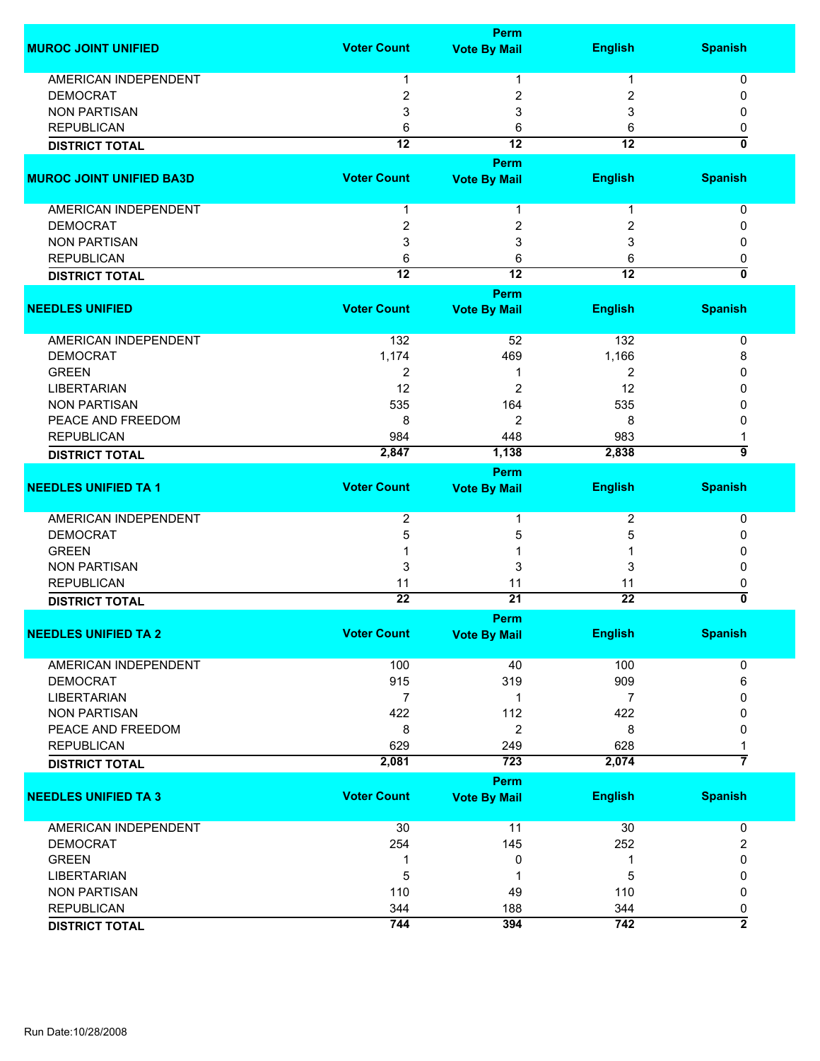| MUROC JOINT UNIFIED | Voter Count | Perm Vote By Mail | English | Spanish |
|---|---|---|---|---|
| AMERICAN INDEPENDENT | 1 | 1 | 1 | 0 |
| DEMOCRAT | 2 | 2 | 2 | 0 |
| NON PARTISAN | 3 | 3 | 3 | 0 |
| REPUBLICAN | 6 | 6 | 6 | 0 |
| **DISTRICT TOTAL** | **12** | **12** | **12** | **0** |

| MUROC JOINT UNIFIED BA3D | Voter Count | Perm Vote By Mail | English | Spanish |
|---|---|---|---|---|
| AMERICAN INDEPENDENT | 1 | 1 | 1 | 0 |
| DEMOCRAT | 2 | 2 | 2 | 0 |
| NON PARTISAN | 3 | 3 | 3 | 0 |
| REPUBLICAN | 6 | 6 | 6 | 0 |
| **DISTRICT TOTAL** | **12** | **12** | **12** | **0** |

| NEEDLES UNIFIED | Voter Count | Perm Vote By Mail | English | Spanish |
|---|---|---|---|---|
| AMERICAN INDEPENDENT | 132 | 52 | 132 | 0 |
| DEMOCRAT | 1,174 | 469 | 1,166 | 8 |
| GREEN | 2 | 1 | 2 | 0 |
| LIBERTARIAN | 12 | 2 | 12 | 0 |
| NON PARTISAN | 535 | 164 | 535 | 0 |
| PEACE AND FREEDOM | 8 | 2 | 8 | 0 |
| REPUBLICAN | 984 | 448 | 983 | 1 |
| **DISTRICT TOTAL** | **2,847** | **1,138** | **2,838** | **9** |

| NEEDLES UNIFIED TA 1 | Voter Count | Perm Vote By Mail | English | Spanish |
|---|---|---|---|---|
| AMERICAN INDEPENDENT | 2 | 1 | 2 | 0 |
| DEMOCRAT | 5 | 5 | 5 | 0 |
| GREEN | 1 | 1 | 1 | 0 |
| NON PARTISAN | 3 | 3 | 3 | 0 |
| REPUBLICAN | 11 | 11 | 11 | 0 |
| **DISTRICT TOTAL** | **22** | **21** | **22** | **0** |

| NEEDLES UNIFIED TA 2 | Voter Count | Perm Vote By Mail | English | Spanish |
|---|---|---|---|---|
| AMERICAN INDEPENDENT | 100 | 40 | 100 | 0 |
| DEMOCRAT | 915 | 319 | 909 | 6 |
| LIBERTARIAN | 7 | 1 | 7 | 0 |
| NON PARTISAN | 422 | 112 | 422 | 0 |
| PEACE AND FREEDOM | 8 | 2 | 8 | 0 |
| REPUBLICAN | 629 | 249 | 628 | 1 |
| **DISTRICT TOTAL** | **2,081** | **723** | **2,074** | **7** |

| NEEDLES UNIFIED TA 3 | Voter Count | Perm Vote By Mail | English | Spanish |
|---|---|---|---|---|
| AMERICAN INDEPENDENT | 30 | 11 | 30 | 0 |
| DEMOCRAT | 254 | 145 | 252 | 2 |
| GREEN | 1 | 0 | 1 | 0 |
| LIBERTARIAN | 5 | 1 | 5 | 0 |
| NON PARTISAN | 110 | 49 | 110 | 0 |
| REPUBLICAN | 344 | 188 | 344 | 0 |
| **DISTRICT TOTAL** | **744** | **394** | **742** | **2** |

Run Date:10/28/2008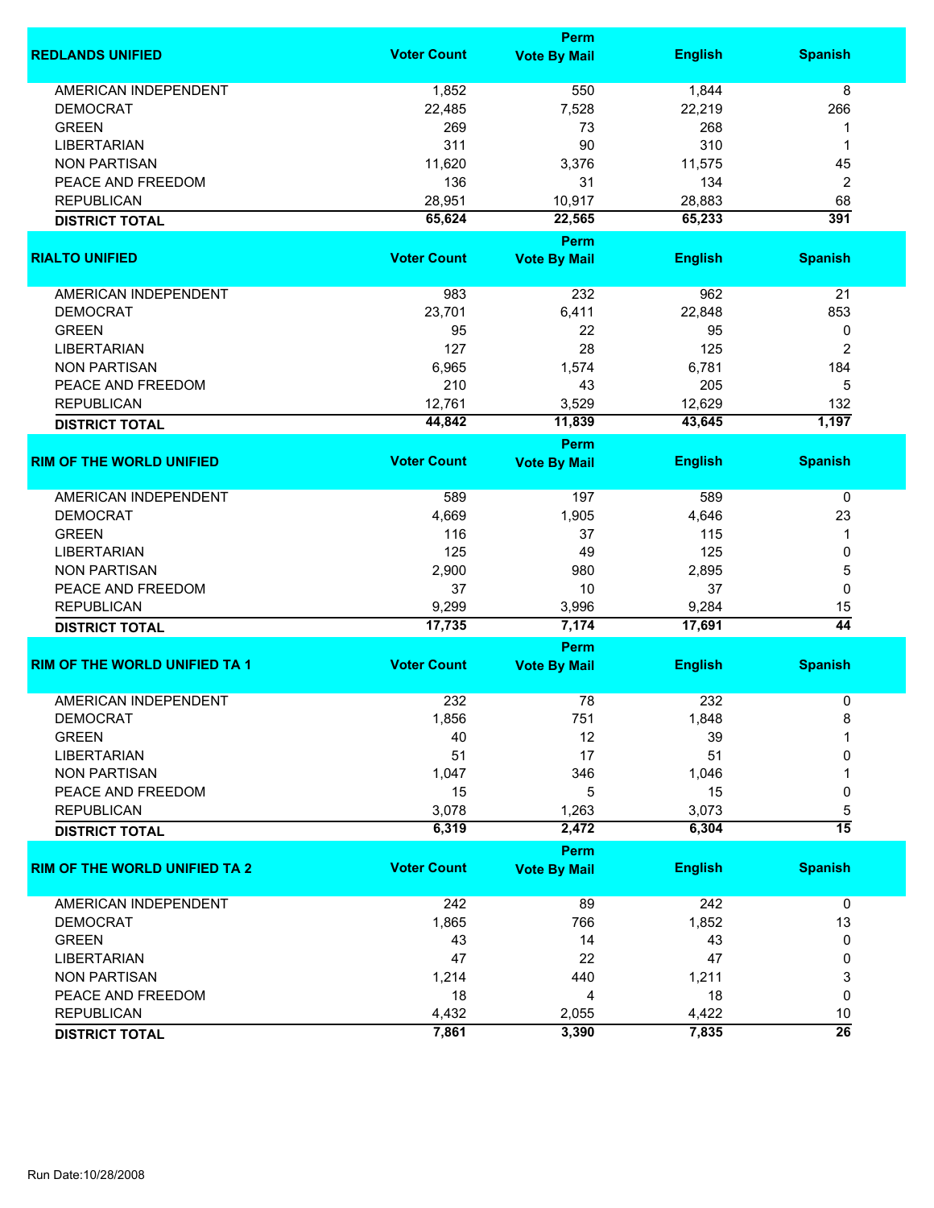| REDLANDS UNIFIED | Voter Count | Perm Vote By Mail | English | Spanish |
|---|---|---|---|---|
| AMERICAN INDEPENDENT | 1,852 | 550 | 1,844 | 8 |
| DEMOCRAT | 22,485 | 7,528 | 22,219 | 266 |
| GREEN | 269 | 73 | 268 | 1 |
| LIBERTARIAN | 311 | 90 | 310 | 1 |
| NON PARTISAN | 11,620 | 3,376 | 11,575 | 45 |
| PEACE AND FREEDOM | 136 | 31 | 134 | 2 |
| REPUBLICAN | 28,951 | 10,917 | 28,883 | 68 |
| **DISTRICT TOTAL** | **65,624** | **22,565** | **65,233** | **391** |

| RIALTO UNIFIED | Voter Count | Perm Vote By Mail | English | Spanish |
|---|---|---|---|---|
| AMERICAN INDEPENDENT | 983 | 232 | 962 | 21 |
| DEMOCRAT | 23,701 | 6,411 | 22,848 | 853 |
| GREEN | 95 | 22 | 95 | 0 |
| LIBERTARIAN | 127 | 28 | 125 | 2 |
| NON PARTISAN | 6,965 | 1,574 | 6,781 | 184 |
| PEACE AND FREEDOM | 210 | 43 | 205 | 5 |
| REPUBLICAN | 12,761 | 3,529 | 12,629 | 132 |
| **DISTRICT TOTAL** | **44,842** | **11,839** | **43,645** | **1,197** |

| RIM OF THE WORLD UNIFIED | Voter Count | Perm Vote By Mail | English | Spanish |
|---|---|---|---|---|
| AMERICAN INDEPENDENT | 589 | 197 | 589 | 0 |
| DEMOCRAT | 4,669 | 1,905 | 4,646 | 23 |
| GREEN | 116 | 37 | 115 | 1 |
| LIBERTARIAN | 125 | 49 | 125 | 0 |
| NON PARTISAN | 2,900 | 980 | 2,895 | 5 |
| PEACE AND FREEDOM | 37 | 10 | 37 | 0 |
| REPUBLICAN | 9,299 | 3,996 | 9,284 | 15 |
| **DISTRICT TOTAL** | **17,735** | **7,174** | **17,691** | **44** |

| RIM OF THE WORLD UNIFIED TA 1 | Voter Count | Perm Vote By Mail | English | Spanish |
|---|---|---|---|---|
| AMERICAN INDEPENDENT | 232 | 78 | 232 | 0 |
| DEMOCRAT | 1,856 | 751 | 1,848 | 8 |
| GREEN | 40 | 12 | 39 | 1 |
| LIBERTARIAN | 51 | 17 | 51 | 0 |
| NON PARTISAN | 1,047 | 346 | 1,046 | 1 |
| PEACE AND FREEDOM | 15 | 5 | 15 | 0 |
| REPUBLICAN | 3,078 | 1,263 | 3,073 | 5 |
| **DISTRICT TOTAL** | **6,319** | **2,472** | **6,304** | **15** |

| RIM OF THE WORLD UNIFIED TA 2 | Voter Count | Perm Vote By Mail | English | Spanish |
|---|---|---|---|---|
| AMERICAN INDEPENDENT | 242 | 89 | 242 | 0 |
| DEMOCRAT | 1,865 | 766 | 1,852 | 13 |
| GREEN | 43 | 14 | 43 | 0 |
| LIBERTARIAN | 47 | 22 | 47 | 0 |
| NON PARTISAN | 1,214 | 440 | 1,211 | 3 |
| PEACE AND FREEDOM | 18 | 4 | 18 | 0 |
| REPUBLICAN | 4,432 | 2,055 | 4,422 | 10 |
| **DISTRICT TOTAL** | **7,861** | **3,390** | **7,835** | **26** |

Run Date:10/28/2008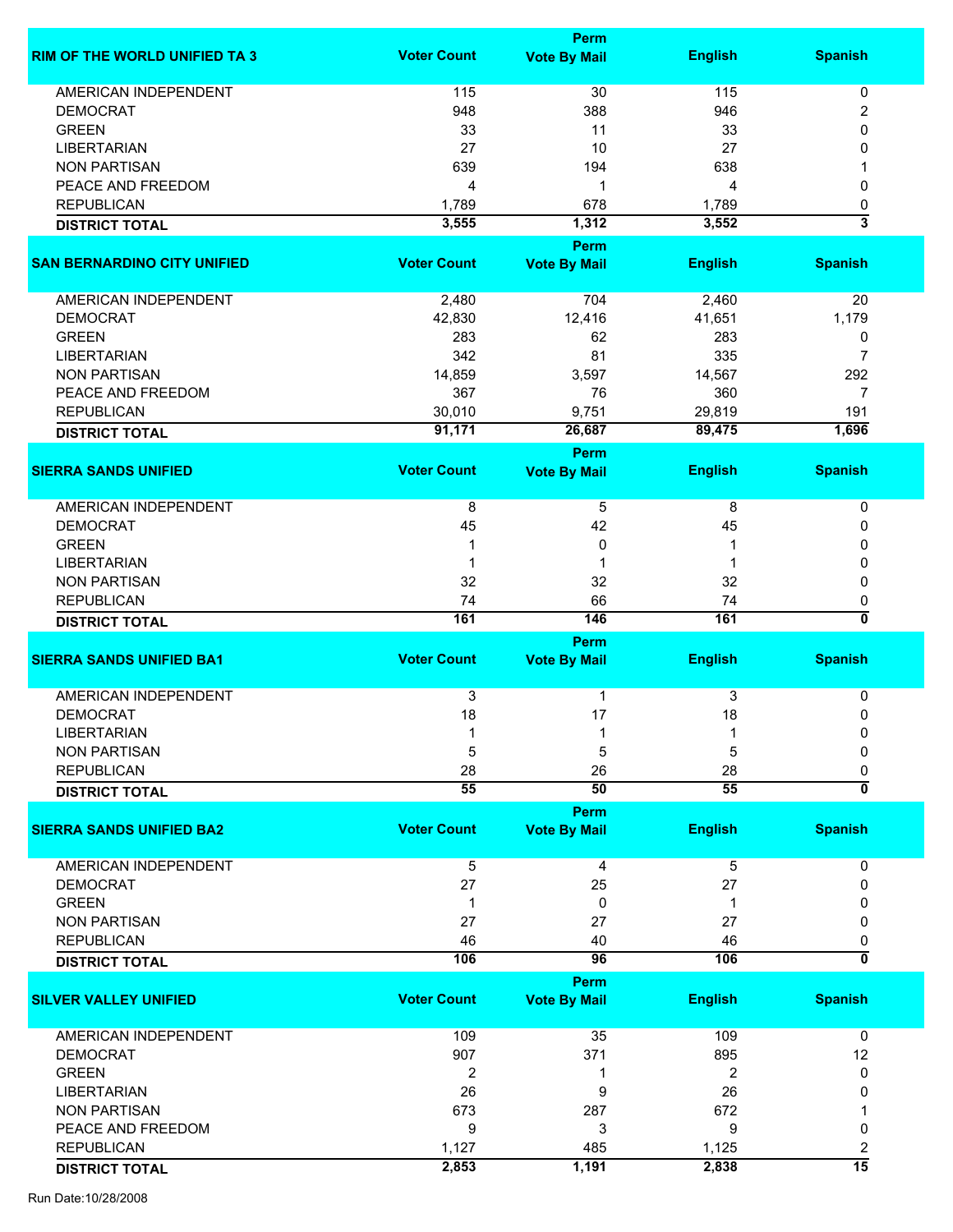| RIM OF THE WORLD UNIFIED TA 3 | Voter Count | Perm Vote By Mail | English | Spanish |
|---|---|---|---|---|
| AMERICAN INDEPENDENT | 115 | 30 | 115 | 0 |
| DEMOCRAT | 948 | 388 | 946 | 2 |
| GREEN | 33 | 11 | 33 | 0 |
| LIBERTARIAN | 27 | 10 | 27 | 0 |
| NON PARTISAN | 639 | 194 | 638 | 1 |
| PEACE AND FREEDOM | 4 | 1 | 4 | 0 |
| REPUBLICAN | 1,789 | 678 | 1,789 | 0 |
| **DISTRICT TOTAL** | **3,555** | **1,312** | **3,552** | **3** |

| SAN BERNARDINO CITY UNIFIED | Voter Count | Perm Vote By Mail | English | Spanish |
|---|---|---|---|---|
| AMERICAN INDEPENDENT | 2,480 | 704 | 2,460 | 20 |
| DEMOCRAT | 42,830 | 12,416 | 41,651 | 1,179 |
| GREEN | 283 | 62 | 283 | 0 |
| LIBERTARIAN | 342 | 81 | 335 | 7 |
| NON PARTISAN | 14,859 | 3,597 | 14,567 | 292 |
| PEACE AND FREEDOM | 367 | 76 | 360 | 7 |
| REPUBLICAN | 30,010 | 9,751 | 29,819 | 191 |
| **DISTRICT TOTAL** | **91,171** | **26,687** | **89,475** | **1,696** |

| SIERRA SANDS UNIFIED | Voter Count | Perm Vote By Mail | English | Spanish |
|---|---|---|---|---|
| AMERICAN INDEPENDENT | 8 | 5 | 8 | 0 |
| DEMOCRAT | 45 | 42 | 45 | 0 |
| GREEN | 1 | 0 | 1 | 0 |
| LIBERTARIAN | 1 | 1 | 1 | 0 |
| NON PARTISAN | 32 | 32 | 32 | 0 |
| REPUBLICAN | 74 | 66 | 74 | 0 |
| **DISTRICT TOTAL** | **161** | **146** | **161** | **0** |

| SIERRA SANDS UNIFIED BA1 | Voter Count | Perm Vote By Mail | English | Spanish |
|---|---|---|---|---|
| AMERICAN INDEPENDENT | 3 | 1 | 3 | 0 |
| DEMOCRAT | 18 | 17 | 18 | 0 |
| LIBERTARIAN | 1 | 1 | 1 | 0 |
| NON PARTISAN | 5 | 5 | 5 | 0 |
| REPUBLICAN | 28 | 26 | 28 | 0 |
| **DISTRICT TOTAL** | **55** | **50** | **55** | **0** |

| SIERRA SANDS UNIFIED BA2 | Voter Count | Perm Vote By Mail | English | Spanish |
|---|---|---|---|---|
| AMERICAN INDEPENDENT | 5 | 4 | 5 | 0 |
| DEMOCRAT | 27 | 25 | 27 | 0 |
| GREEN | 1 | 0 | 1 | 0 |
| NON PARTISAN | 27 | 27 | 27 | 0 |
| REPUBLICAN | 46 | 40 | 46 | 0 |
| **DISTRICT TOTAL** | **106** | **96** | **106** | **0** |

| SILVER VALLEY UNIFIED | Voter Count | Perm Vote By Mail | English | Spanish |
|---|---|---|---|---|
| AMERICAN INDEPENDENT | 109 | 35 | 109 | 0 |
| DEMOCRAT | 907 | 371 | 895 | 12 |
| GREEN | 2 | 1 | 2 | 0 |
| LIBERTARIAN | 26 | 9 | 26 | 0 |
| NON PARTISAN | 673 | 287 | 672 | 1 |
| PEACE AND FREEDOM | 9 | 3 | 9 | 0 |
| REPUBLICAN | 1,127 | 485 | 1,125 | 2 |
| **DISTRICT TOTAL** | **2,853** | **1,191** | **2,838** | **15** |

Run Date:10/28/2008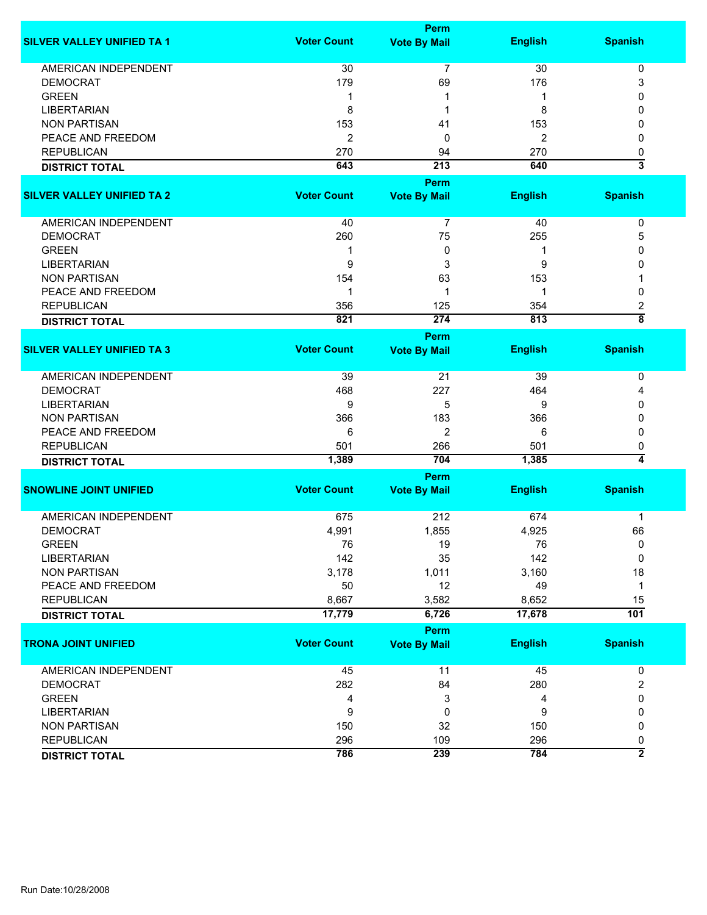| SILVER VALLEY UNIFIED TA 1 | Voter Count | Perm Vote By Mail | English | Spanish |
|---|---|---|---|---|
| AMERICAN INDEPENDENT | 30 | 7 | 30 | 0 |
| DEMOCRAT | 179 | 69 | 176 | 3 |
| GREEN | 1 | 1 | 1 | 0 |
| LIBERTARIAN | 8 | 1 | 8 | 0 |
| NON PARTISAN | 153 | 41 | 153 | 0 |
| PEACE AND FREEDOM | 2 | 0 | 2 | 0 |
| REPUBLICAN | 270 | 94 | 270 | 0 |
| **DISTRICT TOTAL** | **643** | **213** | **640** | **3** |

| SILVER VALLEY UNIFIED TA 2 | Voter Count | Perm Vote By Mail | English | Spanish |
|---|---|---|---|---|
| AMERICAN INDEPENDENT | 40 | 7 | 40 | 0 |
| DEMOCRAT | 260 | 75 | 255 | 5 |
| GREEN | 1 | 0 | 1 | 0 |
| LIBERTARIAN | 9 | 3 | 9 | 0 |
| NON PARTISAN | 154 | 63 | 153 | 1 |
| PEACE AND FREEDOM | 1 | 1 | 1 | 0 |
| REPUBLICAN | 356 | 125 | 354 | 2 |
| **DISTRICT TOTAL** | **821** | **274** | **813** | **8** |

| SILVER VALLEY UNIFIED TA 3 | Voter Count | Perm Vote By Mail | English | Spanish |
|---|---|---|---|---|
| AMERICAN INDEPENDENT | 39 | 21 | 39 | 0 |
| DEMOCRAT | 468 | 227 | 464 | 4 |
| LIBERTARIAN | 9 | 5 | 9 | 0 |
| NON PARTISAN | 366 | 183 | 366 | 0 |
| PEACE AND FREEDOM | 6 | 2 | 6 | 0 |
| REPUBLICAN | 501 | 266 | 501 | 0 |
| **DISTRICT TOTAL** | **1,389** | **704** | **1,385** | **4** |

| SNOWLINE JOINT UNIFIED | Voter Count | Perm Vote By Mail | English | Spanish |
|---|---|---|---|---|
| AMERICAN INDEPENDENT | 675 | 212 | 674 | 1 |
| DEMOCRAT | 4,991 | 1,855 | 4,925 | 66 |
| GREEN | 76 | 19 | 76 | 0 |
| LIBERTARIAN | 142 | 35 | 142 | 0 |
| NON PARTISAN | 3,178 | 1,011 | 3,160 | 18 |
| PEACE AND FREEDOM | 50 | 12 | 49 | 1 |
| REPUBLICAN | 8,667 | 3,582 | 8,652 | 15 |
| **DISTRICT TOTAL** | **17,779** | **6,726** | **17,678** | **101** |

| TRONA JOINT UNIFIED | Voter Count | Perm Vote By Mail | English | Spanish |
|---|---|---|---|---|
| AMERICAN INDEPENDENT | 45 | 11 | 45 | 0 |
| DEMOCRAT | 282 | 84 | 280 | 2 |
| GREEN | 4 | 3 | 4 | 0 |
| LIBERTARIAN | 9 | 0 | 9 | 0 |
| NON PARTISAN | 150 | 32 | 150 | 0 |
| REPUBLICAN | 296 | 109 | 296 | 0 |
| **DISTRICT TOTAL** | **786** | **239** | **784** | **2** |

Run Date:10/28/2008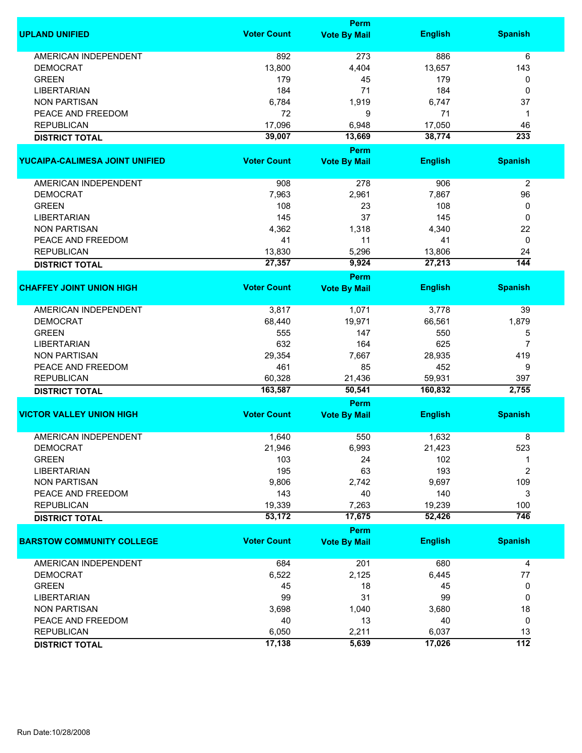| UPLAND UNIFIED | Voter Count | Perm Vote By Mail | English | Spanish |
|---|---|---|---|---|
| AMERICAN INDEPENDENT | 892 | 273 | 886 | 6 |
| DEMOCRAT | 13,800 | 4,404 | 13,657 | 143 |
| GREEN | 179 | 45 | 179 | 0 |
| LIBERTARIAN | 184 | 71 | 184 | 0 |
| NON PARTISAN | 6,784 | 1,919 | 6,747 | 37 |
| PEACE AND FREEDOM | 72 | 9 | 71 | 1 |
| REPUBLICAN | 17,096 | 6,948 | 17,050 | 46 |
| **DISTRICT TOTAL** | **39,007** | **13,669** | **38,774** | **233** |

| YUCAIPA-CALIMESA JOINT UNIFIED | Voter Count | Perm Vote By Mail | English | Spanish |
|---|---|---|---|---|
| AMERICAN INDEPENDENT | 908 | 278 | 906 | 2 |
| DEMOCRAT | 7,963 | 2,961 | 7,867 | 96 |
| GREEN | 108 | 23 | 108 | 0 |
| LIBERTARIAN | 145 | 37 | 145 | 0 |
| NON PARTISAN | 4,362 | 1,318 | 4,340 | 22 |
| PEACE AND FREEDOM | 41 | 11 | 41 | 0 |
| REPUBLICAN | 13,830 | 5,296 | 13,806 | 24 |
| **DISTRICT TOTAL** | **27,357** | **9,924** | **27,213** | **144** |

| CHAFFEY JOINT UNION HIGH | Voter Count | Perm Vote By Mail | English | Spanish |
|---|---|---|---|---|
| AMERICAN INDEPENDENT | 3,817 | 1,071 | 3,778 | 39 |
| DEMOCRAT | 68,440 | 19,971 | 66,561 | 1,879 |
| GREEN | 555 | 147 | 550 | 5 |
| LIBERTARIAN | 632 | 164 | 625 | 7 |
| NON PARTISAN | 29,354 | 7,667 | 28,935 | 419 |
| PEACE AND FREEDOM | 461 | 85 | 452 | 9 |
| REPUBLICAN | 60,328 | 21,436 | 59,931 | 397 |
| **DISTRICT TOTAL** | **163,587** | **50,541** | **160,832** | **2,755** |

| VICTOR VALLEY UNION HIGH | Voter Count | Perm Vote By Mail | English | Spanish |
|---|---|---|---|---|
| AMERICAN INDEPENDENT | 1,640 | 550 | 1,632 | 8 |
| DEMOCRAT | 21,946 | 6,993 | 21,423 | 523 |
| GREEN | 103 | 24 | 102 | 1 |
| LIBERTARIAN | 195 | 63 | 193 | 2 |
| NON PARTISAN | 9,806 | 2,742 | 9,697 | 109 |
| PEACE AND FREEDOM | 143 | 40 | 140 | 3 |
| REPUBLICAN | 19,339 | 7,263 | 19,239 | 100 |
| **DISTRICT TOTAL** | **53,172** | **17,675** | **52,426** | **746** |

| BARSTOW COMMUNITY COLLEGE | Voter Count | Perm Vote By Mail | English | Spanish |
|---|---|---|---|---|
| AMERICAN INDEPENDENT | 684 | 201 | 680 | 4 |
| DEMOCRAT | 6,522 | 2,125 | 6,445 | 77 |
| GREEN | 45 | 18 | 45 | 0 |
| LIBERTARIAN | 99 | 31 | 99 | 0 |
| NON PARTISAN | 3,698 | 1,040 | 3,680 | 18 |
| PEACE AND FREEDOM | 40 | 13 | 40 | 0 |
| REPUBLICAN | 6,050 | 2,211 | 6,037 | 13 |
| **DISTRICT TOTAL** | **17,138** | **5,639** | **17,026** | **112** |

Run Date:10/28/2008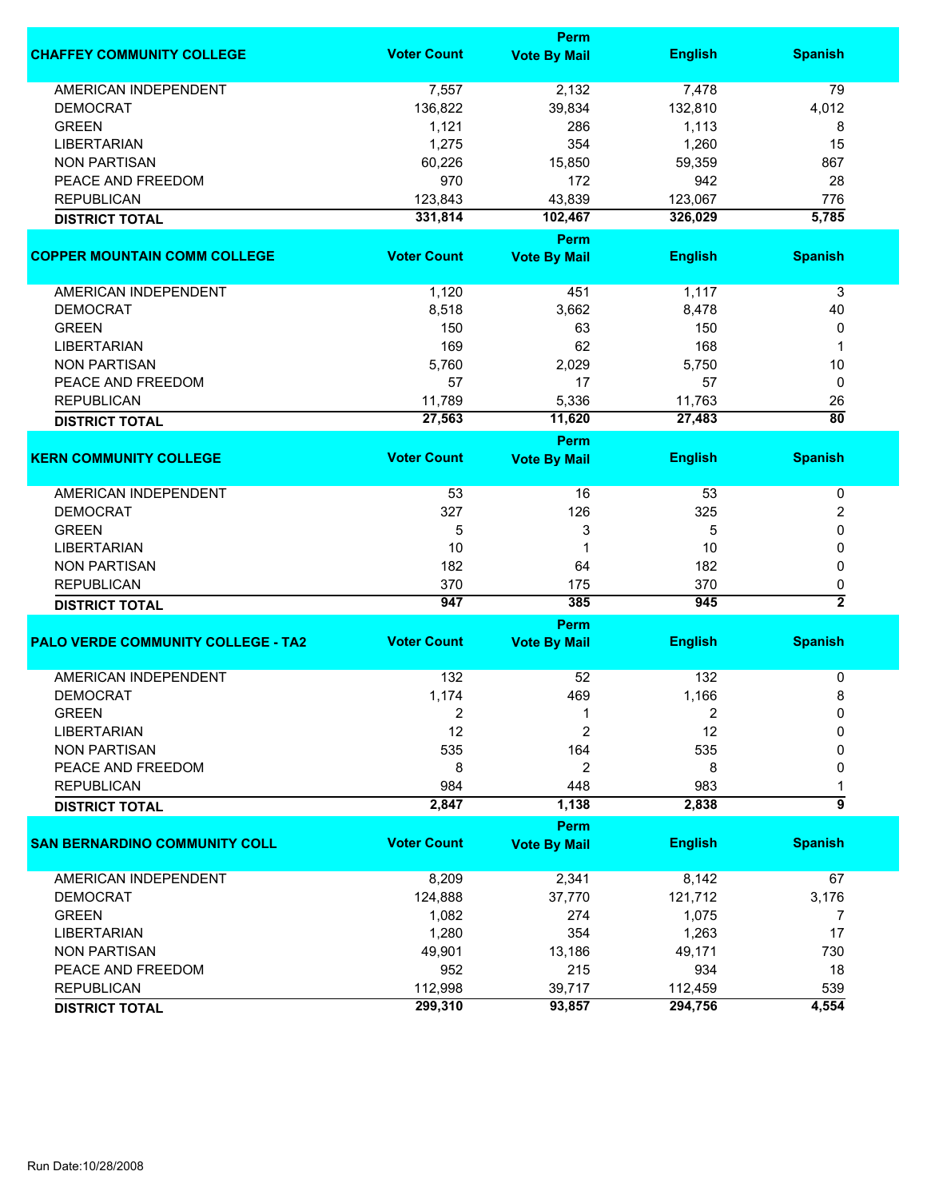| CHAFFEY COMMUNITY COLLEGE | Voter Count | Perm Vote By Mail | English | Spanish |
|---|---|---|---|---|
| AMERICAN INDEPENDENT | 7,557 | 2,132 | 7,478 | 79 |
| DEMOCRAT | 136,822 | 39,834 | 132,810 | 4,012 |
| GREEN | 1,121 | 286 | 1,113 | 8 |
| LIBERTARIAN | 1,275 | 354 | 1,260 | 15 |
| NON PARTISAN | 60,226 | 15,850 | 59,359 | 867 |
| PEACE AND FREEDOM | 970 | 172 | 942 | 28 |
| REPUBLICAN | 123,843 | 43,839 | 123,067 | 776 |
| **DISTRICT TOTAL** | **331,814** | **102,467** | **326,029** | **5,785** |

| COPPER MOUNTAIN COMM COLLEGE | Voter Count | Perm Vote By Mail | English | Spanish |
|---|---|---|---|---|
| AMERICAN INDEPENDENT | 1,120 | 451 | 1,117 | 3 |
| DEMOCRAT | 8,518 | 3,662 | 8,478 | 40 |
| GREEN | 150 | 63 | 150 | 0 |
| LIBERTARIAN | 169 | 62 | 168 | 1 |
| NON PARTISAN | 5,760 | 2,029 | 5,750 | 10 |
| PEACE AND FREEDOM | 57 | 17 | 57 | 0 |
| REPUBLICAN | 11,789 | 5,336 | 11,763 | 26 |
| **DISTRICT TOTAL** | **27,563** | **11,620** | **27,483** | **80** |

| KERN COMMUNITY COLLEGE | Voter Count | Perm Vote By Mail | English | Spanish |
|---|---|---|---|---|
| AMERICAN INDEPENDENT | 53 | 16 | 53 | 0 |
| DEMOCRAT | 327 | 126 | 325 | 2 |
| GREEN | 5 | 3 | 5 | 0 |
| LIBERTARIAN | 10 | 1 | 10 | 0 |
| NON PARTISAN | 182 | 64 | 182 | 0 |
| REPUBLICAN | 370 | 175 | 370 | 0 |
| **DISTRICT TOTAL** | **947** | **385** | **945** | **2** |

| PALO VERDE COMMUNITY COLLEGE - TA2 | Voter Count | Perm Vote By Mail | English | Spanish |
|---|---|---|---|---|
| AMERICAN INDEPENDENT | 132 | 52 | 132 | 0 |
| DEMOCRAT | 1,174 | 469 | 1,166 | 8 |
| GREEN | 2 | 1 | 2 | 0 |
| LIBERTARIAN | 12 | 2 | 12 | 0 |
| NON PARTISAN | 535 | 164 | 535 | 0 |
| PEACE AND FREEDOM | 8 | 2 | 8 | 0 |
| REPUBLICAN | 984 | 448 | 983 | 1 |
| **DISTRICT TOTAL** | **2,847** | **1,138** | **2,838** | **9** |

| SAN BERNARDINO COMMUNITY COLL | Voter Count | Perm Vote By Mail | English | Spanish |
|---|---|---|---|---|
| AMERICAN INDEPENDENT | 8,209 | 2,341 | 8,142 | 67 |
| DEMOCRAT | 124,888 | 37,770 | 121,712 | 3,176 |
| GREEN | 1,082 | 274 | 1,075 | 7 |
| LIBERTARIAN | 1,280 | 354 | 1,263 | 17 |
| NON PARTISAN | 49,901 | 13,186 | 49,171 | 730 |
| PEACE AND FREEDOM | 952 | 215 | 934 | 18 |
| REPUBLICAN | 112,998 | 39,717 | 112,459 | 539 |
| **DISTRICT TOTAL** | **299,310** | **93,857** | **294,756** | **4,554** |

Run Date:10/28/2008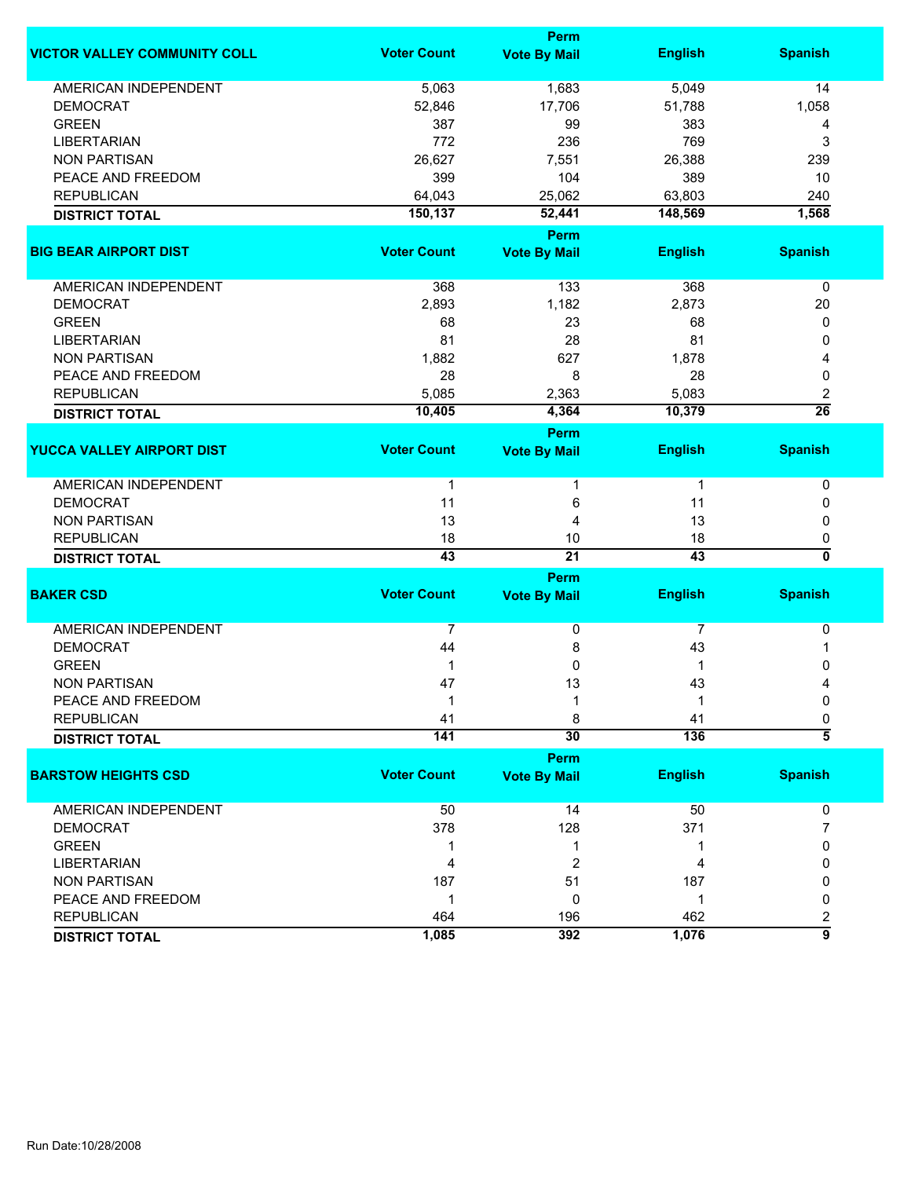| VICTOR VALLEY COMMUNITY COLL | Voter Count | Perm Vote By Mail | English | Spanish |
|---|---|---|---|---|
| AMERICAN INDEPENDENT | 5,063 | 1,683 | 5,049 | 14 |
| DEMOCRAT | 52,846 | 17,706 | 51,788 | 1,058 |
| GREEN | 387 | 99 | 383 | 4 |
| LIBERTARIAN | 772 | 236 | 769 | 3 |
| NON PARTISAN | 26,627 | 7,551 | 26,388 | 239 |
| PEACE AND FREEDOM | 399 | 104 | 389 | 10 |
| REPUBLICAN | 64,043 | 25,062 | 63,803 | 240 |
| **DISTRICT TOTAL** | **150,137** | **52,441** | **148,569** | **1,568** |

| BIG BEAR AIRPORT DIST | Voter Count | Perm Vote By Mail | English | Spanish |
|---|---|---|---|---|
| AMERICAN INDEPENDENT | 368 | 133 | 368 | 0 |
| DEMOCRAT | 2,893 | 1,182 | 2,873 | 20 |
| GREEN | 68 | 23 | 68 | 0 |
| LIBERTARIAN | 81 | 28 | 81 | 0 |
| NON PARTISAN | 1,882 | 627 | 1,878 | 4 |
| PEACE AND FREEDOM | 28 | 8 | 28 | 0 |
| REPUBLICAN | 5,085 | 2,363 | 5,083 | 2 |
| **DISTRICT TOTAL** | **10,405** | **4,364** | **10,379** | **26** |

| YUCCA VALLEY AIRPORT DIST | Voter Count | Perm Vote By Mail | English | Spanish |
|---|---|---|---|---|
| AMERICAN INDEPENDENT | 1 | 1 | 1 | 0 |
| DEMOCRAT | 11 | 6 | 11 | 0 |
| NON PARTISAN | 13 | 4 | 13 | 0 |
| REPUBLICAN | 18 | 10 | 18 | 0 |
| **DISTRICT TOTAL** | **43** | **21** | **43** | **0** |

| BAKER CSD | Voter Count | Perm Vote By Mail | English | Spanish |
|---|---|---|---|---|
| AMERICAN INDEPENDENT | 7 | 0 | 7 | 0 |
| DEMOCRAT | 44 | 8 | 43 | 1 |
| GREEN | 1 | 0 | 1 | 0 |
| NON PARTISAN | 47 | 13 | 43 | 4 |
| PEACE AND FREEDOM | 1 | 1 | 1 | 0 |
| REPUBLICAN | 41 | 8 | 41 | 0 |
| **DISTRICT TOTAL** | **141** | **30** | **136** | **5** |

| BARSTOW HEIGHTS CSD | Voter Count | Perm Vote By Mail | English | Spanish |
|---|---|---|---|---|
| AMERICAN INDEPENDENT | 50 | 14 | 50 | 0 |
| DEMOCRAT | 378 | 128 | 371 | 7 |
| GREEN | 1 | 1 | 1 | 0 |
| LIBERTARIAN | 4 | 2 | 4 | 0 |
| NON PARTISAN | 187 | 51 | 187 | 0 |
| PEACE AND FREEDOM | 1 | 0 | 1 | 0 |
| REPUBLICAN | 464 | 196 | 462 | 2 |
| **DISTRICT TOTAL** | **1,085** | **392** | **1,076** | **9** |

Run Date:10/28/2008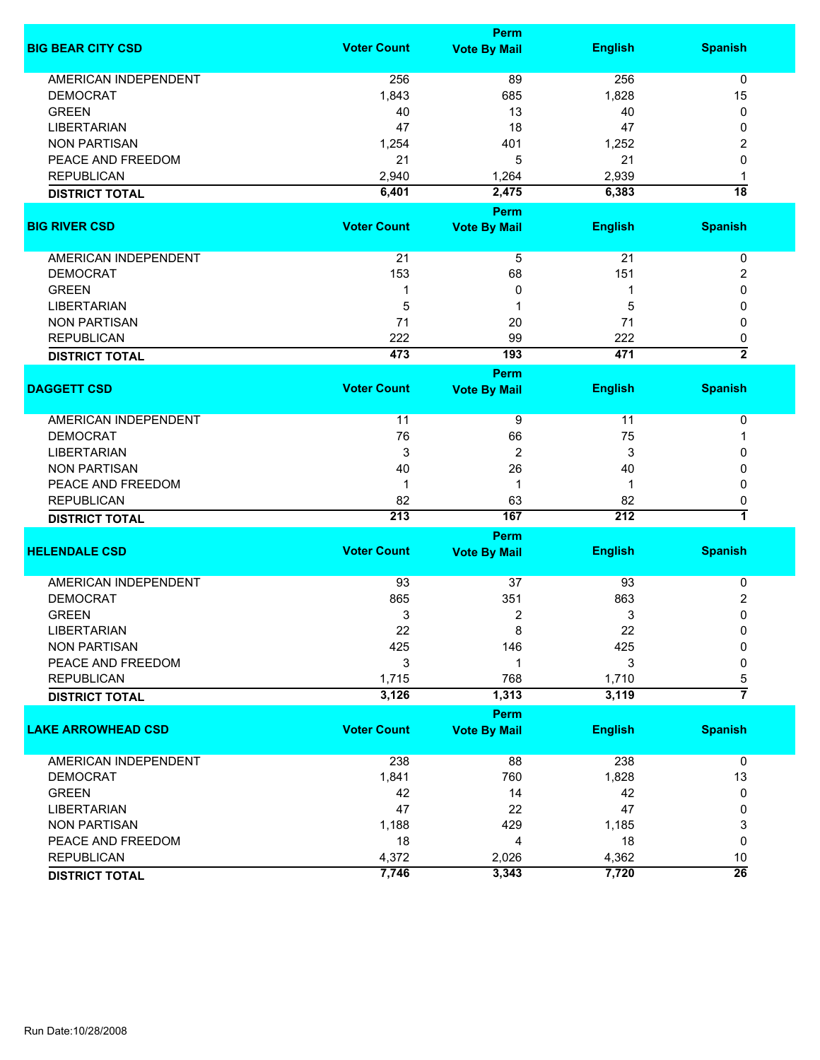| BIG BEAR CITY CSD | Voter Count | Perm Vote By Mail | English | Spanish |
|---|---|---|---|---|
| AMERICAN INDEPENDENT | 256 | 89 | 256 | 0 |
| DEMOCRAT | 1,843 | 685 | 1,828 | 15 |
| GREEN | 40 | 13 | 40 | 0 |
| LIBERTARIAN | 47 | 18 | 47 | 0 |
| NON PARTISAN | 1,254 | 401 | 1,252 | 2 |
| PEACE AND FREEDOM | 21 | 5 | 21 | 0 |
| REPUBLICAN | 2,940 | 1,264 | 2,939 | 1 |
| **DISTRICT TOTAL** | **6,401** | **2,475** | **6,383** | **18** |

| BIG RIVER CSD | Voter Count | Perm Vote By Mail | English | Spanish |
|---|---|---|---|---|
| AMERICAN INDEPENDENT | 21 | 5 | 21 | 0 |
| DEMOCRAT | 153 | 68 | 151 | 2 |
| GREEN | 1 | 0 | 1 | 0 |
| LIBERTARIAN | 5 | 1 | 5 | 0 |
| NON PARTISAN | 71 | 20 | 71 | 0 |
| REPUBLICAN | 222 | 99 | 222 | 0 |
| **DISTRICT TOTAL** | **473** | **193** | **471** | **2** |

| DAGGETT CSD | Voter Count | Perm Vote By Mail | English | Spanish |
|---|---|---|---|---|
| AMERICAN INDEPENDENT | 11 | 9 | 11 | 0 |
| DEMOCRAT | 76 | 66 | 75 | 1 |
| LIBERTARIAN | 3 | 2 | 3 | 0 |
| NON PARTISAN | 40 | 26 | 40 | 0 |
| PEACE AND FREEDOM | 1 | 1 | 1 | 0 |
| REPUBLICAN | 82 | 63 | 82 | 0 |
| **DISTRICT TOTAL** | **213** | **167** | **212** | **1** |

| HELENDALE CSD | Voter Count | Perm Vote By Mail | English | Spanish |
|---|---|---|---|---|
| AMERICAN INDEPENDENT | 93 | 37 | 93 | 0 |
| DEMOCRAT | 865 | 351 | 863 | 2 |
| GREEN | 3 | 2 | 3 | 0 |
| LIBERTARIAN | 22 | 8 | 22 | 0 |
| NON PARTISAN | 425 | 146 | 425 | 0 |
| PEACE AND FREEDOM | 3 | 1 | 3 | 0 |
| REPUBLICAN | 1,715 | 768 | 1,710 | 5 |
| **DISTRICT TOTAL** | **3,126** | **1,313** | **3,119** | **7** |

| LAKE ARROWHEAD CSD | Voter Count | Perm Vote By Mail | English | Spanish |
|---|---|---|---|---|
| AMERICAN INDEPENDENT | 238 | 88 | 238 | 0 |
| DEMOCRAT | 1,841 | 760 | 1,828 | 13 |
| GREEN | 42 | 14 | 42 | 0 |
| LIBERTARIAN | 47 | 22 | 47 | 0 |
| NON PARTISAN | 1,188 | 429 | 1,185 | 3 |
| PEACE AND FREEDOM | 18 | 4 | 18 | 0 |
| REPUBLICAN | 4,372 | 2,026 | 4,362 | 10 |
| **DISTRICT TOTAL** | **7,746** | **3,343** | **7,720** | **26** |

Run Date:10/28/2008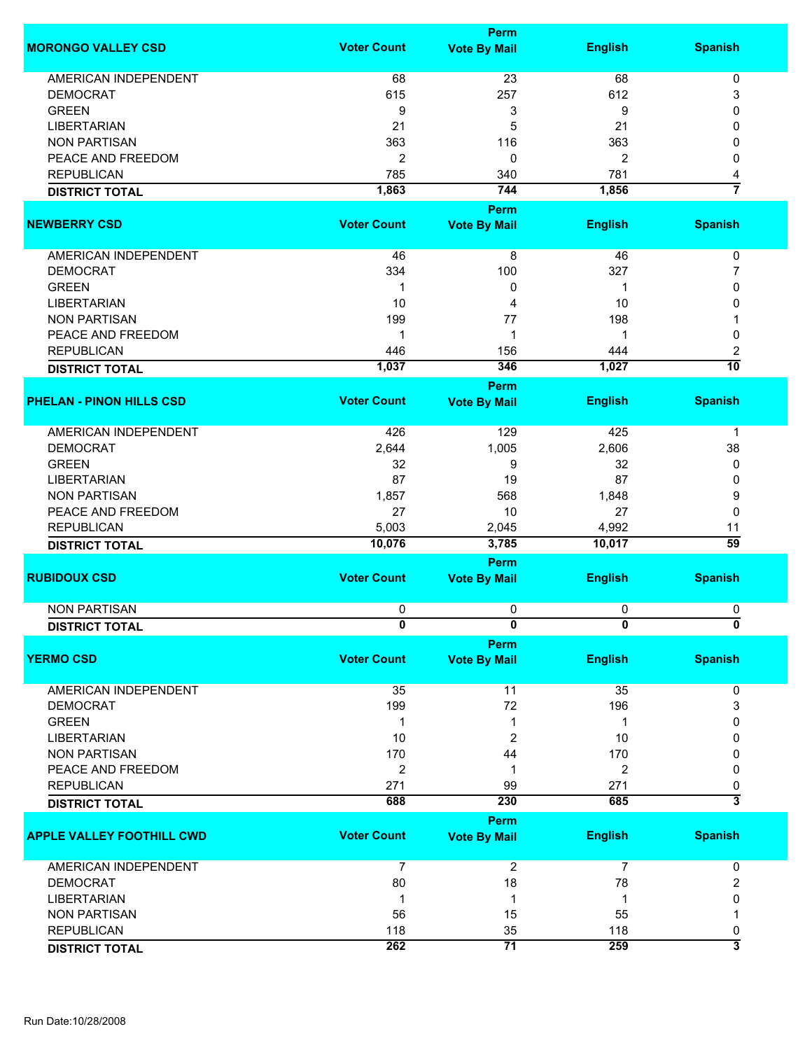| MORONGO VALLEY CSD | Voter Count | Perm Vote By Mail | English | Spanish |
|---|---|---|---|---|
| AMERICAN INDEPENDENT | 68 | 23 | 68 | 0 |
| DEMOCRAT | 615 | 257 | 612 | 3 |
| GREEN | 9 | 3 | 9 | 0 |
| LIBERTARIAN | 21 | 5 | 21 | 0 |
| NON PARTISAN | 363 | 116 | 363 | 0 |
| PEACE AND FREEDOM | 2 | 0 | 2 | 0 |
| REPUBLICAN | 785 | 340 | 781 | 4 |
| **DISTRICT TOTAL** | **1,863** | **744** | **1,856** | **7** |

| NEWBERRY CSD | Voter Count | Perm Vote By Mail | English | Spanish |
|---|---|---|---|---|
| AMERICAN INDEPENDENT | 46 | 8 | 46 | 0 |
| DEMOCRAT | 334 | 100 | 327 | 7 |
| GREEN | 1 | 0 | 1 | 0 |
| LIBERTARIAN | 10 | 4 | 10 | 0 |
| NON PARTISAN | 199 | 77 | 198 | 1 |
| PEACE AND FREEDOM | 1 | 1 | 1 | 0 |
| REPUBLICAN | 446 | 156 | 444 | 2 |
| **DISTRICT TOTAL** | **1,037** | **346** | **1,027** | **10** |

| PHELAN - PINON HILLS CSD | Voter Count | Perm Vote By Mail | English | Spanish |
|---|---|---|---|---|
| AMERICAN INDEPENDENT | 426 | 129 | 425 | 1 |
| DEMOCRAT | 2,644 | 1,005 | 2,606 | 38 |
| GREEN | 32 | 9 | 32 | 0 |
| LIBERTARIAN | 87 | 19 | 87 | 0 |
| NON PARTISAN | 1,857 | 568 | 1,848 | 9 |
| PEACE AND FREEDOM | 27 | 10 | 27 | 0 |
| REPUBLICAN | 5,003 | 2,045 | 4,992 | 11 |
| **DISTRICT TOTAL** | **10,076** | **3,785** | **10,017** | **59** |

| RUBIDOUX CSD | Voter Count | Perm Vote By Mail | English | Spanish |
|---|---|---|---|---|
| NON PARTISAN | 0 | 0 | 0 | 0 |
| **DISTRICT TOTAL** | **0** | **0** | **0** | **0** |

| YERMO CSD | Voter Count | Perm Vote By Mail | English | Spanish |
|---|---|---|---|---|
| AMERICAN INDEPENDENT | 35 | 11 | 35 | 0 |
| DEMOCRAT | 199 | 72 | 196 | 3 |
| GREEN | 1 | 1 | 1 | 0 |
| LIBERTARIAN | 10 | 2 | 10 | 0 |
| NON PARTISAN | 170 | 44 | 170 | 0 |
| PEACE AND FREEDOM | 2 | 1 | 2 | 0 |
| REPUBLICAN | 271 | 99 | 271 | 0 |
| **DISTRICT TOTAL** | **688** | **230** | **685** | **3** |

| APPLE VALLEY FOOTHILL CWD | Voter Count | Perm Vote By Mail | English | Spanish |
|---|---|---|---|---|
| AMERICAN INDEPENDENT | 7 | 2 | 7 | 0 |
| DEMOCRAT | 80 | 18 | 78 | 2 |
| LIBERTARIAN | 1 | 1 | 1 | 0 |
| NON PARTISAN | 56 | 15 | 55 | 1 |
| REPUBLICAN | 118 | 35 | 118 | 0 |
| **DISTRICT TOTAL** | **262** | **71** | **259** | **3** |

Run Date:10/28/2008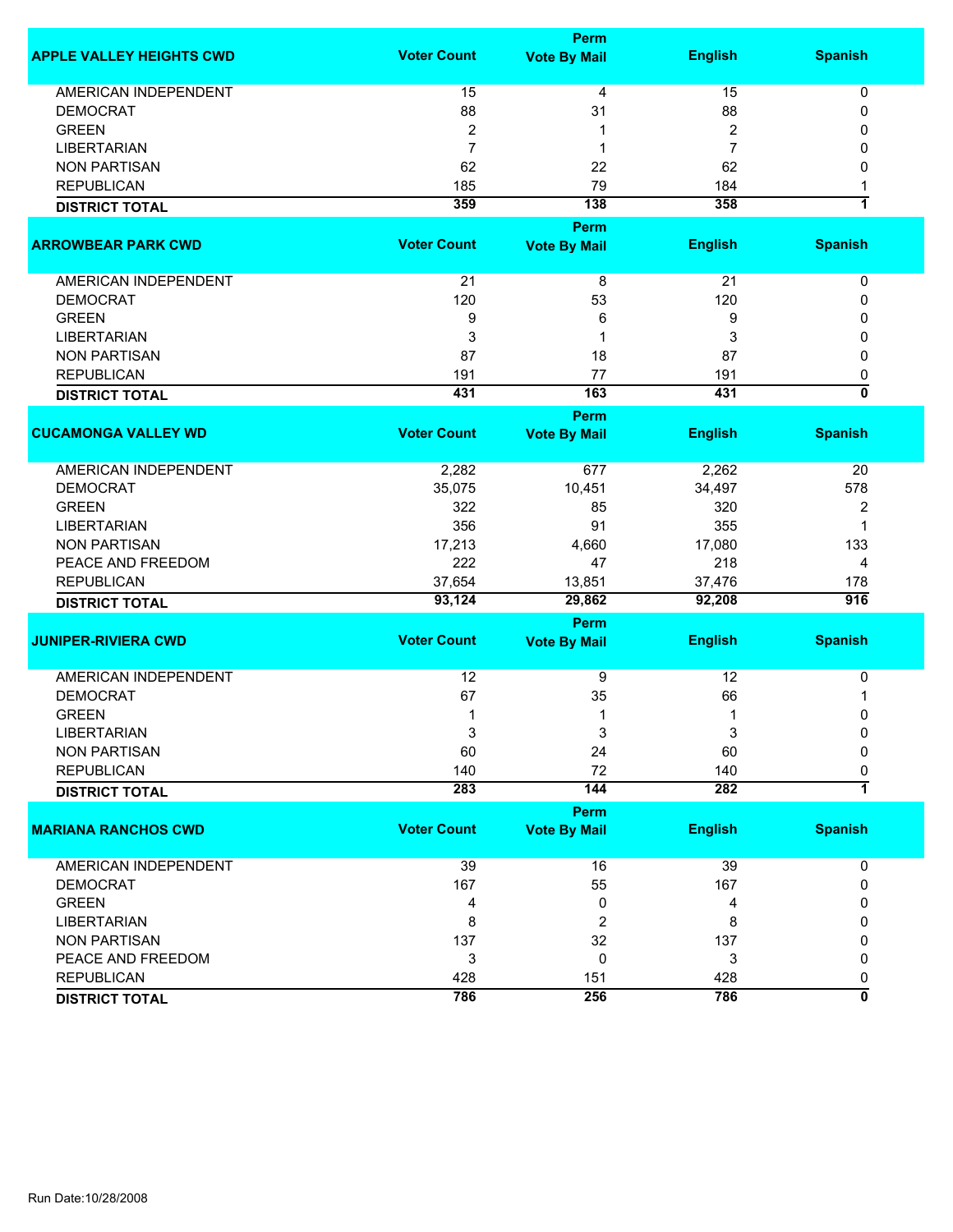| APPLE VALLEY HEIGHTS CWD | Voter Count | Perm Vote By Mail | English | Spanish |
|---|---|---|---|---|
| AMERICAN INDEPENDENT | 15 | 4 | 15 | 0 |
| DEMOCRAT | 88 | 31 | 88 | 0 |
| GREEN | 2 | 1 | 2 | 0 |
| LIBERTARIAN | 7 | 1 | 7 | 0 |
| NON PARTISAN | 62 | 22 | 62 | 0 |
| REPUBLICAN | 185 | 79 | 184 | 1 |
| **DISTRICT TOTAL** | **359** | **138** | **358** | **1** |

| ARROWBEAR PARK CWD | Voter Count | Perm Vote By Mail | English | Spanish |
|---|---|---|---|---|
| AMERICAN INDEPENDENT | 21 | 8 | 21 | 0 |
| DEMOCRAT | 120 | 53 | 120 | 0 |
| GREEN | 9 | 6 | 9 | 0 |
| LIBERTARIAN | 3 | 1 | 3 | 0 |
| NON PARTISAN | 87 | 18 | 87 | 0 |
| REPUBLICAN | 191 | 77 | 191 | 0 |
| **DISTRICT TOTAL** | **431** | **163** | **431** | **0** |

| CUCAMONGA VALLEY WD | Voter Count | Perm Vote By Mail | English | Spanish |
|---|---|---|---|---|
| AMERICAN INDEPENDENT | 2,282 | 677 | 2,262 | 20 |
| DEMOCRAT | 35,075 | 10,451 | 34,497 | 578 |
| GREEN | 322 | 85 | 320 | 2 |
| LIBERTARIAN | 356 | 91 | 355 | 1 |
| NON PARTISAN | 17,213 | 4,660 | 17,080 | 133 |
| PEACE AND FREEDOM | 222 | 47 | 218 | 4 |
| REPUBLICAN | 37,654 | 13,851 | 37,476 | 178 |
| **DISTRICT TOTAL** | **93,124** | **29,862** | **92,208** | **916** |

| JUNIPER-RIVIERA CWD | Voter Count | Perm Vote By Mail | English | Spanish |
|---|---|---|---|---|
| AMERICAN INDEPENDENT | 12 | 9 | 12 | 0 |
| DEMOCRAT | 67 | 35 | 66 | 1 |
| GREEN | 1 | 1 | 1 | 0 |
| LIBERTARIAN | 3 | 3 | 3 | 0 |
| NON PARTISAN | 60 | 24 | 60 | 0 |
| REPUBLICAN | 140 | 72 | 140 | 0 |
| **DISTRICT TOTAL** | **283** | **144** | **282** | **1** |

| MARIANA RANCHOS CWD | Voter Count | Perm Vote By Mail | English | Spanish |
|---|---|---|---|---|
| AMERICAN INDEPENDENT | 39 | 16 | 39 | 0 |
| DEMOCRAT | 167 | 55 | 167 | 0 |
| GREEN | 4 | 0 | 4 | 0 |
| LIBERTARIAN | 8 | 2 | 8 | 0 |
| NON PARTISAN | 137 | 32 | 137 | 0 |
| PEACE AND FREEDOM | 3 | 0 | 3 | 0 |
| REPUBLICAN | 428 | 151 | 428 | 0 |
| **DISTRICT TOTAL** | **786** | **256** | **786** | **0** |

Run Date:10/28/2008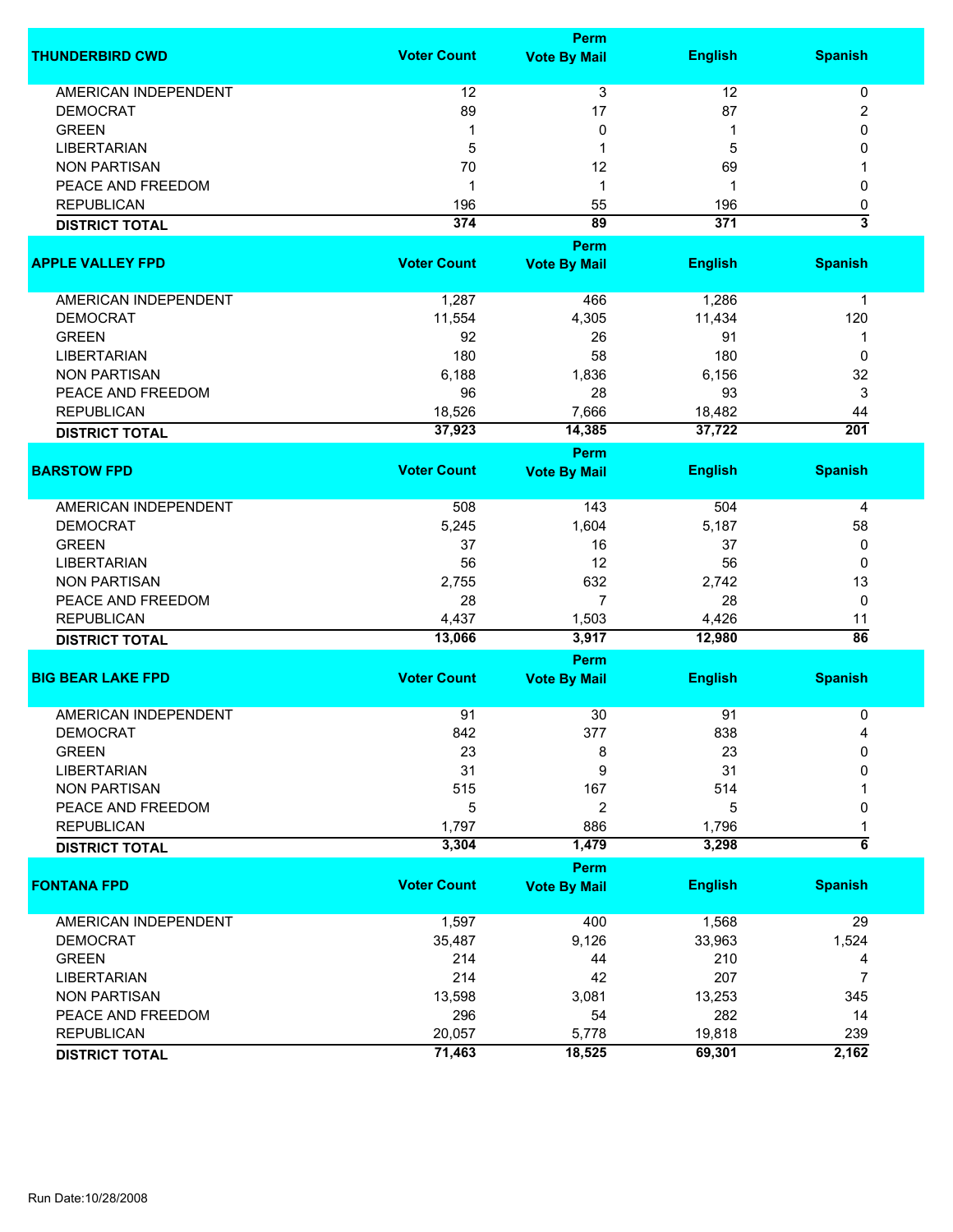| THUNDERBIRD CWD | Voter Count | Perm Vote By Mail | English | Spanish |
|---|---|---|---|---|
| AMERICAN INDEPENDENT | 12 | 3 | 12 | 0 |
| DEMOCRAT | 89 | 17 | 87 | 2 |
| GREEN | 1 | 0 | 1 | 0 |
| LIBERTARIAN | 5 | 1 | 5 | 0 |
| NON PARTISAN | 70 | 12 | 69 | 1 |
| PEACE AND FREEDOM | 1 | 1 | 1 | 0 |
| REPUBLICAN | 196 | 55 | 196 | 0 |
| **DISTRICT TOTAL** | **374** | **89** | **371** | **3** |

| APPLE VALLEY FPD | Voter Count | Perm Vote By Mail | English | Spanish |
|---|---|---|---|---|
| AMERICAN INDEPENDENT | 1,287 | 466 | 1,286 | 1 |
| DEMOCRAT | 11,554 | 4,305 | 11,434 | 120 |
| GREEN | 92 | 26 | 91 | 1 |
| LIBERTARIAN | 180 | 58 | 180 | 0 |
| NON PARTISAN | 6,188 | 1,836 | 6,156 | 32 |
| PEACE AND FREEDOM | 96 | 28 | 93 | 3 |
| REPUBLICAN | 18,526 | 7,666 | 18,482 | 44 |
| **DISTRICT TOTAL** | **37,923** | **14,385** | **37,722** | **201** |

| BARSTOW FPD | Voter Count | Perm Vote By Mail | English | Spanish |
|---|---|---|---|---|
| AMERICAN INDEPENDENT | 508 | 143 | 504 | 4 |
| DEMOCRAT | 5,245 | 1,604 | 5,187 | 58 |
| GREEN | 37 | 16 | 37 | 0 |
| LIBERTARIAN | 56 | 12 | 56 | 0 |
| NON PARTISAN | 2,755 | 632 | 2,742 | 13 |
| PEACE AND FREEDOM | 28 | 7 | 28 | 0 |
| REPUBLICAN | 4,437 | 1,503 | 4,426 | 11 |
| **DISTRICT TOTAL** | **13,066** | **3,917** | **12,980** | **86** |

| BIG BEAR LAKE FPD | Voter Count | Perm Vote By Mail | English | Spanish |
|---|---|---|---|---|
| AMERICAN INDEPENDENT | 91 | 30 | 91 | 0 |
| DEMOCRAT | 842 | 377 | 838 | 4 |
| GREEN | 23 | 8 | 23 | 0 |
| LIBERTARIAN | 31 | 9 | 31 | 0 |
| NON PARTISAN | 515 | 167 | 514 | 1 |
| PEACE AND FREEDOM | 5 | 2 | 5 | 0 |
| REPUBLICAN | 1,797 | 886 | 1,796 | 1 |
| **DISTRICT TOTAL** | **3,304** | **1,479** | **3,298** | **6** |

| FONTANA FPD | Voter Count | Perm Vote By Mail | English | Spanish |
|---|---|---|---|---|
| AMERICAN INDEPENDENT | 1,597 | 400 | 1,568 | 29 |
| DEMOCRAT | 35,487 | 9,126 | 33,963 | 1,524 |
| GREEN | 214 | 44 | 210 | 4 |
| LIBERTARIAN | 214 | 42 | 207 | 7 |
| NON PARTISAN | 13,598 | 3,081 | 13,253 | 345 |
| PEACE AND FREEDOM | 296 | 54 | 282 | 14 |
| REPUBLICAN | 20,057 | 5,778 | 19,818 | 239 |
| **DISTRICT TOTAL** | **71,463** | **18,525** | **69,301** | **2,162** |

Run Date:10/28/2008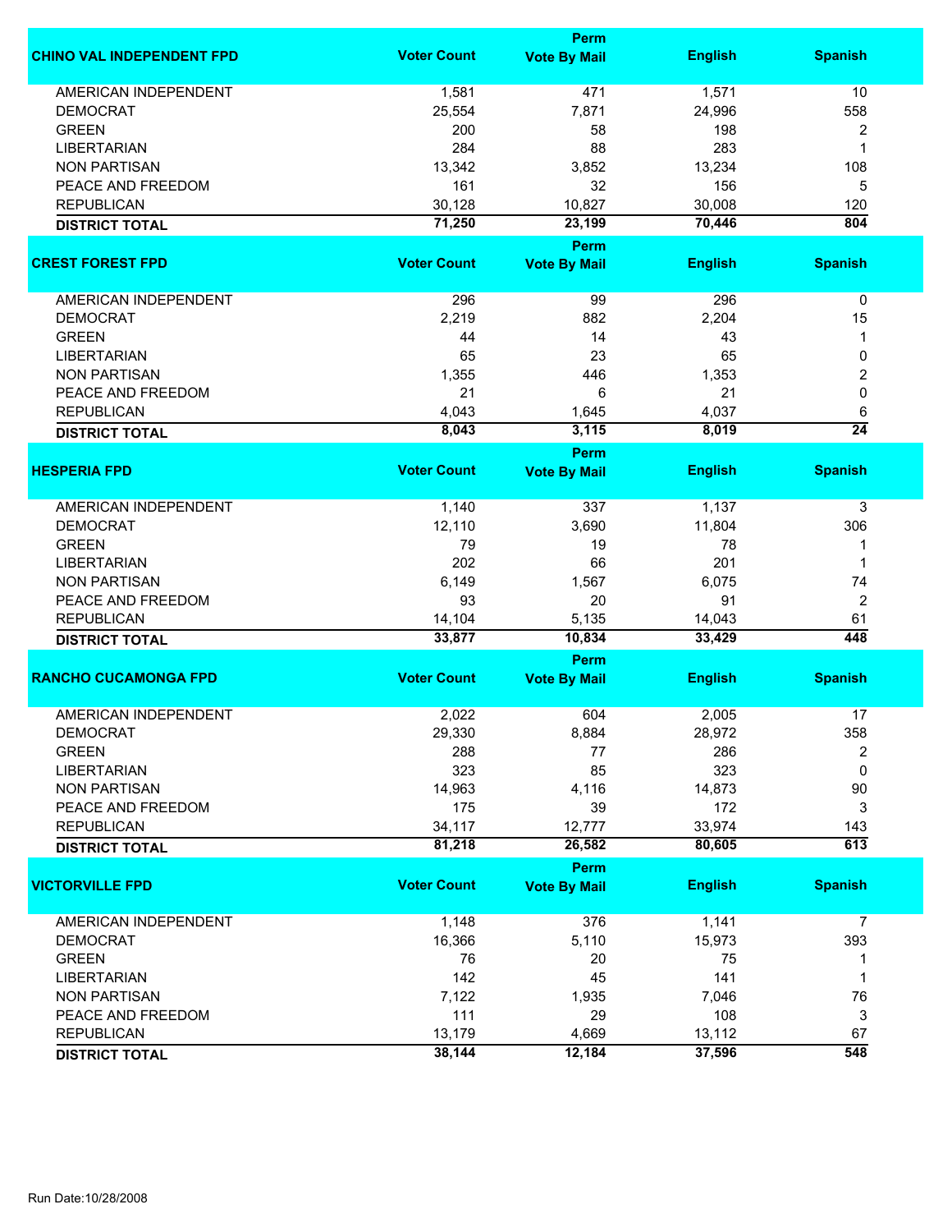| CHINO VAL INDEPENDENT FPD | Voter Count | Perm Vote By Mail | English | Spanish |
|---|---|---|---|---|
| AMERICAN INDEPENDENT | 1,581 | 471 | 1,571 | 10 |
| DEMOCRAT | 25,554 | 7,871 | 24,996 | 558 |
| GREEN | 200 | 58 | 198 | 2 |
| LIBERTARIAN | 284 | 88 | 283 | 1 |
| NON PARTISAN | 13,342 | 3,852 | 13,234 | 108 |
| PEACE AND FREEDOM | 161 | 32 | 156 | 5 |
| REPUBLICAN | 30,128 | 10,827 | 30,008 | 120 |
| **DISTRICT TOTAL** | **71,250** | **23,199** | **70,446** | **804** |

| CREST FOREST FPD | Voter Count | Perm Vote By Mail | English | Spanish |
|---|---|---|---|---|
| AMERICAN INDEPENDENT | 296 | 99 | 296 | 0 |
| DEMOCRAT | 2,219 | 882 | 2,204 | 15 |
| GREEN | 44 | 14 | 43 | 1 |
| LIBERTARIAN | 65 | 23 | 65 | 0 |
| NON PARTISAN | 1,355 | 446 | 1,353 | 2 |
| PEACE AND FREEDOM | 21 | 6 | 21 | 0 |
| REPUBLICAN | 4,043 | 1,645 | 4,037 | 6 |
| **DISTRICT TOTAL** | **8,043** | **3,115** | **8,019** | **24** |

| HESPERIA FPD | Voter Count | Perm Vote By Mail | English | Spanish |
|---|---|---|---|---|
| AMERICAN INDEPENDENT | 1,140 | 337 | 1,137 | 3 |
| DEMOCRAT | 12,110 | 3,690 | 11,804 | 306 |
| GREEN | 79 | 19 | 78 | 1 |
| LIBERTARIAN | 202 | 66 | 201 | 1 |
| NON PARTISAN | 6,149 | 1,567 | 6,075 | 74 |
| PEACE AND FREEDOM | 93 | 20 | 91 | 2 |
| REPUBLICAN | 14,104 | 5,135 | 14,043 | 61 |
| **DISTRICT TOTAL** | **33,877** | **10,834** | **33,429** | **448** |

| RANCHO CUCAMONGA FPD | Voter Count | Perm Vote By Mail | English | Spanish |
|---|---|---|---|---|
| AMERICAN INDEPENDENT | 2,022 | 604 | 2,005 | 17 |
| DEMOCRAT | 29,330 | 8,884 | 28,972 | 358 |
| GREEN | 288 | 77 | 286 | 2 |
| LIBERTARIAN | 323 | 85 | 323 | 0 |
| NON PARTISAN | 14,963 | 4,116 | 14,873 | 90 |
| PEACE AND FREEDOM | 175 | 39 | 172 | 3 |
| REPUBLICAN | 34,117 | 12,777 | 33,974 | 143 |
| **DISTRICT TOTAL** | **81,218** | **26,582** | **80,605** | **613** |

| VICTORVILLE FPD | Voter Count | Perm Vote By Mail | English | Spanish |
|---|---|---|---|---|
| AMERICAN INDEPENDENT | 1,148 | 376 | 1,141 | 7 |
| DEMOCRAT | 16,366 | 5,110 | 15,973 | 393 |
| GREEN | 76 | 20 | 75 | 1 |
| LIBERTARIAN | 142 | 45 | 141 | 1 |
| NON PARTISAN | 7,122 | 1,935 | 7,046 | 76 |
| PEACE AND FREEDOM | 111 | 29 | 108 | 3 |
| REPUBLICAN | 13,179 | 4,669 | 13,112 | 67 |
| **DISTRICT TOTAL** | **38,144** | **12,184** | **37,596** | **548** |

Run Date:10/28/2008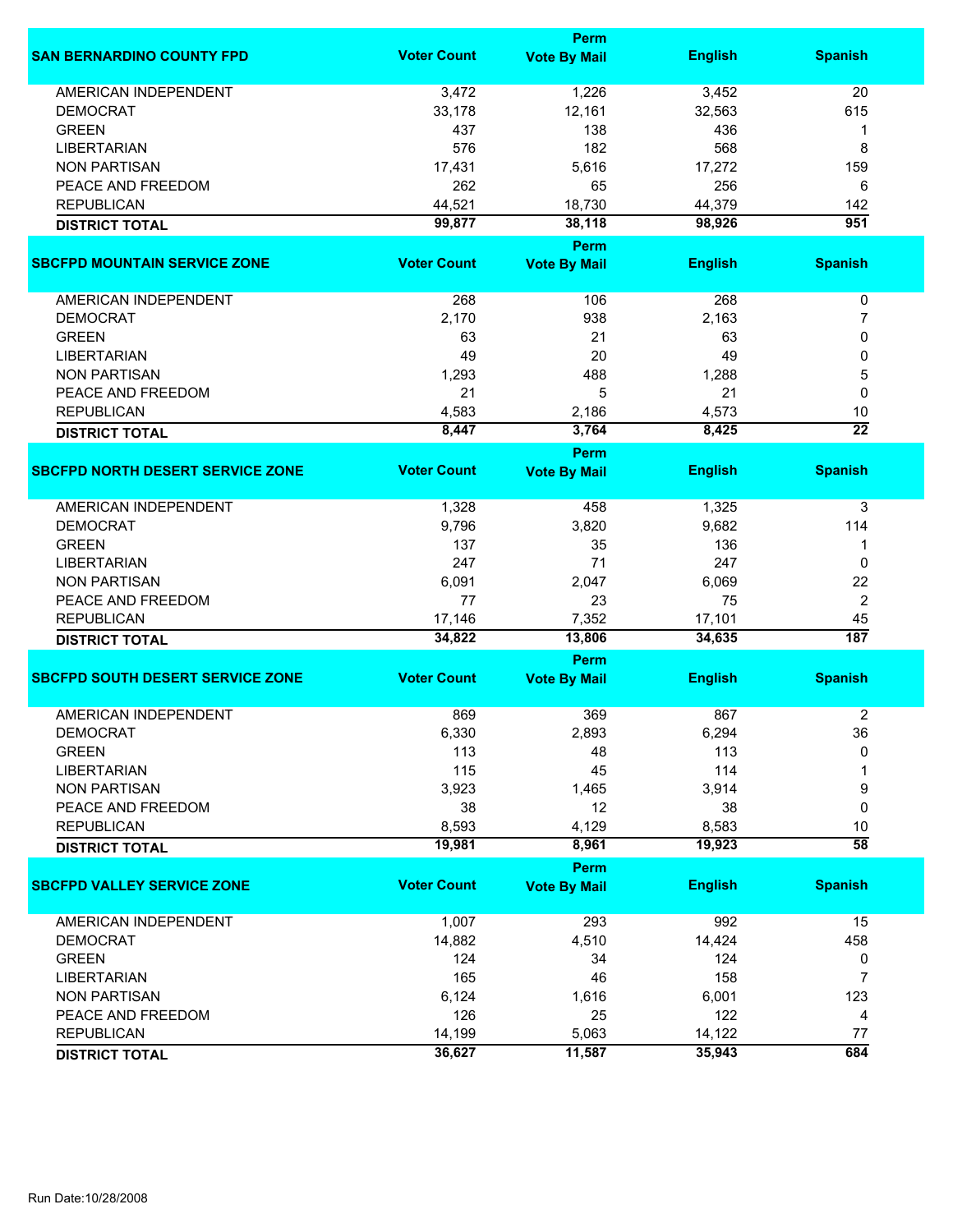| SAN BERNARDINO COUNTY FPD | Voter Count | Perm Vote By Mail | English | Spanish |
|---|---|---|---|---|
| AMERICAN INDEPENDENT | 3,472 | 1,226 | 3,452 | 20 |
| DEMOCRAT | 33,178 | 12,161 | 32,563 | 615 |
| GREEN | 437 | 138 | 436 | 1 |
| LIBERTARIAN | 576 | 182 | 568 | 8 |
| NON PARTISAN | 17,431 | 5,616 | 17,272 | 159 |
| PEACE AND FREEDOM | 262 | 65 | 256 | 6 |
| REPUBLICAN | 44,521 | 18,730 | 44,379 | 142 |
| **DISTRICT TOTAL** | **99,877** | **38,118** | **98,926** | **951** |

| SBCFPD MOUNTAIN SERVICE ZONE | Voter Count | Perm Vote By Mail | English | Spanish |
|---|---|---|---|---|
| AMERICAN INDEPENDENT | 268 | 106 | 268 | 0 |
| DEMOCRAT | 2,170 | 938 | 2,163 | 7 |
| GREEN | 63 | 21 | 63 | 0 |
| LIBERTARIAN | 49 | 20 | 49 | 0 |
| NON PARTISAN | 1,293 | 488 | 1,288 | 5 |
| PEACE AND FREEDOM | 21 | 5 | 21 | 0 |
| REPUBLICAN | 4,583 | 2,186 | 4,573 | 10 |
| **DISTRICT TOTAL** | **8,447** | **3,764** | **8,425** | **22** |

| SBCFPD NORTH DESERT SERVICE ZONE | Voter Count | Perm Vote By Mail | English | Spanish |
|---|---|---|---|---|
| AMERICAN INDEPENDENT | 1,328 | 458 | 1,325 | 3 |
| DEMOCRAT | 9,796 | 3,820 | 9,682 | 114 |
| GREEN | 137 | 35 | 136 | 1 |
| LIBERTARIAN | 247 | 71 | 247 | 0 |
| NON PARTISAN | 6,091 | 2,047 | 6,069 | 22 |
| PEACE AND FREEDOM | 77 | 23 | 75 | 2 |
| REPUBLICAN | 17,146 | 7,352 | 17,101 | 45 |
| **DISTRICT TOTAL** | **34,822** | **13,806** | **34,635** | **187** |

| SBCFPD SOUTH DESERT SERVICE ZONE | Voter Count | Perm Vote By Mail | English | Spanish |
|---|---|---|---|---|
| AMERICAN INDEPENDENT | 869 | 369 | 867 | 2 |
| DEMOCRAT | 6,330 | 2,893 | 6,294 | 36 |
| GREEN | 113 | 48 | 113 | 0 |
| LIBERTARIAN | 115 | 45 | 114 | 1 |
| NON PARTISAN | 3,923 | 1,465 | 3,914 | 9 |
| PEACE AND FREEDOM | 38 | 12 | 38 | 0 |
| REPUBLICAN | 8,593 | 4,129 | 8,583 | 10 |
| **DISTRICT TOTAL** | **19,981** | **8,961** | **19,923** | **58** |

| SBCFPD VALLEY SERVICE ZONE | Voter Count | Perm Vote By Mail | English | Spanish |
|---|---|---|---|---|
| AMERICAN INDEPENDENT | 1,007 | 293 | 992 | 15 |
| DEMOCRAT | 14,882 | 4,510 | 14,424 | 458 |
| GREEN | 124 | 34 | 124 | 0 |
| LIBERTARIAN | 165 | 46 | 158 | 7 |
| NON PARTISAN | 6,124 | 1,616 | 6,001 | 123 |
| PEACE AND FREEDOM | 126 | 25 | 122 | 4 |
| REPUBLICAN | 14,199 | 5,063 | 14,122 | 77 |
| **DISTRICT TOTAL** | **36,627** | **11,587** | **35,943** | **684** |

Run Date:10/28/2008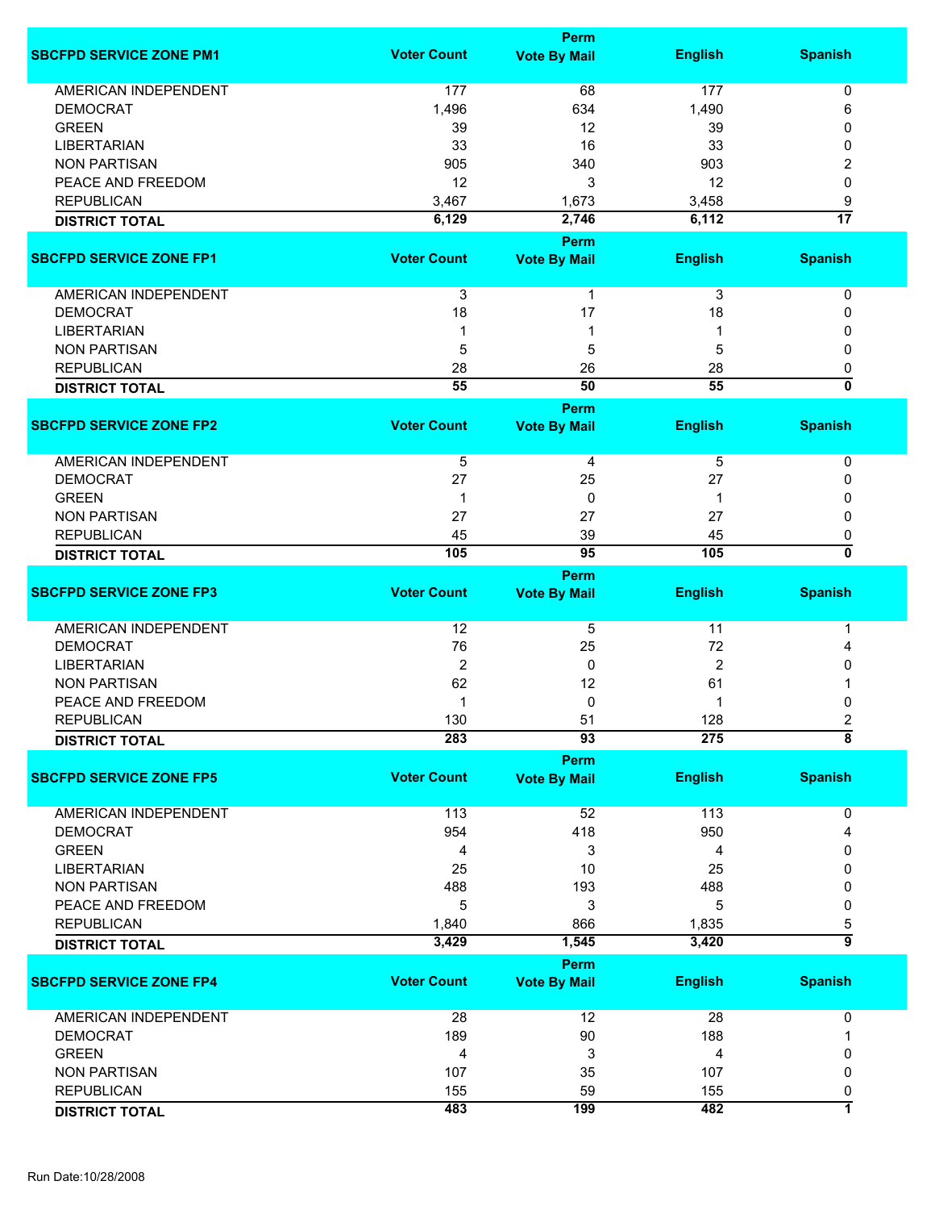| SBCFPD SERVICE ZONE PM1 | Voter Count | Perm Vote By Mail | English | Spanish |
|---|---|---|---|---|
| AMERICAN INDEPENDENT | 177 | 68 | 177 | 0 |
| DEMOCRAT | 1,496 | 634 | 1,490 | 6 |
| GREEN | 39 | 12 | 39 | 0 |
| LIBERTARIAN | 33 | 16 | 33 | 0 |
| NON PARTISAN | 905 | 340 | 903 | 2 |
| PEACE AND FREEDOM | 12 | 3 | 12 | 0 |
| REPUBLICAN | 3,467 | 1,673 | 3,458 | 9 |
| **DISTRICT TOTAL** | **6,129** | **2,746** | **6,112** | **17** |

| SBCFPD SERVICE ZONE FP1 | Voter Count | Perm Vote By Mail | English | Spanish |
|---|---|---|---|---|
| AMERICAN INDEPENDENT | 3 | 1 | 3 | 0 |
| DEMOCRAT | 18 | 17 | 18 | 0 |
| LIBERTARIAN | 1 | 1 | 1 | 0 |
| NON PARTISAN | 5 | 5 | 5 | 0 |
| REPUBLICAN | 28 | 26 | 28 | 0 |
| **DISTRICT TOTAL** | **55** | **50** | **55** | **0** |

| SBCFPD SERVICE ZONE FP2 | Voter Count | Perm Vote By Mail | English | Spanish |
|---|---|---|---|---|
| AMERICAN INDEPENDENT | 5 | 4 | 5 | 0 |
| DEMOCRAT | 27 | 25 | 27 | 0 |
| GREEN | 1 | 0 | 1 | 0 |
| NON PARTISAN | 27 | 27 | 27 | 0 |
| REPUBLICAN | 45 | 39 | 45 | 0 |
| **DISTRICT TOTAL** | **105** | **95** | **105** | **0** |

| SBCFPD SERVICE ZONE FP3 | Voter Count | Perm Vote By Mail | English | Spanish |
|---|---|---|---|---|
| AMERICAN INDEPENDENT | 12 | 5 | 11 | 1 |
| DEMOCRAT | 76 | 25 | 72 | 4 |
| LIBERTARIAN | 2 | 0 | 2 | 0 |
| NON PARTISAN | 62 | 12 | 61 | 1 |
| PEACE AND FREEDOM | 1 | 0 | 1 | 0 |
| REPUBLICAN | 130 | 51 | 128 | 2 |
| **DISTRICT TOTAL** | **283** | **93** | **275** | **8** |

| SBCFPD SERVICE ZONE FP5 | Voter Count | Perm Vote By Mail | English | Spanish |
|---|---|---|---|---|
| AMERICAN INDEPENDENT | 113 | 52 | 113 | 0 |
| DEMOCRAT | 954 | 418 | 950 | 4 |
| GREEN | 4 | 3 | 4 | 0 |
| LIBERTARIAN | 25 | 10 | 25 | 0 |
| NON PARTISAN | 488 | 193 | 488 | 0 |
| PEACE AND FREEDOM | 5 | 3 | 5 | 0 |
| REPUBLICAN | 1,840 | 866 | 1,835 | 5 |
| **DISTRICT TOTAL** | **3,429** | **1,545** | **3,420** | **9** |

| SBCFPD SERVICE ZONE FP4 | Voter Count | Perm Vote By Mail | English | Spanish |
|---|---|---|---|---|
| AMERICAN INDEPENDENT | 28 | 12 | 28 | 0 |
| DEMOCRAT | 189 | 90 | 188 | 1 |
| GREEN | 4 | 3 | 4 | 0 |
| NON PARTISAN | 107 | 35 | 107 | 0 |
| REPUBLICAN | 155 | 59 | 155 | 0 |
| **DISTRICT TOTAL** | **483** | **199** | **482** | **1** |

Run Date:10/28/2008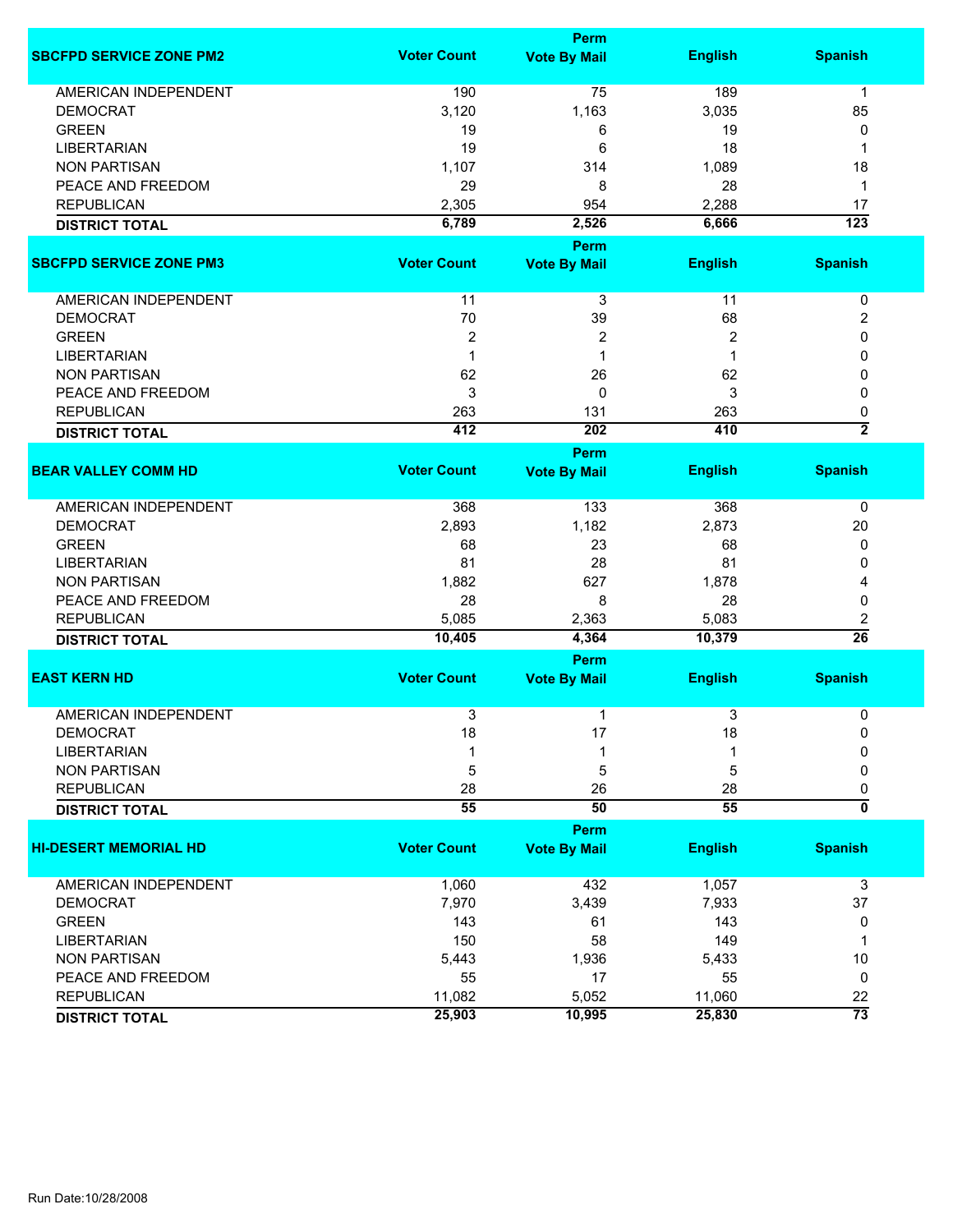| SBCFPD SERVICE ZONE PM2 | Voter Count | Perm Vote By Mail | English | Spanish |
|---|---|---|---|---|
| AMERICAN INDEPENDENT | 190 | 75 | 189 | 1 |
| DEMOCRAT | 3,120 | 1,163 | 3,035 | 85 |
| GREEN | 19 | 6 | 19 | 0 |
| LIBERTARIAN | 19 | 6 | 18 | 1 |
| NON PARTISAN | 1,107 | 314 | 1,089 | 18 |
| PEACE AND FREEDOM | 29 | 8 | 28 | 1 |
| REPUBLICAN | 2,305 | 954 | 2,288 | 17 |
| **DISTRICT TOTAL** | **6,789** | **2,526** | **6,666** | **123** |

| SBCFPD SERVICE ZONE PM3 | Voter Count | Perm Vote By Mail | English | Spanish |
|---|---|---|---|---|
| AMERICAN INDEPENDENT | 11 | 3 | 11 | 0 |
| DEMOCRAT | 70 | 39 | 68 | 2 |
| GREEN | 2 | 2 | 2 | 0 |
| LIBERTARIAN | 1 | 1 | 1 | 0 |
| NON PARTISAN | 62 | 26 | 62 | 0 |
| PEACE AND FREEDOM | 3 | 0 | 3 | 0 |
| REPUBLICAN | 263 | 131 | 263 | 0 |
| **DISTRICT TOTAL** | **412** | **202** | **410** | **2** |

| BEAR VALLEY COMM HD | Voter Count | Perm Vote By Mail | English | Spanish |
|---|---|---|---|---|
| AMERICAN INDEPENDENT | 368 | 133 | 368 | 0 |
| DEMOCRAT | 2,893 | 1,182 | 2,873 | 20 |
| GREEN | 68 | 23 | 68 | 0 |
| LIBERTARIAN | 81 | 28 | 81 | 0 |
| NON PARTISAN | 1,882 | 627 | 1,878 | 4 |
| PEACE AND FREEDOM | 28 | 8 | 28 | 0 |
| REPUBLICAN | 5,085 | 2,363 | 5,083 | 2 |
| **DISTRICT TOTAL** | **10,405** | **4,364** | **10,379** | **26** |

| EAST KERN HD | Voter Count | Perm Vote By Mail | English | Spanish |
|---|---|---|---|---|
| AMERICAN INDEPENDENT | 3 | 1 | 3 | 0 |
| DEMOCRAT | 18 | 17 | 18 | 0 |
| LIBERTARIAN | 1 | 1 | 1 | 0 |
| NON PARTISAN | 5 | 5 | 5 | 0 |
| REPUBLICAN | 28 | 26 | 28 | 0 |
| **DISTRICT TOTAL** | **55** | **50** | **55** | **0** |

| HI-DESERT MEMORIAL HD | Voter Count | Perm Vote By Mail | English | Spanish |
|---|---|---|---|---|
| AMERICAN INDEPENDENT | 1,060 | 432 | 1,057 | 3 |
| DEMOCRAT | 7,970 | 3,439 | 7,933 | 37 |
| GREEN | 143 | 61 | 143 | 0 |
| LIBERTARIAN | 150 | 58 | 149 | 1 |
| NON PARTISAN | 5,443 | 1,936 | 5,433 | 10 |
| PEACE AND FREEDOM | 55 | 17 | 55 | 0 |
| REPUBLICAN | 11,082 | 5,052 | 11,060 | 22 |
| **DISTRICT TOTAL** | **25,903** | **10,995** | **25,830** | **73** |

Run Date:10/28/2008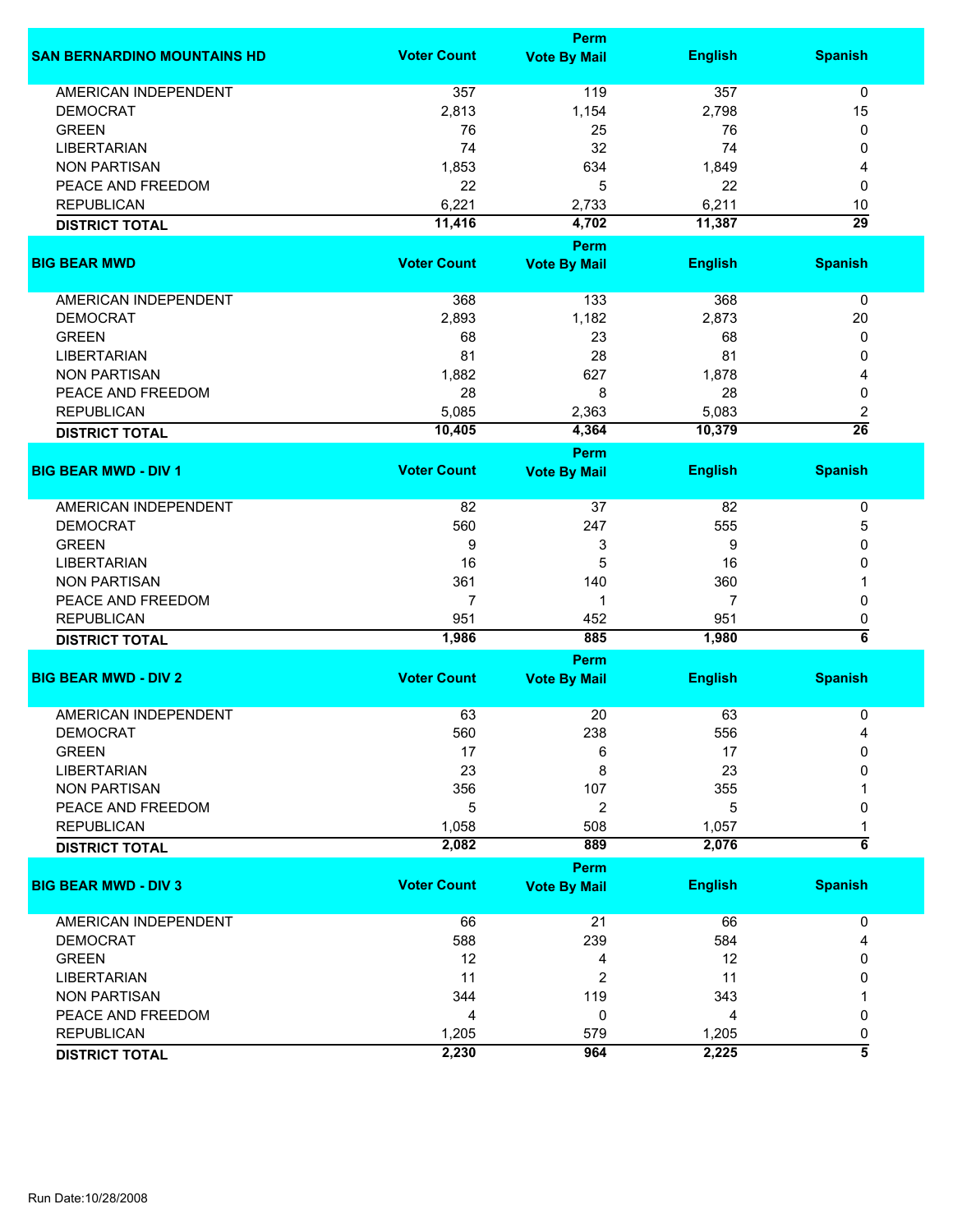| SAN BERNARDINO MOUNTAINS HD | Voter Count | Perm Vote By Mail | English | Spanish |
|---|---|---|---|---|
| AMERICAN INDEPENDENT | 357 | 119 | 357 | 0 |
| DEMOCRAT | 2,813 | 1,154 | 2,798 | 15 |
| GREEN | 76 | 25 | 76 | 0 |
| LIBERTARIAN | 74 | 32 | 74 | 0 |
| NON PARTISAN | 1,853 | 634 | 1,849 | 4 |
| PEACE AND FREEDOM | 22 | 5 | 22 | 0 |
| REPUBLICAN | 6,221 | 2,733 | 6,211 | 10 |
| **DISTRICT TOTAL** | **11,416** | **4,702** | **11,387** | **29** |

| BIG BEAR MWD | Voter Count | Perm Vote By Mail | English | Spanish |
|---|---|---|---|---|
| AMERICAN INDEPENDENT | 368 | 133 | 368 | 0 |
| DEMOCRAT | 2,893 | 1,182 | 2,873 | 20 |
| GREEN | 68 | 23 | 68 | 0 |
| LIBERTARIAN | 81 | 28 | 81 | 0 |
| NON PARTISAN | 1,882 | 627 | 1,878 | 4 |
| PEACE AND FREEDOM | 28 | 8 | 28 | 0 |
| REPUBLICAN | 5,085 | 2,363 | 5,083 | 2 |
| **DISTRICT TOTAL** | **10,405** | **4,364** | **10,379** | **26** |

| BIG BEAR MWD - DIV 1 | Voter Count | Perm Vote By Mail | English | Spanish |
|---|---|---|---|---|
| AMERICAN INDEPENDENT | 82 | 37 | 82 | 0 |
| DEMOCRAT | 560 | 247 | 555 | 5 |
| GREEN | 9 | 3 | 9 | 0 |
| LIBERTARIAN | 16 | 5 | 16 | 0 |
| NON PARTISAN | 361 | 140 | 360 | 1 |
| PEACE AND FREEDOM | 7 | 1 | 7 | 0 |
| REPUBLICAN | 951 | 452 | 951 | 0 |
| **DISTRICT TOTAL** | **1,986** | **885** | **1,980** | **6** |

| BIG BEAR MWD - DIV 2 | Voter Count | Perm Vote By Mail | English | Spanish |
|---|---|---|---|---|
| AMERICAN INDEPENDENT | 63 | 20 | 63 | 0 |
| DEMOCRAT | 560 | 238 | 556 | 4 |
| GREEN | 17 | 6 | 17 | 0 |
| LIBERTARIAN | 23 | 8 | 23 | 0 |
| NON PARTISAN | 356 | 107 | 355 | 1 |
| PEACE AND FREEDOM | 5 | 2 | 5 | 0 |
| REPUBLICAN | 1,058 | 508 | 1,057 | 1 |
| **DISTRICT TOTAL** | **2,082** | **889** | **2,076** | **6** |

| BIG BEAR MWD - DIV 3 | Voter Count | Perm Vote By Mail | English | Spanish |
|---|---|---|---|---|
| AMERICAN INDEPENDENT | 66 | 21 | 66 | 0 |
| DEMOCRAT | 588 | 239 | 584 | 4 |
| GREEN | 12 | 4 | 12 | 0 |
| LIBERTARIAN | 11 | 2 | 11 | 0 |
| NON PARTISAN | 344 | 119 | 343 | 1 |
| PEACE AND FREEDOM | 4 | 0 | 4 | 0 |
| REPUBLICAN | 1,205 | 579 | 1,205 | 0 |
| **DISTRICT TOTAL** | **2,230** | **964** | **2,225** | **5** |

Run Date:10/28/2008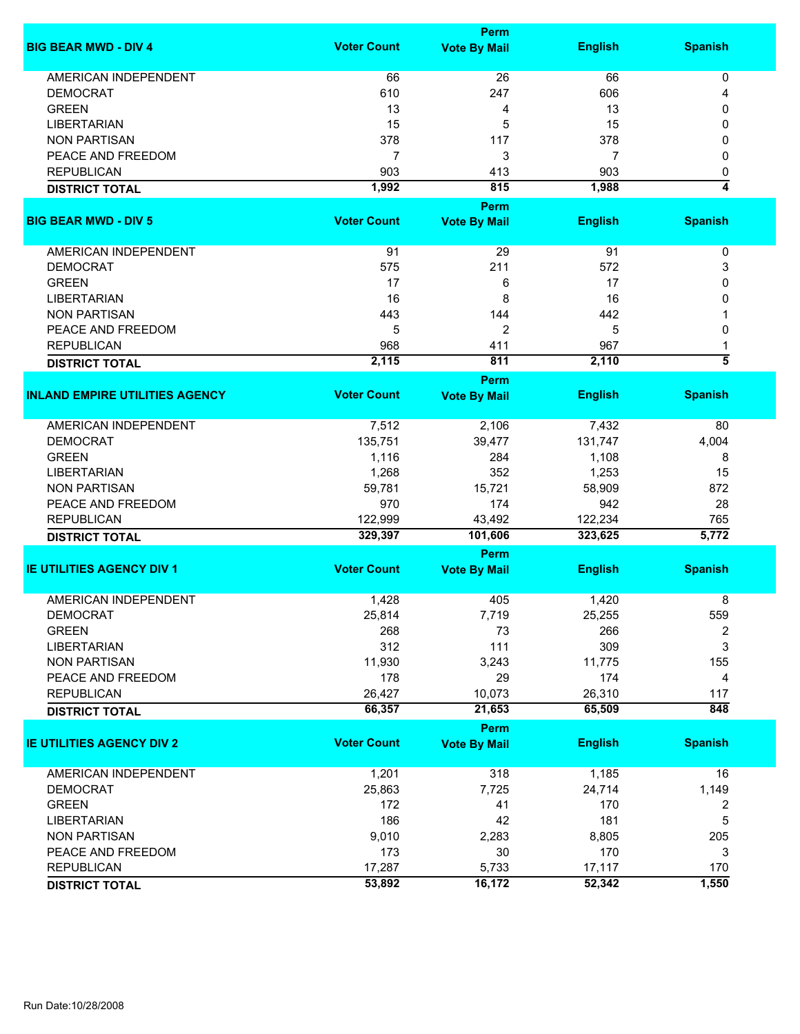| BIG BEAR MWD - DIV 4 | Voter Count | Perm Vote By Mail | English | Spanish |
|---|---|---|---|---|
| AMERICAN INDEPENDENT | 66 | 26 | 66 | 0 |
| DEMOCRAT | 610 | 247 | 606 | 4 |
| GREEN | 13 | 4 | 13 | 0 |
| LIBERTARIAN | 15 | 5 | 15 | 0 |
| NON PARTISAN | 378 | 117 | 378 | 0 |
| PEACE AND FREEDOM | 7 | 3 | 7 | 0 |
| REPUBLICAN | 903 | 413 | 903 | 0 |
| **DISTRICT TOTAL** | **1,992** | **815** | **1,988** | **4** |

| BIG BEAR MWD - DIV 5 | Voter Count | Perm Vote By Mail | English | Spanish |
|---|---|---|---|---|
| AMERICAN INDEPENDENT | 91 | 29 | 91 | 0 |
| DEMOCRAT | 575 | 211 | 572 | 3 |
| GREEN | 17 | 6 | 17 | 0 |
| LIBERTARIAN | 16 | 8 | 16 | 0 |
| NON PARTISAN | 443 | 144 | 442 | 1 |
| PEACE AND FREEDOM | 5 | 2 | 5 | 0 |
| REPUBLICAN | 968 | 411 | 967 | 1 |
| **DISTRICT TOTAL** | **2,115** | **811** | **2,110** | **5** |

| INLAND EMPIRE UTILITIES AGENCY | Voter Count | Perm Vote By Mail | English | Spanish |
|---|---|---|---|---|
| AMERICAN INDEPENDENT | 7,512 | 2,106 | 7,432 | 80 |
| DEMOCRAT | 135,751 | 39,477 | 131,747 | 4,004 |
| GREEN | 1,116 | 284 | 1,108 | 8 |
| LIBERTARIAN | 1,268 | 352 | 1,253 | 15 |
| NON PARTISAN | 59,781 | 15,721 | 58,909 | 872 |
| PEACE AND FREEDOM | 970 | 174 | 942 | 28 |
| REPUBLICAN | 122,999 | 43,492 | 122,234 | 765 |
| **DISTRICT TOTAL** | **329,397** | **101,606** | **323,625** | **5,772** |

| IE UTILITIES AGENCY DIV 1 | Voter Count | Perm Vote By Mail | English | Spanish |
|---|---|---|---|---|
| AMERICAN INDEPENDENT | 1,428 | 405 | 1,420 | 8 |
| DEMOCRAT | 25,814 | 7,719 | 25,255 | 559 |
| GREEN | 268 | 73 | 266 | 2 |
| LIBERTARIAN | 312 | 111 | 309 | 3 |
| NON PARTISAN | 11,930 | 3,243 | 11,775 | 155 |
| PEACE AND FREEDOM | 178 | 29 | 174 | 4 |
| REPUBLICAN | 26,427 | 10,073 | 26,310 | 117 |
| **DISTRICT TOTAL** | **66,357** | **21,653** | **65,509** | **848** |

| IE UTILITIES AGENCY DIV 2 | Voter Count | Perm Vote By Mail | English | Spanish |
|---|---|---|---|---|
| AMERICAN INDEPENDENT | 1,201 | 318 | 1,185 | 16 |
| DEMOCRAT | 25,863 | 7,725 | 24,714 | 1,149 |
| GREEN | 172 | 41 | 170 | 2 |
| LIBERTARIAN | 186 | 42 | 181 | 5 |
| NON PARTISAN | 9,010 | 2,283 | 8,805 | 205 |
| PEACE AND FREEDOM | 173 | 30 | 170 | 3 |
| REPUBLICAN | 17,287 | 5,733 | 17,117 | 170 |
| **DISTRICT TOTAL** | **53,892** | **16,172** | **52,342** | **1,550** |

Run Date:10/28/2008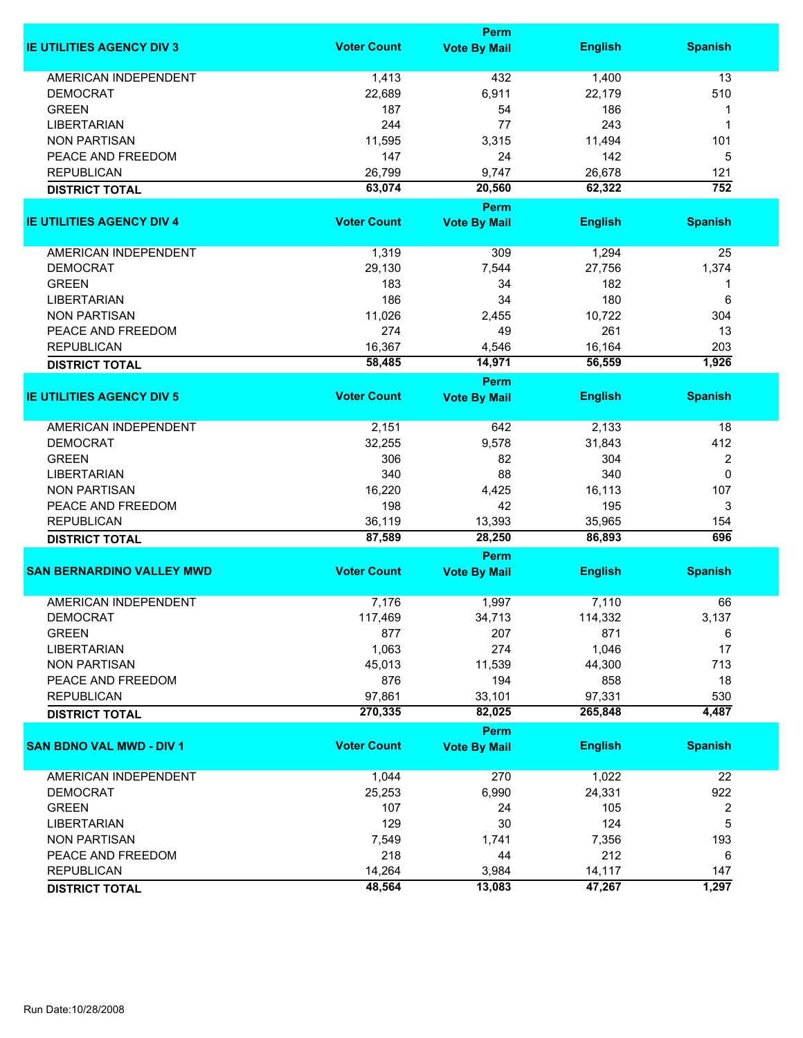| IE UTILITIES AGENCY DIV 3 | Voter Count | Perm Vote By Mail | English | Spanish |
|---|---|---|---|---|
| AMERICAN INDEPENDENT | 1,413 | 432 | 1,400 | 13 |
| DEMOCRAT | 22,689 | 6,911 | 22,179 | 510 |
| GREEN | 187 | 54 | 186 | 1 |
| LIBERTARIAN | 244 | 77 | 243 | 1 |
| NON PARTISAN | 11,595 | 3,315 | 11,494 | 101 |
| PEACE AND FREEDOM | 147 | 24 | 142 | 5 |
| REPUBLICAN | 26,799 | 9,747 | 26,678 | 121 |
| **DISTRICT TOTAL** | **63,074** | **20,560** | **62,322** | **752** |

| IE UTILITIES AGENCY DIV 4 | Voter Count | Perm Vote By Mail | English | Spanish |
|---|---|---|---|---|
| AMERICAN INDEPENDENT | 1,319 | 309 | 1,294 | 25 |
| DEMOCRAT | 29,130 | 7,544 | 27,756 | 1,374 |
| GREEN | 183 | 34 | 182 | 1 |
| LIBERTARIAN | 186 | 34 | 180 | 6 |
| NON PARTISAN | 11,026 | 2,455 | 10,722 | 304 |
| PEACE AND FREEDOM | 274 | 49 | 261 | 13 |
| REPUBLICAN | 16,367 | 4,546 | 16,164 | 203 |
| **DISTRICT TOTAL** | **58,485** | **14,971** | **56,559** | **1,926** |

| IE UTILITIES AGENCY DIV 5 | Voter Count | Perm Vote By Mail | English | Spanish |
|---|---|---|---|---|
| AMERICAN INDEPENDENT | 2,151 | 642 | 2,133 | 18 |
| DEMOCRAT | 32,255 | 9,578 | 31,843 | 412 |
| GREEN | 306 | 82 | 304 | 2 |
| LIBERTARIAN | 340 | 88 | 340 | 0 |
| NON PARTISAN | 16,220 | 4,425 | 16,113 | 107 |
| PEACE AND FREEDOM | 198 | 42 | 195 | 3 |
| REPUBLICAN | 36,119 | 13,393 | 35,965 | 154 |
| **DISTRICT TOTAL** | **87,589** | **28,250** | **86,893** | **696** |

| SAN BERNARDINO VALLEY MWD | Voter Count | Perm Vote By Mail | English | Spanish |
|---|---|---|---|---|
| AMERICAN INDEPENDENT | 7,176 | 1,997 | 7,110 | 66 |
| DEMOCRAT | 117,469 | 34,713 | 114,332 | 3,137 |
| GREEN | 877 | 207 | 871 | 6 |
| LIBERTARIAN | 1,063 | 274 | 1,046 | 17 |
| NON PARTISAN | 45,013 | 11,539 | 44,300 | 713 |
| PEACE AND FREEDOM | 876 | 194 | 858 | 18 |
| REPUBLICAN | 97,861 | 33,101 | 97,331 | 530 |
| **DISTRICT TOTAL** | **270,335** | **82,025** | **265,848** | **4,487** |

| SAN BDNO VAL MWD - DIV 1 | Voter Count | Perm Vote By Mail | English | Spanish |
|---|---|---|---|---|
| AMERICAN INDEPENDENT | 1,044 | 270 | 1,022 | 22 |
| DEMOCRAT | 25,253 | 6,990 | 24,331 | 922 |
| GREEN | 107 | 24 | 105 | 2 |
| LIBERTARIAN | 129 | 30 | 124 | 5 |
| NON PARTISAN | 7,549 | 1,741 | 7,356 | 193 |
| PEACE AND FREEDOM | 218 | 44 | 212 | 6 |
| REPUBLICAN | 14,264 | 3,984 | 14,117 | 147 |
| **DISTRICT TOTAL** | **48,564** | **13,083** | **47,267** | **1,297** |

Run Date:10/28/2008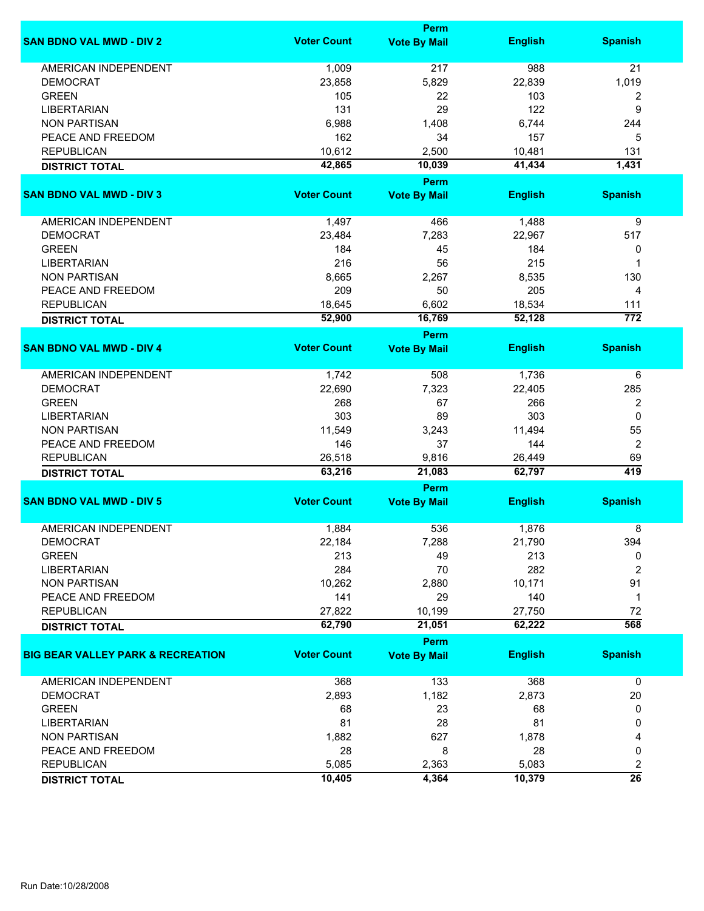| SAN BDNO VAL MWD - DIV 2 | Voter Count | Perm Vote By Mail | English | Spanish |
|---|---|---|---|---|
| AMERICAN INDEPENDENT | 1,009 | 217 | 988 | 21 |
| DEMOCRAT | 23,858 | 5,829 | 22,839 | 1,019 |
| GREEN | 105 | 22 | 103 | 2 |
| LIBERTARIAN | 131 | 29 | 122 | 9 |
| NON PARTISAN | 6,988 | 1,408 | 6,744 | 244 |
| PEACE AND FREEDOM | 162 | 34 | 157 | 5 |
| REPUBLICAN | 10,612 | 2,500 | 10,481 | 131 |
| **DISTRICT TOTAL** | **42,865** | **10,039** | **41,434** | **1,431** |

| SAN BDNO VAL MWD - DIV 3 | Voter Count | Perm Vote By Mail | English | Spanish |
|---|---|---|---|---|
| AMERICAN INDEPENDENT | 1,497 | 466 | 1,488 | 9 |
| DEMOCRAT | 23,484 | 7,283 | 22,967 | 517 |
| GREEN | 184 | 45 | 184 | 0 |
| LIBERTARIAN | 216 | 56 | 215 | 1 |
| NON PARTISAN | 8,665 | 2,267 | 8,535 | 130 |
| PEACE AND FREEDOM | 209 | 50 | 205 | 4 |
| REPUBLICAN | 18,645 | 6,602 | 18,534 | 111 |
| **DISTRICT TOTAL** | **52,900** | **16,769** | **52,128** | **772** |

| SAN BDNO VAL MWD - DIV 4 | Voter Count | Perm Vote By Mail | English | Spanish |
|---|---|---|---|---|
| AMERICAN INDEPENDENT | 1,742 | 508 | 1,736 | 6 |
| DEMOCRAT | 22,690 | 7,323 | 22,405 | 285 |
| GREEN | 268 | 67 | 266 | 2 |
| LIBERTARIAN | 303 | 89 | 303 | 0 |
| NON PARTISAN | 11,549 | 3,243 | 11,494 | 55 |
| PEACE AND FREEDOM | 146 | 37 | 144 | 2 |
| REPUBLICAN | 26,518 | 9,816 | 26,449 | 69 |
| **DISTRICT TOTAL** | **63,216** | **21,083** | **62,797** | **419** |

| SAN BDNO VAL MWD - DIV 5 | Voter Count | Perm Vote By Mail | English | Spanish |
|---|---|---|---|---|
| AMERICAN INDEPENDENT | 1,884 | 536 | 1,876 | 8 |
| DEMOCRAT | 22,184 | 7,288 | 21,790 | 394 |
| GREEN | 213 | 49 | 213 | 0 |
| LIBERTARIAN | 284 | 70 | 282 | 2 |
| NON PARTISAN | 10,262 | 2,880 | 10,171 | 91 |
| PEACE AND FREEDOM | 141 | 29 | 140 | 1 |
| REPUBLICAN | 27,822 | 10,199 | 27,750 | 72 |
| **DISTRICT TOTAL** | **62,790** | **21,051** | **62,222** | **568** |

| BIG BEAR VALLEY PARK & RECREATION | Voter Count | Perm Vote By Mail | English | Spanish |
|---|---|---|---|---|
| AMERICAN INDEPENDENT | 368 | 133 | 368 | 0 |
| DEMOCRAT | 2,893 | 1,182 | 2,873 | 20 |
| GREEN | 68 | 23 | 68 | 0 |
| LIBERTARIAN | 81 | 28 | 81 | 0 |
| NON PARTISAN | 1,882 | 627 | 1,878 | 4 |
| PEACE AND FREEDOM | 28 | 8 | 28 | 0 |
| REPUBLICAN | 5,085 | 2,363 | 5,083 | 2 |
| **DISTRICT TOTAL** | **10,405** | **4,364** | **10,379** | **26** |

Run Date:10/28/2008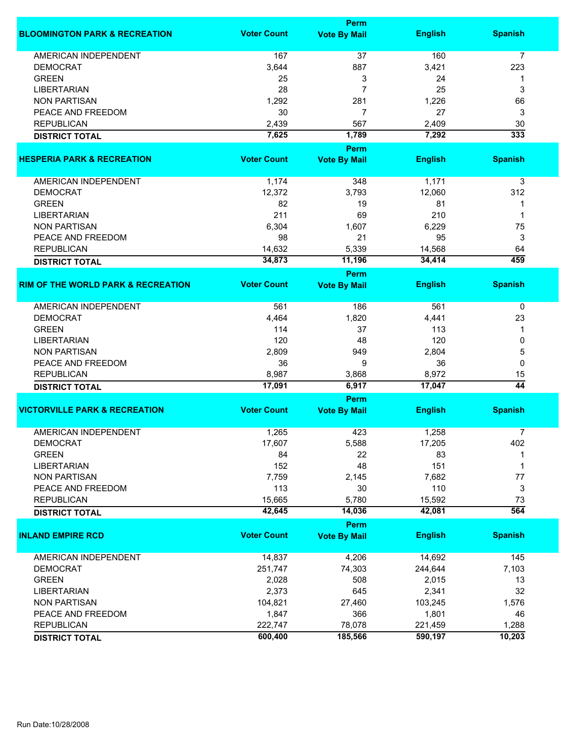| BLOOMINGTON PARK & RECREATION | Voter Count | Perm Vote By Mail | English | Spanish |
|---|---|---|---|---|
| AMERICAN INDEPENDENT | 167 | 37 | 160 | 7 |
| DEMOCRAT | 3,644 | 887 | 3,421 | 223 |
| GREEN | 25 | 3 | 24 | 1 |
| LIBERTARIAN | 28 | 7 | 25 | 3 |
| NON PARTISAN | 1,292 | 281 | 1,226 | 66 |
| PEACE AND FREEDOM | 30 | 7 | 27 | 3 |
| REPUBLICAN | 2,439 | 567 | 2,409 | 30 |
| **DISTRICT TOTAL** | **7,625** | **1,789** | **7,292** | **333** |

| HESPERIA PARK & RECREATION | Voter Count | Perm Vote By Mail | English | Spanish |
|---|---|---|---|---|
| AMERICAN INDEPENDENT | 1,174 | 348 | 1,171 | 3 |
| DEMOCRAT | 12,372 | 3,793 | 12,060 | 312 |
| GREEN | 82 | 19 | 81 | 1 |
| LIBERTARIAN | 211 | 69 | 210 | 1 |
| NON PARTISAN | 6,304 | 1,607 | 6,229 | 75 |
| PEACE AND FREEDOM | 98 | 21 | 95 | 3 |
| REPUBLICAN | 14,632 | 5,339 | 14,568 | 64 |
| **DISTRICT TOTAL** | **34,873** | **11,196** | **34,414** | **459** |

| RIM OF THE WORLD PARK & RECREATION | Voter Count | Perm Vote By Mail | English | Spanish |
|---|---|---|---|---|
| AMERICAN INDEPENDENT | 561 | 186 | 561 | 0 |
| DEMOCRAT | 4,464 | 1,820 | 4,441 | 23 |
| GREEN | 114 | 37 | 113 | 1 |
| LIBERTARIAN | 120 | 48 | 120 | 0 |
| NON PARTISAN | 2,809 | 949 | 2,804 | 5 |
| PEACE AND FREEDOM | 36 | 9 | 36 | 0 |
| REPUBLICAN | 8,987 | 3,868 | 8,972 | 15 |
| **DISTRICT TOTAL** | **17,091** | **6,917** | **17,047** | **44** |

| VICTORVILLE PARK & RECREATION | Voter Count | Perm Vote By Mail | English | Spanish |
|---|---|---|---|---|
| AMERICAN INDEPENDENT | 1,265 | 423 | 1,258 | 7 |
| DEMOCRAT | 17,607 | 5,588 | 17,205 | 402 |
| GREEN | 84 | 22 | 83 | 1 |
| LIBERTARIAN | 152 | 48 | 151 | 1 |
| NON PARTISAN | 7,759 | 2,145 | 7,682 | 77 |
| PEACE AND FREEDOM | 113 | 30 | 110 | 3 |
| REPUBLICAN | 15,665 | 5,780 | 15,592 | 73 |
| **DISTRICT TOTAL** | **42,645** | **14,036** | **42,081** | **564** |

| INLAND EMPIRE RCD | Voter Count | Perm Vote By Mail | English | Spanish |
|---|---|---|---|---|
| AMERICAN INDEPENDENT | 14,837 | 4,206 | 14,692 | 145 |
| DEMOCRAT | 251,747 | 74,303 | 244,644 | 7,103 |
| GREEN | 2,028 | 508 | 2,015 | 13 |
| LIBERTARIAN | 2,373 | 645 | 2,341 | 32 |
| NON PARTISAN | 104,821 | 27,460 | 103,245 | 1,576 |
| PEACE AND FREEDOM | 1,847 | 366 | 1,801 | 46 |
| REPUBLICAN | 222,747 | 78,078 | 221,459 | 1,288 |
| **DISTRICT TOTAL** | **600,400** | **185,566** | **590,197** | **10,203** |

Run Date:10/28/2008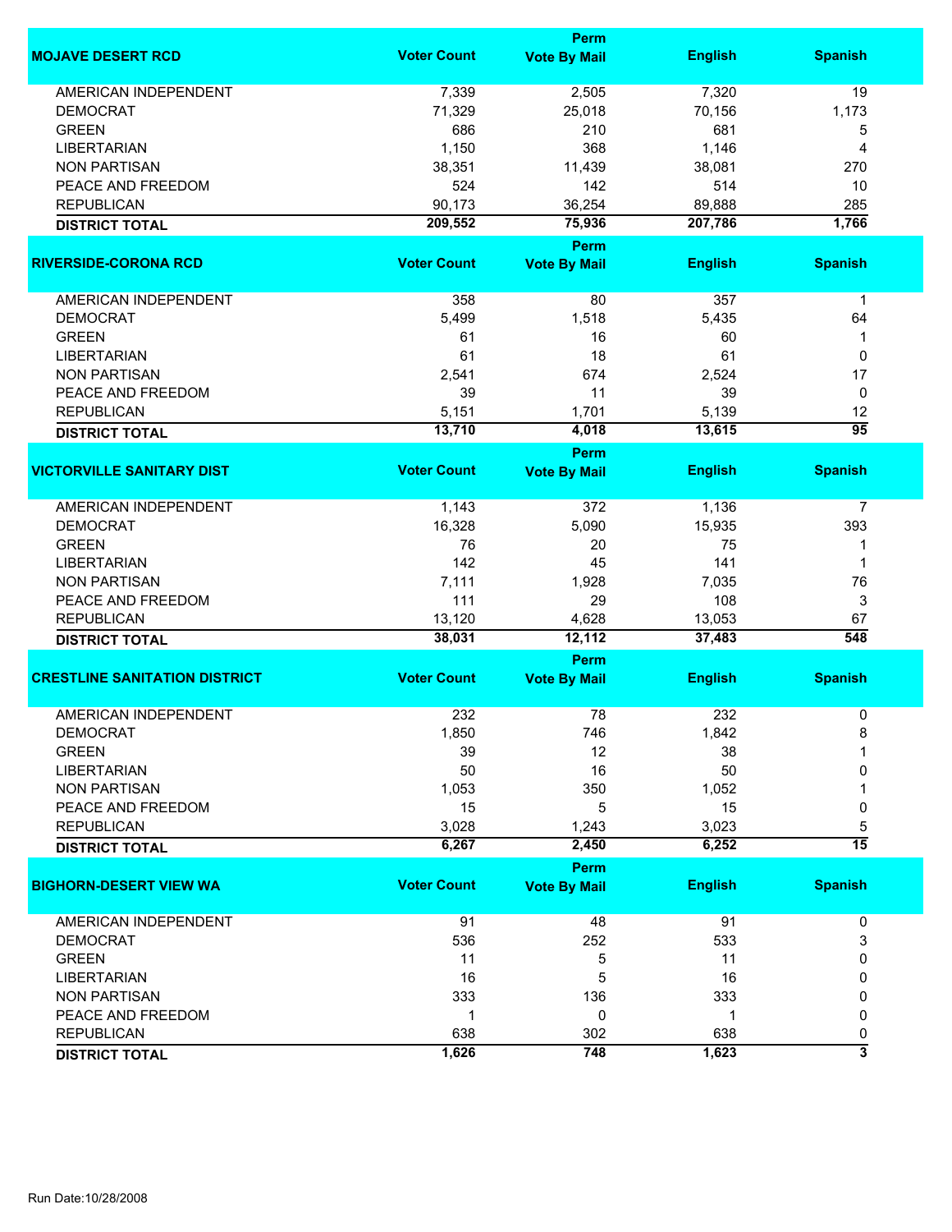| MOJAVE DESERT RCD | Voter Count | Perm Vote By Mail | English | Spanish |
|---|---|---|---|---|
| AMERICAN INDEPENDENT | 7,339 | 2,505 | 7,320 | 19 |
| DEMOCRAT | 71,329 | 25,018 | 70,156 | 1,173 |
| GREEN | 686 | 210 | 681 | 5 |
| LIBERTARIAN | 1,150 | 368 | 1,146 | 4 |
| NON PARTISAN | 38,351 | 11,439 | 38,081 | 270 |
| PEACE AND FREEDOM | 524 | 142 | 514 | 10 |
| REPUBLICAN | 90,173 | 36,254 | 89,888 | 285 |
| **DISTRICT TOTAL** | **209,552** | **75,936** | **207,786** | **1,766** |

| RIVERSIDE-CORONA RCD | Voter Count | Perm Vote By Mail | English | Spanish |
|---|---|---|---|---|
| AMERICAN INDEPENDENT | 358 | 80 | 357 | 1 |
| DEMOCRAT | 5,499 | 1,518 | 5,435 | 64 |
| GREEN | 61 | 16 | 60 | 1 |
| LIBERTARIAN | 61 | 18 | 61 | 0 |
| NON PARTISAN | 2,541 | 674 | 2,524 | 17 |
| PEACE AND FREEDOM | 39 | 11 | 39 | 0 |
| REPUBLICAN | 5,151 | 1,701 | 5,139 | 12 |
| **DISTRICT TOTAL** | **13,710** | **4,018** | **13,615** | **95** |

| VICTORVILLE SANITARY DIST | Voter Count | Perm Vote By Mail | English | Spanish |
|---|---|---|---|---|
| AMERICAN INDEPENDENT | 1,143 | 372 | 1,136 | 7 |
| DEMOCRAT | 16,328 | 5,090 | 15,935 | 393 |
| GREEN | 76 | 20 | 75 | 1 |
| LIBERTARIAN | 142 | 45 | 141 | 1 |
| NON PARTISAN | 7,111 | 1,928 | 7,035 | 76 |
| PEACE AND FREEDOM | 111 | 29 | 108 | 3 |
| REPUBLICAN | 13,120 | 4,628 | 13,053 | 67 |
| **DISTRICT TOTAL** | **38,031** | **12,112** | **37,483** | **548** |

| CRESTLINE SANITATION DISTRICT | Voter Count | Perm Vote By Mail | English | Spanish |
|---|---|---|---|---|
| AMERICAN INDEPENDENT | 232 | 78 | 232 | 0 |
| DEMOCRAT | 1,850 | 746 | 1,842 | 8 |
| GREEN | 39 | 12 | 38 | 1 |
| LIBERTARIAN | 50 | 16 | 50 | 0 |
| NON PARTISAN | 1,053 | 350 | 1,052 | 1 |
| PEACE AND FREEDOM | 15 | 5 | 15 | 0 |
| REPUBLICAN | 3,028 | 1,243 | 3,023 | 5 |
| **DISTRICT TOTAL** | **6,267** | **2,450** | **6,252** | **15** |

| BIGHORN-DESERT VIEW WA | Voter Count | Perm Vote By Mail | English | Spanish |
|---|---|---|---|---|
| AMERICAN INDEPENDENT | 91 | 48 | 91 | 0 |
| DEMOCRAT | 536 | 252 | 533 | 3 |
| GREEN | 11 | 5 | 11 | 0 |
| LIBERTARIAN | 16 | 5 | 16 | 0 |
| NON PARTISAN | 333 | 136 | 333 | 0 |
| PEACE AND FREEDOM | 1 | 0 | 1 | 0 |
| REPUBLICAN | 638 | 302 | 638 | 0 |
| **DISTRICT TOTAL** | **1,626** | **748** | **1,623** | **3** |

Run Date:10/28/2008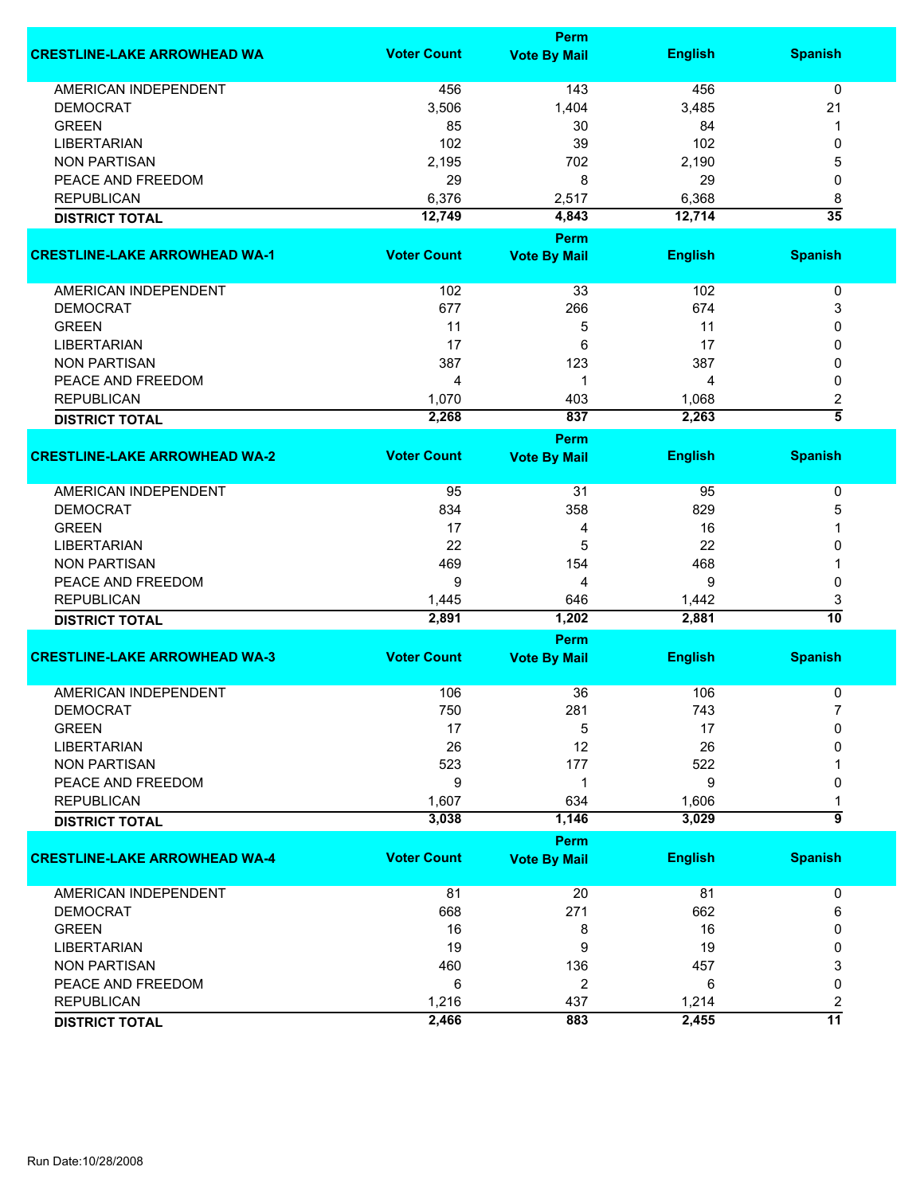| CRESTLINE-LAKE ARROWHEAD WA | Voter Count | Perm Vote By Mail | English | Spanish |
|---|---|---|---|---|
| AMERICAN INDEPENDENT | 456 | 143 | 456 | 0 |
| DEMOCRAT | 3,506 | 1,404 | 3,485 | 21 |
| GREEN | 85 | 30 | 84 | 1 |
| LIBERTARIAN | 102 | 39 | 102 | 0 |
| NON PARTISAN | 2,195 | 702 | 2,190 | 5 |
| PEACE AND FREEDOM | 29 | 8 | 29 | 0 |
| REPUBLICAN | 6,376 | 2,517 | 6,368 | 8 |
| **DISTRICT TOTAL** | **12,749** | **4,843** | **12,714** | **35** |

| CRESTLINE-LAKE ARROWHEAD WA-1 | Voter Count | Perm Vote By Mail | English | Spanish |
|---|---|---|---|---|
| AMERICAN INDEPENDENT | 102 | 33 | 102 | 0 |
| DEMOCRAT | 677 | 266 | 674 | 3 |
| GREEN | 11 | 5 | 11 | 0 |
| LIBERTARIAN | 17 | 6 | 17 | 0 |
| NON PARTISAN | 387 | 123 | 387 | 0 |
| PEACE AND FREEDOM | 4 | 1 | 4 | 0 |
| REPUBLICAN | 1,070 | 403 | 1,068 | 2 |
| **DISTRICT TOTAL** | **2,268** | **837** | **2,263** | **5** |

| CRESTLINE-LAKE ARROWHEAD WA-2 | Voter Count | Perm Vote By Mail | English | Spanish |
|---|---|---|---|---|
| AMERICAN INDEPENDENT | 95 | 31 | 95 | 0 |
| DEMOCRAT | 834 | 358 | 829 | 5 |
| GREEN | 17 | 4 | 16 | 1 |
| LIBERTARIAN | 22 | 5 | 22 | 0 |
| NON PARTISAN | 469 | 154 | 468 | 1 |
| PEACE AND FREEDOM | 9 | 4 | 9 | 0 |
| REPUBLICAN | 1,445 | 646 | 1,442 | 3 |
| **DISTRICT TOTAL** | **2,891** | **1,202** | **2,881** | **10** |

| CRESTLINE-LAKE ARROWHEAD WA-3 | Voter Count | Perm Vote By Mail | English | Spanish |
|---|---|---|---|---|
| AMERICAN INDEPENDENT | 106 | 36 | 106 | 0 |
| DEMOCRAT | 750 | 281 | 743 | 7 |
| GREEN | 17 | 5 | 17 | 0 |
| LIBERTARIAN | 26 | 12 | 26 | 0 |
| NON PARTISAN | 523 | 177 | 522 | 1 |
| PEACE AND FREEDOM | 9 | 1 | 9 | 0 |
| REPUBLICAN | 1,607 | 634 | 1,606 | 1 |
| **DISTRICT TOTAL** | **3,038** | **1,146** | **3,029** | **9** |

| CRESTLINE-LAKE ARROWHEAD WA-4 | Voter Count | Perm Vote By Mail | English | Spanish |
|---|---|---|---|---|
| AMERICAN INDEPENDENT | 81 | 20 | 81 | 0 |
| DEMOCRAT | 668 | 271 | 662 | 6 |
| GREEN | 16 | 8 | 16 | 0 |
| LIBERTARIAN | 19 | 9 | 19 | 0 |
| NON PARTISAN | 460 | 136 | 457 | 3 |
| PEACE AND FREEDOM | 6 | 2 | 6 | 0 |
| REPUBLICAN | 1,216 | 437 | 1,214 | 2 |
| **DISTRICT TOTAL** | **2,466** | **883** | **2,455** | **11** |

Run Date:10/28/2008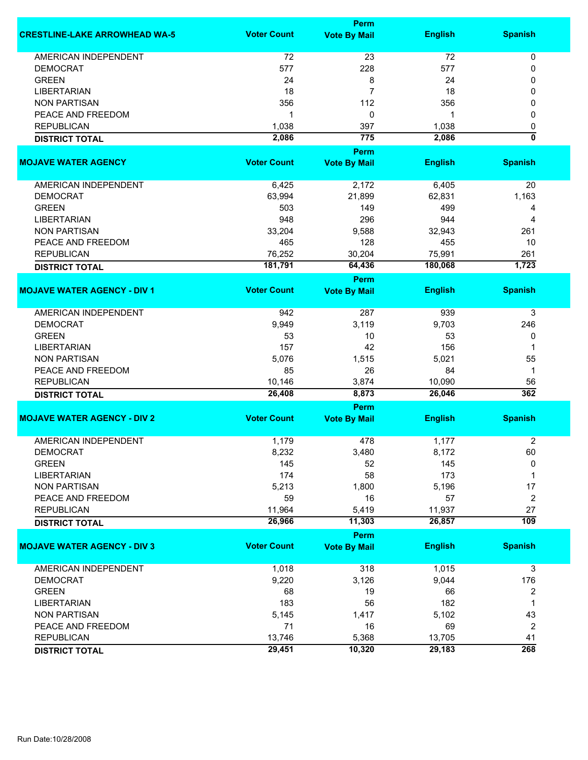| CRESTLINE-LAKE ARROWHEAD WA-5 | Voter Count | Perm Vote By Mail | English | Spanish |
|---|---|---|---|---|
| AMERICAN INDEPENDENT | 72 | 23 | 72 | 0 |
| DEMOCRAT | 577 | 228 | 577 | 0 |
| GREEN | 24 | 8 | 24 | 0 |
| LIBERTARIAN | 18 | 7 | 18 | 0 |
| NON PARTISAN | 356 | 112 | 356 | 0 |
| PEACE AND FREEDOM | 1 | 0 | 1 | 0 |
| REPUBLICAN | 1,038 | 397 | 1,038 | 0 |
| **DISTRICT TOTAL** | **2,086** | **775** | **2,086** | **0** |

| MOJAVE WATER AGENCY | Voter Count | Perm Vote By Mail | English | Spanish |
|---|---|---|---|---|
| AMERICAN INDEPENDENT | 6,425 | 2,172 | 6,405 | 20 |
| DEMOCRAT | 63,994 | 21,899 | 62,831 | 1,163 |
| GREEN | 503 | 149 | 499 | 4 |
| LIBERTARIAN | 948 | 296 | 944 | 4 |
| NON PARTISAN | 33,204 | 9,588 | 32,943 | 261 |
| PEACE AND FREEDOM | 465 | 128 | 455 | 10 |
| REPUBLICAN | 76,252 | 30,204 | 75,991 | 261 |
| **DISTRICT TOTAL** | **181,791** | **64,436** | **180,068** | **1,723** |

| MOJAVE WATER AGENCY - DIV 1 | Voter Count | Perm Vote By Mail | English | Spanish |
|---|---|---|---|---|
| AMERICAN INDEPENDENT | 942 | 287 | 939 | 3 |
| DEMOCRAT | 9,949 | 3,119 | 9,703 | 246 |
| GREEN | 53 | 10 | 53 | 0 |
| LIBERTARIAN | 157 | 42 | 156 | 1 |
| NON PARTISAN | 5,076 | 1,515 | 5,021 | 55 |
| PEACE AND FREEDOM | 85 | 26 | 84 | 1 |
| REPUBLICAN | 10,146 | 3,874 | 10,090 | 56 |
| **DISTRICT TOTAL** | **26,408** | **8,873** | **26,046** | **362** |

| MOJAVE WATER AGENCY - DIV 2 | Voter Count | Perm Vote By Mail | English | Spanish |
|---|---|---|---|---|
| AMERICAN INDEPENDENT | 1,179 | 478 | 1,177 | 2 |
| DEMOCRAT | 8,232 | 3,480 | 8,172 | 60 |
| GREEN | 145 | 52 | 145 | 0 |
| LIBERTARIAN | 174 | 58 | 173 | 1 |
| NON PARTISAN | 5,213 | 1,800 | 5,196 | 17 |
| PEACE AND FREEDOM | 59 | 16 | 57 | 2 |
| REPUBLICAN | 11,964 | 5,419 | 11,937 | 27 |
| **DISTRICT TOTAL** | **26,966** | **11,303** | **26,857** | **109** |

| MOJAVE WATER AGENCY - DIV 3 | Voter Count | Perm Vote By Mail | English | Spanish |
|---|---|---|---|---|
| AMERICAN INDEPENDENT | 1,018 | 318 | 1,015 | 3 |
| DEMOCRAT | 9,220 | 3,126 | 9,044 | 176 |
| GREEN | 68 | 19 | 66 | 2 |
| LIBERTARIAN | 183 | 56 | 182 | 1 |
| NON PARTISAN | 5,145 | 1,417 | 5,102 | 43 |
| PEACE AND FREEDOM | 71 | 16 | 69 | 2 |
| REPUBLICAN | 13,746 | 5,368 | 13,705 | 41 |
| **DISTRICT TOTAL** | **29,451** | **10,320** | **29,183** | **268** |

Run Date:10/28/2008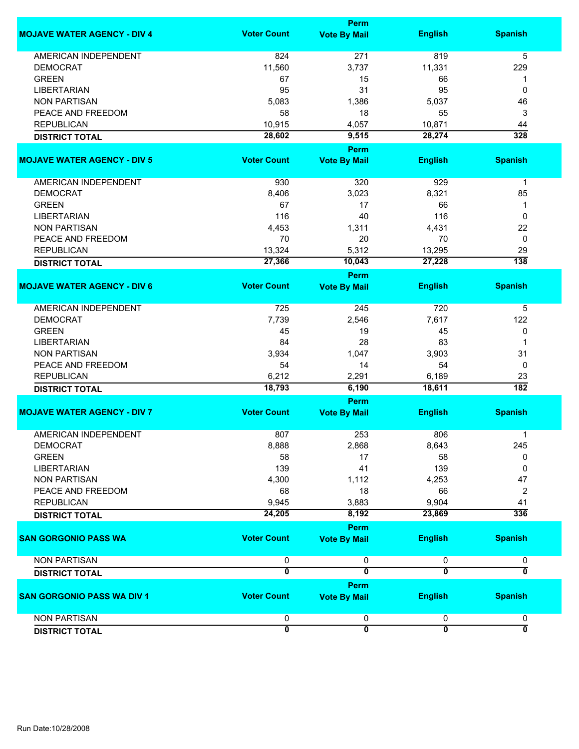| MOJAVE WATER AGENCY - DIV 4 | Voter Count | Perm Vote By Mail | English | Spanish |
|---|---|---|---|---|
| AMERICAN INDEPENDENT | 824 | 271 | 819 | 5 |
| DEMOCRAT | 11,560 | 3,737 | 11,331 | 229 |
| GREEN | 67 | 15 | 66 | 1 |
| LIBERTARIAN | 95 | 31 | 95 | 0 |
| NON PARTISAN | 5,083 | 1,386 | 5,037 | 46 |
| PEACE AND FREEDOM | 58 | 18 | 55 | 3 |
| REPUBLICAN | 10,915 | 4,057 | 10,871 | 44 |
| **DISTRICT TOTAL** | **28,602** | **9,515** | **28,274** | **328** |

| MOJAVE WATER AGENCY - DIV 5 | Voter Count | Perm Vote By Mail | English | Spanish |
|---|---|---|---|---|
| AMERICAN INDEPENDENT | 930 | 320 | 929 | 1 |
| DEMOCRAT | 8,406 | 3,023 | 8,321 | 85 |
| GREEN | 67 | 17 | 66 | 1 |
| LIBERTARIAN | 116 | 40 | 116 | 0 |
| NON PARTISAN | 4,453 | 1,311 | 4,431 | 22 |
| PEACE AND FREEDOM | 70 | 20 | 70 | 0 |
| REPUBLICAN | 13,324 | 5,312 | 13,295 | 29 |
| **DISTRICT TOTAL** | **27,366** | **10,043** | **27,228** | **138** |

| MOJAVE WATER AGENCY - DIV 6 | Voter Count | Perm Vote By Mail | English | Spanish |
|---|---|---|---|---|
| AMERICAN INDEPENDENT | 725 | 245 | 720 | 5 |
| DEMOCRAT | 7,739 | 2,546 | 7,617 | 122 |
| GREEN | 45 | 19 | 45 | 0 |
| LIBERTARIAN | 84 | 28 | 83 | 1 |
| NON PARTISAN | 3,934 | 1,047 | 3,903 | 31 |
| PEACE AND FREEDOM | 54 | 14 | 54 | 0 |
| REPUBLICAN | 6,212 | 2,291 | 6,189 | 23 |
| **DISTRICT TOTAL** | **18,793** | **6,190** | **18,611** | **182** |

| MOJAVE WATER AGENCY - DIV 7 | Voter Count | Perm Vote By Mail | English | Spanish |
|---|---|---|---|---|
| AMERICAN INDEPENDENT | 807 | 253 | 806 | 1 |
| DEMOCRAT | 8,888 | 2,868 | 8,643 | 245 |
| GREEN | 58 | 17 | 58 | 0 |
| LIBERTARIAN | 139 | 41 | 139 | 0 |
| NON PARTISAN | 4,300 | 1,112 | 4,253 | 47 |
| PEACE AND FREEDOM | 68 | 18 | 66 | 2 |
| REPUBLICAN | 9,945 | 3,883 | 9,904 | 41 |
| **DISTRICT TOTAL** | **24,205** | **8,192** | **23,869** | **336** |

| SAN GORGONIO PASS WA | Voter Count | Perm Vote By Mail | English | Spanish |
|---|---|---|---|---|
| NON PARTISAN | 0 | 0 | 0 | 0 |
| **DISTRICT TOTAL** | **0** | **0** | **0** | **0** |

| SAN GORGONIO PASS WA DIV 1 | Voter Count | Perm Vote By Mail | English | Spanish |
|---|---|---|---|---|
| NON PARTISAN | 0 | 0 | 0 | 0 |
| **DISTRICT TOTAL** | **0** | **0** | **0** | **0** |

Run Date:10/28/2008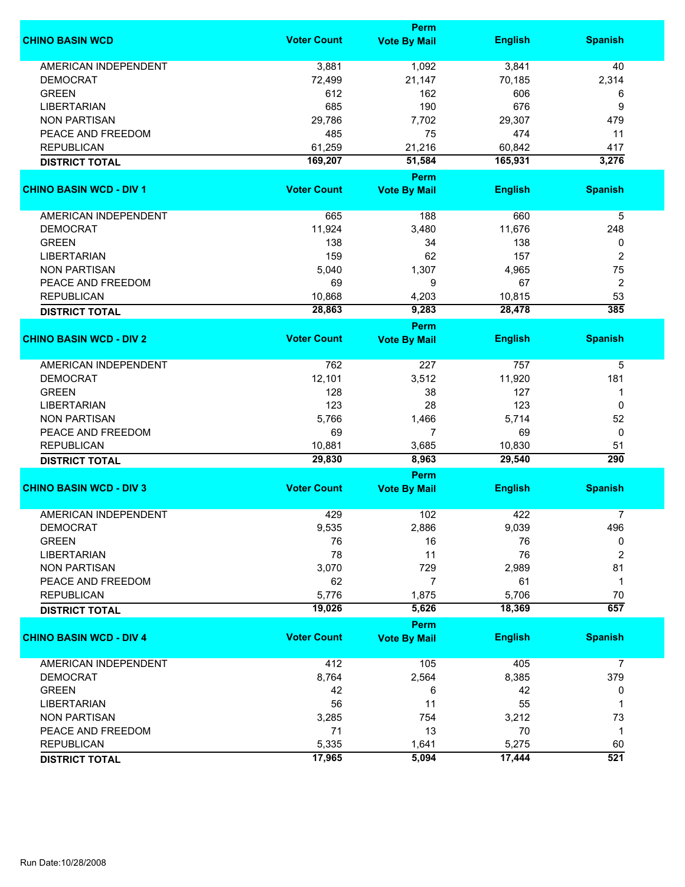| CHINO BASIN WCD | Voter Count | Perm Vote By Mail | English | Spanish |
|---|---|---|---|---|
| AMERICAN INDEPENDENT | 3,881 | 1,092 | 3,841 | 40 |
| DEMOCRAT | 72,499 | 21,147 | 70,185 | 2,314 |
| GREEN | 612 | 162 | 606 | 6 |
| LIBERTARIAN | 685 | 190 | 676 | 9 |
| NON PARTISAN | 29,786 | 7,702 | 29,307 | 479 |
| PEACE AND FREEDOM | 485 | 75 | 474 | 11 |
| REPUBLICAN | 61,259 | 21,216 | 60,842 | 417 |
| **DISTRICT TOTAL** | **169,207** | **51,584** | **165,931** | **3,276** |

| CHINO BASIN WCD - DIV 1 | Voter Count | Perm Vote By Mail | English | Spanish |
|---|---|---|---|---|
| AMERICAN INDEPENDENT | 665 | 188 | 660 | 5 |
| DEMOCRAT | 11,924 | 3,480 | 11,676 | 248 |
| GREEN | 138 | 34 | 138 | 0 |
| LIBERTARIAN | 159 | 62 | 157 | 2 |
| NON PARTISAN | 5,040 | 1,307 | 4,965 | 75 |
| PEACE AND FREEDOM | 69 | 9 | 67 | 2 |
| REPUBLICAN | 10,868 | 4,203 | 10,815 | 53 |
| **DISTRICT TOTAL** | **28,863** | **9,283** | **28,478** | **385** |

| CHINO BASIN WCD - DIV 2 | Voter Count | Perm Vote By Mail | English | Spanish |
|---|---|---|---|---|
| AMERICAN INDEPENDENT | 762 | 227 | 757 | 5 |
| DEMOCRAT | 12,101 | 3,512 | 11,920 | 181 |
| GREEN | 128 | 38 | 127 | 1 |
| LIBERTARIAN | 123 | 28 | 123 | 0 |
| NON PARTISAN | 5,766 | 1,466 | 5,714 | 52 |
| PEACE AND FREEDOM | 69 | 7 | 69 | 0 |
| REPUBLICAN | 10,881 | 3,685 | 10,830 | 51 |
| **DISTRICT TOTAL** | **29,830** | **8,963** | **29,540** | **290** |

| CHINO BASIN WCD - DIV 3 | Voter Count | Perm Vote By Mail | English | Spanish |
|---|---|---|---|---|
| AMERICAN INDEPENDENT | 429 | 102 | 422 | 7 |
| DEMOCRAT | 9,535 | 2,886 | 9,039 | 496 |
| GREEN | 76 | 16 | 76 | 0 |
| LIBERTARIAN | 78 | 11 | 76 | 2 |
| NON PARTISAN | 3,070 | 729 | 2,989 | 81 |
| PEACE AND FREEDOM | 62 | 7 | 61 | 1 |
| REPUBLICAN | 5,776 | 1,875 | 5,706 | 70 |
| **DISTRICT TOTAL** | **19,026** | **5,626** | **18,369** | **657** |

| CHINO BASIN WCD - DIV 4 | Voter Count | Perm Vote By Mail | English | Spanish |
|---|---|---|---|---|
| AMERICAN INDEPENDENT | 412 | 105 | 405 | 7 |
| DEMOCRAT | 8,764 | 2,564 | 8,385 | 379 |
| GREEN | 42 | 6 | 42 | 0 |
| LIBERTARIAN | 56 | 11 | 55 | 1 |
| NON PARTISAN | 3,285 | 754 | 3,212 | 73 |
| PEACE AND FREEDOM | 71 | 13 | 70 | 1 |
| REPUBLICAN | 5,335 | 1,641 | 5,275 | 60 |
| **DISTRICT TOTAL** | **17,965** | **5,094** | **17,444** | **521** |

Run Date:10/28/2008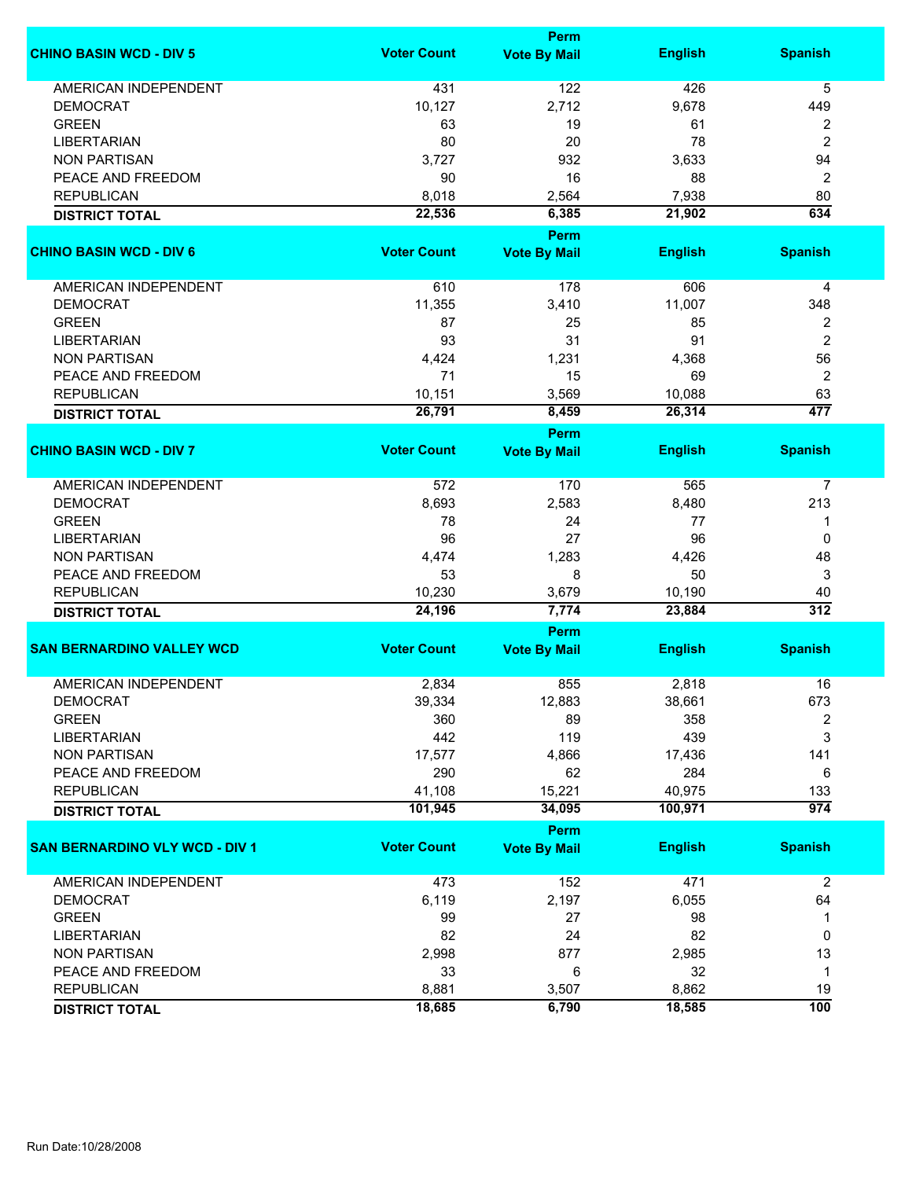| CHINO BASIN WCD - DIV 5 | Voter Count | Perm Vote By Mail | English | Spanish |
|---|---|---|---|---|
| AMERICAN INDEPENDENT | 431 | 122 | 426 | 5 |
| DEMOCRAT | 10,127 | 2,712 | 9,678 | 449 |
| GREEN | 63 | 19 | 61 | 2 |
| LIBERTARIAN | 80 | 20 | 78 | 2 |
| NON PARTISAN | 3,727 | 932 | 3,633 | 94 |
| PEACE AND FREEDOM | 90 | 16 | 88 | 2 |
| REPUBLICAN | 8,018 | 2,564 | 7,938 | 80 |
| **DISTRICT TOTAL** | **22,536** | **6,385** | **21,902** | **634** |

| CHINO BASIN WCD - DIV 6 | Voter Count | Perm Vote By Mail | English | Spanish |
|---|---|---|---|---|
| AMERICAN INDEPENDENT | 610 | 178 | 606 | 4 |
| DEMOCRAT | 11,355 | 3,410 | 11,007 | 348 |
| GREEN | 87 | 25 | 85 | 2 |
| LIBERTARIAN | 93 | 31 | 91 | 2 |
| NON PARTISAN | 4,424 | 1,231 | 4,368 | 56 |
| PEACE AND FREEDOM | 71 | 15 | 69 | 2 |
| REPUBLICAN | 10,151 | 3,569 | 10,088 | 63 |
| **DISTRICT TOTAL** | **26,791** | **8,459** | **26,314** | **477** |

| CHINO BASIN WCD - DIV 7 | Voter Count | Perm Vote By Mail | English | Spanish |
|---|---|---|---|---|
| AMERICAN INDEPENDENT | 572 | 170 | 565 | 7 |
| DEMOCRAT | 8,693 | 2,583 | 8,480 | 213 |
| GREEN | 78 | 24 | 77 | 1 |
| LIBERTARIAN | 96 | 27 | 96 | 0 |
| NON PARTISAN | 4,474 | 1,283 | 4,426 | 48 |
| PEACE AND FREEDOM | 53 | 8 | 50 | 3 |
| REPUBLICAN | 10,230 | 3,679 | 10,190 | 40 |
| **DISTRICT TOTAL** | **24,196** | **7,774** | **23,884** | **312** |

| SAN BERNARDINO VALLEY WCD | Voter Count | Perm Vote By Mail | English | Spanish |
|---|---|---|---|---|
| AMERICAN INDEPENDENT | 2,834 | 855 | 2,818 | 16 |
| DEMOCRAT | 39,334 | 12,883 | 38,661 | 673 |
| GREEN | 360 | 89 | 358 | 2 |
| LIBERTARIAN | 442 | 119 | 439 | 3 |
| NON PARTISAN | 17,577 | 4,866 | 17,436 | 141 |
| PEACE AND FREEDOM | 290 | 62 | 284 | 6 |
| REPUBLICAN | 41,108 | 15,221 | 40,975 | 133 |
| **DISTRICT TOTAL** | **101,945** | **34,095** | **100,971** | **974** |

| SAN BERNARDINO VLY WCD - DIV 1 | Voter Count | Perm Vote By Mail | English | Spanish |
|---|---|---|---|---|
| AMERICAN INDEPENDENT | 473 | 152 | 471 | 2 |
| DEMOCRAT | 6,119 | 2,197 | 6,055 | 64 |
| GREEN | 99 | 27 | 98 | 1 |
| LIBERTARIAN | 82 | 24 | 82 | 0 |
| NON PARTISAN | 2,998 | 877 | 2,985 | 13 |
| PEACE AND FREEDOM | 33 | 6 | 32 | 1 |
| REPUBLICAN | 8,881 | 3,507 | 8,862 | 19 |
| **DISTRICT TOTAL** | **18,685** | **6,790** | **18,585** | **100** |

Run Date:10/28/2008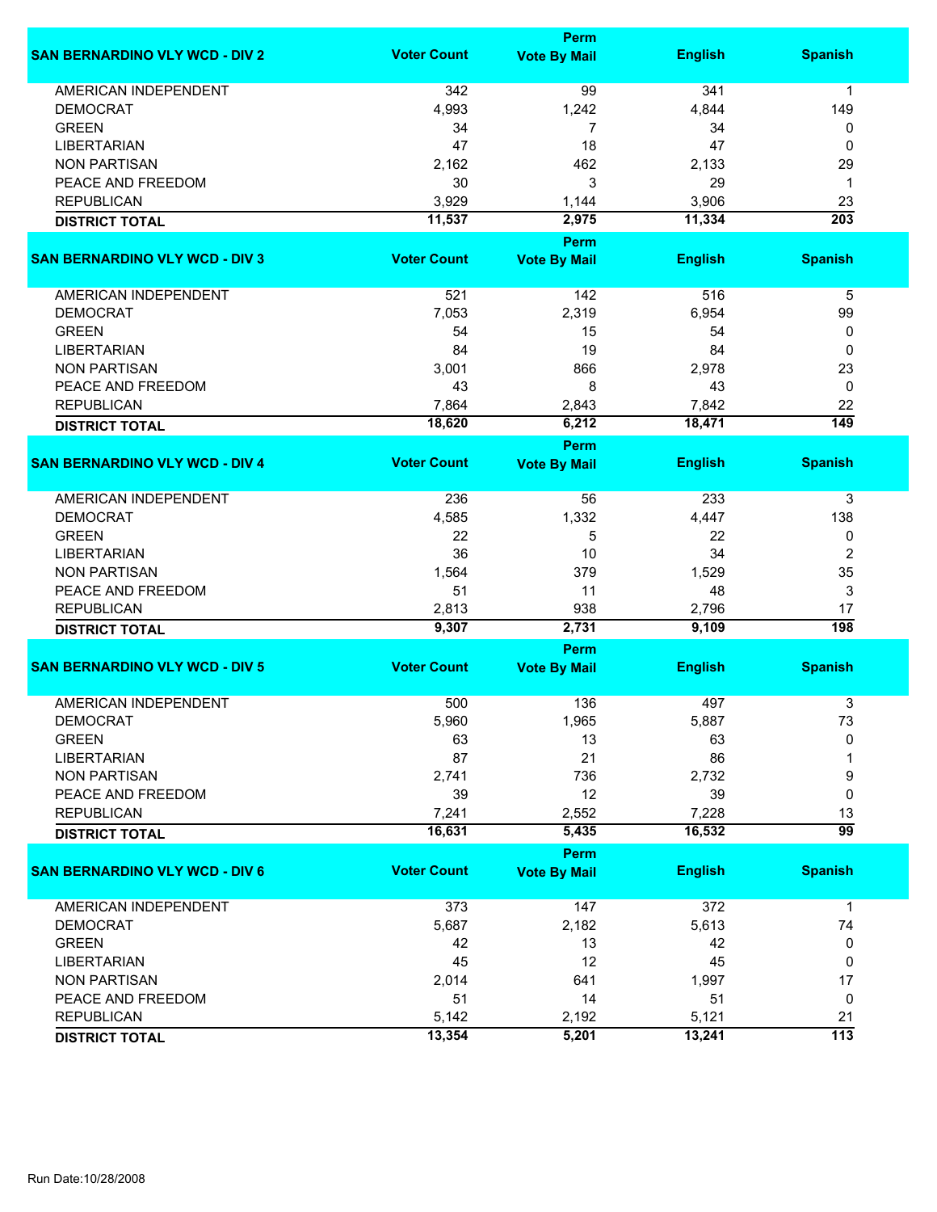| SAN BERNARDINO VLY WCD - DIV 2 | Voter Count | Perm Vote By Mail | English | Spanish |
|---|---|---|---|---|
| AMERICAN INDEPENDENT | 342 | 99 | 341 | 1 |
| DEMOCRAT | 4,993 | 1,242 | 4,844 | 149 |
| GREEN | 34 | 7 | 34 | 0 |
| LIBERTARIAN | 47 | 18 | 47 | 0 |
| NON PARTISAN | 2,162 | 462 | 2,133 | 29 |
| PEACE AND FREEDOM | 30 | 3 | 29 | 1 |
| REPUBLICAN | 3,929 | 1,144 | 3,906 | 23 |
| **DISTRICT TOTAL** | **11,537** | **2,975** | **11,334** | **203** |

| SAN BERNARDINO VLY WCD - DIV 3 | Voter Count | Perm Vote By Mail | English | Spanish |
|---|---|---|---|---|
| AMERICAN INDEPENDENT | 521 | 142 | 516 | 5 |
| DEMOCRAT | 7,053 | 2,319 | 6,954 | 99 |
| GREEN | 54 | 15 | 54 | 0 |
| LIBERTARIAN | 84 | 19 | 84 | 0 |
| NON PARTISAN | 3,001 | 866 | 2,978 | 23 |
| PEACE AND FREEDOM | 43 | 8 | 43 | 0 |
| REPUBLICAN | 7,864 | 2,843 | 7,842 | 22 |
| **DISTRICT TOTAL** | **18,620** | **6,212** | **18,471** | **149** |

| SAN BERNARDINO VLY WCD - DIV 4 | Voter Count | Perm Vote By Mail | English | Spanish |
|---|---|---|---|---|
| AMERICAN INDEPENDENT | 236 | 56 | 233 | 3 |
| DEMOCRAT | 4,585 | 1,332 | 4,447 | 138 |
| GREEN | 22 | 5 | 22 | 0 |
| LIBERTARIAN | 36 | 10 | 34 | 2 |
| NON PARTISAN | 1,564 | 379 | 1,529 | 35 |
| PEACE AND FREEDOM | 51 | 11 | 48 | 3 |
| REPUBLICAN | 2,813 | 938 | 2,796 | 17 |
| **DISTRICT TOTAL** | **9,307** | **2,731** | **9,109** | **198** |

| SAN BERNARDINO VLY WCD - DIV 5 | Voter Count | Perm Vote By Mail | English | Spanish |
|---|---|---|---|---|
| AMERICAN INDEPENDENT | 500 | 136 | 497 | 3 |
| DEMOCRAT | 5,960 | 1,965 | 5,887 | 73 |
| GREEN | 63 | 13 | 63 | 0 |
| LIBERTARIAN | 87 | 21 | 86 | 1 |
| NON PARTISAN | 2,741 | 736 | 2,732 | 9 |
| PEACE AND FREEDOM | 39 | 12 | 39 | 0 |
| REPUBLICAN | 7,241 | 2,552 | 7,228 | 13 |
| **DISTRICT TOTAL** | **16,631** | **5,435** | **16,532** | **99** |

| SAN BERNARDINO VLY WCD - DIV 6 | Voter Count | Perm Vote By Mail | English | Spanish |
|---|---|---|---|---|
| AMERICAN INDEPENDENT | 373 | 147 | 372 | 1 |
| DEMOCRAT | 5,687 | 2,182 | 5,613 | 74 |
| GREEN | 42 | 13 | 42 | 0 |
| LIBERTARIAN | 45 | 12 | 45 | 0 |
| NON PARTISAN | 2,014 | 641 | 1,997 | 17 |
| PEACE AND FREEDOM | 51 | 14 | 51 | 0 |
| REPUBLICAN | 5,142 | 2,192 | 5,121 | 21 |
| **DISTRICT TOTAL** | **13,354** | **5,201** | **13,241** | **113** |

Run Date:10/28/2008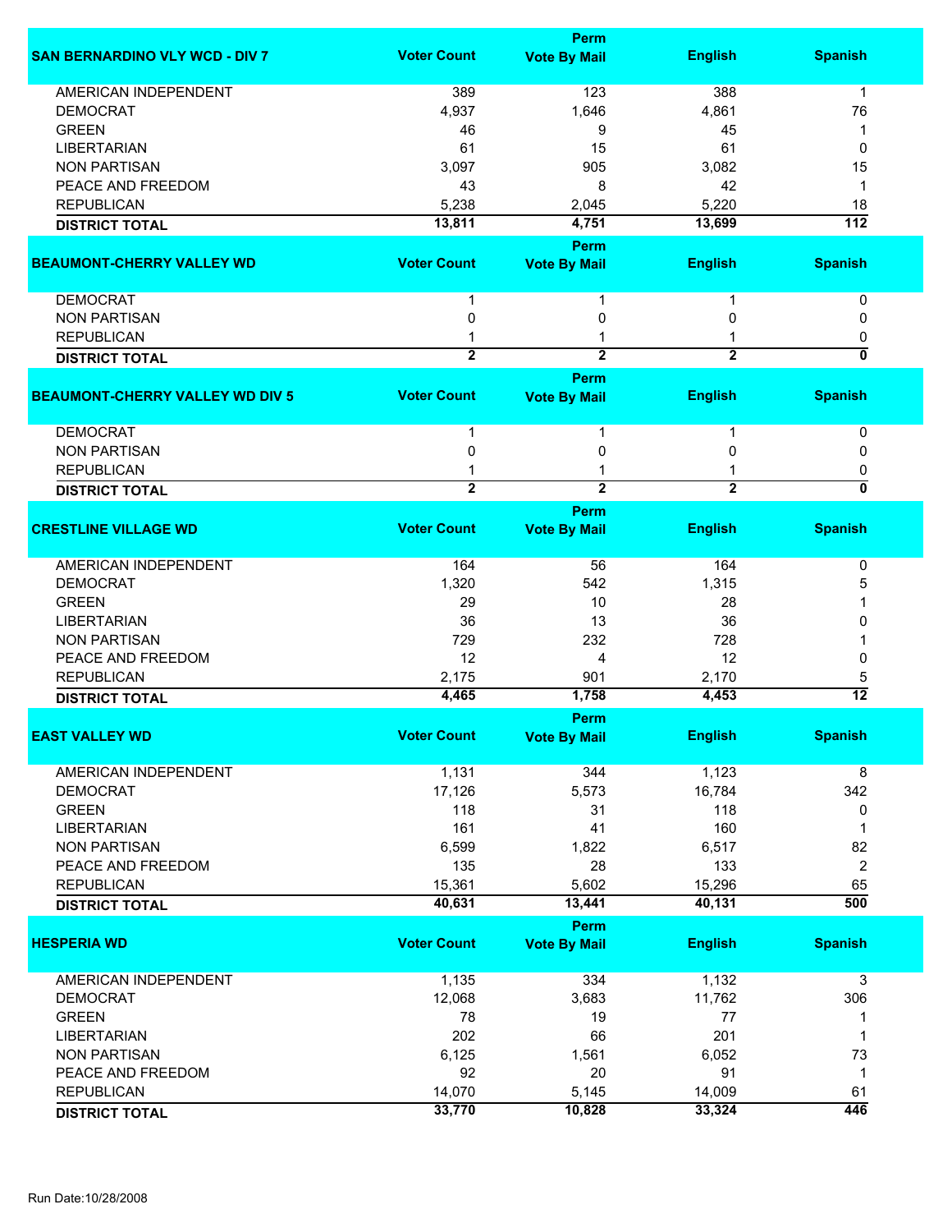| SAN BERNARDINO VLY WCD - DIV 7 | Voter Count | Perm Vote By Mail | English | Spanish |
|---|---|---|---|---|
| AMERICAN INDEPENDENT | 389 | 123 | 388 | 1 |
| DEMOCRAT | 4,937 | 1,646 | 4,861 | 76 |
| GREEN | 46 | 9 | 45 | 1 |
| LIBERTARIAN | 61 | 15 | 61 | 0 |
| NON PARTISAN | 3,097 | 905 | 3,082 | 15 |
| PEACE AND FREEDOM | 43 | 8 | 42 | 1 |
| REPUBLICAN | 5,238 | 2,045 | 5,220 | 18 |
| **DISTRICT TOTAL** | **13,811** | **4,751** | **13,699** | **112** |

| BEAUMONT-CHERRY VALLEY WD | Voter Count | Perm Vote By Mail | English | Spanish |
|---|---|---|---|---|
| DEMOCRAT | 1 | 1 | 1 | 0 |
| NON PARTISAN | 0 | 0 | 0 | 0 |
| REPUBLICAN | 1 | 1 | 1 | 0 |
| **DISTRICT TOTAL** | **2** | **2** | **2** | **0** |

| BEAUMONT-CHERRY VALLEY WD DIV 5 | Voter Count | Perm Vote By Mail | English | Spanish |
|---|---|---|---|---|
| DEMOCRAT | 1 | 1 | 1 | 0 |
| NON PARTISAN | 0 | 0 | 0 | 0 |
| REPUBLICAN | 1 | 1 | 1 | 0 |
| **DISTRICT TOTAL** | **2** | **2** | **2** | **0** |

| CRESTLINE VILLAGE WD | Voter Count | Perm Vote By Mail | English | Spanish |
|---|---|---|---|---|
| AMERICAN INDEPENDENT | 164 | 56 | 164 | 0 |
| DEMOCRAT | 1,320 | 542 | 1,315 | 5 |
| GREEN | 29 | 10 | 28 | 1 |
| LIBERTARIAN | 36 | 13 | 36 | 0 |
| NON PARTISAN | 729 | 232 | 728 | 1 |
| PEACE AND FREEDOM | 12 | 4 | 12 | 0 |
| REPUBLICAN | 2,175 | 901 | 2,170 | 5 |
| **DISTRICT TOTAL** | **4,465** | **1,758** | **4,453** | **12** |

| EAST VALLEY WD | Voter Count | Perm Vote By Mail | English | Spanish |
|---|---|---|---|---|
| AMERICAN INDEPENDENT | 1,131 | 344 | 1,123 | 8 |
| DEMOCRAT | 17,126 | 5,573 | 16,784 | 342 |
| GREEN | 118 | 31 | 118 | 0 |
| LIBERTARIAN | 161 | 41 | 160 | 1 |
| NON PARTISAN | 6,599 | 1,822 | 6,517 | 82 |
| PEACE AND FREEDOM | 135 | 28 | 133 | 2 |
| REPUBLICAN | 15,361 | 5,602 | 15,296 | 65 |
| **DISTRICT TOTAL** | **40,631** | **13,441** | **40,131** | **500** |

| HESPERIA WD | Voter Count | Perm Vote By Mail | English | Spanish |
|---|---|---|---|---|
| AMERICAN INDEPENDENT | 1,135 | 334 | 1,132 | 3 |
| DEMOCRAT | 12,068 | 3,683 | 11,762 | 306 |
| GREEN | 78 | 19 | 77 | 1 |
| LIBERTARIAN | 202 | 66 | 201 | 1 |
| NON PARTISAN | 6,125 | 1,561 | 6,052 | 73 |
| PEACE AND FREEDOM | 92 | 20 | 91 | 1 |
| REPUBLICAN | 14,070 | 5,145 | 14,009 | 61 |
| **DISTRICT TOTAL** | **33,770** | **10,828** | **33,324** | **446** |

Run Date:10/28/2008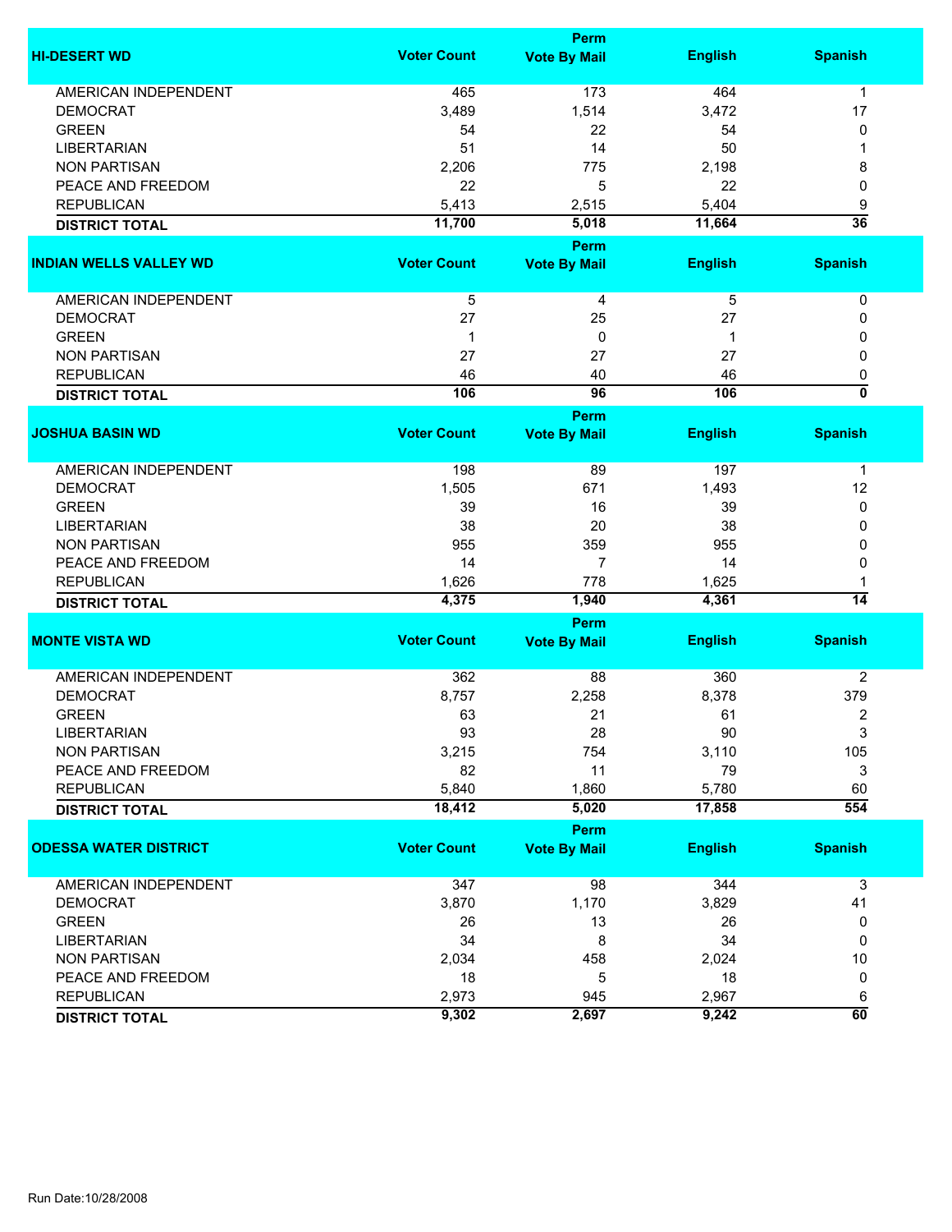| HI-DESERT WD | Voter Count | Perm Vote By Mail | English | Spanish |
|---|---|---|---|---|
| AMERICAN INDEPENDENT | 465 | 173 | 464 | 1 |
| DEMOCRAT | 3,489 | 1,514 | 3,472 | 17 |
| GREEN | 54 | 22 | 54 | 0 |
| LIBERTARIAN | 51 | 14 | 50 | 1 |
| NON PARTISAN | 2,206 | 775 | 2,198 | 8 |
| PEACE AND FREEDOM | 22 | 5 | 22 | 0 |
| REPUBLICAN | 5,413 | 2,515 | 5,404 | 9 |
| **DISTRICT TOTAL** | **11,700** | **5,018** | **11,664** | **36** |

| INDIAN WELLS VALLEY WD | Voter Count | Perm Vote By Mail | English | Spanish |
|---|---|---|---|---|
| AMERICAN INDEPENDENT | 5 | 4 | 5 | 0 |
| DEMOCRAT | 27 | 25 | 27 | 0 |
| GREEN | 1 | 0 | 1 | 0 |
| NON PARTISAN | 27 | 27 | 27 | 0 |
| REPUBLICAN | 46 | 40 | 46 | 0 |
| **DISTRICT TOTAL** | **106** | **96** | **106** | **0** |

| JOSHUA BASIN WD | Voter Count | Perm Vote By Mail | English | Spanish |
|---|---|---|---|---|
| AMERICAN INDEPENDENT | 198 | 89 | 197 | 1 |
| DEMOCRAT | 1,505 | 671 | 1,493 | 12 |
| GREEN | 39 | 16 | 39 | 0 |
| LIBERTARIAN | 38 | 20 | 38 | 0 |
| NON PARTISAN | 955 | 359 | 955 | 0 |
| PEACE AND FREEDOM | 14 | 7 | 14 | 0 |
| REPUBLICAN | 1,626 | 778 | 1,625 | 1 |
| **DISTRICT TOTAL** | **4,375** | **1,940** | **4,361** | **14** |

| MONTE VISTA WD | Voter Count | Perm Vote By Mail | English | Spanish |
|---|---|---|---|---|
| AMERICAN INDEPENDENT | 362 | 88 | 360 | 2 |
| DEMOCRAT | 8,757 | 2,258 | 8,378 | 379 |
| GREEN | 63 | 21 | 61 | 2 |
| LIBERTARIAN | 93 | 28 | 90 | 3 |
| NON PARTISAN | 3,215 | 754 | 3,110 | 105 |
| PEACE AND FREEDOM | 82 | 11 | 79 | 3 |
| REPUBLICAN | 5,840 | 1,860 | 5,780 | 60 |
| **DISTRICT TOTAL** | **18,412** | **5,020** | **17,858** | **554** |

| ODESSA WATER DISTRICT | Voter Count | Perm Vote By Mail | English | Spanish |
|---|---|---|---|---|
| AMERICAN INDEPENDENT | 347 | 98 | 344 | 3 |
| DEMOCRAT | 3,870 | 1,170 | 3,829 | 41 |
| GREEN | 26 | 13 | 26 | 0 |
| LIBERTARIAN | 34 | 8 | 34 | 0 |
| NON PARTISAN | 2,034 | 458 | 2,024 | 10 |
| PEACE AND FREEDOM | 18 | 5 | 18 | 0 |
| REPUBLICAN | 2,973 | 945 | 2,967 | 6 |
| **DISTRICT TOTAL** | **9,302** | **2,697** | **9,242** | **60** |

Run Date:10/28/2008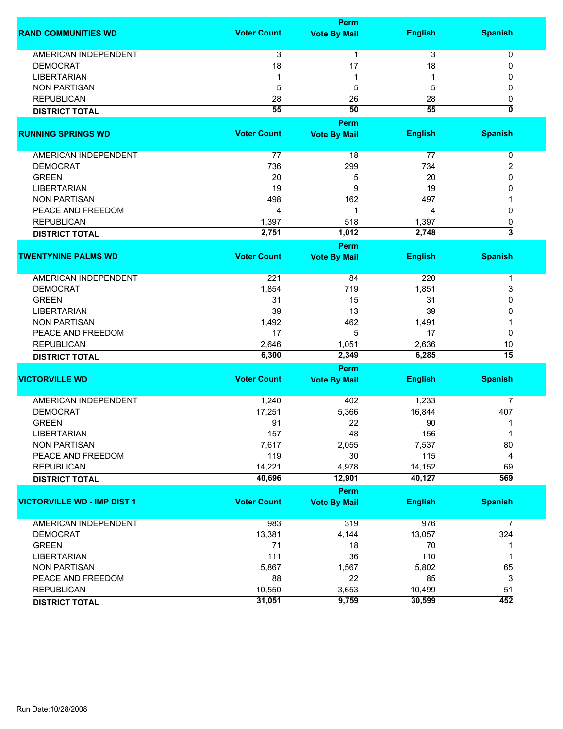| RAND COMMUNITIES WD | Voter Count | Perm Vote By Mail | English | Spanish |
|---|---|---|---|---|
| AMERICAN INDEPENDENT | 3 | 1 | 3 | 0 |
| DEMOCRAT | 18 | 17 | 18 | 0 |
| LIBERTARIAN | 1 | 1 | 1 | 0 |
| NON PARTISAN | 5 | 5 | 5 | 0 |
| REPUBLICAN | 28 | 26 | 28 | 0 |
| **DISTRICT TOTAL** | **55** | **50** | **55** | **0** |

| RUNNING SPRINGS WD | Voter Count | Perm Vote By Mail | English | Spanish |
|---|---|---|---|---|
| AMERICAN INDEPENDENT | 77 | 18 | 77 | 0 |
| DEMOCRAT | 736 | 299 | 734 | 2 |
| GREEN | 20 | 5 | 20 | 0 |
| LIBERTARIAN | 19 | 9 | 19 | 0 |
| NON PARTISAN | 498 | 162 | 497 | 1 |
| PEACE AND FREEDOM | 4 | 1 | 4 | 0 |
| REPUBLICAN | 1,397 | 518 | 1,397 | 0 |
| **DISTRICT TOTAL** | **2,751** | **1,012** | **2,748** | **3** |

| TWENTYNINE PALMS WD | Voter Count | Perm Vote By Mail | English | Spanish |
|---|---|---|---|---|
| AMERICAN INDEPENDENT | 221 | 84 | 220 | 1 |
| DEMOCRAT | 1,854 | 719 | 1,851 | 3 |
| GREEN | 31 | 15 | 31 | 0 |
| LIBERTARIAN | 39 | 13 | 39 | 0 |
| NON PARTISAN | 1,492 | 462 | 1,491 | 1 |
| PEACE AND FREEDOM | 17 | 5 | 17 | 0 |
| REPUBLICAN | 2,646 | 1,051 | 2,636 | 10 |
| **DISTRICT TOTAL** | **6,300** | **2,349** | **6,285** | **15** |

| VICTORVILLE WD | Voter Count | Perm Vote By Mail | English | Spanish |
|---|---|---|---|---|
| AMERICAN INDEPENDENT | 1,240 | 402 | 1,233 | 7 |
| DEMOCRAT | 17,251 | 5,366 | 16,844 | 407 |
| GREEN | 91 | 22 | 90 | 1 |
| LIBERTARIAN | 157 | 48 | 156 | 1 |
| NON PARTISAN | 7,617 | 2,055 | 7,537 | 80 |
| PEACE AND FREEDOM | 119 | 30 | 115 | 4 |
| REPUBLICAN | 14,221 | 4,978 | 14,152 | 69 |
| **DISTRICT TOTAL** | **40,696** | **12,901** | **40,127** | **569** |

| VICTORVILLE WD - IMP DIST 1 | Voter Count | Perm Vote By Mail | English | Spanish |
|---|---|---|---|---|
| AMERICAN INDEPENDENT | 983 | 319 | 976 | 7 |
| DEMOCRAT | 13,381 | 4,144 | 13,057 | 324 |
| GREEN | 71 | 18 | 70 | 1 |
| LIBERTARIAN | 111 | 36 | 110 | 1 |
| NON PARTISAN | 5,867 | 1,567 | 5,802 | 65 |
| PEACE AND FREEDOM | 88 | 22 | 85 | 3 |
| REPUBLICAN | 10,550 | 3,653 | 10,499 | 51 |
| **DISTRICT TOTAL** | **31,051** | **9,759** | **30,599** | **452** |

Run Date:10/28/2008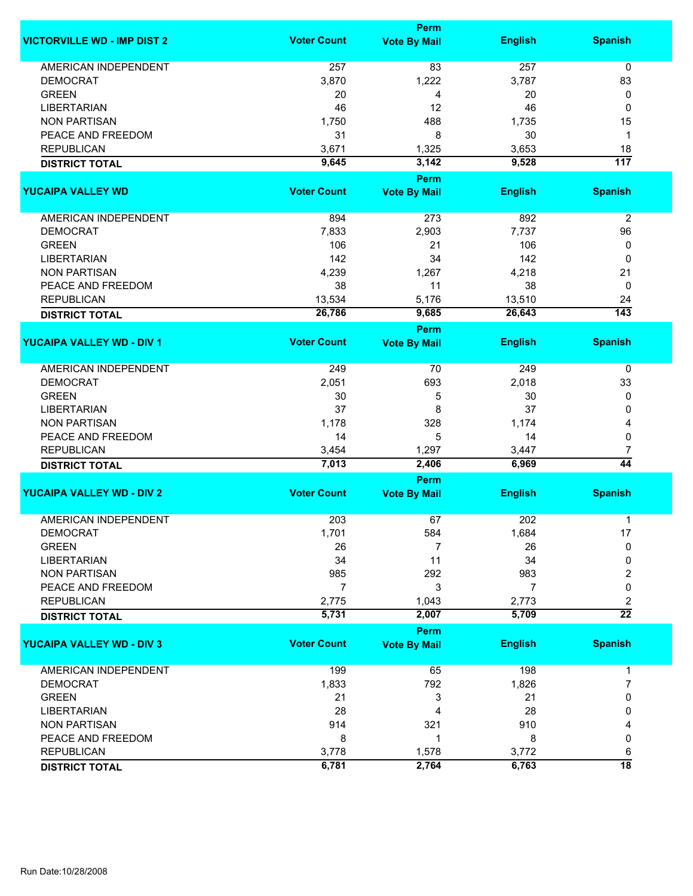| VICTORVILLE WD - IMP DIST 2 | Voter Count | Perm Vote By Mail | English | Spanish |
|---|---|---|---|---|
| AMERICAN INDEPENDENT | 257 | 83 | 257 | 0 |
| DEMOCRAT | 3,870 | 1,222 | 3,787 | 83 |
| GREEN | 20 | 4 | 20 | 0 |
| LIBERTARIAN | 46 | 12 | 46 | 0 |
| NON PARTISAN | 1,750 | 488 | 1,735 | 15 |
| PEACE AND FREEDOM | 31 | 8 | 30 | 1 |
| REPUBLICAN | 3,671 | 1,325 | 3,653 | 18 |
| **DISTRICT TOTAL** | **9,645** | **3,142** | **9,528** | **117** |

| YUCAIPA VALLEY WD | Voter Count | Perm Vote By Mail | English | Spanish |
|---|---|---|---|---|
| AMERICAN INDEPENDENT | 894 | 273 | 892 | 2 |
| DEMOCRAT | 7,833 | 2,903 | 7,737 | 96 |
| GREEN | 106 | 21 | 106 | 0 |
| LIBERTARIAN | 142 | 34 | 142 | 0 |
| NON PARTISAN | 4,239 | 1,267 | 4,218 | 21 |
| PEACE AND FREEDOM | 38 | 11 | 38 | 0 |
| REPUBLICAN | 13,534 | 5,176 | 13,510 | 24 |
| **DISTRICT TOTAL** | **26,786** | **9,685** | **26,643** | **143** |

| YUCAIPA VALLEY WD - DIV 1 | Voter Count | Perm Vote By Mail | English | Spanish |
|---|---|---|---|---|
| AMERICAN INDEPENDENT | 249 | 70 | 249 | 0 |
| DEMOCRAT | 2,051 | 693 | 2,018 | 33 |
| GREEN | 30 | 5 | 30 | 0 |
| LIBERTARIAN | 37 | 8 | 37 | 0 |
| NON PARTISAN | 1,178 | 328 | 1,174 | 4 |
| PEACE AND FREEDOM | 14 | 5 | 14 | 0 |
| REPUBLICAN | 3,454 | 1,297 | 3,447 | 7 |
| **DISTRICT TOTAL** | **7,013** | **2,406** | **6,969** | **44** |

| YUCAIPA VALLEY WD - DIV 2 | Voter Count | Perm Vote By Mail | English | Spanish |
|---|---|---|---|---|
| AMERICAN INDEPENDENT | 203 | 67 | 202 | 1 |
| DEMOCRAT | 1,701 | 584 | 1,684 | 17 |
| GREEN | 26 | 7 | 26 | 0 |
| LIBERTARIAN | 34 | 11 | 34 | 0 |
| NON PARTISAN | 985 | 292 | 983 | 2 |
| PEACE AND FREEDOM | 7 | 3 | 7 | 0 |
| REPUBLICAN | 2,775 | 1,043 | 2,773 | 2 |
| **DISTRICT TOTAL** | **5,731** | **2,007** | **5,709** | **22** |

| YUCAIPA VALLEY WD - DIV 3 | Voter Count | Perm Vote By Mail | English | Spanish |
|---|---|---|---|---|
| AMERICAN INDEPENDENT | 199 | 65 | 198 | 1 |
| DEMOCRAT | 1,833 | 792 | 1,826 | 7 |
| GREEN | 21 | 3 | 21 | 0 |
| LIBERTARIAN | 28 | 4 | 28 | 0 |
| NON PARTISAN | 914 | 321 | 910 | 4 |
| PEACE AND FREEDOM | 8 | 1 | 8 | 0 |
| REPUBLICAN | 3,778 | 1,578 | 3,772 | 6 |
| **DISTRICT TOTAL** | **6,781** | **2,764** | **6,763** | **18** |

Run Date:10/28/2008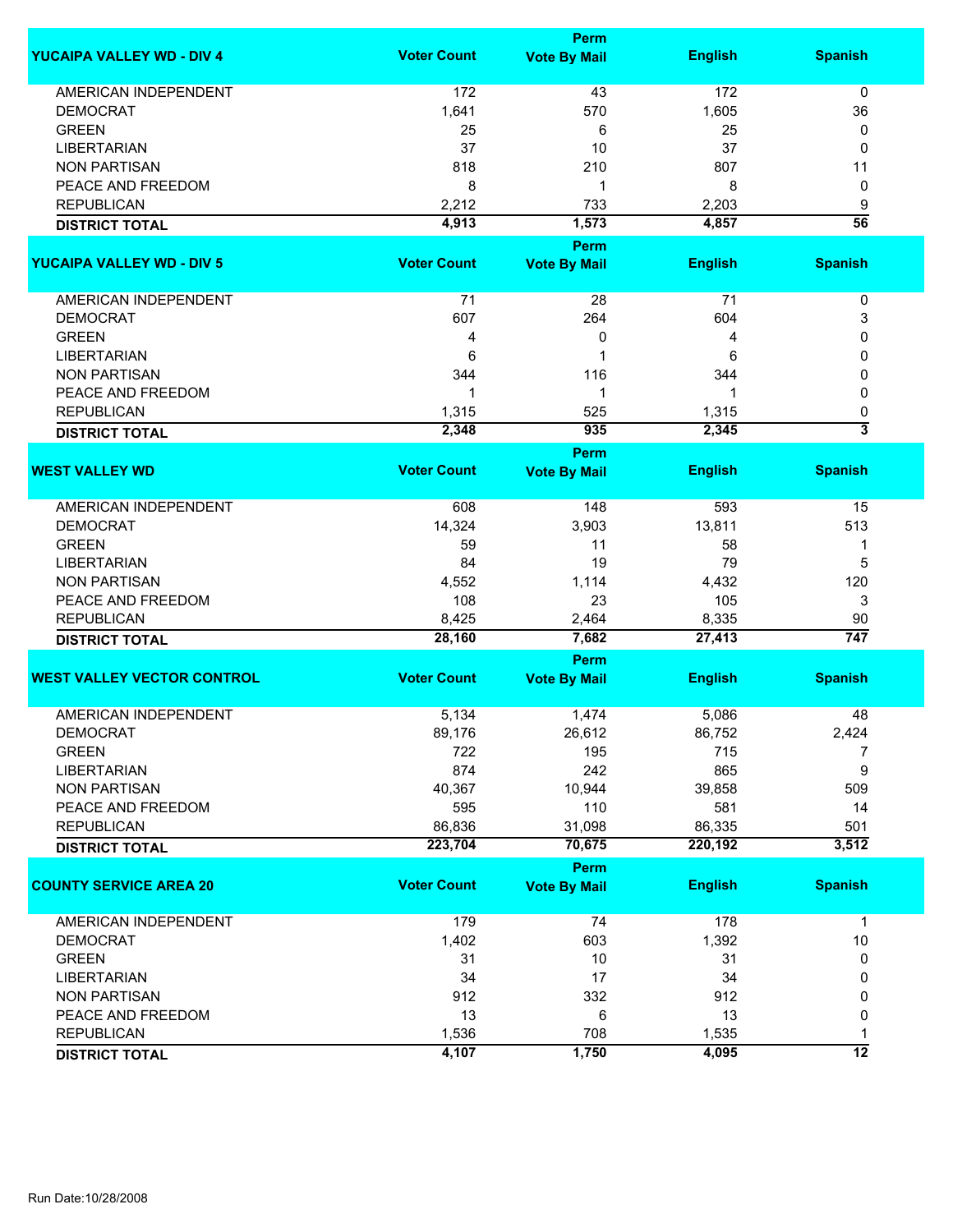| YUCAIPA VALLEY WD - DIV 4 | Voter Count | Perm Vote By Mail | English | Spanish |
|---|---|---|---|---|
| AMERICAN INDEPENDENT | 172 | 43 | 172 | 0 |
| DEMOCRAT | 1,641 | 570 | 1,605 | 36 |
| GREEN | 25 | 6 | 25 | 0 |
| LIBERTARIAN | 37 | 10 | 37 | 0 |
| NON PARTISAN | 818 | 210 | 807 | 11 |
| PEACE AND FREEDOM | 8 | 1 | 8 | 0 |
| REPUBLICAN | 2,212 | 733 | 2,203 | 9 |
| **DISTRICT TOTAL** | **4,913** | **1,573** | **4,857** | **56** |

| YUCAIPA VALLEY WD - DIV 5 | Voter Count | Perm Vote By Mail | English | Spanish |
|---|---|---|---|---|
| AMERICAN INDEPENDENT | 71 | 28 | 71 | 0 |
| DEMOCRAT | 607 | 264 | 604 | 3 |
| GREEN | 4 | 0 | 4 | 0 |
| LIBERTARIAN | 6 | 1 | 6 | 0 |
| NON PARTISAN | 344 | 116 | 344 | 0 |
| PEACE AND FREEDOM | 1 | 1 | 1 | 0 |
| REPUBLICAN | 1,315 | 525 | 1,315 | 0 |
| **DISTRICT TOTAL** | **2,348** | **935** | **2,345** | **3** |

| WEST VALLEY WD | Voter Count | Perm Vote By Mail | English | Spanish |
|---|---|---|---|---|
| AMERICAN INDEPENDENT | 608 | 148 | 593 | 15 |
| DEMOCRAT | 14,324 | 3,903 | 13,811 | 513 |
| GREEN | 59 | 11 | 58 | 1 |
| LIBERTARIAN | 84 | 19 | 79 | 5 |
| NON PARTISAN | 4,552 | 1,114 | 4,432 | 120 |
| PEACE AND FREEDOM | 108 | 23 | 105 | 3 |
| REPUBLICAN | 8,425 | 2,464 | 8,335 | 90 |
| **DISTRICT TOTAL** | **28,160** | **7,682** | **27,413** | **747** |

| WEST VALLEY VECTOR CONTROL | Voter Count | Perm Vote By Mail | English | Spanish |
|---|---|---|---|---|
| AMERICAN INDEPENDENT | 5,134 | 1,474 | 5,086 | 48 |
| DEMOCRAT | 89,176 | 26,612 | 86,752 | 2,424 |
| GREEN | 722 | 195 | 715 | 7 |
| LIBERTARIAN | 874 | 242 | 865 | 9 |
| NON PARTISAN | 40,367 | 10,944 | 39,858 | 509 |
| PEACE AND FREEDOM | 595 | 110 | 581 | 14 |
| REPUBLICAN | 86,836 | 31,098 | 86,335 | 501 |
| **DISTRICT TOTAL** | **223,704** | **70,675** | **220,192** | **3,512** |

| COUNTY SERVICE AREA 20 | Voter Count | Perm Vote By Mail | English | Spanish |
|---|---|---|---|---|
| AMERICAN INDEPENDENT | 179 | 74 | 178 | 1 |
| DEMOCRAT | 1,402 | 603 | 1,392 | 10 |
| GREEN | 31 | 10 | 31 | 0 |
| LIBERTARIAN | 34 | 17 | 34 | 0 |
| NON PARTISAN | 912 | 332 | 912 | 0 |
| PEACE AND FREEDOM | 13 | 6 | 13 | 0 |
| REPUBLICAN | 1,536 | 708 | 1,535 | 1 |
| **DISTRICT TOTAL** | **4,107** | **1,750** | **4,095** | **12** |

Run Date:10/28/2008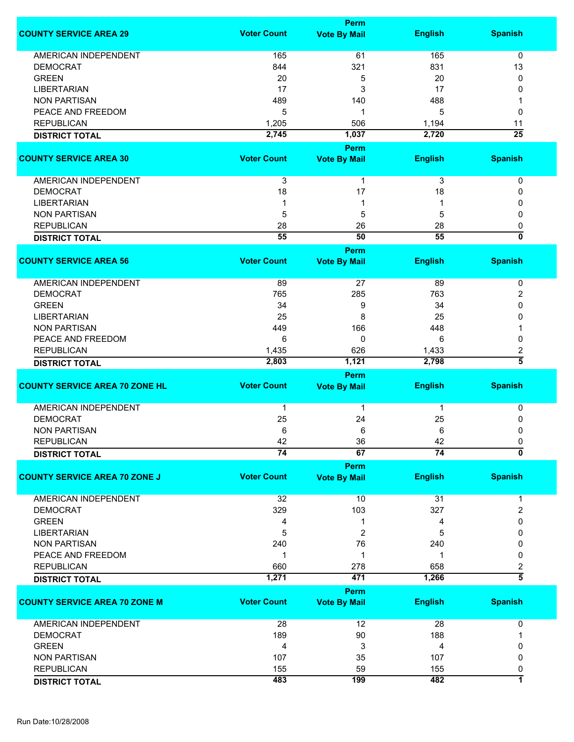| COUNTY SERVICE AREA 29 | Voter Count | Perm Vote By Mail | English | Spanish |
|---|---|---|---|---|
| AMERICAN INDEPENDENT | 165 | 61 | 165 | 0 |
| DEMOCRAT | 844 | 321 | 831 | 13 |
| GREEN | 20 | 5 | 20 | 0 |
| LIBERTARIAN | 17 | 3 | 17 | 0 |
| NON PARTISAN | 489 | 140 | 488 | 1 |
| PEACE AND FREEDOM | 5 | 1 | 5 | 0 |
| REPUBLICAN | 1,205 | 506 | 1,194 | 11 |
| **DISTRICT TOTAL** | **2,745** | **1,037** | **2,720** | **25** |

| COUNTY SERVICE AREA 30 | Voter Count | Perm Vote By Mail | English | Spanish |
|---|---|---|---|---|
| AMERICAN INDEPENDENT | 3 | 1 | 3 | 0 |
| DEMOCRAT | 18 | 17 | 18 | 0 |
| LIBERTARIAN | 1 | 1 | 1 | 0 |
| NON PARTISAN | 5 | 5 | 5 | 0 |
| REPUBLICAN | 28 | 26 | 28 | 0 |
| **DISTRICT TOTAL** | **55** | **50** | **55** | **0** |

| COUNTY SERVICE AREA 56 | Voter Count | Perm Vote By Mail | English | Spanish |
|---|---|---|---|---|
| AMERICAN INDEPENDENT | 89 | 27 | 89 | 0 |
| DEMOCRAT | 765 | 285 | 763 | 2 |
| GREEN | 34 | 9 | 34 | 0 |
| LIBERTARIAN | 25 | 8 | 25 | 0 |
| NON PARTISAN | 449 | 166 | 448 | 1 |
| PEACE AND FREEDOM | 6 | 0 | 6 | 0 |
| REPUBLICAN | 1,435 | 626 | 1,433 | 2 |
| **DISTRICT TOTAL** | **2,803** | **1,121** | **2,798** | **5** |

| COUNTY SERVICE AREA 70 ZONE HL | Voter Count | Perm Vote By Mail | English | Spanish |
|---|---|---|---|---|
| AMERICAN INDEPENDENT | 1 | 1 | 1 | 0 |
| DEMOCRAT | 25 | 24 | 25 | 0 |
| NON PARTISAN | 6 | 6 | 6 | 0 |
| REPUBLICAN | 42 | 36 | 42 | 0 |
| **DISTRICT TOTAL** | **74** | **67** | **74** | **0** |

| COUNTY SERVICE AREA 70 ZONE J | Voter Count | Perm Vote By Mail | English | Spanish |
|---|---|---|---|---|
| AMERICAN INDEPENDENT | 32 | 10 | 31 | 1 |
| DEMOCRAT | 329 | 103 | 327 | 2 |
| GREEN | 4 | 1 | 4 | 0 |
| LIBERTARIAN | 5 | 2 | 5 | 0 |
| NON PARTISAN | 240 | 76 | 240 | 0 |
| PEACE AND FREEDOM | 1 | 1 | 1 | 0 |
| REPUBLICAN | 660 | 278 | 658 | 2 |
| **DISTRICT TOTAL** | **1,271** | **471** | **1,266** | **5** |

| COUNTY SERVICE AREA 70 ZONE M | Voter Count | Perm Vote By Mail | English | Spanish |
|---|---|---|---|---|
| AMERICAN INDEPENDENT | 28 | 12 | 28 | 0 |
| DEMOCRAT | 189 | 90 | 188 | 1 |
| GREEN | 4 | 3 | 4 | 0 |
| NON PARTISAN | 107 | 35 | 107 | 0 |
| REPUBLICAN | 155 | 59 | 155 | 0 |
| **DISTRICT TOTAL** | **483** | **199** | **482** | **1** |

Run Date:10/28/2008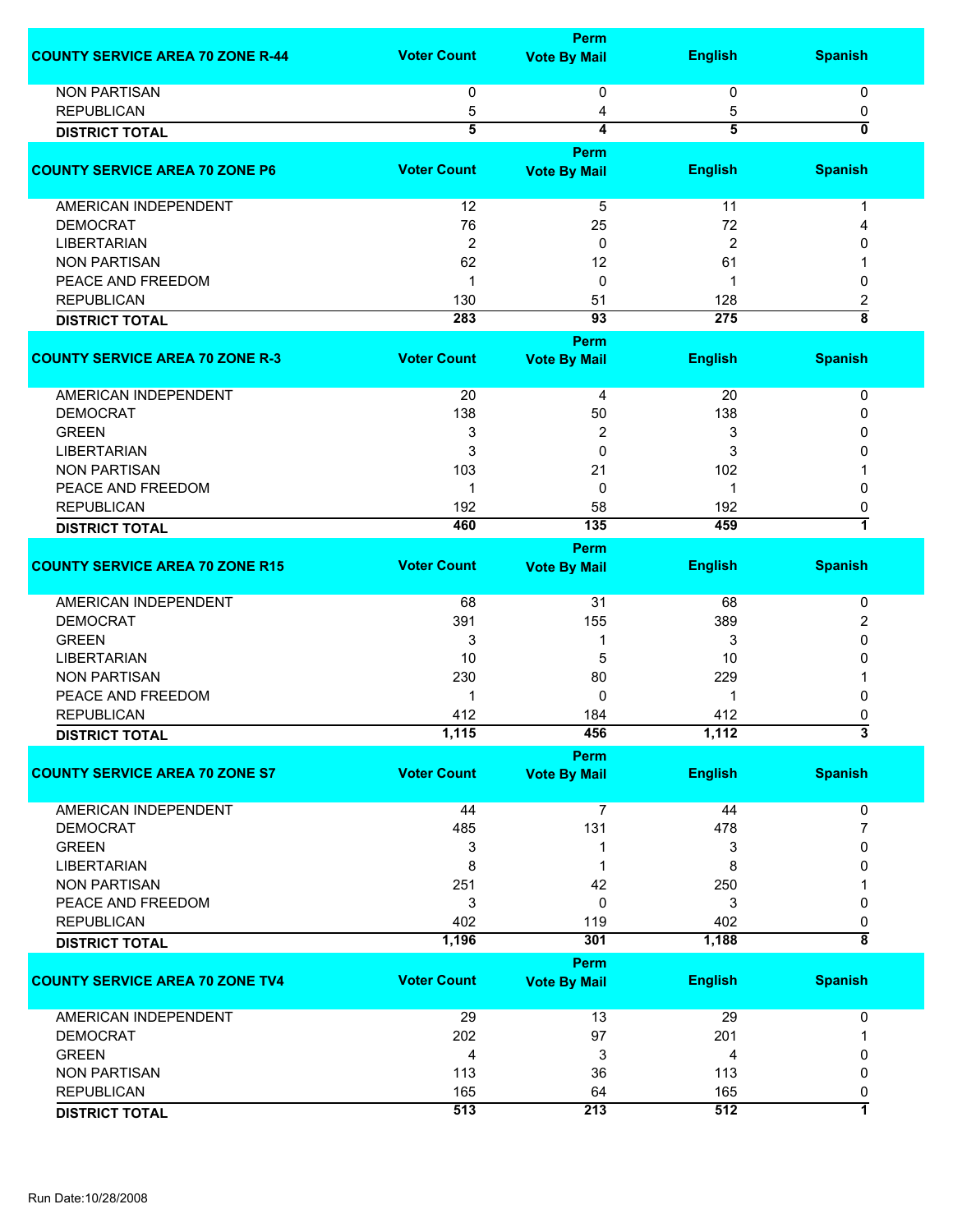| COUNTY SERVICE AREA 70 ZONE R-44 | Voter Count | Perm Vote By Mail | English | Spanish |
|---|---|---|---|---|
| NON PARTISAN | 0 | 0 | 0 | 0 |
| REPUBLICAN | 5 | 4 | 5 | 0 |
| **DISTRICT TOTAL** | **5** | **4** | **5** | **0** |

| COUNTY SERVICE AREA 70 ZONE P6 | Voter Count | Perm Vote By Mail | English | Spanish |
|---|---|---|---|---|
| AMERICAN INDEPENDENT | 12 | 5 | 11 | 1 |
| DEMOCRAT | 76 | 25 | 72 | 4 |
| LIBERTARIAN | 2 | 0 | 2 | 0 |
| NON PARTISAN | 62 | 12 | 61 | 1 |
| PEACE AND FREEDOM | 1 | 0 | 1 | 0 |
| REPUBLICAN | 130 | 51 | 128 | 2 |
| **DISTRICT TOTAL** | **283** | **93** | **275** | **8** |

| COUNTY SERVICE AREA 70 ZONE R-3 | Voter Count | Perm Vote By Mail | English | Spanish |
|---|---|---|---|---|
| AMERICAN INDEPENDENT | 20 | 4 | 20 | 0 |
| DEMOCRAT | 138 | 50 | 138 | 0 |
| GREEN | 3 | 2 | 3 | 0 |
| LIBERTARIAN | 3 | 0 | 3 | 0 |
| NON PARTISAN | 103 | 21 | 102 | 1 |
| PEACE AND FREEDOM | 1 | 0 | 1 | 0 |
| REPUBLICAN | 192 | 58 | 192 | 0 |
| **DISTRICT TOTAL** | **460** | **135** | **459** | **1** |

| COUNTY SERVICE AREA 70 ZONE R15 | Voter Count | Perm Vote By Mail | English | Spanish |
|---|---|---|---|---|
| AMERICAN INDEPENDENT | 68 | 31 | 68 | 0 |
| DEMOCRAT | 391 | 155 | 389 | 2 |
| GREEN | 3 | 1 | 3 | 0 |
| LIBERTARIAN | 10 | 5 | 10 | 0 |
| NON PARTISAN | 230 | 80 | 229 | 1 |
| PEACE AND FREEDOM | 1 | 0 | 1 | 0 |
| REPUBLICAN | 412 | 184 | 412 | 0 |
| **DISTRICT TOTAL** | **1,115** | **456** | **1,112** | **3** |

| COUNTY SERVICE AREA 70 ZONE S7 | Voter Count | Perm Vote By Mail | English | Spanish |
|---|---|---|---|---|
| AMERICAN INDEPENDENT | 44 | 7 | 44 | 0 |
| DEMOCRAT | 485 | 131 | 478 | 7 |
| GREEN | 3 | 1 | 3 | 0 |
| LIBERTARIAN | 8 | 1 | 8 | 0 |
| NON PARTISAN | 251 | 42 | 250 | 1 |
| PEACE AND FREEDOM | 3 | 0 | 3 | 0 |
| REPUBLICAN | 402 | 119 | 402 | 0 |
| **DISTRICT TOTAL** | **1,196** | **301** | **1,188** | **8** |

| COUNTY SERVICE AREA 70 ZONE TV4 | Voter Count | Perm Vote By Mail | English | Spanish |
|---|---|---|---|---|
| AMERICAN INDEPENDENT | 29 | 13 | 29 | 0 |
| DEMOCRAT | 202 | 97 | 201 | 1 |
| GREEN | 4 | 3 | 4 | 0 |
| NON PARTISAN | 113 | 36 | 113 | 0 |
| REPUBLICAN | 165 | 64 | 165 | 0 |
| **DISTRICT TOTAL** | **513** | **213** | **512** | **1** |

Run Date:10/28/2008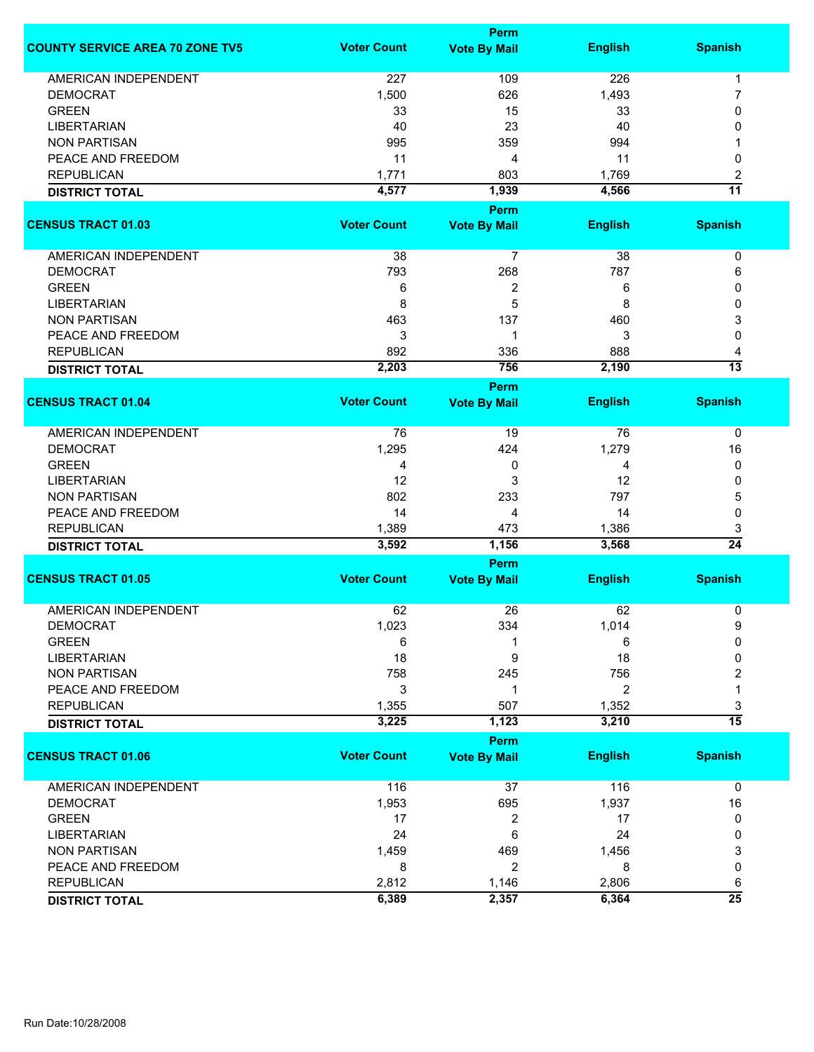| COUNTY SERVICE AREA 70 ZONE TV5 | Voter Count | Perm Vote By Mail | English | Spanish |
|---|---|---|---|---|
| AMERICAN INDEPENDENT | 227 | 109 | 226 | 1 |
| DEMOCRAT | 1,500 | 626 | 1,493 | 7 |
| GREEN | 33 | 15 | 33 | 0 |
| LIBERTARIAN | 40 | 23 | 40 | 0 |
| NON PARTISAN | 995 | 359 | 994 | 1 |
| PEACE AND FREEDOM | 11 | 4 | 11 | 0 |
| REPUBLICAN | 1,771 | 803 | 1,769 | 2 |
| **DISTRICT TOTAL** | **4,577** | **1,939** | **4,566** | **11** |

| CENSUS TRACT 01.03 | Voter Count | Perm Vote By Mail | English | Spanish |
|---|---|---|---|---|
| AMERICAN INDEPENDENT | 38 | 7 | 38 | 0 |
| DEMOCRAT | 793 | 268 | 787 | 6 |
| GREEN | 6 | 2 | 6 | 0 |
| LIBERTARIAN | 8 | 5 | 8 | 0 |
| NON PARTISAN | 463 | 137 | 460 | 3 |
| PEACE AND FREEDOM | 3 | 1 | 3 | 0 |
| REPUBLICAN | 892 | 336 | 888 | 4 |
| **DISTRICT TOTAL** | **2,203** | **756** | **2,190** | **13** |

| CENSUS TRACT 01.04 | Voter Count | Perm Vote By Mail | English | Spanish |
|---|---|---|---|---|
| AMERICAN INDEPENDENT | 76 | 19 | 76 | 0 |
| DEMOCRAT | 1,295 | 424 | 1,279 | 16 |
| GREEN | 4 | 0 | 4 | 0 |
| LIBERTARIAN | 12 | 3 | 12 | 0 |
| NON PARTISAN | 802 | 233 | 797 | 5 |
| PEACE AND FREEDOM | 14 | 4 | 14 | 0 |
| REPUBLICAN | 1,389 | 473 | 1,386 | 3 |
| **DISTRICT TOTAL** | **3,592** | **1,156** | **3,568** | **24** |

| CENSUS TRACT 01.05 | Voter Count | Perm Vote By Mail | English | Spanish |
|---|---|---|---|---|
| AMERICAN INDEPENDENT | 62 | 26 | 62 | 0 |
| DEMOCRAT | 1,023 | 334 | 1,014 | 9 |
| GREEN | 6 | 1 | 6 | 0 |
| LIBERTARIAN | 18 | 9 | 18 | 0 |
| NON PARTISAN | 758 | 245 | 756 | 2 |
| PEACE AND FREEDOM | 3 | 1 | 2 | 1 |
| REPUBLICAN | 1,355 | 507 | 1,352 | 3 |
| **DISTRICT TOTAL** | **3,225** | **1,123** | **3,210** | **15** |

| CENSUS TRACT 01.06 | Voter Count | Perm Vote By Mail | English | Spanish |
|---|---|---|---|---|
| AMERICAN INDEPENDENT | 116 | 37 | 116 | 0 |
| DEMOCRAT | 1,953 | 695 | 1,937 | 16 |
| GREEN | 17 | 2 | 17 | 0 |
| LIBERTARIAN | 24 | 6 | 24 | 0 |
| NON PARTISAN | 1,459 | 469 | 1,456 | 3 |
| PEACE AND FREEDOM | 8 | 2 | 8 | 0 |
| REPUBLICAN | 2,812 | 1,146 | 2,806 | 6 |
| **DISTRICT TOTAL** | **6,389** | **2,357** | **6,364** | **25** |

Run Date:10/28/2008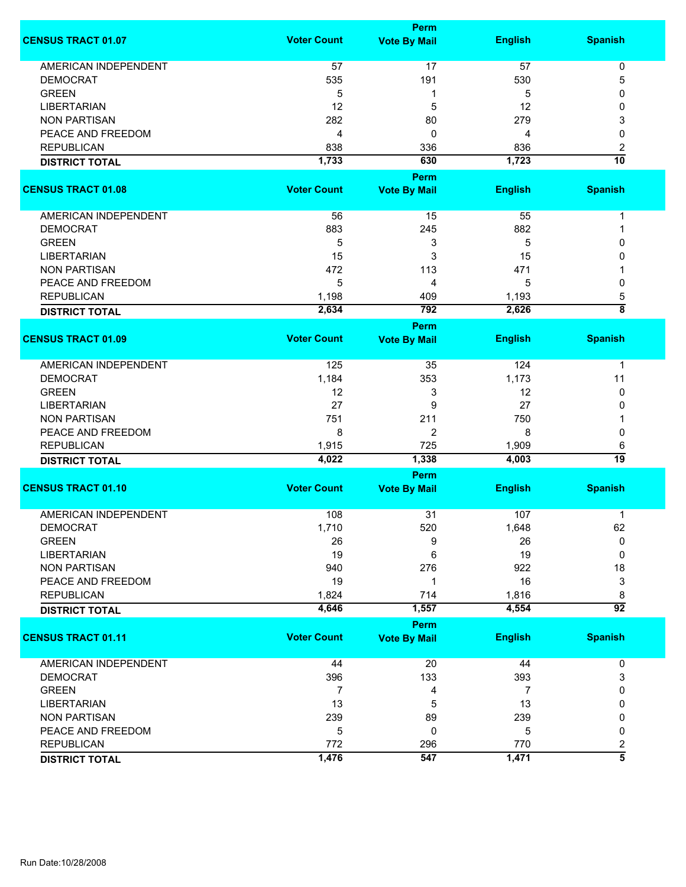| CENSUS TRACT 01.07 | Voter Count | Perm Vote By Mail | English | Spanish |
|---|---|---|---|---|
| AMERICAN INDEPENDENT | 57 | 17 | 57 | 0 |
| DEMOCRAT | 535 | 191 | 530 | 5 |
| GREEN | 5 | 1 | 5 | 0 |
| LIBERTARIAN | 12 | 5 | 12 | 0 |
| NON PARTISAN | 282 | 80 | 279 | 3 |
| PEACE AND FREEDOM | 4 | 0 | 4 | 0 |
| REPUBLICAN | 838 | 336 | 836 | 2 |
| **DISTRICT TOTAL** | **1,733** | **630** | **1,723** | **10** |

| CENSUS TRACT 01.08 | Voter Count | Perm Vote By Mail | English | Spanish |
|---|---|---|---|---|
| AMERICAN INDEPENDENT | 56 | 15 | 55 | 1 |
| DEMOCRAT | 883 | 245 | 882 | 1 |
| GREEN | 5 | 3 | 5 | 0 |
| LIBERTARIAN | 15 | 3 | 15 | 0 |
| NON PARTISAN | 472 | 113 | 471 | 1 |
| PEACE AND FREEDOM | 5 | 4 | 5 | 0 |
| REPUBLICAN | 1,198 | 409 | 1,193 | 5 |
| **DISTRICT TOTAL** | **2,634** | **792** | **2,626** | **8** |

| CENSUS TRACT 01.09 | Voter Count | Perm Vote By Mail | English | Spanish |
|---|---|---|---|---|
| AMERICAN INDEPENDENT | 125 | 35 | 124 | 1 |
| DEMOCRAT | 1,184 | 353 | 1,173 | 11 |
| GREEN | 12 | 3 | 12 | 0 |
| LIBERTARIAN | 27 | 9 | 27 | 0 |
| NON PARTISAN | 751 | 211 | 750 | 1 |
| PEACE AND FREEDOM | 8 | 2 | 8 | 0 |
| REPUBLICAN | 1,915 | 725 | 1,909 | 6 |
| **DISTRICT TOTAL** | **4,022** | **1,338** | **4,003** | **19** |

| CENSUS TRACT 01.10 | Voter Count | Perm Vote By Mail | English | Spanish |
|---|---|---|---|---|
| AMERICAN INDEPENDENT | 108 | 31 | 107 | 1 |
| DEMOCRAT | 1,710 | 520 | 1,648 | 62 |
| GREEN | 26 | 9 | 26 | 0 |
| LIBERTARIAN | 19 | 6 | 19 | 0 |
| NON PARTISAN | 940 | 276 | 922 | 18 |
| PEACE AND FREEDOM | 19 | 1 | 16 | 3 |
| REPUBLICAN | 1,824 | 714 | 1,816 | 8 |
| **DISTRICT TOTAL** | **4,646** | **1,557** | **4,554** | **92** |

| CENSUS TRACT 01.11 | Voter Count | Perm Vote By Mail | English | Spanish |
|---|---|---|---|---|
| AMERICAN INDEPENDENT | 44 | 20 | 44 | 0 |
| DEMOCRAT | 396 | 133 | 393 | 3 |
| GREEN | 7 | 4 | 7 | 0 |
| LIBERTARIAN | 13 | 5 | 13 | 0 |
| NON PARTISAN | 239 | 89 | 239 | 0 |
| PEACE AND FREEDOM | 5 | 0 | 5 | 0 |
| REPUBLICAN | 772 | 296 | 770 | 2 |
| **DISTRICT TOTAL** | **1,476** | **547** | **1,471** | **5** |

Run Date:10/28/2008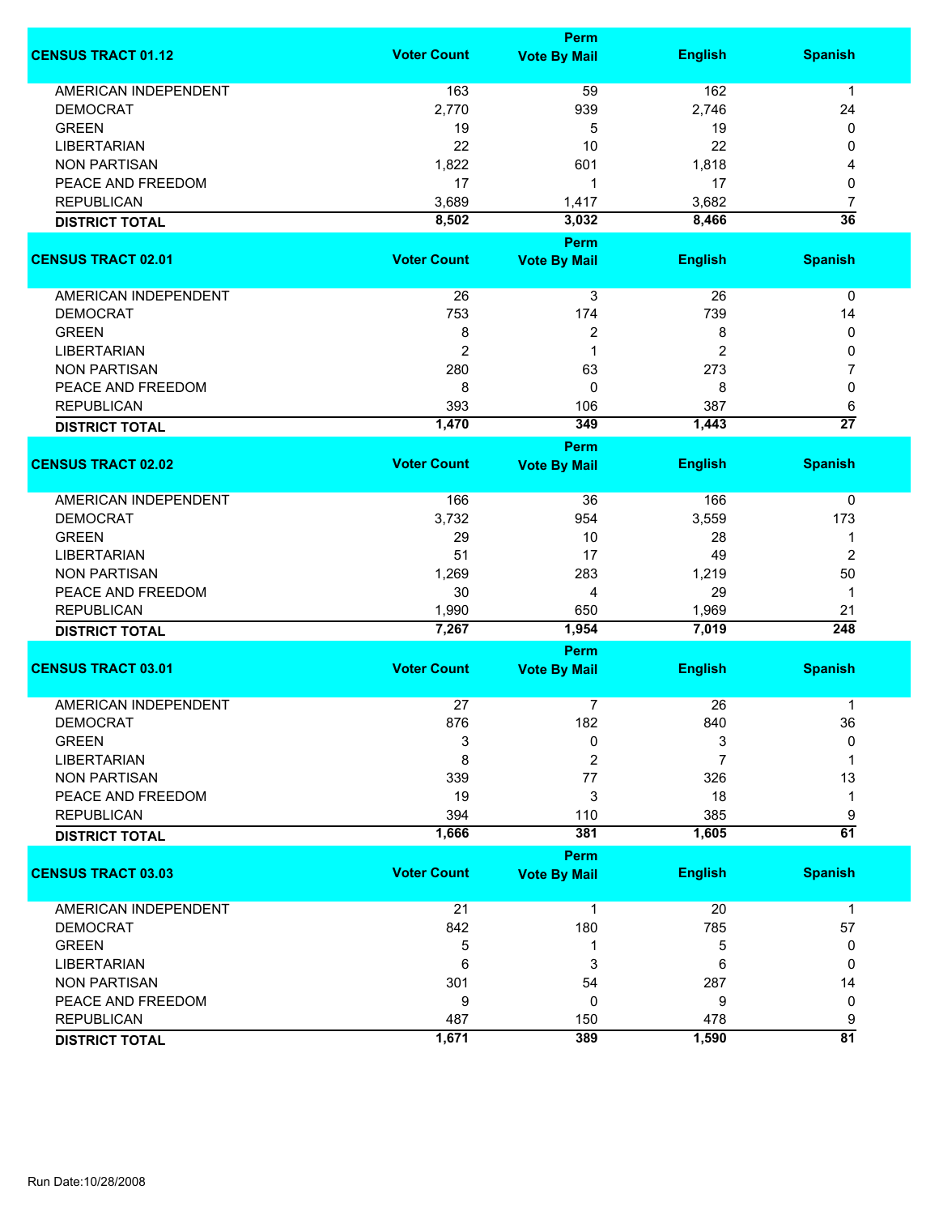| CENSUS TRACT 01.12 | Voter Count | Perm Vote By Mail | English | Spanish |
|---|---|---|---|---|
| AMERICAN INDEPENDENT | 163 | 59 | 162 | 1 |
| DEMOCRAT | 2,770 | 939 | 2,746 | 24 |
| GREEN | 19 | 5 | 19 | 0 |
| LIBERTARIAN | 22 | 10 | 22 | 0 |
| NON PARTISAN | 1,822 | 601 | 1,818 | 4 |
| PEACE AND FREEDOM | 17 | 1 | 17 | 0 |
| REPUBLICAN | 3,689 | 1,417 | 3,682 | 7 |
| **DISTRICT TOTAL** | **8,502** | **3,032** | **8,466** | **36** |

| CENSUS TRACT 02.01 | Voter Count | Perm Vote By Mail | English | Spanish |
|---|---|---|---|---|
| AMERICAN INDEPENDENT | 26 | 3 | 26 | 0 |
| DEMOCRAT | 753 | 174 | 739 | 14 |
| GREEN | 8 | 2 | 8 | 0 |
| LIBERTARIAN | 2 | 1 | 2 | 0 |
| NON PARTISAN | 280 | 63 | 273 | 7 |
| PEACE AND FREEDOM | 8 | 0 | 8 | 0 |
| REPUBLICAN | 393 | 106 | 387 | 6 |
| **DISTRICT TOTAL** | **1,470** | **349** | **1,443** | **27** |

| CENSUS TRACT 02.02 | Voter Count | Perm Vote By Mail | English | Spanish |
|---|---|---|---|---|
| AMERICAN INDEPENDENT | 166 | 36 | 166 | 0 |
| DEMOCRAT | 3,732 | 954 | 3,559 | 173 |
| GREEN | 29 | 10 | 28 | 1 |
| LIBERTARIAN | 51 | 17 | 49 | 2 |
| NON PARTISAN | 1,269 | 283 | 1,219 | 50 |
| PEACE AND FREEDOM | 30 | 4 | 29 | 1 |
| REPUBLICAN | 1,990 | 650 | 1,969 | 21 |
| **DISTRICT TOTAL** | **7,267** | **1,954** | **7,019** | **248** |

| CENSUS TRACT 03.01 | Voter Count | Perm Vote By Mail | English | Spanish |
|---|---|---|---|---|
| AMERICAN INDEPENDENT | 27 | 7 | 26 | 1 |
| DEMOCRAT | 876 | 182 | 840 | 36 |
| GREEN | 3 | 0 | 3 | 0 |
| LIBERTARIAN | 8 | 2 | 7 | 1 |
| NON PARTISAN | 339 | 77 | 326 | 13 |
| PEACE AND FREEDOM | 19 | 3 | 18 | 1 |
| REPUBLICAN | 394 | 110 | 385 | 9 |
| **DISTRICT TOTAL** | **1,666** | **381** | **1,605** | **61** |

| CENSUS TRACT 03.03 | Voter Count | Perm Vote By Mail | English | Spanish |
|---|---|---|---|---|
| AMERICAN INDEPENDENT | 21 | 1 | 20 | 1 |
| DEMOCRAT | 842 | 180 | 785 | 57 |
| GREEN | 5 | 1 | 5 | 0 |
| LIBERTARIAN | 6 | 3 | 6 | 0 |
| NON PARTISAN | 301 | 54 | 287 | 14 |
| PEACE AND FREEDOM | 9 | 0 | 9 | 0 |
| REPUBLICAN | 487 | 150 | 478 | 9 |
| **DISTRICT TOTAL** | **1,671** | **389** | **1,590** | **81** |

Run Date:10/28/2008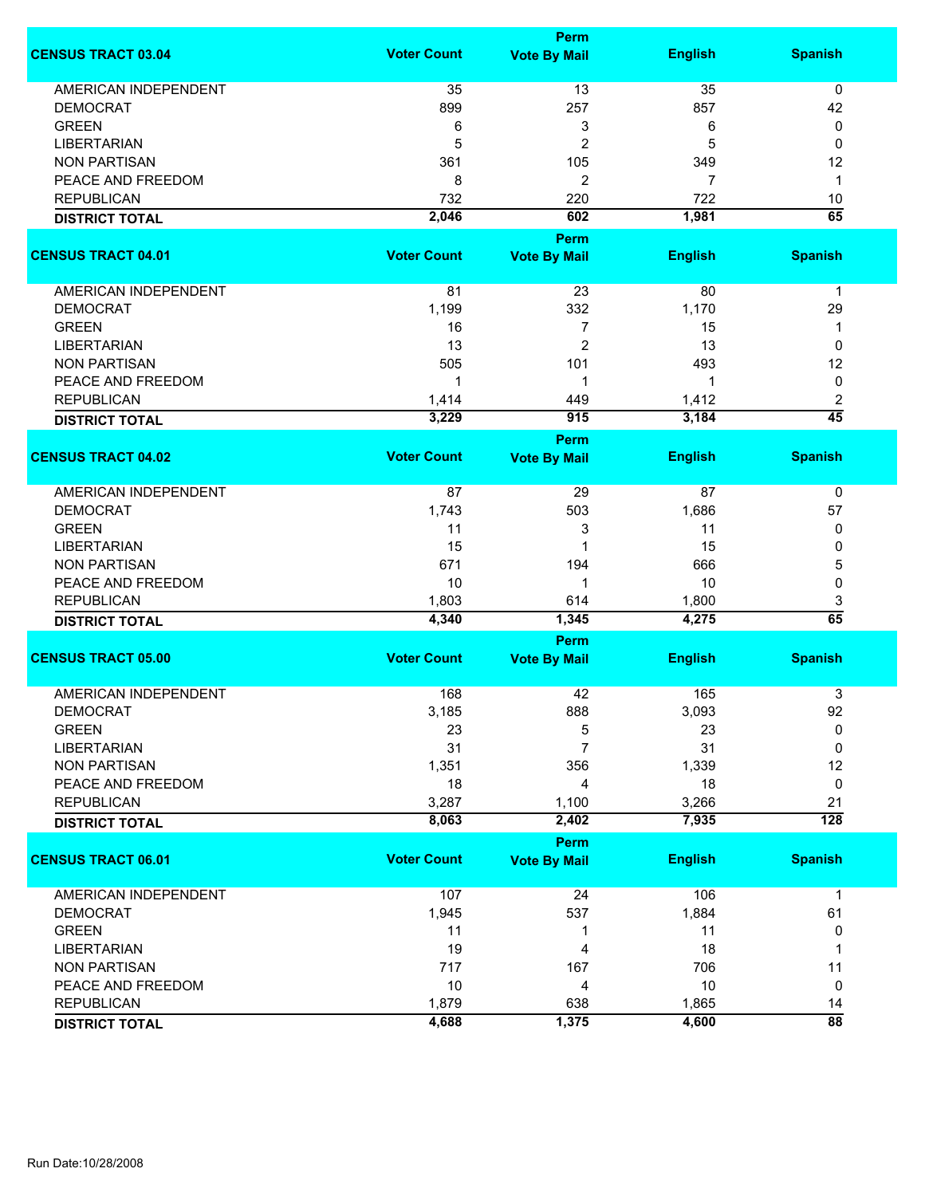| CENSUS TRACT 03.04 | Voter Count | Perm Vote By Mail | English | Spanish |
|---|---|---|---|---|
| AMERICAN INDEPENDENT | 35 | 13 | 35 | 0 |
| DEMOCRAT | 899 | 257 | 857 | 42 |
| GREEN | 6 | 3 | 6 | 0 |
| LIBERTARIAN | 5 | 2 | 5 | 0 |
| NON PARTISAN | 361 | 105 | 349 | 12 |
| PEACE AND FREEDOM | 8 | 2 | 7 | 1 |
| REPUBLICAN | 732 | 220 | 722 | 10 |
| **DISTRICT TOTAL** | **2,046** | **602** | **1,981** | **65** |

| CENSUS TRACT 04.01 | Voter Count | Perm Vote By Mail | English | Spanish |
|---|---|---|---|---|
| AMERICAN INDEPENDENT | 81 | 23 | 80 | 1 |
| DEMOCRAT | 1,199 | 332 | 1,170 | 29 |
| GREEN | 16 | 7 | 15 | 1 |
| LIBERTARIAN | 13 | 2 | 13 | 0 |
| NON PARTISAN | 505 | 101 | 493 | 12 |
| PEACE AND FREEDOM | 1 | 1 | 1 | 0 |
| REPUBLICAN | 1,414 | 449 | 1,412 | 2 |
| **DISTRICT TOTAL** | **3,229** | **915** | **3,184** | **45** |

| CENSUS TRACT 04.02 | Voter Count | Perm Vote By Mail | English | Spanish |
|---|---|---|---|---|
| AMERICAN INDEPENDENT | 87 | 29 | 87 | 0 |
| DEMOCRAT | 1,743 | 503 | 1,686 | 57 |
| GREEN | 11 | 3 | 11 | 0 |
| LIBERTARIAN | 15 | 1 | 15 | 0 |
| NON PARTISAN | 671 | 194 | 666 | 5 |
| PEACE AND FREEDOM | 10 | 1 | 10 | 0 |
| REPUBLICAN | 1,803 | 614 | 1,800 | 3 |
| **DISTRICT TOTAL** | **4,340** | **1,345** | **4,275** | **65** |

| CENSUS TRACT 05.00 | Voter Count | Perm Vote By Mail | English | Spanish |
|---|---|---|---|---|
| AMERICAN INDEPENDENT | 168 | 42 | 165 | 3 |
| DEMOCRAT | 3,185 | 888 | 3,093 | 92 |
| GREEN | 23 | 5 | 23 | 0 |
| LIBERTARIAN | 31 | 7 | 31 | 0 |
| NON PARTISAN | 1,351 | 356 | 1,339 | 12 |
| PEACE AND FREEDOM | 18 | 4 | 18 | 0 |
| REPUBLICAN | 3,287 | 1,100 | 3,266 | 21 |
| **DISTRICT TOTAL** | **8,063** | **2,402** | **7,935** | **128** |

| CENSUS TRACT 06.01 | Voter Count | Perm Vote By Mail | English | Spanish |
|---|---|---|---|---|
| AMERICAN INDEPENDENT | 107 | 24 | 106 | 1 |
| DEMOCRAT | 1,945 | 537 | 1,884 | 61 |
| GREEN | 11 | 1 | 11 | 0 |
| LIBERTARIAN | 19 | 4 | 18 | 1 |
| NON PARTISAN | 717 | 167 | 706 | 11 |
| PEACE AND FREEDOM | 10 | 4 | 10 | 0 |
| REPUBLICAN | 1,879 | 638 | 1,865 | 14 |
| **DISTRICT TOTAL** | **4,688** | **1,375** | **4,600** | **88** |

Run Date:10/28/2008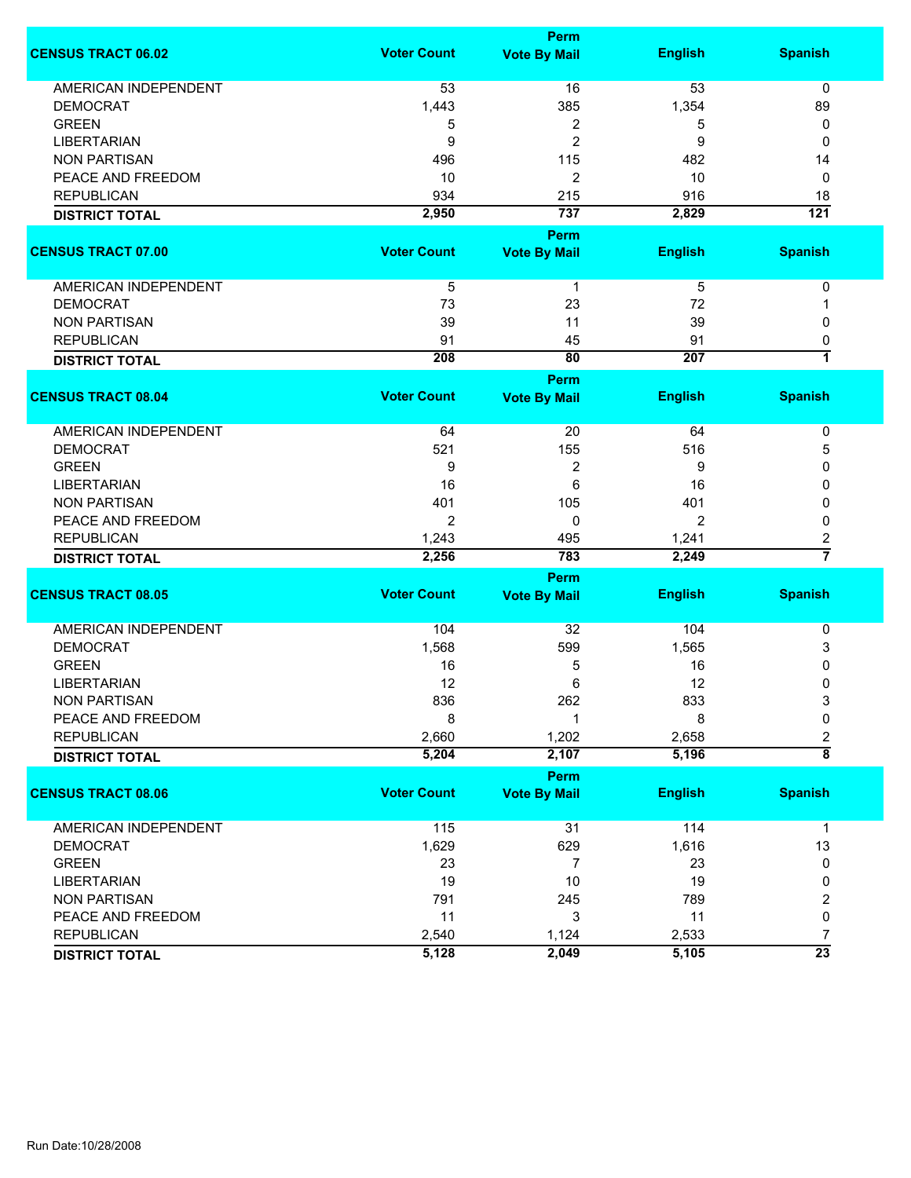| CENSUS TRACT 06.02 | Voter Count | Perm Vote By Mail | English | Spanish |
|---|---|---|---|---|
| AMERICAN INDEPENDENT | 53 | 16 | 53 | 0 |
| DEMOCRAT | 1,443 | 385 | 1,354 | 89 |
| GREEN | 5 | 2 | 5 | 0 |
| LIBERTARIAN | 9 | 2 | 9 | 0 |
| NON PARTISAN | 496 | 115 | 482 | 14 |
| PEACE AND FREEDOM | 10 | 2 | 10 | 0 |
| REPUBLICAN | 934 | 215 | 916 | 18 |
| **DISTRICT TOTAL** | **2,950** | **737** | **2,829** | **121** |

| CENSUS TRACT 07.00 | Voter Count | Perm Vote By Mail | English | Spanish |
|---|---|---|---|---|
| AMERICAN INDEPENDENT | 5 | 1 | 5 | 0 |
| DEMOCRAT | 73 | 23 | 72 | 1 |
| NON PARTISAN | 39 | 11 | 39 | 0 |
| REPUBLICAN | 91 | 45 | 91 | 0 |
| **DISTRICT TOTAL** | **208** | **80** | **207** | **1** |

| CENSUS TRACT 08.04 | Voter Count | Perm Vote By Mail | English | Spanish |
|---|---|---|---|---|
| AMERICAN INDEPENDENT | 64 | 20 | 64 | 0 |
| DEMOCRAT | 521 | 155 | 516 | 5 |
| GREEN | 9 | 2 | 9 | 0 |
| LIBERTARIAN | 16 | 6 | 16 | 0 |
| NON PARTISAN | 401 | 105 | 401 | 0 |
| PEACE AND FREEDOM | 2 | 0 | 2 | 0 |
| REPUBLICAN | 1,243 | 495 | 1,241 | 2 |
| **DISTRICT TOTAL** | **2,256** | **783** | **2,249** | **7** |

| CENSUS TRACT 08.05 | Voter Count | Perm Vote By Mail | English | Spanish |
|---|---|---|---|---|
| AMERICAN INDEPENDENT | 104 | 32 | 104 | 0 |
| DEMOCRAT | 1,568 | 599 | 1,565 | 3 |
| GREEN | 16 | 5 | 16 | 0 |
| LIBERTARIAN | 12 | 6 | 12 | 0 |
| NON PARTISAN | 836 | 262 | 833 | 3 |
| PEACE AND FREEDOM | 8 | 1 | 8 | 0 |
| REPUBLICAN | 2,660 | 1,202 | 2,658 | 2 |
| **DISTRICT TOTAL** | **5,204** | **2,107** | **5,196** | **8** |

| CENSUS TRACT 08.06 | Voter Count | Perm Vote By Mail | English | Spanish |
|---|---|---|---|---|
| AMERICAN INDEPENDENT | 115 | 31 | 114 | 1 |
| DEMOCRAT | 1,629 | 629 | 1,616 | 13 |
| GREEN | 23 | 7 | 23 | 0 |
| LIBERTARIAN | 19 | 10 | 19 | 0 |
| NON PARTISAN | 791 | 245 | 789 | 2 |
| PEACE AND FREEDOM | 11 | 3 | 11 | 0 |
| REPUBLICAN | 2,540 | 1,124 | 2,533 | 7 |
| **DISTRICT TOTAL** | **5,128** | **2,049** | **5,105** | **23** |

Run Date:10/28/2008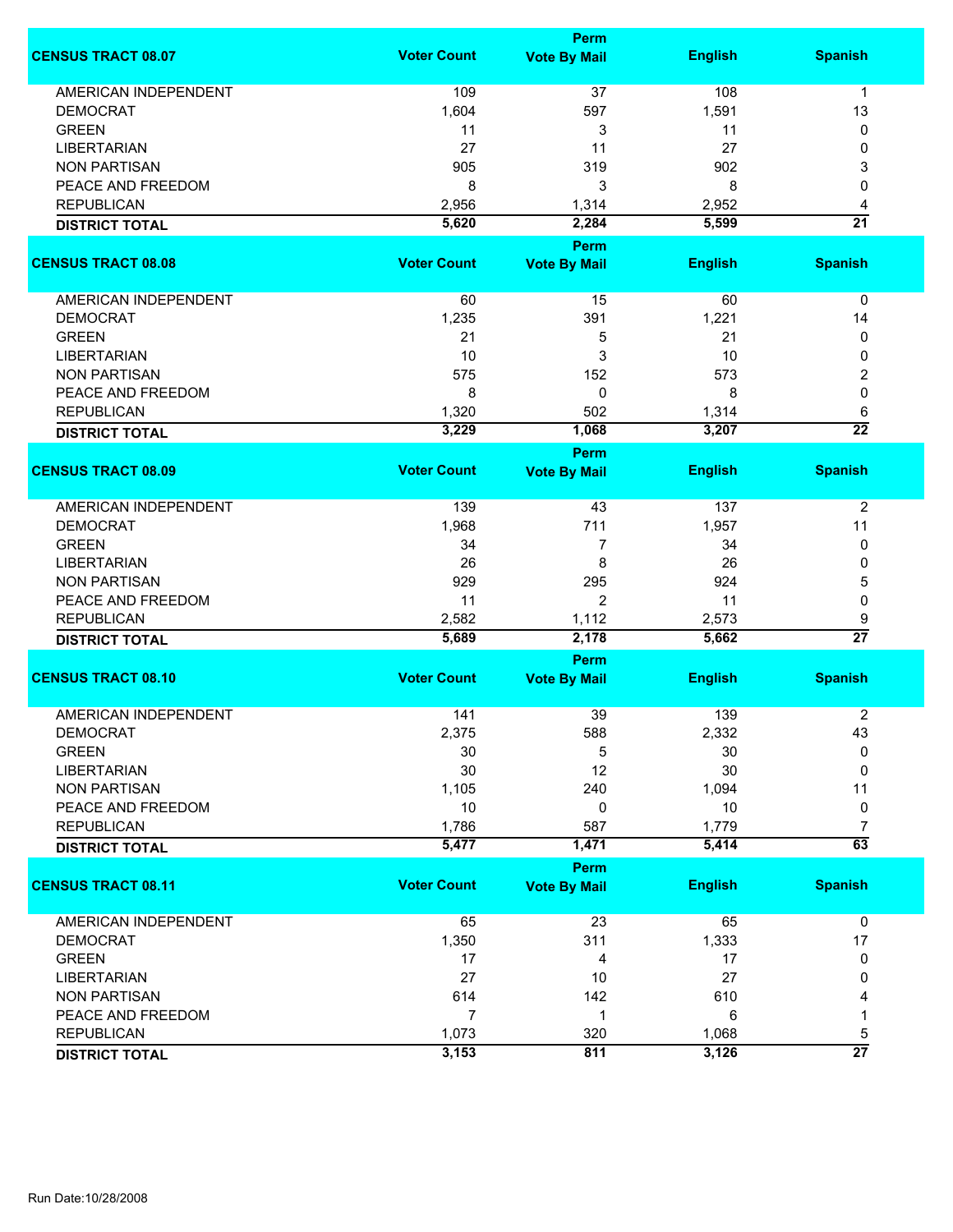| CENSUS TRACT 08.07 | Voter Count | Perm Vote By Mail | English | Spanish |
|---|---|---|---|---|
| AMERICAN INDEPENDENT | 109 | 37 | 108 | 1 |
| DEMOCRAT | 1,604 | 597 | 1,591 | 13 |
| GREEN | 11 | 3 | 11 | 0 |
| LIBERTARIAN | 27 | 11 | 27 | 0 |
| NON PARTISAN | 905 | 319 | 902 | 3 |
| PEACE AND FREEDOM | 8 | 3 | 8 | 0 |
| REPUBLICAN | 2,956 | 1,314 | 2,952 | 4 |
| **DISTRICT TOTAL** | **5,620** | **2,284** | **5,599** | **21** |

| CENSUS TRACT 08.08 | Voter Count | Perm Vote By Mail | English | Spanish |
|---|---|---|---|---|
| AMERICAN INDEPENDENT | 60 | 15 | 60 | 0 |
| DEMOCRAT | 1,235 | 391 | 1,221 | 14 |
| GREEN | 21 | 5 | 21 | 0 |
| LIBERTARIAN | 10 | 3 | 10 | 0 |
| NON PARTISAN | 575 | 152 | 573 | 2 |
| PEACE AND FREEDOM | 8 | 0 | 8 | 0 |
| REPUBLICAN | 1,320 | 502 | 1,314 | 6 |
| **DISTRICT TOTAL** | **3,229** | **1,068** | **3,207** | **22** |

| CENSUS TRACT 08.09 | Voter Count | Perm Vote By Mail | English | Spanish |
|---|---|---|---|---|
| AMERICAN INDEPENDENT | 139 | 43 | 137 | 2 |
| DEMOCRAT | 1,968 | 711 | 1,957 | 11 |
| GREEN | 34 | 7 | 34 | 0 |
| LIBERTARIAN | 26 | 8 | 26 | 0 |
| NON PARTISAN | 929 | 295 | 924 | 5 |
| PEACE AND FREEDOM | 11 | 2 | 11 | 0 |
| REPUBLICAN | 2,582 | 1,112 | 2,573 | 9 |
| **DISTRICT TOTAL** | **5,689** | **2,178** | **5,662** | **27** |

| CENSUS TRACT 08.10 | Voter Count | Perm Vote By Mail | English | Spanish |
|---|---|---|---|---|
| AMERICAN INDEPENDENT | 141 | 39 | 139 | 2 |
| DEMOCRAT | 2,375 | 588 | 2,332 | 43 |
| GREEN | 30 | 5 | 30 | 0 |
| LIBERTARIAN | 30 | 12 | 30 | 0 |
| NON PARTISAN | 1,105 | 240 | 1,094 | 11 |
| PEACE AND FREEDOM | 10 | 0 | 10 | 0 |
| REPUBLICAN | 1,786 | 587 | 1,779 | 7 |
| **DISTRICT TOTAL** | **5,477** | **1,471** | **5,414** | **63** |

| CENSUS TRACT 08.11 | Voter Count | Perm Vote By Mail | English | Spanish |
|---|---|---|---|---|
| AMERICAN INDEPENDENT | 65 | 23 | 65 | 0 |
| DEMOCRAT | 1,350 | 311 | 1,333 | 17 |
| GREEN | 17 | 4 | 17 | 0 |
| LIBERTARIAN | 27 | 10 | 27 | 0 |
| NON PARTISAN | 614 | 142 | 610 | 4 |
| PEACE AND FREEDOM | 7 | 1 | 6 | 1 |
| REPUBLICAN | 1,073 | 320 | 1,068 | 5 |
| **DISTRICT TOTAL** | **3,153** | **811** | **3,126** | **27** |

Run Date:10/28/2008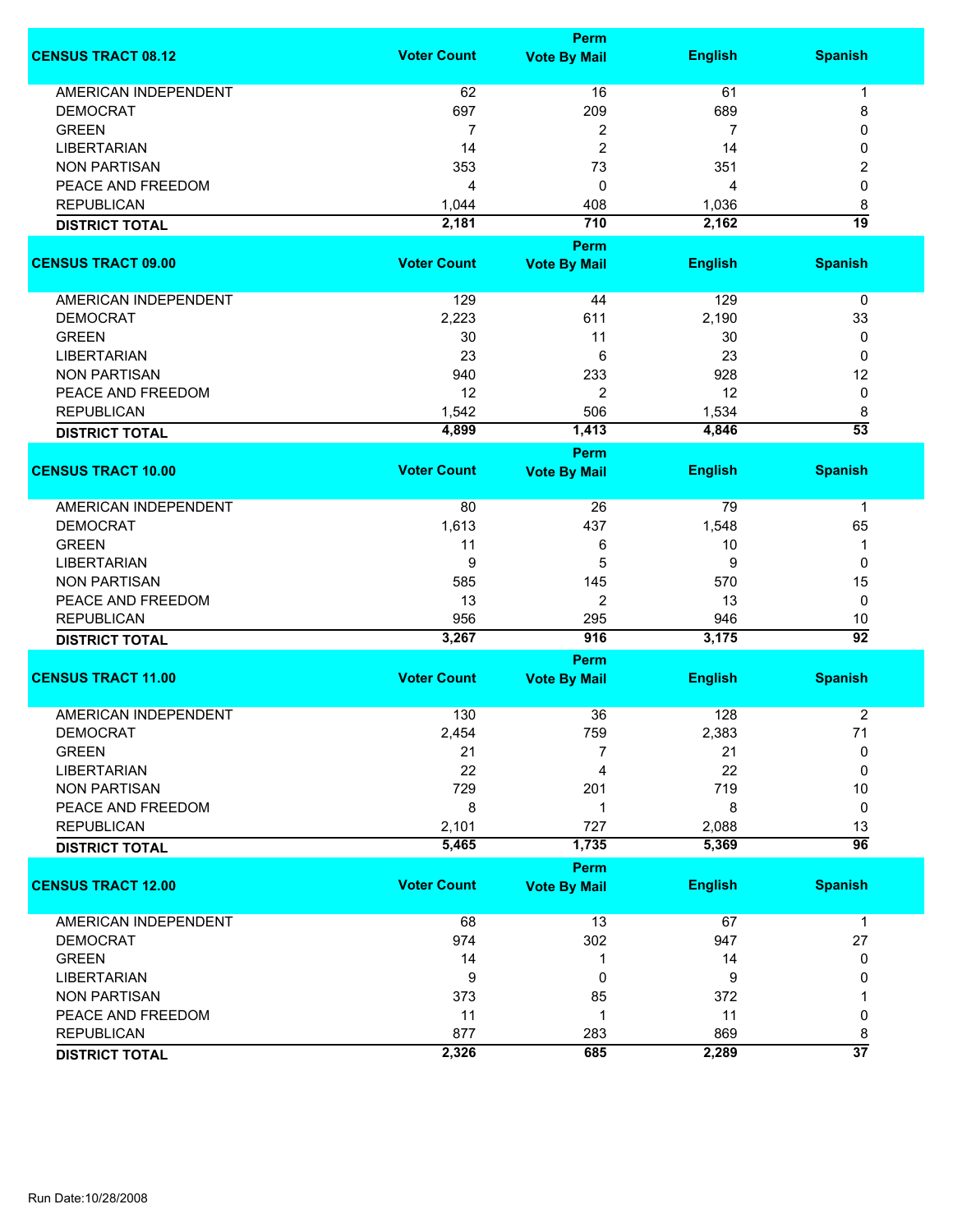| CENSUS TRACT 08.12 | Voter Count | Perm Vote By Mail | English | Spanish |
|---|---|---|---|---|
| AMERICAN INDEPENDENT | 62 | 16 | 61 | 1 |
| DEMOCRAT | 697 | 209 | 689 | 8 |
| GREEN | 7 | 2 | 7 | 0 |
| LIBERTARIAN | 14 | 2 | 14 | 0 |
| NON PARTISAN | 353 | 73 | 351 | 2 |
| PEACE AND FREEDOM | 4 | 0 | 4 | 0 |
| REPUBLICAN | 1,044 | 408 | 1,036 | 8 |
| **DISTRICT TOTAL** | **2,181** | **710** | **2,162** | **19** |

| CENSUS TRACT 09.00 | Voter Count | Perm Vote By Mail | English | Spanish |
|---|---|---|---|---|
| AMERICAN INDEPENDENT | 129 | 44 | 129 | 0 |
| DEMOCRAT | 2,223 | 611 | 2,190 | 33 |
| GREEN | 30 | 11 | 30 | 0 |
| LIBERTARIAN | 23 | 6 | 23 | 0 |
| NON PARTISAN | 940 | 233 | 928 | 12 |
| PEACE AND FREEDOM | 12 | 2 | 12 | 0 |
| REPUBLICAN | 1,542 | 506 | 1,534 | 8 |
| **DISTRICT TOTAL** | **4,899** | **1,413** | **4,846** | **53** |

| CENSUS TRACT 10.00 | Voter Count | Perm Vote By Mail | English | Spanish |
|---|---|---|---|---|
| AMERICAN INDEPENDENT | 80 | 26 | 79 | 1 |
| DEMOCRAT | 1,613 | 437 | 1,548 | 65 |
| GREEN | 11 | 6 | 10 | 1 |
| LIBERTARIAN | 9 | 5 | 9 | 0 |
| NON PARTISAN | 585 | 145 | 570 | 15 |
| PEACE AND FREEDOM | 13 | 2 | 13 | 0 |
| REPUBLICAN | 956 | 295 | 946 | 10 |
| **DISTRICT TOTAL** | **3,267** | **916** | **3,175** | **92** |

| CENSUS TRACT 11.00 | Voter Count | Perm Vote By Mail | English | Spanish |
|---|---|---|---|---|
| AMERICAN INDEPENDENT | 130 | 36 | 128 | 2 |
| DEMOCRAT | 2,454 | 759 | 2,383 | 71 |
| GREEN | 21 | 7 | 21 | 0 |
| LIBERTARIAN | 22 | 4 | 22 | 0 |
| NON PARTISAN | 729 | 201 | 719 | 10 |
| PEACE AND FREEDOM | 8 | 1 | 8 | 0 |
| REPUBLICAN | 2,101 | 727 | 2,088 | 13 |
| **DISTRICT TOTAL** | **5,465** | **1,735** | **5,369** | **96** |

| CENSUS TRACT 12.00 | Voter Count | Perm Vote By Mail | English | Spanish |
|---|---|---|---|---|
| AMERICAN INDEPENDENT | 68 | 13 | 67 | 1 |
| DEMOCRAT | 974 | 302 | 947 | 27 |
| GREEN | 14 | 1 | 14 | 0 |
| LIBERTARIAN | 9 | 0 | 9 | 0 |
| NON PARTISAN | 373 | 85 | 372 | 1 |
| PEACE AND FREEDOM | 11 | 1 | 11 | 0 |
| REPUBLICAN | 877 | 283 | 869 | 8 |
| **DISTRICT TOTAL** | **2,326** | **685** | **2,289** | **37** |

Run Date:10/28/2008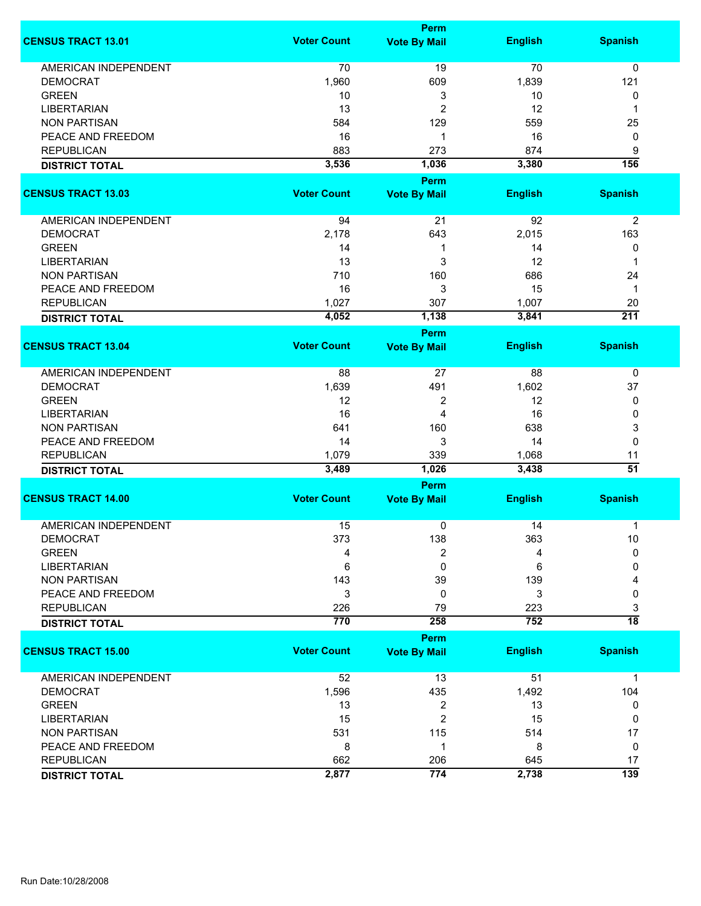| CENSUS TRACT 13.01 | Voter Count | Perm Vote By Mail | English | Spanish |
|---|---|---|---|---|
| AMERICAN INDEPENDENT | 70 | 19 | 70 | 0 |
| DEMOCRAT | 1,960 | 609 | 1,839 | 121 |
| GREEN | 10 | 3 | 10 | 0 |
| LIBERTARIAN | 13 | 2 | 12 | 1 |
| NON PARTISAN | 584 | 129 | 559 | 25 |
| PEACE AND FREEDOM | 16 | 1 | 16 | 0 |
| REPUBLICAN | 883 | 273 | 874 | 9 |
| **DISTRICT TOTAL** | **3,536** | **1,036** | **3,380** | **156** |

| CENSUS TRACT 13.03 | Voter Count | Perm Vote By Mail | English | Spanish |
|---|---|---|---|---|
| AMERICAN INDEPENDENT | 94 | 21 | 92 | 2 |
| DEMOCRAT | 2,178 | 643 | 2,015 | 163 |
| GREEN | 14 | 1 | 14 | 0 |
| LIBERTARIAN | 13 | 3 | 12 | 1 |
| NON PARTISAN | 710 | 160 | 686 | 24 |
| PEACE AND FREEDOM | 16 | 3 | 15 | 1 |
| REPUBLICAN | 1,027 | 307 | 1,007 | 20 |
| **DISTRICT TOTAL** | **4,052** | **1,138** | **3,841** | **211** |

| CENSUS TRACT 13.04 | Voter Count | Perm Vote By Mail | English | Spanish |
|---|---|---|---|---|
| AMERICAN INDEPENDENT | 88 | 27 | 88 | 0 |
| DEMOCRAT | 1,639 | 491 | 1,602 | 37 |
| GREEN | 12 | 2 | 12 | 0 |
| LIBERTARIAN | 16 | 4 | 16 | 0 |
| NON PARTISAN | 641 | 160 | 638 | 3 |
| PEACE AND FREEDOM | 14 | 3 | 14 | 0 |
| REPUBLICAN | 1,079 | 339 | 1,068 | 11 |
| **DISTRICT TOTAL** | **3,489** | **1,026** | **3,438** | **51** |

| CENSUS TRACT 14.00 | Voter Count | Perm Vote By Mail | English | Spanish |
|---|---|---|---|---|
| AMERICAN INDEPENDENT | 15 | 0 | 14 | 1 |
| DEMOCRAT | 373 | 138 | 363 | 10 |
| GREEN | 4 | 2 | 4 | 0 |
| LIBERTARIAN | 6 | 0 | 6 | 0 |
| NON PARTISAN | 143 | 39 | 139 | 4 |
| PEACE AND FREEDOM | 3 | 0 | 3 | 0 |
| REPUBLICAN | 226 | 79 | 223 | 3 |
| **DISTRICT TOTAL** | **770** | **258** | **752** | **18** |

| CENSUS TRACT 15.00 | Voter Count | Perm Vote By Mail | English | Spanish |
|---|---|---|---|---|
| AMERICAN INDEPENDENT | 52 | 13 | 51 | 1 |
| DEMOCRAT | 1,596 | 435 | 1,492 | 104 |
| GREEN | 13 | 2 | 13 | 0 |
| LIBERTARIAN | 15 | 2 | 15 | 0 |
| NON PARTISAN | 531 | 115 | 514 | 17 |
| PEACE AND FREEDOM | 8 | 1 | 8 | 0 |
| REPUBLICAN | 662 | 206 | 645 | 17 |
| **DISTRICT TOTAL** | **2,877** | **774** | **2,738** | **139** |

Run Date:10/28/2008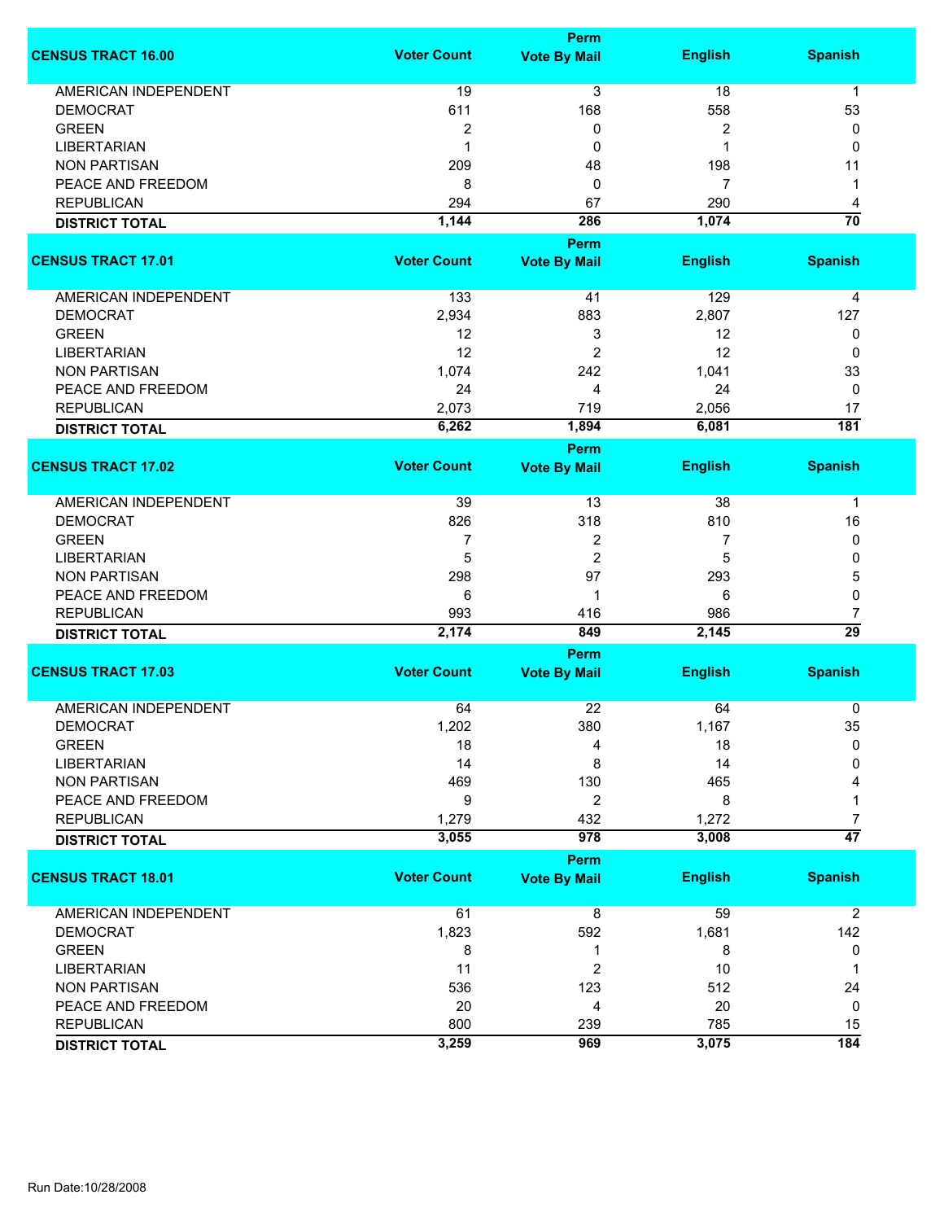| CENSUS TRACT 16.00 | Voter Count | Perm Vote By Mail | English | Spanish |
|---|---|---|---|---|
| AMERICAN INDEPENDENT | 19 | 3 | 18 | 1 |
| DEMOCRAT | 611 | 168 | 558 | 53 |
| GREEN | 2 | 0 | 2 | 0 |
| LIBERTARIAN | 1 | 0 | 1 | 0 |
| NON PARTISAN | 209 | 48 | 198 | 11 |
| PEACE AND FREEDOM | 8 | 0 | 7 | 1 |
| REPUBLICAN | 294 | 67 | 290 | 4 |
| **DISTRICT TOTAL** | **1,144** | **286** | **1,074** | **70** |

| CENSUS TRACT 17.01 | Voter Count | Perm Vote By Mail | English | Spanish |
|---|---|---|---|---|
| AMERICAN INDEPENDENT | 133 | 41 | 129 | 4 |
| DEMOCRAT | 2,934 | 883 | 2,807 | 127 |
| GREEN | 12 | 3 | 12 | 0 |
| LIBERTARIAN | 12 | 2 | 12 | 0 |
| NON PARTISAN | 1,074 | 242 | 1,041 | 33 |
| PEACE AND FREEDOM | 24 | 4 | 24 | 0 |
| REPUBLICAN | 2,073 | 719 | 2,056 | 17 |
| **DISTRICT TOTAL** | **6,262** | **1,894** | **6,081** | **181** |

| CENSUS TRACT 17.02 | Voter Count | Perm Vote By Mail | English | Spanish |
|---|---|---|---|---|
| AMERICAN INDEPENDENT | 39 | 13 | 38 | 1 |
| DEMOCRAT | 826 | 318 | 810 | 16 |
| GREEN | 7 | 2 | 7 | 0 |
| LIBERTARIAN | 5 | 2 | 5 | 0 |
| NON PARTISAN | 298 | 97 | 293 | 5 |
| PEACE AND FREEDOM | 6 | 1 | 6 | 0 |
| REPUBLICAN | 993 | 416 | 986 | 7 |
| **DISTRICT TOTAL** | **2,174** | **849** | **2,145** | **29** |

| CENSUS TRACT 17.03 | Voter Count | Perm Vote By Mail | English | Spanish |
|---|---|---|---|---|
| AMERICAN INDEPENDENT | 64 | 22 | 64 | 0 |
| DEMOCRAT | 1,202 | 380 | 1,167 | 35 |
| GREEN | 18 | 4 | 18 | 0 |
| LIBERTARIAN | 14 | 8 | 14 | 0 |
| NON PARTISAN | 469 | 130 | 465 | 4 |
| PEACE AND FREEDOM | 9 | 2 | 8 | 1 |
| REPUBLICAN | 1,279 | 432 | 1,272 | 7 |
| **DISTRICT TOTAL** | **3,055** | **978** | **3,008** | **47** |

| CENSUS TRACT 18.01 | Voter Count | Perm Vote By Mail | English | Spanish |
|---|---|---|---|---|
| AMERICAN INDEPENDENT | 61 | 8 | 59 | 2 |
| DEMOCRAT | 1,823 | 592 | 1,681 | 142 |
| GREEN | 8 | 1 | 8 | 0 |
| LIBERTARIAN | 11 | 2 | 10 | 1 |
| NON PARTISAN | 536 | 123 | 512 | 24 |
| PEACE AND FREEDOM | 20 | 4 | 20 | 0 |
| REPUBLICAN | 800 | 239 | 785 | 15 |
| **DISTRICT TOTAL** | **3,259** | **969** | **3,075** | **184** |

Run Date:10/28/2008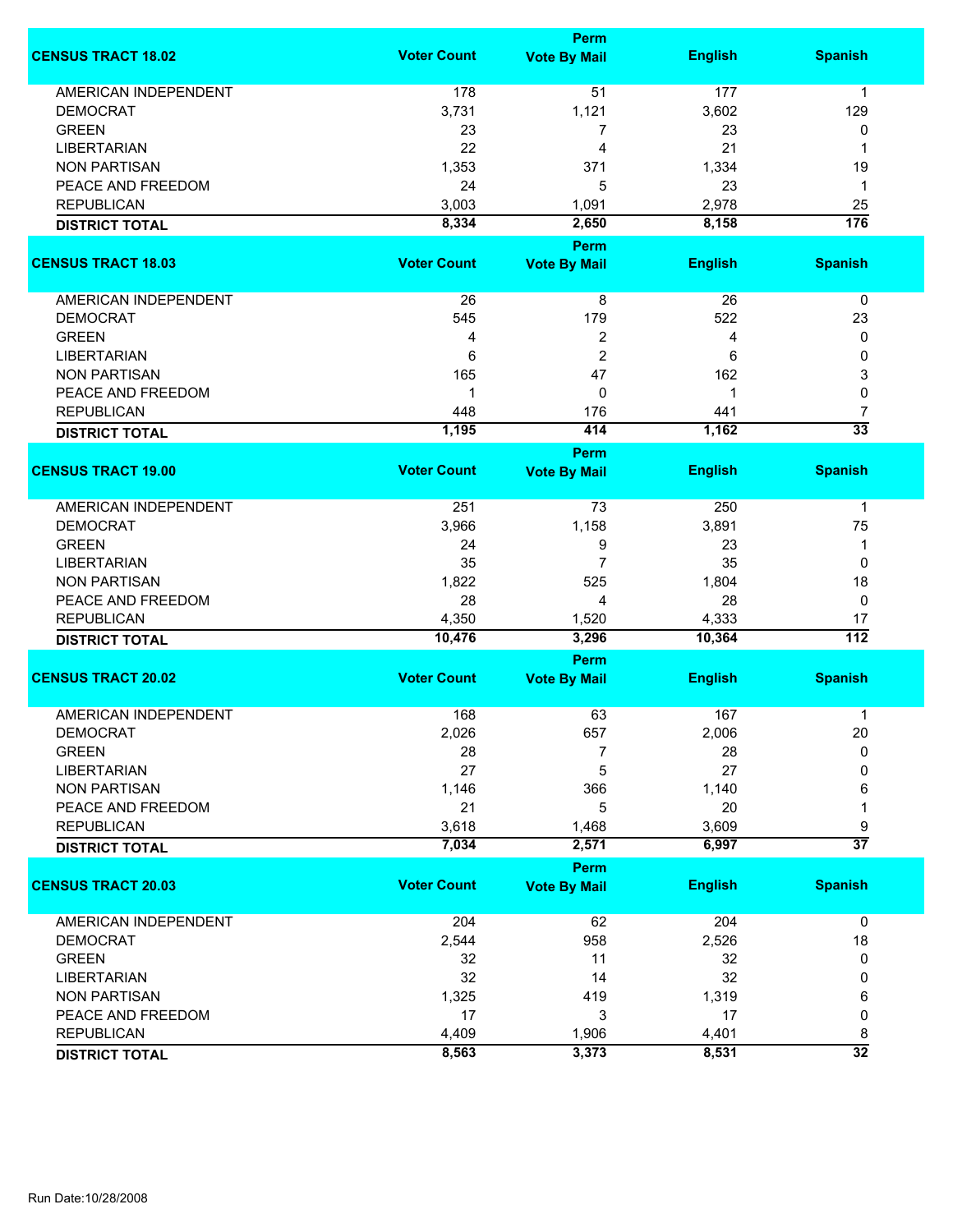| CENSUS TRACT 18.02 | Voter Count | Perm Vote By Mail | English | Spanish |
|---|---|---|---|---|
| AMERICAN INDEPENDENT | 178 | 51 | 177 | 1 |
| DEMOCRAT | 3,731 | 1,121 | 3,602 | 129 |
| GREEN | 23 | 7 | 23 | 0 |
| LIBERTARIAN | 22 | 4 | 21 | 1 |
| NON PARTISAN | 1,353 | 371 | 1,334 | 19 |
| PEACE AND FREEDOM | 24 | 5 | 23 | 1 |
| REPUBLICAN | 3,003 | 1,091 | 2,978 | 25 |
| **DISTRICT TOTAL** | **8,334** | **2,650** | **8,158** | **176** |

| CENSUS TRACT 18.03 | Voter Count | Perm Vote By Mail | English | Spanish |
|---|---|---|---|---|
| AMERICAN INDEPENDENT | 26 | 8 | 26 | 0 |
| DEMOCRAT | 545 | 179 | 522 | 23 |
| GREEN | 4 | 2 | 4 | 0 |
| LIBERTARIAN | 6 | 2 | 6 | 0 |
| NON PARTISAN | 165 | 47 | 162 | 3 |
| PEACE AND FREEDOM | 1 | 0 | 1 | 0 |
| REPUBLICAN | 448 | 176 | 441 | 7 |
| **DISTRICT TOTAL** | **1,195** | **414** | **1,162** | **33** |

| CENSUS TRACT 19.00 | Voter Count | Perm Vote By Mail | English | Spanish |
|---|---|---|---|---|
| AMERICAN INDEPENDENT | 251 | 73 | 250 | 1 |
| DEMOCRAT | 3,966 | 1,158 | 3,891 | 75 |
| GREEN | 24 | 9 | 23 | 1 |
| LIBERTARIAN | 35 | 7 | 35 | 0 |
| NON PARTISAN | 1,822 | 525 | 1,804 | 18 |
| PEACE AND FREEDOM | 28 | 4 | 28 | 0 |
| REPUBLICAN | 4,350 | 1,520 | 4,333 | 17 |
| **DISTRICT TOTAL** | **10,476** | **3,296** | **10,364** | **112** |

| CENSUS TRACT 20.02 | Voter Count | Perm Vote By Mail | English | Spanish |
|---|---|---|---|---|
| AMERICAN INDEPENDENT | 168 | 63 | 167 | 1 |
| DEMOCRAT | 2,026 | 657 | 2,006 | 20 |
| GREEN | 28 | 7 | 28 | 0 |
| LIBERTARIAN | 27 | 5 | 27 | 0 |
| NON PARTISAN | 1,146 | 366 | 1,140 | 6 |
| PEACE AND FREEDOM | 21 | 5 | 20 | 1 |
| REPUBLICAN | 3,618 | 1,468 | 3,609 | 9 |
| **DISTRICT TOTAL** | **7,034** | **2,571** | **6,997** | **37** |

| CENSUS TRACT 20.03 | Voter Count | Perm Vote By Mail | English | Spanish |
|---|---|---|---|---|
| AMERICAN INDEPENDENT | 204 | 62 | 204 | 0 |
| DEMOCRAT | 2,544 | 958 | 2,526 | 18 |
| GREEN | 32 | 11 | 32 | 0 |
| LIBERTARIAN | 32 | 14 | 32 | 0 |
| NON PARTISAN | 1,325 | 419 | 1,319 | 6 |
| PEACE AND FREEDOM | 17 | 3 | 17 | 0 |
| REPUBLICAN | 4,409 | 1,906 | 4,401 | 8 |
| **DISTRICT TOTAL** | **8,563** | **3,373** | **8,531** | **32** |

Run Date:10/28/2008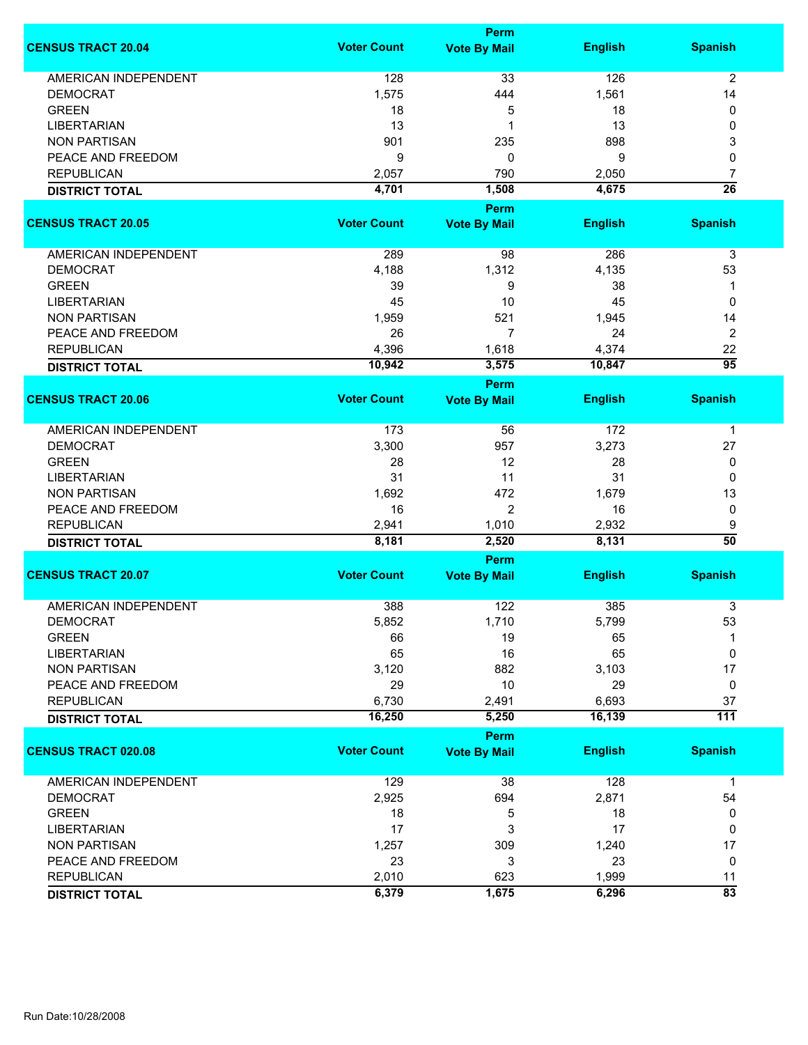| CENSUS TRACT 20.04 | Voter Count | Perm Vote By Mail | English | Spanish |
|---|---|---|---|---|
| AMERICAN INDEPENDENT | 128 | 33 | 126 | 2 |
| DEMOCRAT | 1,575 | 444 | 1,561 | 14 |
| GREEN | 18 | 5 | 18 | 0 |
| LIBERTARIAN | 13 | 1 | 13 | 0 |
| NON PARTISAN | 901 | 235 | 898 | 3 |
| PEACE AND FREEDOM | 9 | 0 | 9 | 0 |
| REPUBLICAN | 2,057 | 790 | 2,050 | 7 |
| **DISTRICT TOTAL** | **4,701** | **1,508** | **4,675** | **26** |

| CENSUS TRACT 20.05 | Voter Count | Perm Vote By Mail | English | Spanish |
|---|---|---|---|---|
| AMERICAN INDEPENDENT | 289 | 98 | 286 | 3 |
| DEMOCRAT | 4,188 | 1,312 | 4,135 | 53 |
| GREEN | 39 | 9 | 38 | 1 |
| LIBERTARIAN | 45 | 10 | 45 | 0 |
| NON PARTISAN | 1,959 | 521 | 1,945 | 14 |
| PEACE AND FREEDOM | 26 | 7 | 24 | 2 |
| REPUBLICAN | 4,396 | 1,618 | 4,374 | 22 |
| **DISTRICT TOTAL** | **10,942** | **3,575** | **10,847** | **95** |

| CENSUS TRACT 20.06 | Voter Count | Perm Vote By Mail | English | Spanish |
|---|---|---|---|---|
| AMERICAN INDEPENDENT | 173 | 56 | 172 | 1 |
| DEMOCRAT | 3,300 | 957 | 3,273 | 27 |
| GREEN | 28 | 12 | 28 | 0 |
| LIBERTARIAN | 31 | 11 | 31 | 0 |
| NON PARTISAN | 1,692 | 472 | 1,679 | 13 |
| PEACE AND FREEDOM | 16 | 2 | 16 | 0 |
| REPUBLICAN | 2,941 | 1,010 | 2,932 | 9 |
| **DISTRICT TOTAL** | **8,181** | **2,520** | **8,131** | **50** |

| CENSUS TRACT 20.07 | Voter Count | Perm Vote By Mail | English | Spanish |
|---|---|---|---|---|
| AMERICAN INDEPENDENT | 388 | 122 | 385 | 3 |
| DEMOCRAT | 5,852 | 1,710 | 5,799 | 53 |
| GREEN | 66 | 19 | 65 | 1 |
| LIBERTARIAN | 65 | 16 | 65 | 0 |
| NON PARTISAN | 3,120 | 882 | 3,103 | 17 |
| PEACE AND FREEDOM | 29 | 10 | 29 | 0 |
| REPUBLICAN | 6,730 | 2,491 | 6,693 | 37 |
| **DISTRICT TOTAL** | **16,250** | **5,250** | **16,139** | **111** |

| CENSUS TRACT 020.08 | Voter Count | Perm Vote By Mail | English | Spanish |
|---|---|---|---|---|
| AMERICAN INDEPENDENT | 129 | 38 | 128 | 1 |
| DEMOCRAT | 2,925 | 694 | 2,871 | 54 |
| GREEN | 18 | 5 | 18 | 0 |
| LIBERTARIAN | 17 | 3 | 17 | 0 |
| NON PARTISAN | 1,257 | 309 | 1,240 | 17 |
| PEACE AND FREEDOM | 23 | 3 | 23 | 0 |
| REPUBLICAN | 2,010 | 623 | 1,999 | 11 |
| **DISTRICT TOTAL** | **6,379** | **1,675** | **6,296** | **83** |

Run Date:10/28/2008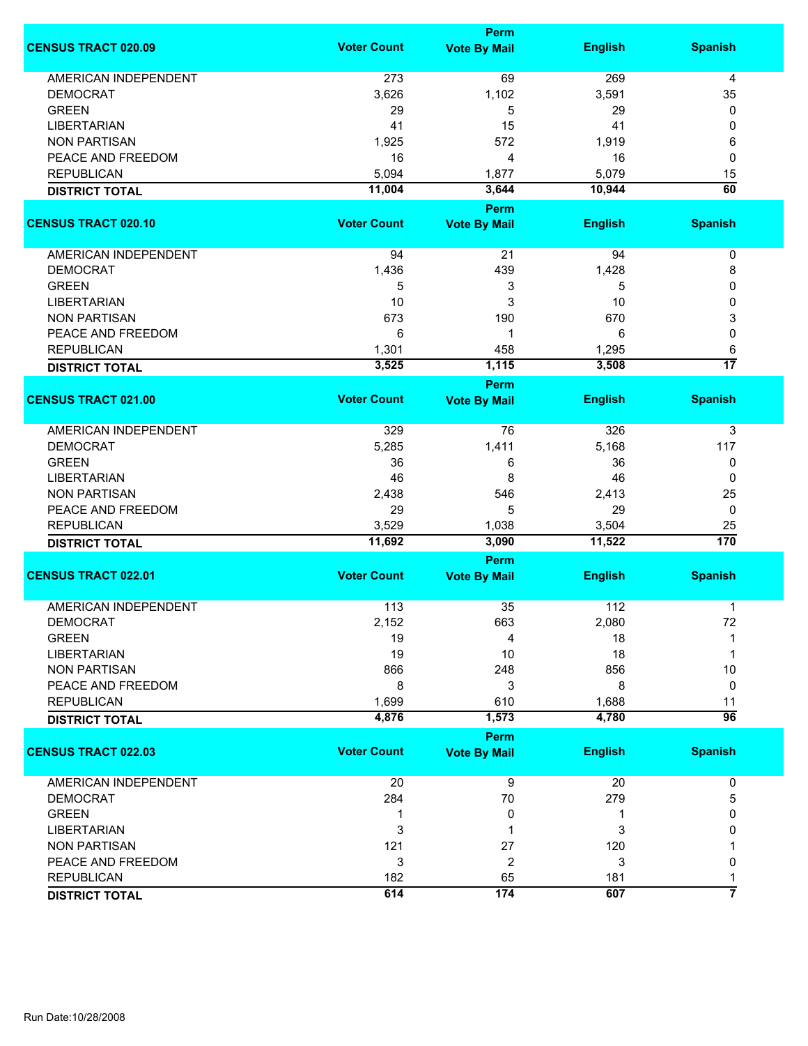| CENSUS TRACT 020.09 | Voter Count | Perm Vote By Mail | English | Spanish |
|---|---|---|---|---|
| AMERICAN INDEPENDENT | 273 | 69 | 269 | 4 |
| DEMOCRAT | 3,626 | 1,102 | 3,591 | 35 |
| GREEN | 29 | 5 | 29 | 0 |
| LIBERTARIAN | 41 | 15 | 41 | 0 |
| NON PARTISAN | 1,925 | 572 | 1,919 | 6 |
| PEACE AND FREEDOM | 16 | 4 | 16 | 0 |
| REPUBLICAN | 5,094 | 1,877 | 5,079 | 15 |
| **DISTRICT TOTAL** | **11,004** | **3,644** | **10,944** | **60** |

| CENSUS TRACT 020.10 | Voter Count | Perm Vote By Mail | English | Spanish |
|---|---|---|---|---|
| AMERICAN INDEPENDENT | 94 | 21 | 94 | 0 |
| DEMOCRAT | 1,436 | 439 | 1,428 | 8 |
| GREEN | 5 | 3 | 5 | 0 |
| LIBERTARIAN | 10 | 3 | 10 | 0 |
| NON PARTISAN | 673 | 190 | 670 | 3 |
| PEACE AND FREEDOM | 6 | 1 | 6 | 0 |
| REPUBLICAN | 1,301 | 458 | 1,295 | 6 |
| **DISTRICT TOTAL** | **3,525** | **1,115** | **3,508** | **17** |

| CENSUS TRACT 021.00 | Voter Count | Perm Vote By Mail | English | Spanish |
|---|---|---|---|---|
| AMERICAN INDEPENDENT | 329 | 76 | 326 | 3 |
| DEMOCRAT | 5,285 | 1,411 | 5,168 | 117 |
| GREEN | 36 | 6 | 36 | 0 |
| LIBERTARIAN | 46 | 8 | 46 | 0 |
| NON PARTISAN | 2,438 | 546 | 2,413 | 25 |
| PEACE AND FREEDOM | 29 | 5 | 29 | 0 |
| REPUBLICAN | 3,529 | 1,038 | 3,504 | 25 |
| **DISTRICT TOTAL** | **11,692** | **3,090** | **11,522** | **170** |

| CENSUS TRACT 022.01 | Voter Count | Perm Vote By Mail | English | Spanish |
|---|---|---|---|---|
| AMERICAN INDEPENDENT | 113 | 35 | 112 | 1 |
| DEMOCRAT | 2,152 | 663 | 2,080 | 72 |
| GREEN | 19 | 4 | 18 | 1 |
| LIBERTARIAN | 19 | 10 | 18 | 1 |
| NON PARTISAN | 866 | 248 | 856 | 10 |
| PEACE AND FREEDOM | 8 | 3 | 8 | 0 |
| REPUBLICAN | 1,699 | 610 | 1,688 | 11 |
| **DISTRICT TOTAL** | **4,876** | **1,573** | **4,780** | **96** |

| CENSUS TRACT 022.03 | Voter Count | Perm Vote By Mail | English | Spanish |
|---|---|---|---|---|
| AMERICAN INDEPENDENT | 20 | 9 | 20 | 0 |
| DEMOCRAT | 284 | 70 | 279 | 5 |
| GREEN | 1 | 0 | 1 | 0 |
| LIBERTARIAN | 3 | 1 | 3 | 0 |
| NON PARTISAN | 121 | 27 | 120 | 1 |
| PEACE AND FREEDOM | 3 | 2 | 3 | 0 |
| REPUBLICAN | 182 | 65 | 181 | 1 |
| **DISTRICT TOTAL** | **614** | **174** | **607** | **7** |

Run Date:10/28/2008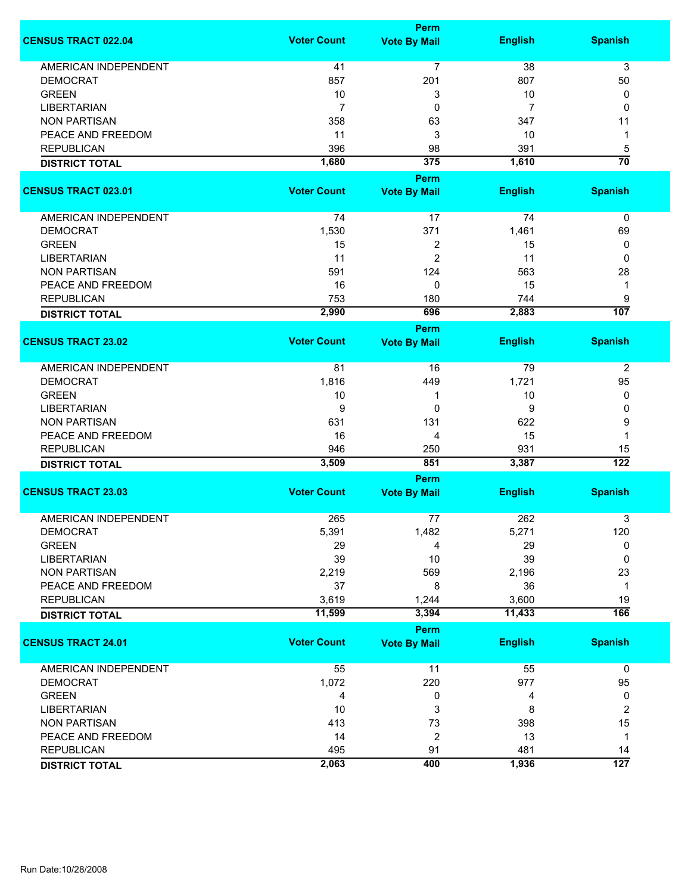| CENSUS TRACT 022.04 | Voter Count | Perm Vote By Mail | English | Spanish |
|---|---|---|---|---|
| AMERICAN INDEPENDENT | 41 | 7 | 38 | 3 |
| DEMOCRAT | 857 | 201 | 807 | 50 |
| GREEN | 10 | 3 | 10 | 0 |
| LIBERTARIAN | 7 | 0 | 7 | 0 |
| NON PARTISAN | 358 | 63 | 347 | 11 |
| PEACE AND FREEDOM | 11 | 3 | 10 | 1 |
| REPUBLICAN | 396 | 98 | 391 | 5 |
| **DISTRICT TOTAL** | **1,680** | **375** | **1,610** | **70** |

| CENSUS TRACT 023.01 | Voter Count | Perm Vote By Mail | English | Spanish |
|---|---|---|---|---|
| AMERICAN INDEPENDENT | 74 | 17 | 74 | 0 |
| DEMOCRAT | 1,530 | 371 | 1,461 | 69 |
| GREEN | 15 | 2 | 15 | 0 |
| LIBERTARIAN | 11 | 2 | 11 | 0 |
| NON PARTISAN | 591 | 124 | 563 | 28 |
| PEACE AND FREEDOM | 16 | 0 | 15 | 1 |
| REPUBLICAN | 753 | 180 | 744 | 9 |
| **DISTRICT TOTAL** | **2,990** | **696** | **2,883** | **107** |

| CENSUS TRACT 23.02 | Voter Count | Perm Vote By Mail | English | Spanish |
|---|---|---|---|---|
| AMERICAN INDEPENDENT | 81 | 16 | 79 | 2 |
| DEMOCRAT | 1,816 | 449 | 1,721 | 95 |
| GREEN | 10 | 1 | 10 | 0 |
| LIBERTARIAN | 9 | 0 | 9 | 0 |
| NON PARTISAN | 631 | 131 | 622 | 9 |
| PEACE AND FREEDOM | 16 | 4 | 15 | 1 |
| REPUBLICAN | 946 | 250 | 931 | 15 |
| **DISTRICT TOTAL** | **3,509** | **851** | **3,387** | **122** |

| CENSUS TRACT 23.03 | Voter Count | Perm Vote By Mail | English | Spanish |
|---|---|---|---|---|
| AMERICAN INDEPENDENT | 265 | 77 | 262 | 3 |
| DEMOCRAT | 5,391 | 1,482 | 5,271 | 120 |
| GREEN | 29 | 4 | 29 | 0 |
| LIBERTARIAN | 39 | 10 | 39 | 0 |
| NON PARTISAN | 2,219 | 569 | 2,196 | 23 |
| PEACE AND FREEDOM | 37 | 8 | 36 | 1 |
| REPUBLICAN | 3,619 | 1,244 | 3,600 | 19 |
| **DISTRICT TOTAL** | **11,599** | **3,394** | **11,433** | **166** |

| CENSUS TRACT 24.01 | Voter Count | Perm Vote By Mail | English | Spanish |
|---|---|---|---|---|
| AMERICAN INDEPENDENT | 55 | 11 | 55 | 0 |
| DEMOCRAT | 1,072 | 220 | 977 | 95 |
| GREEN | 4 | 0 | 4 | 0 |
| LIBERTARIAN | 10 | 3 | 8 | 2 |
| NON PARTISAN | 413 | 73 | 398 | 15 |
| PEACE AND FREEDOM | 14 | 2 | 13 | 1 |
| REPUBLICAN | 495 | 91 | 481 | 14 |
| **DISTRICT TOTAL** | **2,063** | **400** | **1,936** | **127** |

Run Date:10/28/2008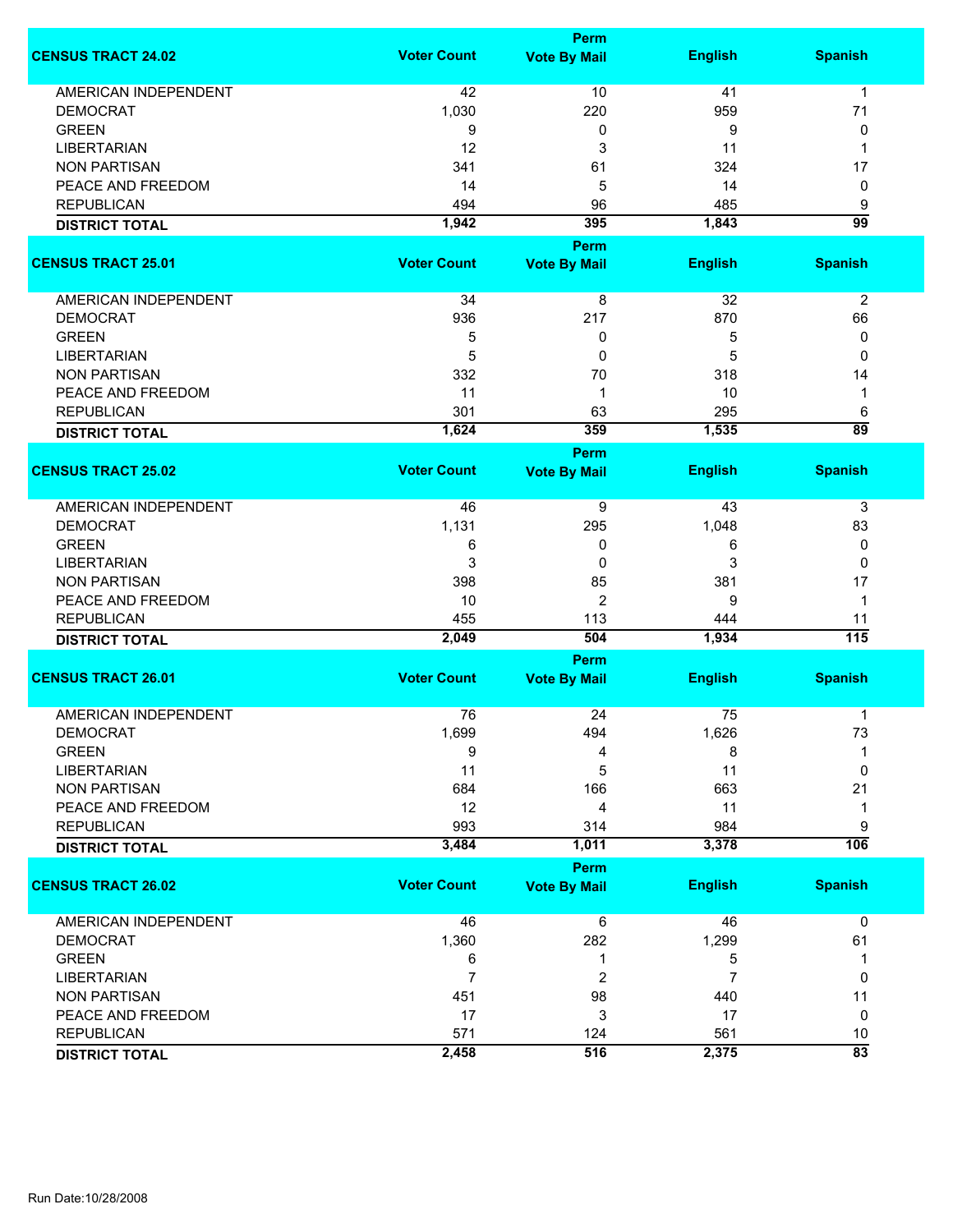| CENSUS TRACT 24.02 | Voter Count | Perm Vote By Mail | English | Spanish |
|---|---|---|---|---|
| AMERICAN INDEPENDENT | 42 | 10 | 41 | 1 |
| DEMOCRAT | 1,030 | 220 | 959 | 71 |
| GREEN | 9 | 0 | 9 | 0 |
| LIBERTARIAN | 12 | 3 | 11 | 1 |
| NON PARTISAN | 341 | 61 | 324 | 17 |
| PEACE AND FREEDOM | 14 | 5 | 14 | 0 |
| REPUBLICAN | 494 | 96 | 485 | 9 |
| **DISTRICT TOTAL** | **1,942** | **395** | **1,843** | **99** |

| CENSUS TRACT 25.01 | Voter Count | Perm Vote By Mail | English | Spanish |
|---|---|---|---|---|
| AMERICAN INDEPENDENT | 34 | 8 | 32 | 2 |
| DEMOCRAT | 936 | 217 | 870 | 66 |
| GREEN | 5 | 0 | 5 | 0 |
| LIBERTARIAN | 5 | 0 | 5 | 0 |
| NON PARTISAN | 332 | 70 | 318 | 14 |
| PEACE AND FREEDOM | 11 | 1 | 10 | 1 |
| REPUBLICAN | 301 | 63 | 295 | 6 |
| **DISTRICT TOTAL** | **1,624** | **359** | **1,535** | **89** |

| CENSUS TRACT 25.02 | Voter Count | Perm Vote By Mail | English | Spanish |
|---|---|---|---|---|
| AMERICAN INDEPENDENT | 46 | 9 | 43 | 3 |
| DEMOCRAT | 1,131 | 295 | 1,048 | 83 |
| GREEN | 6 | 0 | 6 | 0 |
| LIBERTARIAN | 3 | 0 | 3 | 0 |
| NON PARTISAN | 398 | 85 | 381 | 17 |
| PEACE AND FREEDOM | 10 | 2 | 9 | 1 |
| REPUBLICAN | 455 | 113 | 444 | 11 |
| **DISTRICT TOTAL** | **2,049** | **504** | **1,934** | **115** |

| CENSUS TRACT 26.01 | Voter Count | Perm Vote By Mail | English | Spanish |
|---|---|---|---|---|
| AMERICAN INDEPENDENT | 76 | 24 | 75 | 1 |
| DEMOCRAT | 1,699 | 494 | 1,626 | 73 |
| GREEN | 9 | 4 | 8 | 1 |
| LIBERTARIAN | 11 | 5 | 11 | 0 |
| NON PARTISAN | 684 | 166 | 663 | 21 |
| PEACE AND FREEDOM | 12 | 4 | 11 | 1 |
| REPUBLICAN | 993 | 314 | 984 | 9 |
| **DISTRICT TOTAL** | **3,484** | **1,011** | **3,378** | **106** |

| CENSUS TRACT 26.02 | Voter Count | Perm Vote By Mail | English | Spanish |
|---|---|---|---|---|
| AMERICAN INDEPENDENT | 46 | 6 | 46 | 0 |
| DEMOCRAT | 1,360 | 282 | 1,299 | 61 |
| GREEN | 6 | 1 | 5 | 1 |
| LIBERTARIAN | 7 | 2 | 7 | 0 |
| NON PARTISAN | 451 | 98 | 440 | 11 |
| PEACE AND FREEDOM | 17 | 3 | 17 | 0 |
| REPUBLICAN | 571 | 124 | 561 | 10 |
| **DISTRICT TOTAL** | **2,458** | **516** | **2,375** | **83** |

Run Date:10/28/2008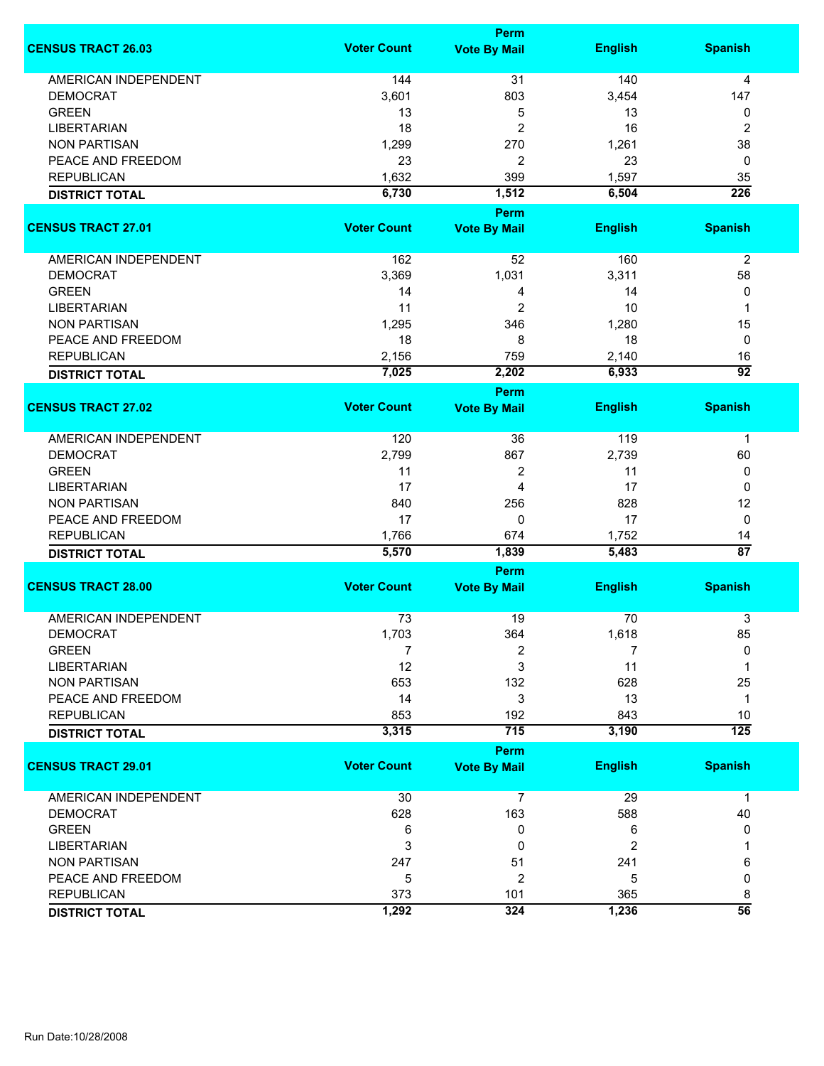| CENSUS TRACT 26.03 | Voter Count | Perm Vote By Mail | English | Spanish |
|---|---|---|---|---|
| AMERICAN INDEPENDENT | 144 | 31 | 140 | 4 |
| DEMOCRAT | 3,601 | 803 | 3,454 | 147 |
| GREEN | 13 | 5 | 13 | 0 |
| LIBERTARIAN | 18 | 2 | 16 | 2 |
| NON PARTISAN | 1,299 | 270 | 1,261 | 38 |
| PEACE AND FREEDOM | 23 | 2 | 23 | 0 |
| REPUBLICAN | 1,632 | 399 | 1,597 | 35 |
| **DISTRICT TOTAL** | **6,730** | **1,512** | **6,504** | **226** |

| CENSUS TRACT 27.01 | Voter Count | Perm Vote By Mail | English | Spanish |
|---|---|---|---|---|
| AMERICAN INDEPENDENT | 162 | 52 | 160 | 2 |
| DEMOCRAT | 3,369 | 1,031 | 3,311 | 58 |
| GREEN | 14 | 4 | 14 | 0 |
| LIBERTARIAN | 11 | 2 | 10 | 1 |
| NON PARTISAN | 1,295 | 346 | 1,280 | 15 |
| PEACE AND FREEDOM | 18 | 8 | 18 | 0 |
| REPUBLICAN | 2,156 | 759 | 2,140 | 16 |
| **DISTRICT TOTAL** | **7,025** | **2,202** | **6,933** | **92** |

| CENSUS TRACT 27.02 | Voter Count | Perm Vote By Mail | English | Spanish |
|---|---|---|---|---|
| AMERICAN INDEPENDENT | 120 | 36 | 119 | 1 |
| DEMOCRAT | 2,799 | 867 | 2,739 | 60 |
| GREEN | 11 | 2 | 11 | 0 |
| LIBERTARIAN | 17 | 4 | 17 | 0 |
| NON PARTISAN | 840 | 256 | 828 | 12 |
| PEACE AND FREEDOM | 17 | 0 | 17 | 0 |
| REPUBLICAN | 1,766 | 674 | 1,752 | 14 |
| **DISTRICT TOTAL** | **5,570** | **1,839** | **5,483** | **87** |

| CENSUS TRACT 28.00 | Voter Count | Perm Vote By Mail | English | Spanish |
|---|---|---|---|---|
| AMERICAN INDEPENDENT | 73 | 19 | 70 | 3 |
| DEMOCRAT | 1,703 | 364 | 1,618 | 85 |
| GREEN | 7 | 2 | 7 | 0 |
| LIBERTARIAN | 12 | 3 | 11 | 1 |
| NON PARTISAN | 653 | 132 | 628 | 25 |
| PEACE AND FREEDOM | 14 | 3 | 13 | 1 |
| REPUBLICAN | 853 | 192 | 843 | 10 |
| **DISTRICT TOTAL** | **3,315** | **715** | **3,190** | **125** |

| CENSUS TRACT 29.01 | Voter Count | Perm Vote By Mail | English | Spanish |
|---|---|---|---|---|
| AMERICAN INDEPENDENT | 30 | 7 | 29 | 1 |
| DEMOCRAT | 628 | 163 | 588 | 40 |
| GREEN | 6 | 0 | 6 | 0 |
| LIBERTARIAN | 3 | 0 | 2 | 1 |
| NON PARTISAN | 247 | 51 | 241 | 6 |
| PEACE AND FREEDOM | 5 | 2 | 5 | 0 |
| REPUBLICAN | 373 | 101 | 365 | 8 |
| **DISTRICT TOTAL** | **1,292** | **324** | **1,236** | **56** |

Run Date:10/28/2008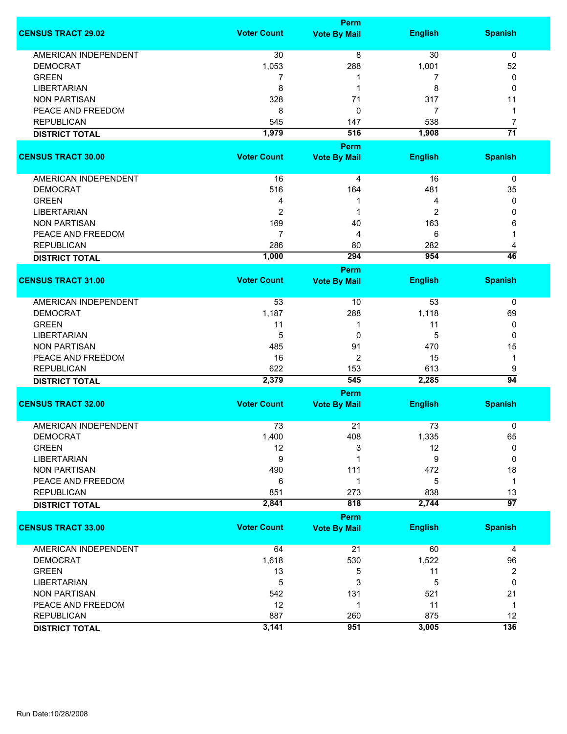| CENSUS TRACT 29.02 | Voter Count | Perm Vote By Mail | English | Spanish |
|---|---|---|---|---|
| AMERICAN INDEPENDENT | 30 | 8 | 30 | 0 |
| DEMOCRAT | 1,053 | 288 | 1,001 | 52 |
| GREEN | 7 | 1 | 7 | 0 |
| LIBERTARIAN | 8 | 1 | 8 | 0 |
| NON PARTISAN | 328 | 71 | 317 | 11 |
| PEACE AND FREEDOM | 8 | 0 | 7 | 1 |
| REPUBLICAN | 545 | 147 | 538 | 7 |
| **DISTRICT TOTAL** | **1,979** | **516** | **1,908** | **71** |

| CENSUS TRACT 30.00 | Voter Count | Perm Vote By Mail | English | Spanish |
|---|---|---|---|---|
| AMERICAN INDEPENDENT | 16 | 4 | 16 | 0 |
| DEMOCRAT | 516 | 164 | 481 | 35 |
| GREEN | 4 | 1 | 4 | 0 |
| LIBERTARIAN | 2 | 1 | 2 | 0 |
| NON PARTISAN | 169 | 40 | 163 | 6 |
| PEACE AND FREEDOM | 7 | 4 | 6 | 1 |
| REPUBLICAN | 286 | 80 | 282 | 4 |
| **DISTRICT TOTAL** | **1,000** | **294** | **954** | **46** |

| CENSUS TRACT 31.00 | Voter Count | Perm Vote By Mail | English | Spanish |
|---|---|---|---|---|
| AMERICAN INDEPENDENT | 53 | 10 | 53 | 0 |
| DEMOCRAT | 1,187 | 288 | 1,118 | 69 |
| GREEN | 11 | 1 | 11 | 0 |
| LIBERTARIAN | 5 | 0 | 5 | 0 |
| NON PARTISAN | 485 | 91 | 470 | 15 |
| PEACE AND FREEDOM | 16 | 2 | 15 | 1 |
| REPUBLICAN | 622 | 153 | 613 | 9 |
| **DISTRICT TOTAL** | **2,379** | **545** | **2,285** | **94** |

| CENSUS TRACT 32.00 | Voter Count | Perm Vote By Mail | English | Spanish |
|---|---|---|---|---|
| AMERICAN INDEPENDENT | 73 | 21 | 73 | 0 |
| DEMOCRAT | 1,400 | 408 | 1,335 | 65 |
| GREEN | 12 | 3 | 12 | 0 |
| LIBERTARIAN | 9 | 1 | 9 | 0 |
| NON PARTISAN | 490 | 111 | 472 | 18 |
| PEACE AND FREEDOM | 6 | 1 | 5 | 1 |
| REPUBLICAN | 851 | 273 | 838 | 13 |
| **DISTRICT TOTAL** | **2,841** | **818** | **2,744** | **97** |

| CENSUS TRACT 33.00 | Voter Count | Perm Vote By Mail | English | Spanish |
|---|---|---|---|---|
| AMERICAN INDEPENDENT | 64 | 21 | 60 | 4 |
| DEMOCRAT | 1,618 | 530 | 1,522 | 96 |
| GREEN | 13 | 5 | 11 | 2 |
| LIBERTARIAN | 5 | 3 | 5 | 0 |
| NON PARTISAN | 542 | 131 | 521 | 21 |
| PEACE AND FREEDOM | 12 | 1 | 11 | 1 |
| REPUBLICAN | 887 | 260 | 875 | 12 |
| **DISTRICT TOTAL** | **3,141** | **951** | **3,005** | **136** |

Run Date:10/28/2008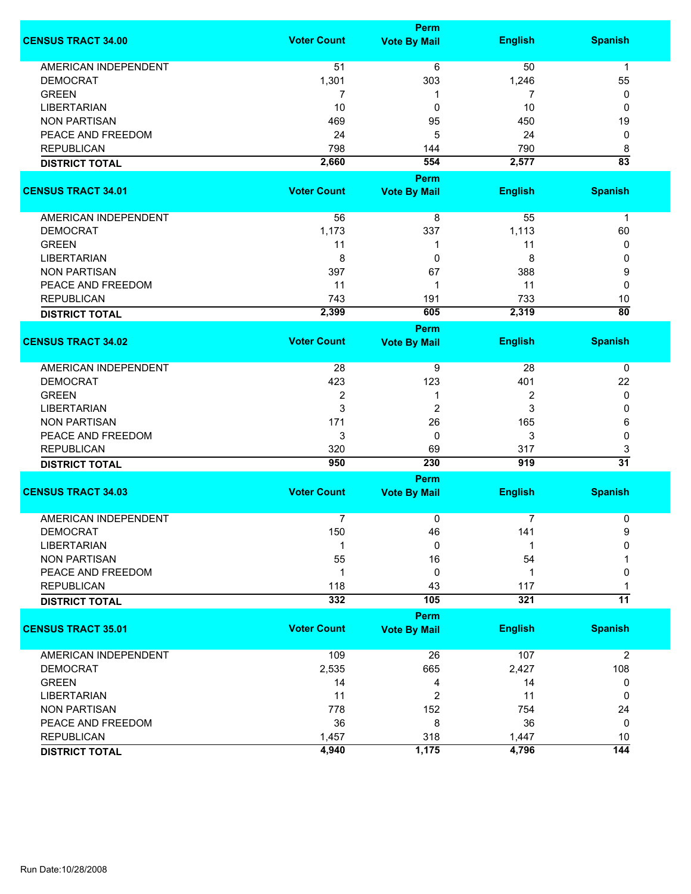| CENSUS TRACT 34.00 | Voter Count | Perm Vote By Mail | English | Spanish |
|---|---|---|---|---|
| AMERICAN INDEPENDENT | 51 | 6 | 50 | 1 |
| DEMOCRAT | 1,301 | 303 | 1,246 | 55 |
| GREEN | 7 | 1 | 7 | 0 |
| LIBERTARIAN | 10 | 0 | 10 | 0 |
| NON PARTISAN | 469 | 95 | 450 | 19 |
| PEACE AND FREEDOM | 24 | 5 | 24 | 0 |
| REPUBLICAN | 798 | 144 | 790 | 8 |
| **DISTRICT TOTAL** | **2,660** | **554** | **2,577** | **83** |

| CENSUS TRACT 34.01 | Voter Count | Perm Vote By Mail | English | Spanish |
|---|---|---|---|---|
| AMERICAN INDEPENDENT | 56 | 8 | 55 | 1 |
| DEMOCRAT | 1,173 | 337 | 1,113 | 60 |
| GREEN | 11 | 1 | 11 | 0 |
| LIBERTARIAN | 8 | 0 | 8 | 0 |
| NON PARTISAN | 397 | 67 | 388 | 9 |
| PEACE AND FREEDOM | 11 | 1 | 11 | 0 |
| REPUBLICAN | 743 | 191 | 733 | 10 |
| **DISTRICT TOTAL** | **2,399** | **605** | **2,319** | **80** |

| CENSUS TRACT 34.02 | Voter Count | Perm Vote By Mail | English | Spanish |
|---|---|---|---|---|
| AMERICAN INDEPENDENT | 28 | 9 | 28 | 0 |
| DEMOCRAT | 423 | 123 | 401 | 22 |
| GREEN | 2 | 1 | 2 | 0 |
| LIBERTARIAN | 3 | 2 | 3 | 0 |
| NON PARTISAN | 171 | 26 | 165 | 6 |
| PEACE AND FREEDOM | 3 | 0 | 3 | 0 |
| REPUBLICAN | 320 | 69 | 317 | 3 |
| **DISTRICT TOTAL** | **950** | **230** | **919** | **31** |

| CENSUS TRACT 34.03 | Voter Count | Perm Vote By Mail | English | Spanish |
|---|---|---|---|---|
| AMERICAN INDEPENDENT | 7 | 0 | 7 | 0 |
| DEMOCRAT | 150 | 46 | 141 | 9 |
| LIBERTARIAN | 1 | 0 | 1 | 0 |
| NON PARTISAN | 55 | 16 | 54 | 1 |
| PEACE AND FREEDOM | 1 | 0 | 1 | 0 |
| REPUBLICAN | 118 | 43 | 117 | 1 |
| **DISTRICT TOTAL** | **332** | **105** | **321** | **11** |

| CENSUS TRACT 35.01 | Voter Count | Perm Vote By Mail | English | Spanish |
|---|---|---|---|---|
| AMERICAN INDEPENDENT | 109 | 26 | 107 | 2 |
| DEMOCRAT | 2,535 | 665 | 2,427 | 108 |
| GREEN | 14 | 4 | 14 | 0 |
| LIBERTARIAN | 11 | 2 | 11 | 0 |
| NON PARTISAN | 778 | 152 | 754 | 24 |
| PEACE AND FREEDOM | 36 | 8 | 36 | 0 |
| REPUBLICAN | 1,457 | 318 | 1,447 | 10 |
| **DISTRICT TOTAL** | **4,940** | **1,175** | **4,796** | **144** |

Run Date:10/28/2008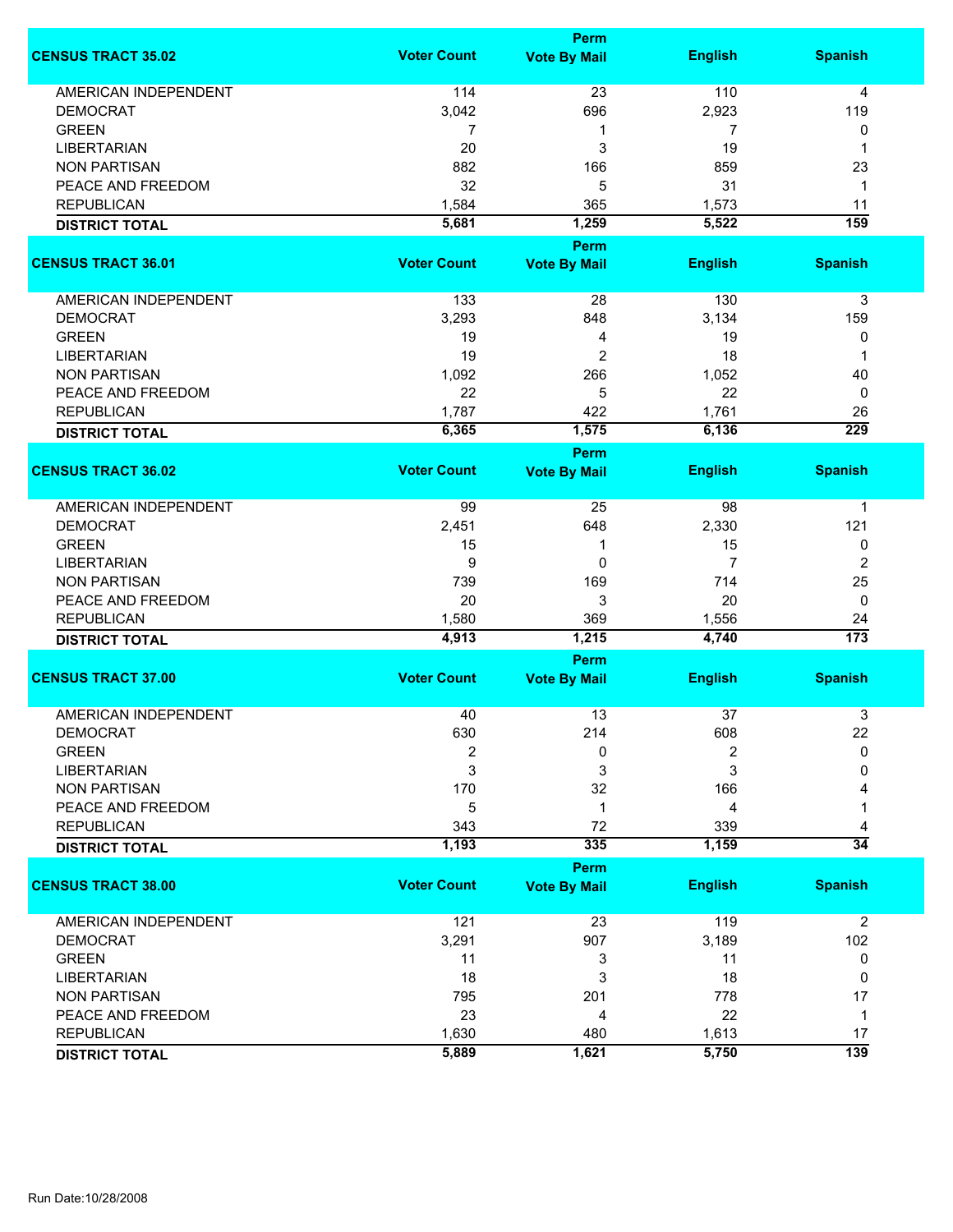| CENSUS TRACT 35.02 | Voter Count | Perm Vote By Mail | English | Spanish |
|---|---|---|---|---|
| AMERICAN INDEPENDENT | 114 | 23 | 110 | 4 |
| DEMOCRAT | 3,042 | 696 | 2,923 | 119 |
| GREEN | 7 | 1 | 7 | 0 |
| LIBERTARIAN | 20 | 3 | 19 | 1 |
| NON PARTISAN | 882 | 166 | 859 | 23 |
| PEACE AND FREEDOM | 32 | 5 | 31 | 1 |
| REPUBLICAN | 1,584 | 365 | 1,573 | 11 |
| **DISTRICT TOTAL** | **5,681** | **1,259** | **5,522** | **159** |

| CENSUS TRACT 36.01 | Voter Count | Perm Vote By Mail | English | Spanish |
|---|---|---|---|---|
| AMERICAN INDEPENDENT | 133 | 28 | 130 | 3 |
| DEMOCRAT | 3,293 | 848 | 3,134 | 159 |
| GREEN | 19 | 4 | 19 | 0 |
| LIBERTARIAN | 19 | 2 | 18 | 1 |
| NON PARTISAN | 1,092 | 266 | 1,052 | 40 |
| PEACE AND FREEDOM | 22 | 5 | 22 | 0 |
| REPUBLICAN | 1,787 | 422 | 1,761 | 26 |
| **DISTRICT TOTAL** | **6,365** | **1,575** | **6,136** | **229** |

| CENSUS TRACT 36.02 | Voter Count | Perm Vote By Mail | English | Spanish |
|---|---|---|---|---|
| AMERICAN INDEPENDENT | 99 | 25 | 98 | 1 |
| DEMOCRAT | 2,451 | 648 | 2,330 | 121 |
| GREEN | 15 | 1 | 15 | 0 |
| LIBERTARIAN | 9 | 0 | 7 | 2 |
| NON PARTISAN | 739 | 169 | 714 | 25 |
| PEACE AND FREEDOM | 20 | 3 | 20 | 0 |
| REPUBLICAN | 1,580 | 369 | 1,556 | 24 |
| **DISTRICT TOTAL** | **4,913** | **1,215** | **4,740** | **173** |

| CENSUS TRACT 37.00 | Voter Count | Perm Vote By Mail | English | Spanish |
|---|---|---|---|---|
| AMERICAN INDEPENDENT | 40 | 13 | 37 | 3 |
| DEMOCRAT | 630 | 214 | 608 | 22 |
| GREEN | 2 | 0 | 2 | 0 |
| LIBERTARIAN | 3 | 3 | 3 | 0 |
| NON PARTISAN | 170 | 32 | 166 | 4 |
| PEACE AND FREEDOM | 5 | 1 | 4 | 1 |
| REPUBLICAN | 343 | 72 | 339 | 4 |
| **DISTRICT TOTAL** | **1,193** | **335** | **1,159** | **34** |

| CENSUS TRACT 38.00 | Voter Count | Perm Vote By Mail | English | Spanish |
|---|---|---|---|---|
| AMERICAN INDEPENDENT | 121 | 23 | 119 | 2 |
| DEMOCRAT | 3,291 | 907 | 3,189 | 102 |
| GREEN | 11 | 3 | 11 | 0 |
| LIBERTARIAN | 18 | 3 | 18 | 0 |
| NON PARTISAN | 795 | 201 | 778 | 17 |
| PEACE AND FREEDOM | 23 | 4 | 22 | 1 |
| REPUBLICAN | 1,630 | 480 | 1,613 | 17 |
| **DISTRICT TOTAL** | **5,889** | **1,621** | **5,750** | **139** |

Run Date:10/28/2008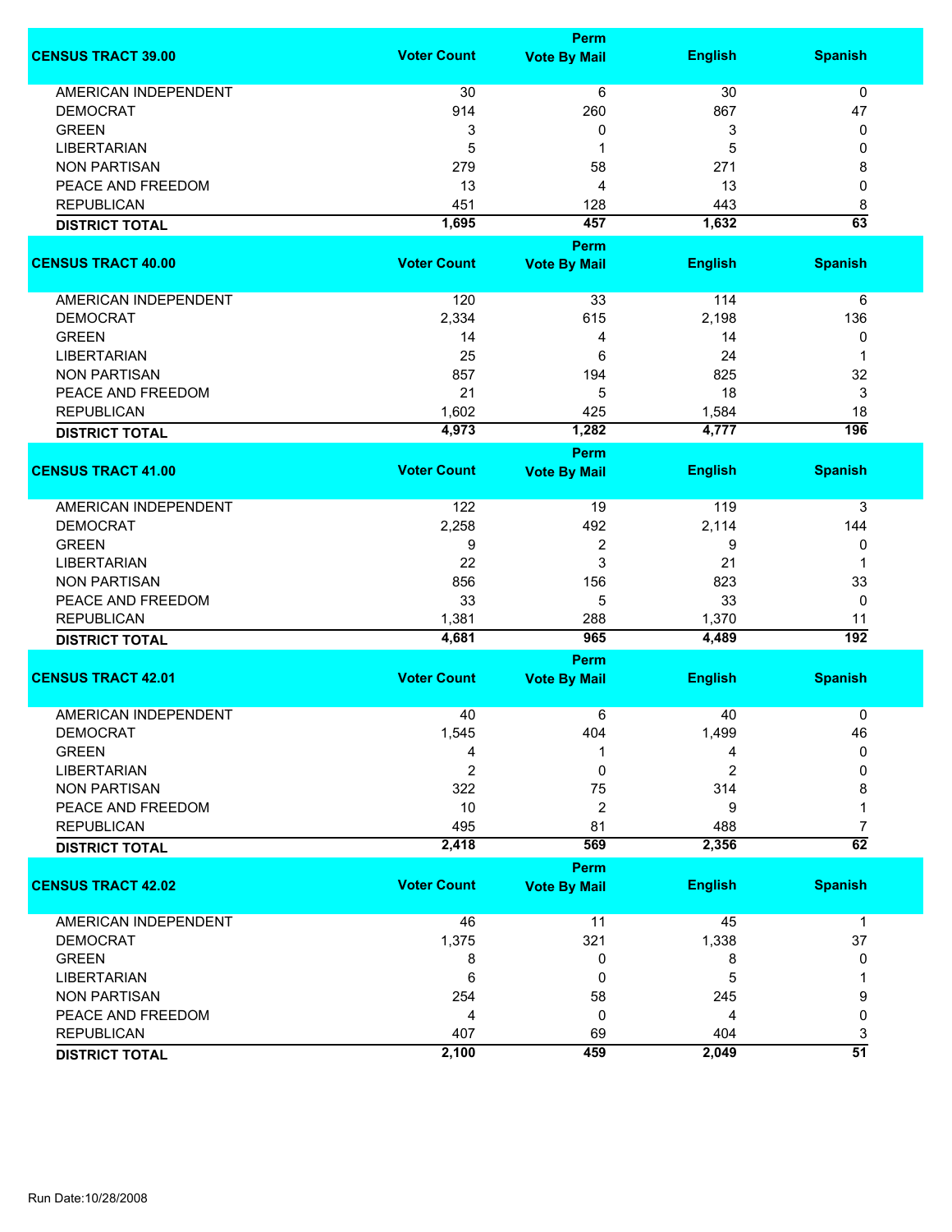| CENSUS TRACT 39.00 | Voter Count | Perm Vote By Mail | English | Spanish |
|---|---|---|---|---|
| AMERICAN INDEPENDENT | 30 | 6 | 30 | 0 |
| DEMOCRAT | 914 | 260 | 867 | 47 |
| GREEN | 3 | 0 | 3 | 0 |
| LIBERTARIAN | 5 | 1 | 5 | 0 |
| NON PARTISAN | 279 | 58 | 271 | 8 |
| PEACE AND FREEDOM | 13 | 4 | 13 | 0 |
| REPUBLICAN | 451 | 128 | 443 | 8 |
| **DISTRICT TOTAL** | **1,695** | **457** | **1,632** | **63** |

| CENSUS TRACT 40.00 | Voter Count | Perm Vote By Mail | English | Spanish |
|---|---|---|---|---|
| AMERICAN INDEPENDENT | 120 | 33 | 114 | 6 |
| DEMOCRAT | 2,334 | 615 | 2,198 | 136 |
| GREEN | 14 | 4 | 14 | 0 |
| LIBERTARIAN | 25 | 6 | 24 | 1 |
| NON PARTISAN | 857 | 194 | 825 | 32 |
| PEACE AND FREEDOM | 21 | 5 | 18 | 3 |
| REPUBLICAN | 1,602 | 425 | 1,584 | 18 |
| **DISTRICT TOTAL** | **4,973** | **1,282** | **4,777** | **196** |

| CENSUS TRACT 41.00 | Voter Count | Perm Vote By Mail | English | Spanish |
|---|---|---|---|---|
| AMERICAN INDEPENDENT | 122 | 19 | 119 | 3 |
| DEMOCRAT | 2,258 | 492 | 2,114 | 144 |
| GREEN | 9 | 2 | 9 | 0 |
| LIBERTARIAN | 22 | 3 | 21 | 1 |
| NON PARTISAN | 856 | 156 | 823 | 33 |
| PEACE AND FREEDOM | 33 | 5 | 33 | 0 |
| REPUBLICAN | 1,381 | 288 | 1,370 | 11 |
| **DISTRICT TOTAL** | **4,681** | **965** | **4,489** | **192** |

| CENSUS TRACT 42.01 | Voter Count | Perm Vote By Mail | English | Spanish |
|---|---|---|---|---|
| AMERICAN INDEPENDENT | 40 | 6 | 40 | 0 |
| DEMOCRAT | 1,545 | 404 | 1,499 | 46 |
| GREEN | 4 | 1 | 4 | 0 |
| LIBERTARIAN | 2 | 0 | 2 | 0 |
| NON PARTISAN | 322 | 75 | 314 | 8 |
| PEACE AND FREEDOM | 10 | 2 | 9 | 1 |
| REPUBLICAN | 495 | 81 | 488 | 7 |
| **DISTRICT TOTAL** | **2,418** | **569** | **2,356** | **62** |

| CENSUS TRACT 42.02 | Voter Count | Perm Vote By Mail | English | Spanish |
|---|---|---|---|---|
| AMERICAN INDEPENDENT | 46 | 11 | 45 | 1 |
| DEMOCRAT | 1,375 | 321 | 1,338 | 37 |
| GREEN | 8 | 0 | 8 | 0 |
| LIBERTARIAN | 6 | 0 | 5 | 1 |
| NON PARTISAN | 254 | 58 | 245 | 9 |
| PEACE AND FREEDOM | 4 | 0 | 4 | 0 |
| REPUBLICAN | 407 | 69 | 404 | 3 |
| **DISTRICT TOTAL** | **2,100** | **459** | **2,049** | **51** |

Run Date:10/28/2008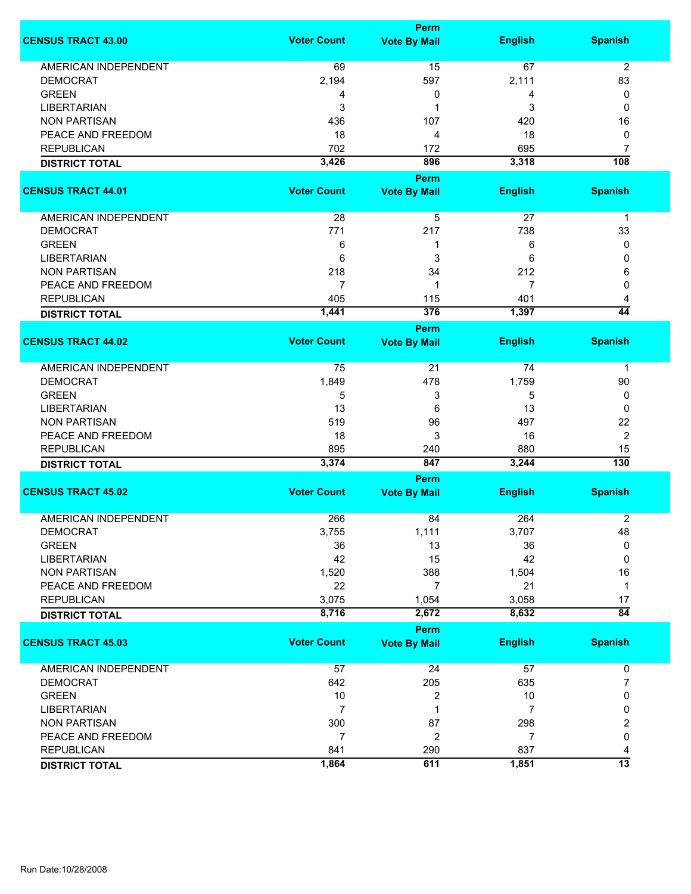| CENSUS TRACT 43.00 | Voter Count | Perm Vote By Mail | English | Spanish |
|---|---|---|---|---|
| AMERICAN INDEPENDENT | 69 | 15 | 67 | 2 |
| DEMOCRAT | 2,194 | 597 | 2,111 | 83 |
| GREEN | 4 | 0 | 4 | 0 |
| LIBERTARIAN | 3 | 1 | 3 | 0 |
| NON PARTISAN | 436 | 107 | 420 | 16 |
| PEACE AND FREEDOM | 18 | 4 | 18 | 0 |
| REPUBLICAN | 702 | 172 | 695 | 7 |
| **DISTRICT TOTAL** | **3,426** | **896** | **3,318** | **108** |

| CENSUS TRACT 44.01 | Voter Count | Perm Vote By Mail | English | Spanish |
|---|---|---|---|---|
| AMERICAN INDEPENDENT | 28 | 5 | 27 | 1 |
| DEMOCRAT | 771 | 217 | 738 | 33 |
| GREEN | 6 | 1 | 6 | 0 |
| LIBERTARIAN | 6 | 3 | 6 | 0 |
| NON PARTISAN | 218 | 34 | 212 | 6 |
| PEACE AND FREEDOM | 7 | 1 | 7 | 0 |
| REPUBLICAN | 405 | 115 | 401 | 4 |
| **DISTRICT TOTAL** | **1,441** | **376** | **1,397** | **44** |

| CENSUS TRACT 44.02 | Voter Count | Perm Vote By Mail | English | Spanish |
|---|---|---|---|---|
| AMERICAN INDEPENDENT | 75 | 21 | 74 | 1 |
| DEMOCRAT | 1,849 | 478 | 1,759 | 90 |
| GREEN | 5 | 3 | 5 | 0 |
| LIBERTARIAN | 13 | 6 | 13 | 0 |
| NON PARTISAN | 519 | 96 | 497 | 22 |
| PEACE AND FREEDOM | 18 | 3 | 16 | 2 |
| REPUBLICAN | 895 | 240 | 880 | 15 |
| **DISTRICT TOTAL** | **3,374** | **847** | **3,244** | **130** |

| CENSUS TRACT 45.02 | Voter Count | Perm Vote By Mail | English | Spanish |
|---|---|---|---|---|
| AMERICAN INDEPENDENT | 266 | 84 | 264 | 2 |
| DEMOCRAT | 3,755 | 1,111 | 3,707 | 48 |
| GREEN | 36 | 13 | 36 | 0 |
| LIBERTARIAN | 42 | 15 | 42 | 0 |
| NON PARTISAN | 1,520 | 388 | 1,504 | 16 |
| PEACE AND FREEDOM | 22 | 7 | 21 | 1 |
| REPUBLICAN | 3,075 | 1,054 | 3,058 | 17 |
| **DISTRICT TOTAL** | **8,716** | **2,672** | **8,632** | **84** |

| CENSUS TRACT 45.03 | Voter Count | Perm Vote By Mail | English | Spanish |
|---|---|---|---|---|
| AMERICAN INDEPENDENT | 57 | 24 | 57 | 0 |
| DEMOCRAT | 642 | 205 | 635 | 7 |
| GREEN | 10 | 2 | 10 | 0 |
| LIBERTARIAN | 7 | 1 | 7 | 0 |
| NON PARTISAN | 300 | 87 | 298 | 2 |
| PEACE AND FREEDOM | 7 | 2 | 7 | 0 |
| REPUBLICAN | 841 | 290 | 837 | 4 |
| **DISTRICT TOTAL** | **1,864** | **611** | **1,851** | **13** |

Run Date:10/28/2008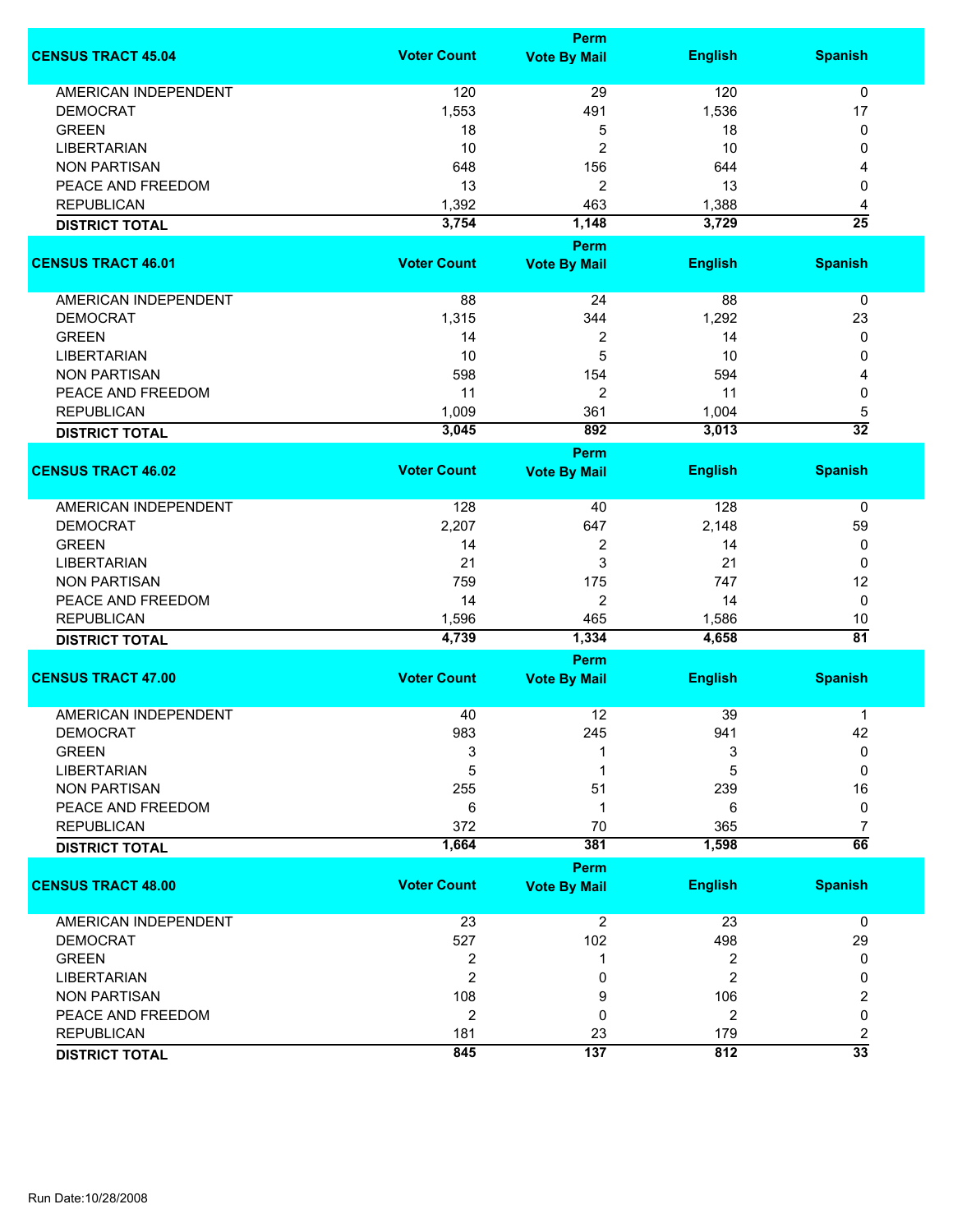| CENSUS TRACT 45.04 | Voter Count | Perm Vote By Mail | English | Spanish |
|---|---|---|---|---|
| AMERICAN INDEPENDENT | 120 | 29 | 120 | 0 |
| DEMOCRAT | 1,553 | 491 | 1,536 | 17 |
| GREEN | 18 | 5 | 18 | 0 |
| LIBERTARIAN | 10 | 2 | 10 | 0 |
| NON PARTISAN | 648 | 156 | 644 | 4 |
| PEACE AND FREEDOM | 13 | 2 | 13 | 0 |
| REPUBLICAN | 1,392 | 463 | 1,388 | 4 |
| **DISTRICT TOTAL** | **3,754** | **1,148** | **3,729** | **25** |

| CENSUS TRACT 46.01 | Voter Count | Perm Vote By Mail | English | Spanish |
|---|---|---|---|---|
| AMERICAN INDEPENDENT | 88 | 24 | 88 | 0 |
| DEMOCRAT | 1,315 | 344 | 1,292 | 23 |
| GREEN | 14 | 2 | 14 | 0 |
| LIBERTARIAN | 10 | 5 | 10 | 0 |
| NON PARTISAN | 598 | 154 | 594 | 4 |
| PEACE AND FREEDOM | 11 | 2 | 11 | 0 |
| REPUBLICAN | 1,009 | 361 | 1,004 | 5 |
| **DISTRICT TOTAL** | **3,045** | **892** | **3,013** | **32** |

| CENSUS TRACT 46.02 | Voter Count | Perm Vote By Mail | English | Spanish |
|---|---|---|---|---|
| AMERICAN INDEPENDENT | 128 | 40 | 128 | 0 |
| DEMOCRAT | 2,207 | 647 | 2,148 | 59 |
| GREEN | 14 | 2 | 14 | 0 |
| LIBERTARIAN | 21 | 3 | 21 | 0 |
| NON PARTISAN | 759 | 175 | 747 | 12 |
| PEACE AND FREEDOM | 14 | 2 | 14 | 0 |
| REPUBLICAN | 1,596 | 465 | 1,586 | 10 |
| **DISTRICT TOTAL** | **4,739** | **1,334** | **4,658** | **81** |

| CENSUS TRACT 47.00 | Voter Count | Perm Vote By Mail | English | Spanish |
|---|---|---|---|---|
| AMERICAN INDEPENDENT | 40 | 12 | 39 | 1 |
| DEMOCRAT | 983 | 245 | 941 | 42 |
| GREEN | 3 | 1 | 3 | 0 |
| LIBERTARIAN | 5 | 1 | 5 | 0 |
| NON PARTISAN | 255 | 51 | 239 | 16 |
| PEACE AND FREEDOM | 6 | 1 | 6 | 0 |
| REPUBLICAN | 372 | 70 | 365 | 7 |
| **DISTRICT TOTAL** | **1,664** | **381** | **1,598** | **66** |

| CENSUS TRACT 48.00 | Voter Count | Perm Vote By Mail | English | Spanish |
|---|---|---|---|---|
| AMERICAN INDEPENDENT | 23 | 2 | 23 | 0 |
| DEMOCRAT | 527 | 102 | 498 | 29 |
| GREEN | 2 | 1 | 2 | 0 |
| LIBERTARIAN | 2 | 0 | 2 | 0 |
| NON PARTISAN | 108 | 9 | 106 | 2 |
| PEACE AND FREEDOM | 2 | 0 | 2 | 0 |
| REPUBLICAN | 181 | 23 | 179 | 2 |
| **DISTRICT TOTAL** | **845** | **137** | **812** | **33** |

Run Date:10/28/2008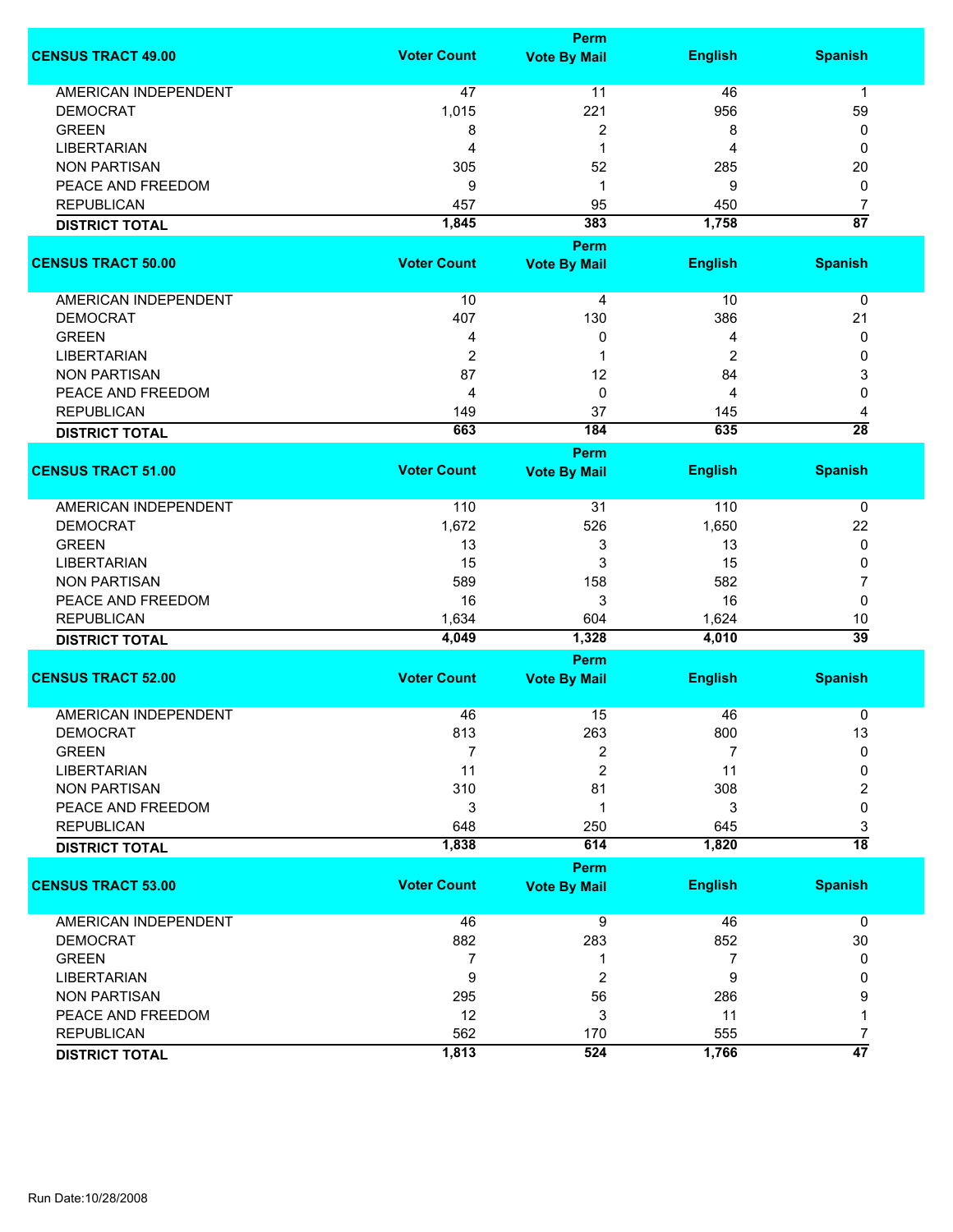| CENSUS TRACT 49.00 | Voter Count | Perm Vote By Mail | English | Spanish |
|---|---|---|---|---|
| AMERICAN INDEPENDENT | 47 | 11 | 46 | 1 |
| DEMOCRAT | 1,015 | 221 | 956 | 59 |
| GREEN | 8 | 2 | 8 | 0 |
| LIBERTARIAN | 4 | 1 | 4 | 0 |
| NON PARTISAN | 305 | 52 | 285 | 20 |
| PEACE AND FREEDOM | 9 | 1 | 9 | 0 |
| REPUBLICAN | 457 | 95 | 450 | 7 |
| **DISTRICT TOTAL** | **1,845** | **383** | **1,758** | **87** |

| CENSUS TRACT 50.00 | Voter Count | Perm Vote By Mail | English | Spanish |
|---|---|---|---|---|
| AMERICAN INDEPENDENT | 10 | 4 | 10 | 0 |
| DEMOCRAT | 407 | 130 | 386 | 21 |
| GREEN | 4 | 0 | 4 | 0 |
| LIBERTARIAN | 2 | 1 | 2 | 0 |
| NON PARTISAN | 87 | 12 | 84 | 3 |
| PEACE AND FREEDOM | 4 | 0 | 4 | 0 |
| REPUBLICAN | 149 | 37 | 145 | 4 |
| **DISTRICT TOTAL** | **663** | **184** | **635** | **28** |

| CENSUS TRACT 51.00 | Voter Count | Perm Vote By Mail | English | Spanish |
|---|---|---|---|---|
| AMERICAN INDEPENDENT | 110 | 31 | 110 | 0 |
| DEMOCRAT | 1,672 | 526 | 1,650 | 22 |
| GREEN | 13 | 3 | 13 | 0 |
| LIBERTARIAN | 15 | 3 | 15 | 0 |
| NON PARTISAN | 589 | 158 | 582 | 7 |
| PEACE AND FREEDOM | 16 | 3 | 16 | 0 |
| REPUBLICAN | 1,634 | 604 | 1,624 | 10 |
| **DISTRICT TOTAL** | **4,049** | **1,328** | **4,010** | **39** |

| CENSUS TRACT 52.00 | Voter Count | Perm Vote By Mail | English | Spanish |
|---|---|---|---|---|
| AMERICAN INDEPENDENT | 46 | 15 | 46 | 0 |
| DEMOCRAT | 813 | 263 | 800 | 13 |
| GREEN | 7 | 2 | 7 | 0 |
| LIBERTARIAN | 11 | 2 | 11 | 0 |
| NON PARTISAN | 310 | 81 | 308 | 2 |
| PEACE AND FREEDOM | 3 | 1 | 3 | 0 |
| REPUBLICAN | 648 | 250 | 645 | 3 |
| **DISTRICT TOTAL** | **1,838** | **614** | **1,820** | **18** |

| CENSUS TRACT 53.00 | Voter Count | Perm Vote By Mail | English | Spanish |
|---|---|---|---|---|
| AMERICAN INDEPENDENT | 46 | 9 | 46 | 0 |
| DEMOCRAT | 882 | 283 | 852 | 30 |
| GREEN | 7 | 1 | 7 | 0 |
| LIBERTARIAN | 9 | 2 | 9 | 0 |
| NON PARTISAN | 295 | 56 | 286 | 9 |
| PEACE AND FREEDOM | 12 | 3 | 11 | 1 |
| REPUBLICAN | 562 | 170 | 555 | 7 |
| **DISTRICT TOTAL** | **1,813** | **524** | **1,766** | **47** |

Run Date:10/28/2008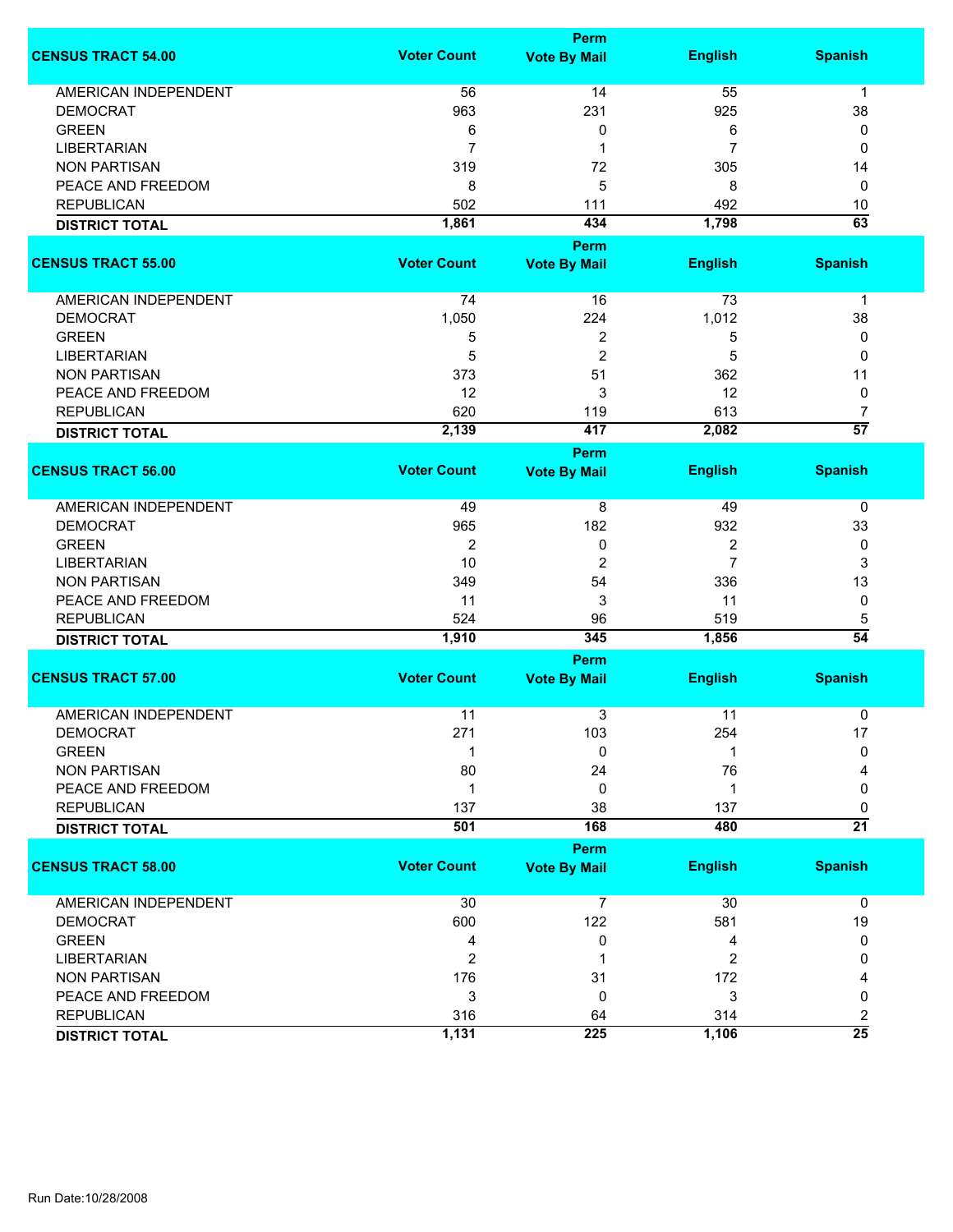| CENSUS TRACT 54.00 | Voter Count | Perm Vote By Mail | English | Spanish |
|---|---|---|---|---|
| AMERICAN INDEPENDENT | 56 | 14 | 55 | 1 |
| DEMOCRAT | 963 | 231 | 925 | 38 |
| GREEN | 6 | 0 | 6 | 0 |
| LIBERTARIAN | 7 | 1 | 7 | 0 |
| NON PARTISAN | 319 | 72 | 305 | 14 |
| PEACE AND FREEDOM | 8 | 5 | 8 | 0 |
| REPUBLICAN | 502 | 111 | 492 | 10 |
| **DISTRICT TOTAL** | **1,861** | **434** | **1,798** | **63** |

| CENSUS TRACT 55.00 | Voter Count | Perm Vote By Mail | English | Spanish |
|---|---|---|---|---|
| AMERICAN INDEPENDENT | 74 | 16 | 73 | 1 |
| DEMOCRAT | 1,050 | 224 | 1,012 | 38 |
| GREEN | 5 | 2 | 5 | 0 |
| LIBERTARIAN | 5 | 2 | 5 | 0 |
| NON PARTISAN | 373 | 51 | 362 | 11 |
| PEACE AND FREEDOM | 12 | 3 | 12 | 0 |
| REPUBLICAN | 620 | 119 | 613 | 7 |
| **DISTRICT TOTAL** | **2,139** | **417** | **2,082** | **57** |

| CENSUS TRACT 56.00 | Voter Count | Perm Vote By Mail | English | Spanish |
|---|---|---|---|---|
| AMERICAN INDEPENDENT | 49 | 8 | 49 | 0 |
| DEMOCRAT | 965 | 182 | 932 | 33 |
| GREEN | 2 | 0 | 2 | 0 |
| LIBERTARIAN | 10 | 2 | 7 | 3 |
| NON PARTISAN | 349 | 54 | 336 | 13 |
| PEACE AND FREEDOM | 11 | 3 | 11 | 0 |
| REPUBLICAN | 524 | 96 | 519 | 5 |
| **DISTRICT TOTAL** | **1,910** | **345** | **1,856** | **54** |

| CENSUS TRACT 57.00 | Voter Count | Perm Vote By Mail | English | Spanish |
|---|---|---|---|---|
| AMERICAN INDEPENDENT | 11 | 3 | 11 | 0 |
| DEMOCRAT | 271 | 103 | 254 | 17 |
| GREEN | 1 | 0 | 1 | 0 |
| NON PARTISAN | 80 | 24 | 76 | 4 |
| PEACE AND FREEDOM | 1 | 0 | 1 | 0 |
| REPUBLICAN | 137 | 38 | 137 | 0 |
| **DISTRICT TOTAL** | **501** | **168** | **480** | **21** |

| CENSUS TRACT 58.00 | Voter Count | Perm Vote By Mail | English | Spanish |
|---|---|---|---|---|
| AMERICAN INDEPENDENT | 30 | 7 | 30 | 0 |
| DEMOCRAT | 600 | 122 | 581 | 19 |
| GREEN | 4 | 0 | 4 | 0 |
| LIBERTARIAN | 2 | 1 | 2 | 0 |
| NON PARTISAN | 176 | 31 | 172 | 4 |
| PEACE AND FREEDOM | 3 | 0 | 3 | 0 |
| REPUBLICAN | 316 | 64 | 314 | 2 |
| **DISTRICT TOTAL** | **1,131** | **225** | **1,106** | **25** |

Run Date:10/28/2008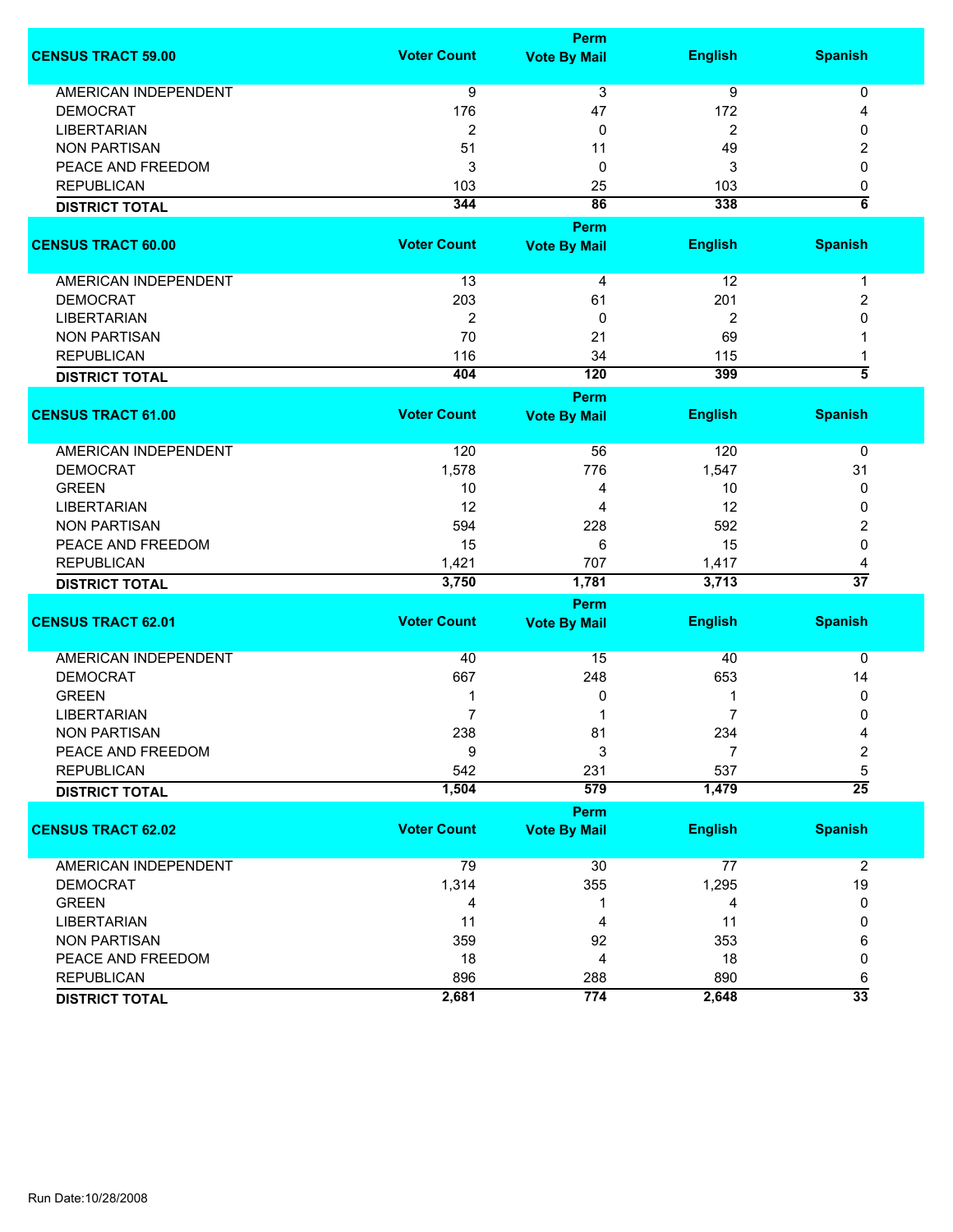| CENSUS TRACT 59.00 | Voter Count | Perm Vote By Mail | English | Spanish |
|---|---|---|---|---|
| AMERICAN INDEPENDENT | 9 | 3 | 9 | 0 |
| DEMOCRAT | 176 | 47 | 172 | 4 |
| LIBERTARIAN | 2 | 0 | 2 | 0 |
| NON PARTISAN | 51 | 11 | 49 | 2 |
| PEACE AND FREEDOM | 3 | 0 | 3 | 0 |
| REPUBLICAN | 103 | 25 | 103 | 0 |
| **DISTRICT TOTAL** | **344** | **86** | **338** | **6** |

| CENSUS TRACT 60.00 | Voter Count | Perm Vote By Mail | English | Spanish |
|---|---|---|---|---|
| AMERICAN INDEPENDENT | 13 | 4 | 12 | 1 |
| DEMOCRAT | 203 | 61 | 201 | 2 |
| LIBERTARIAN | 2 | 0 | 2 | 0 |
| NON PARTISAN | 70 | 21 | 69 | 1 |
| REPUBLICAN | 116 | 34 | 115 | 1 |
| **DISTRICT TOTAL** | **404** | **120** | **399** | **5** |

| CENSUS TRACT 61.00 | Voter Count | Perm Vote By Mail | English | Spanish |
|---|---|---|---|---|
| AMERICAN INDEPENDENT | 120 | 56 | 120 | 0 |
| DEMOCRAT | 1,578 | 776 | 1,547 | 31 |
| GREEN | 10 | 4 | 10 | 0 |
| LIBERTARIAN | 12 | 4 | 12 | 0 |
| NON PARTISAN | 594 | 228 | 592 | 2 |
| PEACE AND FREEDOM | 15 | 6 | 15 | 0 |
| REPUBLICAN | 1,421 | 707 | 1,417 | 4 |
| **DISTRICT TOTAL** | **3,750** | **1,781** | **3,713** | **37** |

| CENSUS TRACT 62.01 | Voter Count | Perm Vote By Mail | English | Spanish |
|---|---|---|---|---|
| AMERICAN INDEPENDENT | 40 | 15 | 40 | 0 |
| DEMOCRAT | 667 | 248 | 653 | 14 |
| GREEN | 1 | 0 | 1 | 0 |
| LIBERTARIAN | 7 | 1 | 7 | 0 |
| NON PARTISAN | 238 | 81 | 234 | 4 |
| PEACE AND FREEDOM | 9 | 3 | 7 | 2 |
| REPUBLICAN | 542 | 231 | 537 | 5 |
| **DISTRICT TOTAL** | **1,504** | **579** | **1,479** | **25** |

| CENSUS TRACT 62.02 | Voter Count | Perm Vote By Mail | English | Spanish |
|---|---|---|---|---|
| AMERICAN INDEPENDENT | 79 | 30 | 77 | 2 |
| DEMOCRAT | 1,314 | 355 | 1,295 | 19 |
| GREEN | 4 | 1 | 4 | 0 |
| LIBERTARIAN | 11 | 4 | 11 | 0 |
| NON PARTISAN | 359 | 92 | 353 | 6 |
| PEACE AND FREEDOM | 18 | 4 | 18 | 0 |
| REPUBLICAN | 896 | 288 | 890 | 6 |
| **DISTRICT TOTAL** | **2,681** | **774** | **2,648** | **33** |

Run Date:10/28/2008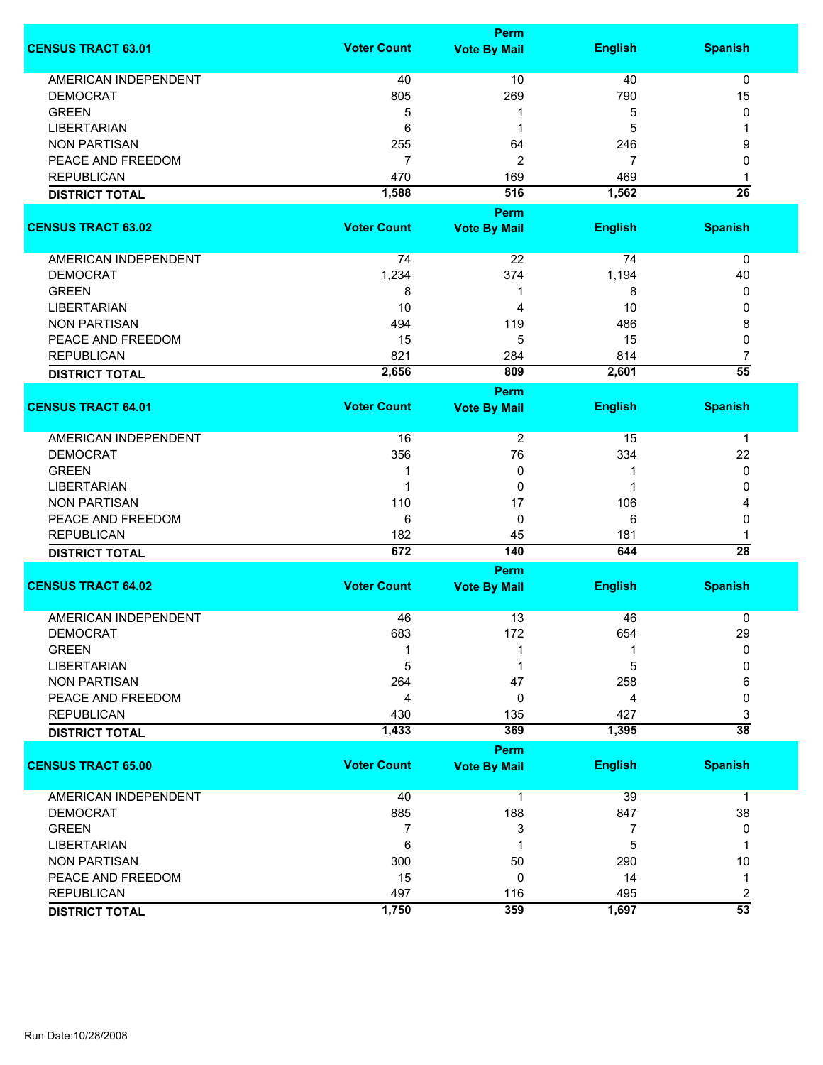| CENSUS TRACT 63.01 | Voter Count | Perm Vote By Mail | English | Spanish |
|---|---|---|---|---|
| AMERICAN INDEPENDENT | 40 | 10 | 40 | 0 |
| DEMOCRAT | 805 | 269 | 790 | 15 |
| GREEN | 5 | 1 | 5 | 0 |
| LIBERTARIAN | 6 | 1 | 5 | 1 |
| NON PARTISAN | 255 | 64 | 246 | 9 |
| PEACE AND FREEDOM | 7 | 2 | 7 | 0 |
| REPUBLICAN | 470 | 169 | 469 | 1 |
| **DISTRICT TOTAL** | **1,588** | **516** | **1,562** | **26** |

| CENSUS TRACT 63.02 | Voter Count | Perm Vote By Mail | English | Spanish |
|---|---|---|---|---|
| AMERICAN INDEPENDENT | 74 | 22 | 74 | 0 |
| DEMOCRAT | 1,234 | 374 | 1,194 | 40 |
| GREEN | 8 | 1 | 8 | 0 |
| LIBERTARIAN | 10 | 4 | 10 | 0 |
| NON PARTISAN | 494 | 119 | 486 | 8 |
| PEACE AND FREEDOM | 15 | 5 | 15 | 0 |
| REPUBLICAN | 821 | 284 | 814 | 7 |
| **DISTRICT TOTAL** | **2,656** | **809** | **2,601** | **55** |

| CENSUS TRACT 64.01 | Voter Count | Perm Vote By Mail | English | Spanish |
|---|---|---|---|---|
| AMERICAN INDEPENDENT | 16 | 2 | 15 | 1 |
| DEMOCRAT | 356 | 76 | 334 | 22 |
| GREEN | 1 | 0 | 1 | 0 |
| LIBERTARIAN | 1 | 0 | 1 | 0 |
| NON PARTISAN | 110 | 17 | 106 | 4 |
| PEACE AND FREEDOM | 6 | 0 | 6 | 0 |
| REPUBLICAN | 182 | 45 | 181 | 1 |
| **DISTRICT TOTAL** | **672** | **140** | **644** | **28** |

| CENSUS TRACT 64.02 | Voter Count | Perm Vote By Mail | English | Spanish |
|---|---|---|---|---|
| AMERICAN INDEPENDENT | 46 | 13 | 46 | 0 |
| DEMOCRAT | 683 | 172 | 654 | 29 |
| GREEN | 1 | 1 | 1 | 0 |
| LIBERTARIAN | 5 | 1 | 5 | 0 |
| NON PARTISAN | 264 | 47 | 258 | 6 |
| PEACE AND FREEDOM | 4 | 0 | 4 | 0 |
| REPUBLICAN | 430 | 135 | 427 | 3 |
| **DISTRICT TOTAL** | **1,433** | **369** | **1,395** | **38** |

| CENSUS TRACT 65.00 | Voter Count | Perm Vote By Mail | English | Spanish |
|---|---|---|---|---|
| AMERICAN INDEPENDENT | 40 | 1 | 39 | 1 |
| DEMOCRAT | 885 | 188 | 847 | 38 |
| GREEN | 7 | 3 | 7 | 0 |
| LIBERTARIAN | 6 | 1 | 5 | 1 |
| NON PARTISAN | 300 | 50 | 290 | 10 |
| PEACE AND FREEDOM | 15 | 0 | 14 | 1 |
| REPUBLICAN | 497 | 116 | 495 | 2 |
| **DISTRICT TOTAL** | **1,750** | **359** | **1,697** | **53** |

Run Date:10/28/2008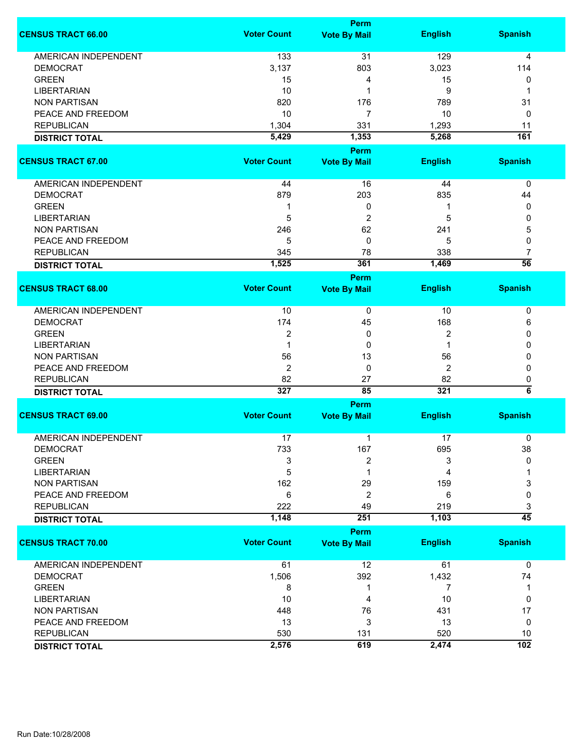| CENSUS TRACT 66.00 | Voter Count | Perm Vote By Mail | English | Spanish |
|---|---|---|---|---|
| AMERICAN INDEPENDENT | 133 | 31 | 129 | 4 |
| DEMOCRAT | 3,137 | 803 | 3,023 | 114 |
| GREEN | 15 | 4 | 15 | 0 |
| LIBERTARIAN | 10 | 1 | 9 | 1 |
| NON PARTISAN | 820 | 176 | 789 | 31 |
| PEACE AND FREEDOM | 10 | 7 | 10 | 0 |
| REPUBLICAN | 1,304 | 331 | 1,293 | 11 |
| **DISTRICT TOTAL** | **5,429** | **1,353** | **5,268** | **161** |

| CENSUS TRACT 67.00 | Voter Count | Perm Vote By Mail | English | Spanish |
|---|---|---|---|---|
| AMERICAN INDEPENDENT | 44 | 16 | 44 | 0 |
| DEMOCRAT | 879 | 203 | 835 | 44 |
| GREEN | 1 | 0 | 1 | 0 |
| LIBERTARIAN | 5 | 2 | 5 | 0 |
| NON PARTISAN | 246 | 62 | 241 | 5 |
| PEACE AND FREEDOM | 5 | 0 | 5 | 0 |
| REPUBLICAN | 345 | 78 | 338 | 7 |
| **DISTRICT TOTAL** | **1,525** | **361** | **1,469** | **56** |

| CENSUS TRACT 68.00 | Voter Count | Perm Vote By Mail | English | Spanish |
|---|---|---|---|---|
| AMERICAN INDEPENDENT | 10 | 0 | 10 | 0 |
| DEMOCRAT | 174 | 45 | 168 | 6 |
| GREEN | 2 | 0 | 2 | 0 |
| LIBERTARIAN | 1 | 0 | 1 | 0 |
| NON PARTISAN | 56 | 13 | 56 | 0 |
| PEACE AND FREEDOM | 2 | 0 | 2 | 0 |
| REPUBLICAN | 82 | 27 | 82 | 0 |
| **DISTRICT TOTAL** | **327** | **85** | **321** | **6** |

| CENSUS TRACT 69.00 | Voter Count | Perm Vote By Mail | English | Spanish |
|---|---|---|---|---|
| AMERICAN INDEPENDENT | 17 | 1 | 17 | 0 |
| DEMOCRAT | 733 | 167 | 695 | 38 |
| GREEN | 3 | 2 | 3 | 0 |
| LIBERTARIAN | 5 | 1 | 4 | 1 |
| NON PARTISAN | 162 | 29 | 159 | 3 |
| PEACE AND FREEDOM | 6 | 2 | 6 | 0 |
| REPUBLICAN | 222 | 49 | 219 | 3 |
| **DISTRICT TOTAL** | **1,148** | **251** | **1,103** | **45** |

| CENSUS TRACT 70.00 | Voter Count | Perm Vote By Mail | English | Spanish |
|---|---|---|---|---|
| AMERICAN INDEPENDENT | 61 | 12 | 61 | 0 |
| DEMOCRAT | 1,506 | 392 | 1,432 | 74 |
| GREEN | 8 | 1 | 7 | 1 |
| LIBERTARIAN | 10 | 4 | 10 | 0 |
| NON PARTISAN | 448 | 76 | 431 | 17 |
| PEACE AND FREEDOM | 13 | 3 | 13 | 0 |
| REPUBLICAN | 530 | 131 | 520 | 10 |
| **DISTRICT TOTAL** | **2,576** | **619** | **2,474** | **102** |

Run Date:10/28/2008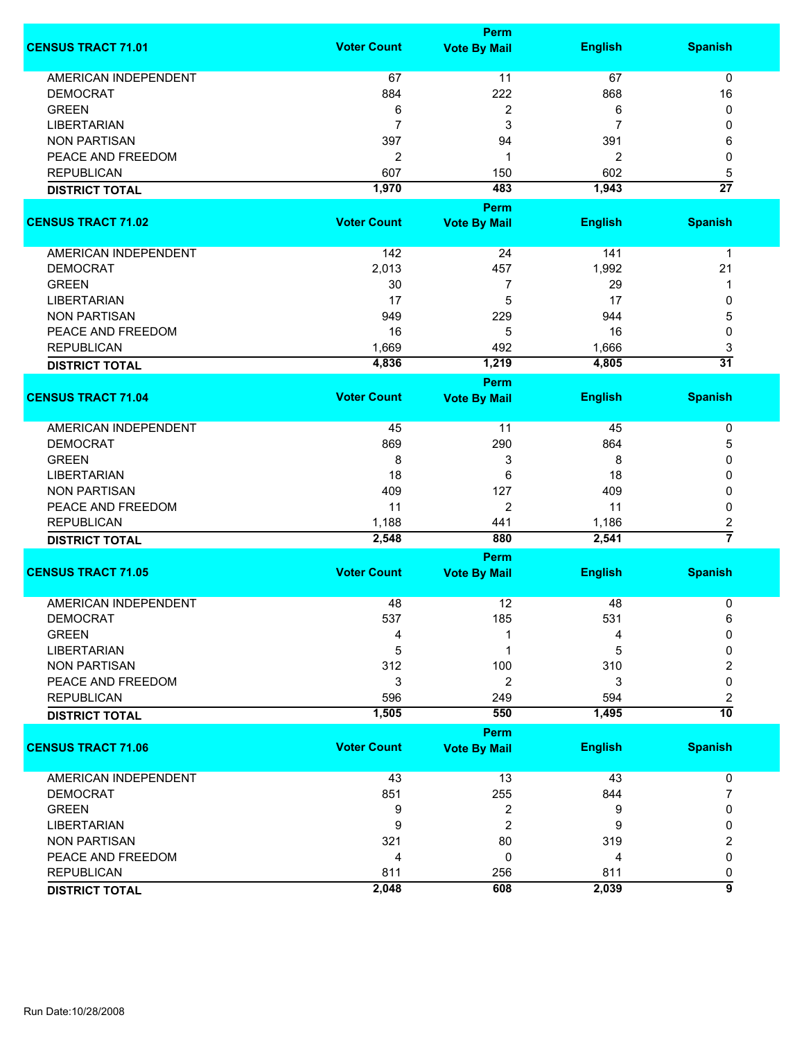| CENSUS TRACT 71.01 | Voter Count | Perm Vote By Mail | English | Spanish |
|---|---|---|---|---|
| AMERICAN INDEPENDENT | 67 | 11 | 67 | 0 |
| DEMOCRAT | 884 | 222 | 868 | 16 |
| GREEN | 6 | 2 | 6 | 0 |
| LIBERTARIAN | 7 | 3 | 7 | 0 |
| NON PARTISAN | 397 | 94 | 391 | 6 |
| PEACE AND FREEDOM | 2 | 1 | 2 | 0 |
| REPUBLICAN | 607 | 150 | 602 | 5 |
| **DISTRICT TOTAL** | **1,970** | **483** | **1,943** | **27** |

| CENSUS TRACT 71.02 | Voter Count | Perm Vote By Mail | English | Spanish |
|---|---|---|---|---|
| AMERICAN INDEPENDENT | 142 | 24 | 141 | 1 |
| DEMOCRAT | 2,013 | 457 | 1,992 | 21 |
| GREEN | 30 | 7 | 29 | 1 |
| LIBERTARIAN | 17 | 5 | 17 | 0 |
| NON PARTISAN | 949 | 229 | 944 | 5 |
| PEACE AND FREEDOM | 16 | 5 | 16 | 0 |
| REPUBLICAN | 1,669 | 492 | 1,666 | 3 |
| **DISTRICT TOTAL** | **4,836** | **1,219** | **4,805** | **31** |

| CENSUS TRACT 71.04 | Voter Count | Perm Vote By Mail | English | Spanish |
|---|---|---|---|---|
| AMERICAN INDEPENDENT | 45 | 11 | 45 | 0 |
| DEMOCRAT | 869 | 290 | 864 | 5 |
| GREEN | 8 | 3 | 8 | 0 |
| LIBERTARIAN | 18 | 6 | 18 | 0 |
| NON PARTISAN | 409 | 127 | 409 | 0 |
| PEACE AND FREEDOM | 11 | 2 | 11 | 0 |
| REPUBLICAN | 1,188 | 441 | 1,186 | 2 |
| **DISTRICT TOTAL** | **2,548** | **880** | **2,541** | **7** |

| CENSUS TRACT 71.05 | Voter Count | Perm Vote By Mail | English | Spanish |
|---|---|---|---|---|
| AMERICAN INDEPENDENT | 48 | 12 | 48 | 0 |
| DEMOCRAT | 537 | 185 | 531 | 6 |
| GREEN | 4 | 1 | 4 | 0 |
| LIBERTARIAN | 5 | 1 | 5 | 0 |
| NON PARTISAN | 312 | 100 | 310 | 2 |
| PEACE AND FREEDOM | 3 | 2 | 3 | 0 |
| REPUBLICAN | 596 | 249 | 594 | 2 |
| **DISTRICT TOTAL** | **1,505** | **550** | **1,495** | **10** |

| CENSUS TRACT 71.06 | Voter Count | Perm Vote By Mail | English | Spanish |
|---|---|---|---|---|
| AMERICAN INDEPENDENT | 43 | 13 | 43 | 0 |
| DEMOCRAT | 851 | 255 | 844 | 7 |
| GREEN | 9 | 2 | 9 | 0 |
| LIBERTARIAN | 9 | 2 | 9 | 0 |
| NON PARTISAN | 321 | 80 | 319 | 2 |
| PEACE AND FREEDOM | 4 | 0 | 4 | 0 |
| REPUBLICAN | 811 | 256 | 811 | 0 |
| **DISTRICT TOTAL** | **2,048** | **608** | **2,039** | **9** |

Run Date:10/28/2008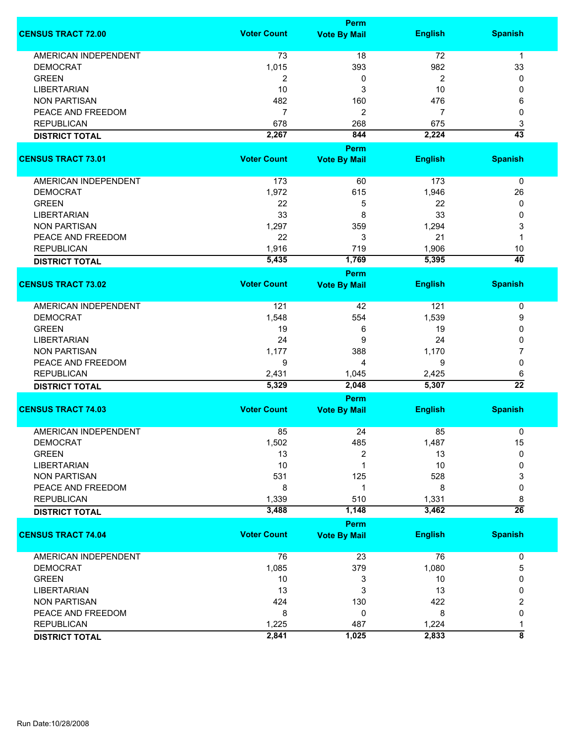| CENSUS TRACT 72.00 | Voter Count | Perm Vote By Mail | English | Spanish |
|---|---|---|---|---|
| AMERICAN INDEPENDENT | 73 | 18 | 72 | 1 |
| DEMOCRAT | 1,015 | 393 | 982 | 33 |
| GREEN | 2 | 0 | 2 | 0 |
| LIBERTARIAN | 10 | 3 | 10 | 0 |
| NON PARTISAN | 482 | 160 | 476 | 6 |
| PEACE AND FREEDOM | 7 | 2 | 7 | 0 |
| REPUBLICAN | 678 | 268 | 675 | 3 |
| **DISTRICT TOTAL** | **2,267** | **844** | **2,224** | **43** |

| CENSUS TRACT 73.01 | Voter Count | Perm Vote By Mail | English | Spanish |
|---|---|---|---|---|
| AMERICAN INDEPENDENT | 173 | 60 | 173 | 0 |
| DEMOCRAT | 1,972 | 615 | 1,946 | 26 |
| GREEN | 22 | 5 | 22 | 0 |
| LIBERTARIAN | 33 | 8 | 33 | 0 |
| NON PARTISAN | 1,297 | 359 | 1,294 | 3 |
| PEACE AND FREEDOM | 22 | 3 | 21 | 1 |
| REPUBLICAN | 1,916 | 719 | 1,906 | 10 |
| **DISTRICT TOTAL** | **5,435** | **1,769** | **5,395** | **40** |

| CENSUS TRACT 73.02 | Voter Count | Perm Vote By Mail | English | Spanish |
|---|---|---|---|---|
| AMERICAN INDEPENDENT | 121 | 42 | 121 | 0 |
| DEMOCRAT | 1,548 | 554 | 1,539 | 9 |
| GREEN | 19 | 6 | 19 | 0 |
| LIBERTARIAN | 24 | 9 | 24 | 0 |
| NON PARTISAN | 1,177 | 388 | 1,170 | 7 |
| PEACE AND FREEDOM | 9 | 4 | 9 | 0 |
| REPUBLICAN | 2,431 | 1,045 | 2,425 | 6 |
| **DISTRICT TOTAL** | **5,329** | **2,048** | **5,307** | **22** |

| CENSUS TRACT 74.03 | Voter Count | Perm Vote By Mail | English | Spanish |
|---|---|---|---|---|
| AMERICAN INDEPENDENT | 85 | 24 | 85 | 0 |
| DEMOCRAT | 1,502 | 485 | 1,487 | 15 |
| GREEN | 13 | 2 | 13 | 0 |
| LIBERTARIAN | 10 | 1 | 10 | 0 |
| NON PARTISAN | 531 | 125 | 528 | 3 |
| PEACE AND FREEDOM | 8 | 1 | 8 | 0 |
| REPUBLICAN | 1,339 | 510 | 1,331 | 8 |
| **DISTRICT TOTAL** | **3,488** | **1,148** | **3,462** | **26** |

| CENSUS TRACT 74.04 | Voter Count | Perm Vote By Mail | English | Spanish |
|---|---|---|---|---|
| AMERICAN INDEPENDENT | 76 | 23 | 76 | 0 |
| DEMOCRAT | 1,085 | 379 | 1,080 | 5 |
| GREEN | 10 | 3 | 10 | 0 |
| LIBERTARIAN | 13 | 3 | 13 | 0 |
| NON PARTISAN | 424 | 130 | 422 | 2 |
| PEACE AND FREEDOM | 8 | 0 | 8 | 0 |
| REPUBLICAN | 1,225 | 487 | 1,224 | 1 |
| **DISTRICT TOTAL** | **2,841** | **1,025** | **2,833** | **8** |

Run Date:10/28/2008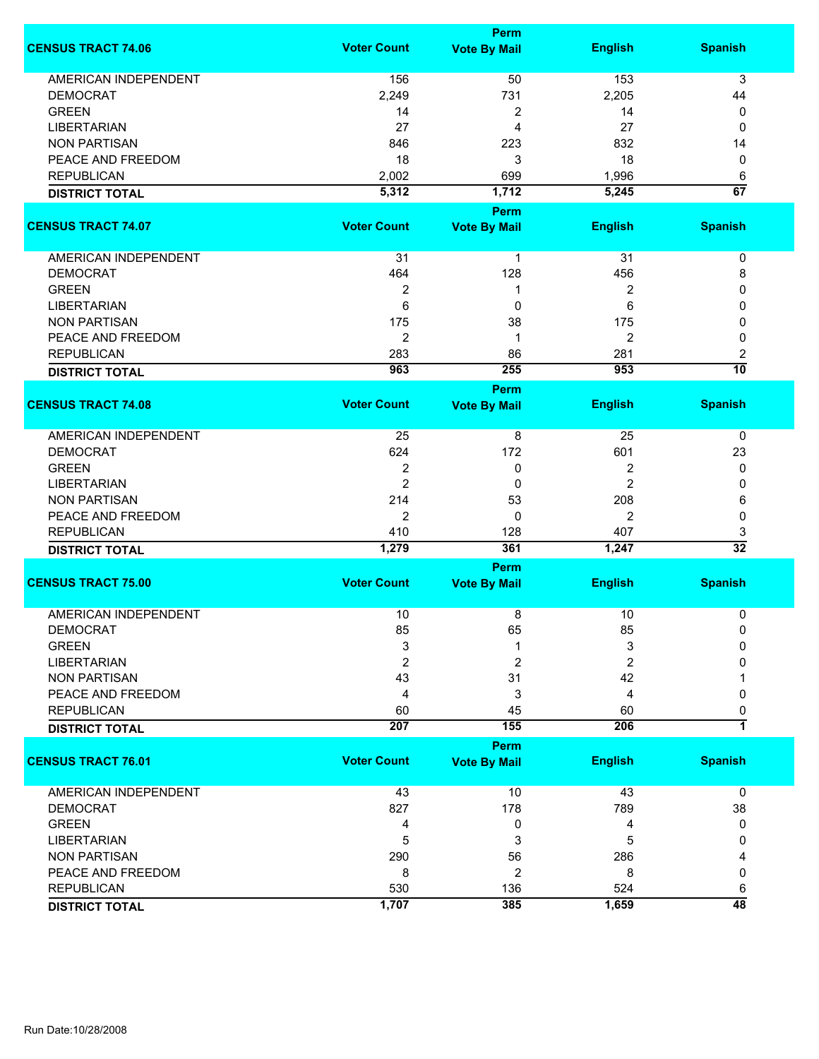| CENSUS TRACT 74.06 | Voter Count | Perm Vote By Mail | English | Spanish |
|---|---|---|---|---|
| AMERICAN INDEPENDENT | 156 | 50 | 153 | 3 |
| DEMOCRAT | 2,249 | 731 | 2,205 | 44 |
| GREEN | 14 | 2 | 14 | 0 |
| LIBERTARIAN | 27 | 4 | 27 | 0 |
| NON PARTISAN | 846 | 223 | 832 | 14 |
| PEACE AND FREEDOM | 18 | 3 | 18 | 0 |
| REPUBLICAN | 2,002 | 699 | 1,996 | 6 |
| **DISTRICT TOTAL** | **5,312** | **1,712** | **5,245** | **67** |

| CENSUS TRACT 74.07 | Voter Count | Perm Vote By Mail | English | Spanish |
|---|---|---|---|---|
| AMERICAN INDEPENDENT | 31 | 1 | 31 | 0 |
| DEMOCRAT | 464 | 128 | 456 | 8 |
| GREEN | 2 | 1 | 2 | 0 |
| LIBERTARIAN | 6 | 0 | 6 | 0 |
| NON PARTISAN | 175 | 38 | 175 | 0 |
| PEACE AND FREEDOM | 2 | 1 | 2 | 0 |
| REPUBLICAN | 283 | 86 | 281 | 2 |
| **DISTRICT TOTAL** | **963** | **255** | **953** | **10** |

| CENSUS TRACT 74.08 | Voter Count | Perm Vote By Mail | English | Spanish |
|---|---|---|---|---|
| AMERICAN INDEPENDENT | 25 | 8 | 25 | 0 |
| DEMOCRAT | 624 | 172 | 601 | 23 |
| GREEN | 2 | 0 | 2 | 0 |
| LIBERTARIAN | 2 | 0 | 2 | 0 |
| NON PARTISAN | 214 | 53 | 208 | 6 |
| PEACE AND FREEDOM | 2 | 0 | 2 | 0 |
| REPUBLICAN | 410 | 128 | 407 | 3 |
| **DISTRICT TOTAL** | **1,279** | **361** | **1,247** | **32** |

| CENSUS TRACT 75.00 | Voter Count | Perm Vote By Mail | English | Spanish |
|---|---|---|---|---|
| AMERICAN INDEPENDENT | 10 | 8 | 10 | 0 |
| DEMOCRAT | 85 | 65 | 85 | 0 |
| GREEN | 3 | 1 | 3 | 0 |
| LIBERTARIAN | 2 | 2 | 2 | 0 |
| NON PARTISAN | 43 | 31 | 42 | 1 |
| PEACE AND FREEDOM | 4 | 3 | 4 | 0 |
| REPUBLICAN | 60 | 45 | 60 | 0 |
| **DISTRICT TOTAL** | **207** | **155** | **206** | **1** |

| CENSUS TRACT 76.01 | Voter Count | Perm Vote By Mail | English | Spanish |
|---|---|---|---|---|
| AMERICAN INDEPENDENT | 43 | 10 | 43 | 0 |
| DEMOCRAT | 827 | 178 | 789 | 38 |
| GREEN | 4 | 0 | 4 | 0 |
| LIBERTARIAN | 5 | 3 | 5 | 0 |
| NON PARTISAN | 290 | 56 | 286 | 4 |
| PEACE AND FREEDOM | 8 | 2 | 8 | 0 |
| REPUBLICAN | 530 | 136 | 524 | 6 |
| **DISTRICT TOTAL** | **1,707** | **385** | **1,659** | **48** |

Run Date:10/28/2008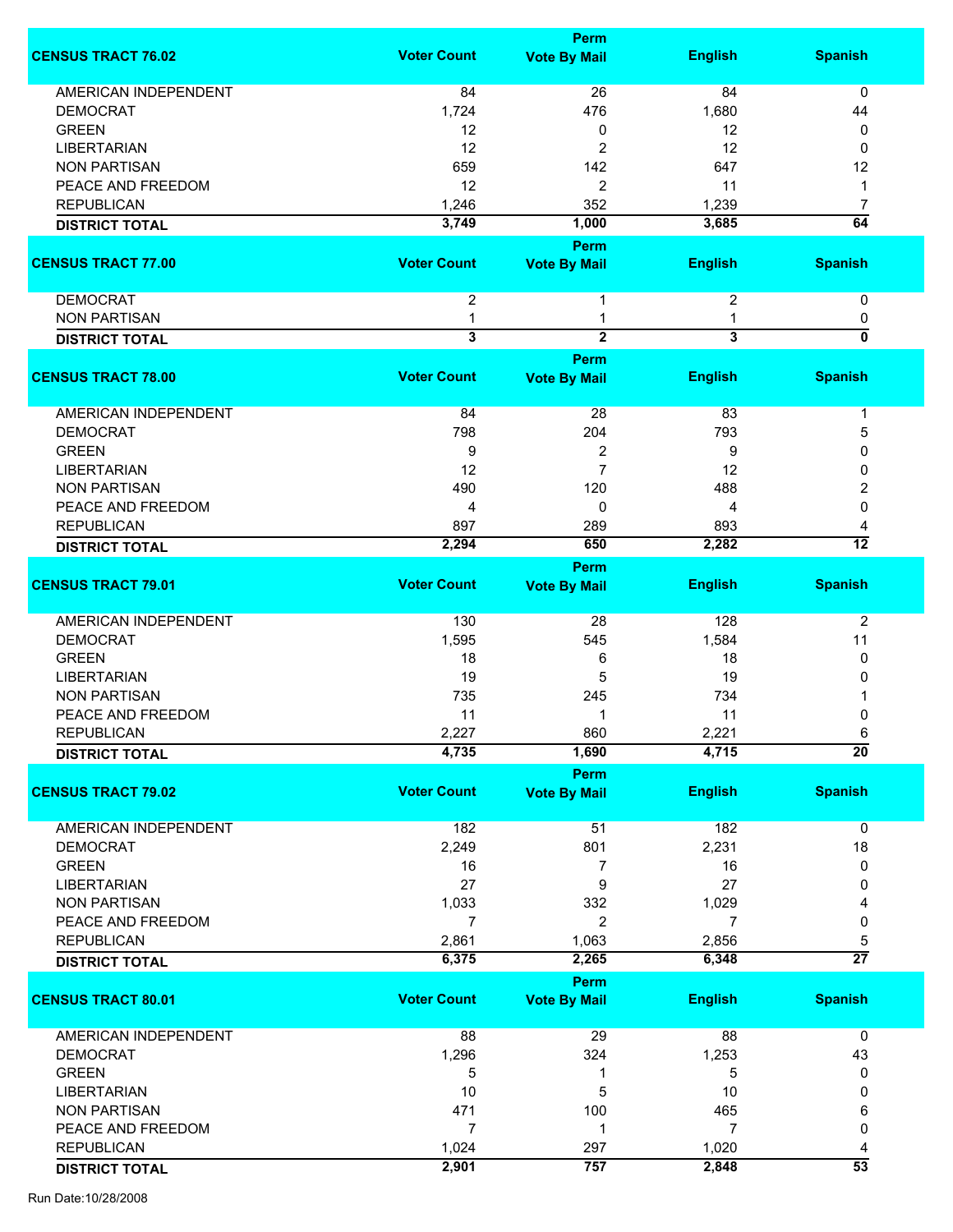| CENSUS TRACT 76.02 | Voter Count | Perm Vote By Mail | English | Spanish |
|---|---|---|---|---|
| AMERICAN INDEPENDENT | 84 | 26 | 84 | 0 |
| DEMOCRAT | 1,724 | 476 | 1,680 | 44 |
| GREEN | 12 | 0 | 12 | 0 |
| LIBERTARIAN | 12 | 2 | 12 | 0 |
| NON PARTISAN | 659 | 142 | 647 | 12 |
| PEACE AND FREEDOM | 12 | 2 | 11 | 1 |
| REPUBLICAN | 1,246 | 352 | 1,239 | 7 |
| **DISTRICT TOTAL** | **3,749** | **1,000** | **3,685** | **64** |

| CENSUS TRACT 77.00 | Voter Count | Perm Vote By Mail | English | Spanish |
|---|---|---|---|---|
| DEMOCRAT | 2 | 1 | 2 | 0 |
| NON PARTISAN | 1 | 1 | 1 | 0 |
| **DISTRICT TOTAL** | **3** | **2** | **3** | **0** |

| CENSUS TRACT 78.00 | Voter Count | Perm Vote By Mail | English | Spanish |
|---|---|---|---|---|
| AMERICAN INDEPENDENT | 84 | 28 | 83 | 1 |
| DEMOCRAT | 798 | 204 | 793 | 5 |
| GREEN | 9 | 2 | 9 | 0 |
| LIBERTARIAN | 12 | 7 | 12 | 0 |
| NON PARTISAN | 490 | 120 | 488 | 2 |
| PEACE AND FREEDOM | 4 | 0 | 4 | 0 |
| REPUBLICAN | 897 | 289 | 893 | 4 |
| **DISTRICT TOTAL** | **2,294** | **650** | **2,282** | **12** |

| CENSUS TRACT 79.01 | Voter Count | Perm Vote By Mail | English | Spanish |
|---|---|---|---|---|
| AMERICAN INDEPENDENT | 130 | 28 | 128 | 2 |
| DEMOCRAT | 1,595 | 545 | 1,584 | 11 |
| GREEN | 18 | 6 | 18 | 0 |
| LIBERTARIAN | 19 | 5 | 19 | 0 |
| NON PARTISAN | 735 | 245 | 734 | 1 |
| PEACE AND FREEDOM | 11 | 1 | 11 | 0 |
| REPUBLICAN | 2,227 | 860 | 2,221 | 6 |
| **DISTRICT TOTAL** | **4,735** | **1,690** | **4,715** | **20** |

| CENSUS TRACT 79.02 | Voter Count | Perm Vote By Mail | English | Spanish |
|---|---|---|---|---|
| AMERICAN INDEPENDENT | 182 | 51 | 182 | 0 |
| DEMOCRAT | 2,249 | 801 | 2,231 | 18 |
| GREEN | 16 | 7 | 16 | 0 |
| LIBERTARIAN | 27 | 9 | 27 | 0 |
| NON PARTISAN | 1,033 | 332 | 1,029 | 4 |
| PEACE AND FREEDOM | 7 | 2 | 7 | 0 |
| REPUBLICAN | 2,861 | 1,063 | 2,856 | 5 |
| **DISTRICT TOTAL** | **6,375** | **2,265** | **6,348** | **27** |

| CENSUS TRACT 80.01 | Voter Count | Perm Vote By Mail | English | Spanish |
|---|---|---|---|---|
| AMERICAN INDEPENDENT | 88 | 29 | 88 | 0 |
| DEMOCRAT | 1,296 | 324 | 1,253 | 43 |
| GREEN | 5 | 1 | 5 | 0 |
| LIBERTARIAN | 10 | 5 | 10 | 0 |
| NON PARTISAN | 471 | 100 | 465 | 6 |
| PEACE AND FREEDOM | 7 | 1 | 7 | 0 |
| REPUBLICAN | 1,024 | 297 | 1,020 | 4 |
| **DISTRICT TOTAL** | **2,901** | **757** | **2,848** | **53** |

Run Date:10/28/2008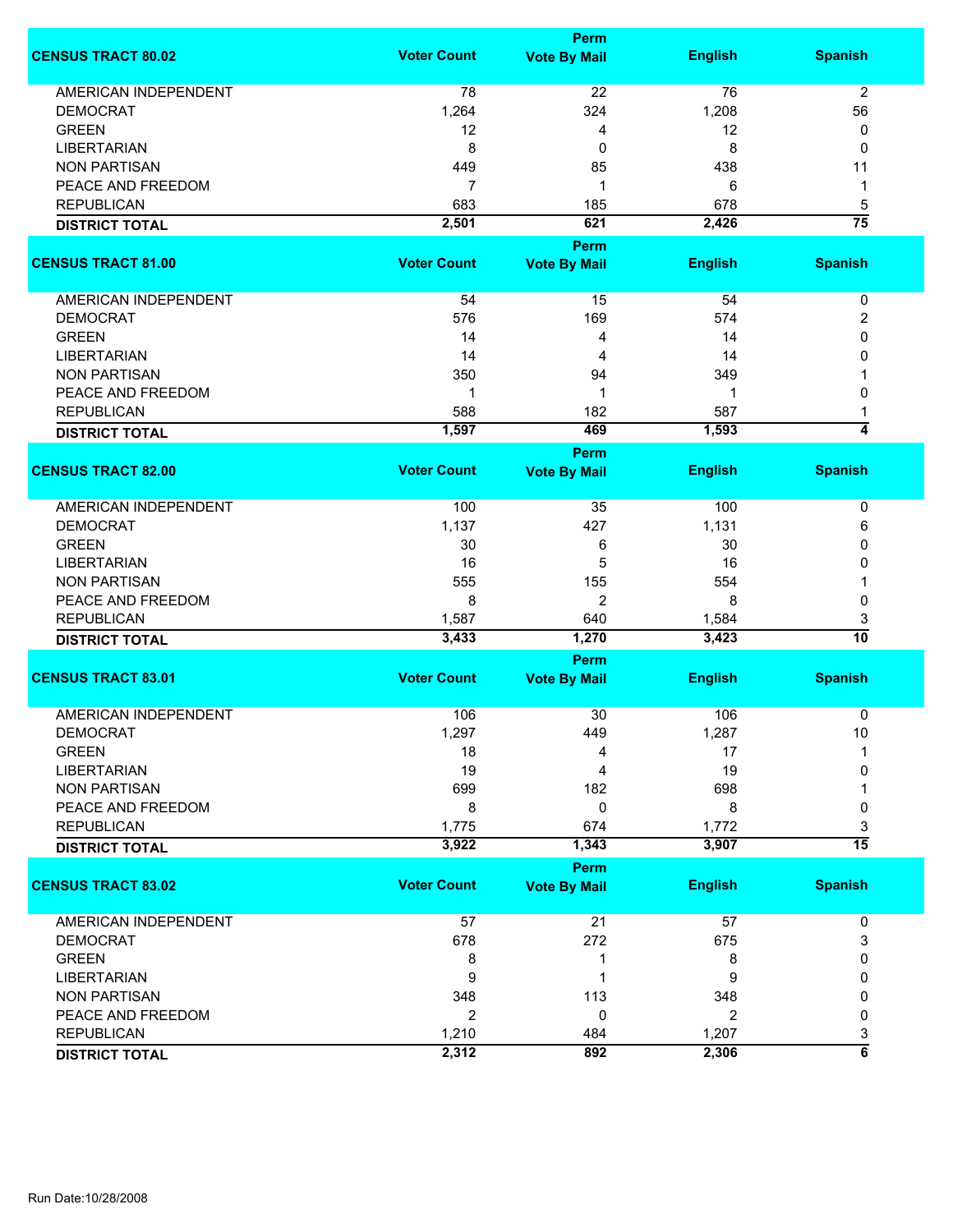| CENSUS TRACT 80.02 | Voter Count | Perm Vote By Mail | English | Spanish |
|---|---|---|---|---|
| AMERICAN INDEPENDENT | 78 | 22 | 76 | 2 |
| DEMOCRAT | 1,264 | 324 | 1,208 | 56 |
| GREEN | 12 | 4 | 12 | 0 |
| LIBERTARIAN | 8 | 0 | 8 | 0 |
| NON PARTISAN | 449 | 85 | 438 | 11 |
| PEACE AND FREEDOM | 7 | 1 | 6 | 1 |
| REPUBLICAN | 683 | 185 | 678 | 5 |
| **DISTRICT TOTAL** | **2,501** | **621** | **2,426** | **75** |

| CENSUS TRACT 81.00 | Voter Count | Perm Vote By Mail | English | Spanish |
|---|---|---|---|---|
| AMERICAN INDEPENDENT | 54 | 15 | 54 | 0 |
| DEMOCRAT | 576 | 169 | 574 | 2 |
| GREEN | 14 | 4 | 14 | 0 |
| LIBERTARIAN | 14 | 4 | 14 | 0 |
| NON PARTISAN | 350 | 94 | 349 | 1 |
| PEACE AND FREEDOM | 1 | 1 | 1 | 0 |
| REPUBLICAN | 588 | 182 | 587 | 1 |
| **DISTRICT TOTAL** | **1,597** | **469** | **1,593** | **4** |

| CENSUS TRACT 82.00 | Voter Count | Perm Vote By Mail | English | Spanish |
|---|---|---|---|---|
| AMERICAN INDEPENDENT | 100 | 35 | 100 | 0 |
| DEMOCRAT | 1,137 | 427 | 1,131 | 6 |
| GREEN | 30 | 6 | 30 | 0 |
| LIBERTARIAN | 16 | 5 | 16 | 0 |
| NON PARTISAN | 555 | 155 | 554 | 1 |
| PEACE AND FREEDOM | 8 | 2 | 8 | 0 |
| REPUBLICAN | 1,587 | 640 | 1,584 | 3 |
| **DISTRICT TOTAL** | **3,433** | **1,270** | **3,423** | **10** |

| CENSUS TRACT 83.01 | Voter Count | Perm Vote By Mail | English | Spanish |
|---|---|---|---|---|
| AMERICAN INDEPENDENT | 106 | 30 | 106 | 0 |
| DEMOCRAT | 1,297 | 449 | 1,287 | 10 |
| GREEN | 18 | 4 | 17 | 1 |
| LIBERTARIAN | 19 | 4 | 19 | 0 |
| NON PARTISAN | 699 | 182 | 698 | 1 |
| PEACE AND FREEDOM | 8 | 0 | 8 | 0 |
| REPUBLICAN | 1,775 | 674 | 1,772 | 3 |
| **DISTRICT TOTAL** | **3,922** | **1,343** | **3,907** | **15** |

| CENSUS TRACT 83.02 | Voter Count | Perm Vote By Mail | English | Spanish |
|---|---|---|---|---|
| AMERICAN INDEPENDENT | 57 | 21 | 57 | 0 |
| DEMOCRAT | 678 | 272 | 675 | 3 |
| GREEN | 8 | 1 | 8 | 0 |
| LIBERTARIAN | 9 | 1 | 9 | 0 |
| NON PARTISAN | 348 | 113 | 348 | 0 |
| PEACE AND FREEDOM | 2 | 0 | 2 | 0 |
| REPUBLICAN | 1,210 | 484 | 1,207 | 3 |
| **DISTRICT TOTAL** | **2,312** | **892** | **2,306** | **6** |

Run Date:10/28/2008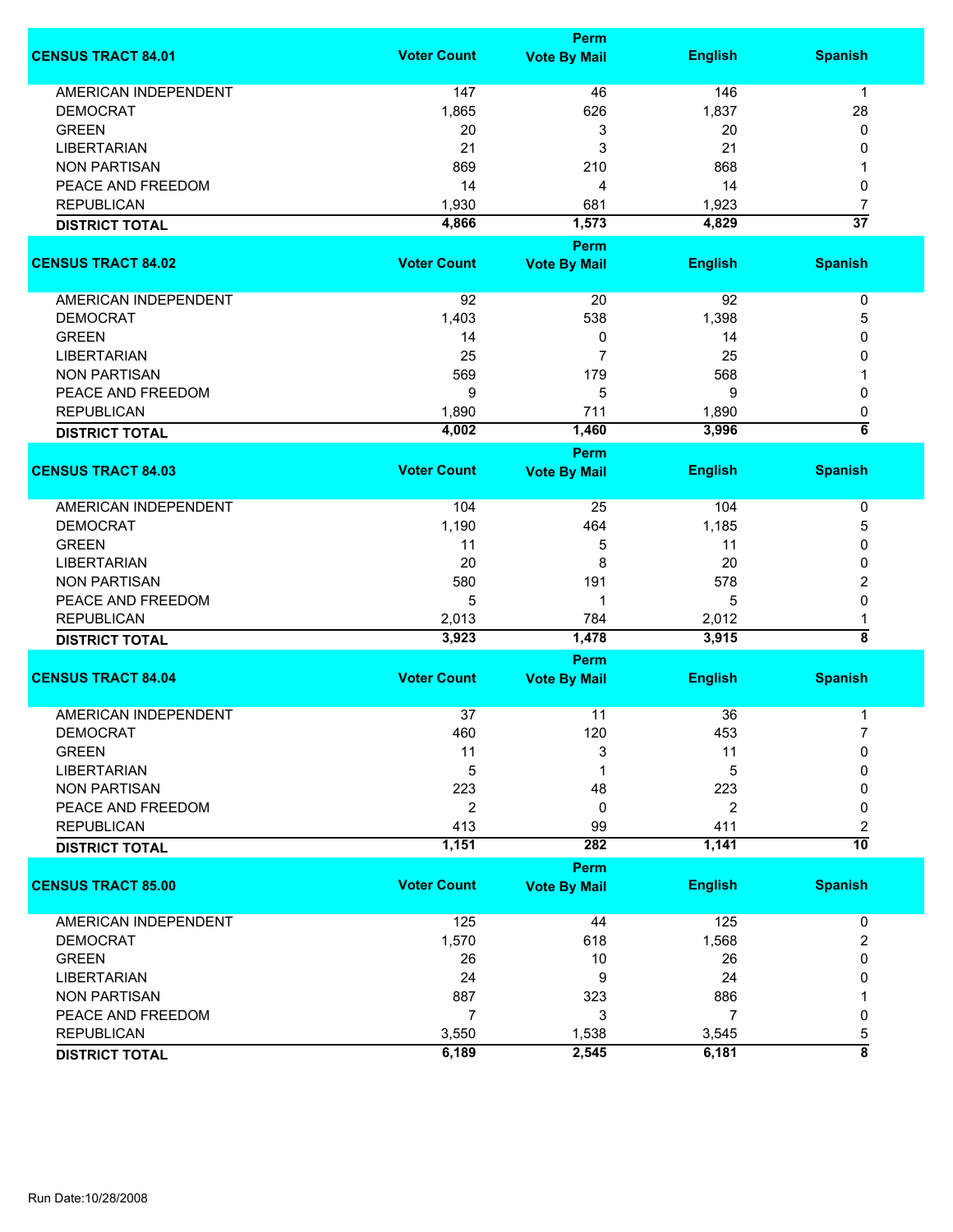| CENSUS TRACT 84.01 | Voter Count | Perm Vote By Mail | English | Spanish |
|---|---|---|---|---|
| AMERICAN INDEPENDENT | 147 | 46 | 146 | 1 |
| DEMOCRAT | 1,865 | 626 | 1,837 | 28 |
| GREEN | 20 | 3 | 20 | 0 |
| LIBERTARIAN | 21 | 3 | 21 | 0 |
| NON PARTISAN | 869 | 210 | 868 | 1 |
| PEACE AND FREEDOM | 14 | 4 | 14 | 0 |
| REPUBLICAN | 1,930 | 681 | 1,923 | 7 |
| **DISTRICT TOTAL** | **4,866** | **1,573** | **4,829** | **37** |

| CENSUS TRACT 84.02 | Voter Count | Perm Vote By Mail | English | Spanish |
|---|---|---|---|---|
| AMERICAN INDEPENDENT | 92 | 20 | 92 | 0 |
| DEMOCRAT | 1,403 | 538 | 1,398 | 5 |
| GREEN | 14 | 0 | 14 | 0 |
| LIBERTARIAN | 25 | 7 | 25 | 0 |
| NON PARTISAN | 569 | 179 | 568 | 1 |
| PEACE AND FREEDOM | 9 | 5 | 9 | 0 |
| REPUBLICAN | 1,890 | 711 | 1,890 | 0 |
| **DISTRICT TOTAL** | **4,002** | **1,460** | **3,996** | **6** |

| CENSUS TRACT 84.03 | Voter Count | Perm Vote By Mail | English | Spanish |
|---|---|---|---|---|
| AMERICAN INDEPENDENT | 104 | 25 | 104 | 0 |
| DEMOCRAT | 1,190 | 464 | 1,185 | 5 |
| GREEN | 11 | 5 | 11 | 0 |
| LIBERTARIAN | 20 | 8 | 20 | 0 |
| NON PARTISAN | 580 | 191 | 578 | 2 |
| PEACE AND FREEDOM | 5 | 1 | 5 | 0 |
| REPUBLICAN | 2,013 | 784 | 2,012 | 1 |
| **DISTRICT TOTAL** | **3,923** | **1,478** | **3,915** | **8** |

| CENSUS TRACT 84.04 | Voter Count | Perm Vote By Mail | English | Spanish |
|---|---|---|---|---|
| AMERICAN INDEPENDENT | 37 | 11 | 36 | 1 |
| DEMOCRAT | 460 | 120 | 453 | 7 |
| GREEN | 11 | 3 | 11 | 0 |
| LIBERTARIAN | 5 | 1 | 5 | 0 |
| NON PARTISAN | 223 | 48 | 223 | 0 |
| PEACE AND FREEDOM | 2 | 0 | 2 | 0 |
| REPUBLICAN | 413 | 99 | 411 | 2 |
| **DISTRICT TOTAL** | **1,151** | **282** | **1,141** | **10** |

| CENSUS TRACT 85.00 | Voter Count | Perm Vote By Mail | English | Spanish |
|---|---|---|---|---|
| AMERICAN INDEPENDENT | 125 | 44 | 125 | 0 |
| DEMOCRAT | 1,570 | 618 | 1,568 | 2 |
| GREEN | 26 | 10 | 26 | 0 |
| LIBERTARIAN | 24 | 9 | 24 | 0 |
| NON PARTISAN | 887 | 323 | 886 | 1 |
| PEACE AND FREEDOM | 7 | 3 | 7 | 0 |
| REPUBLICAN | 3,550 | 1,538 | 3,545 | 5 |
| **DISTRICT TOTAL** | **6,189** | **2,545** | **6,181** | **8** |

Run Date:10/28/2008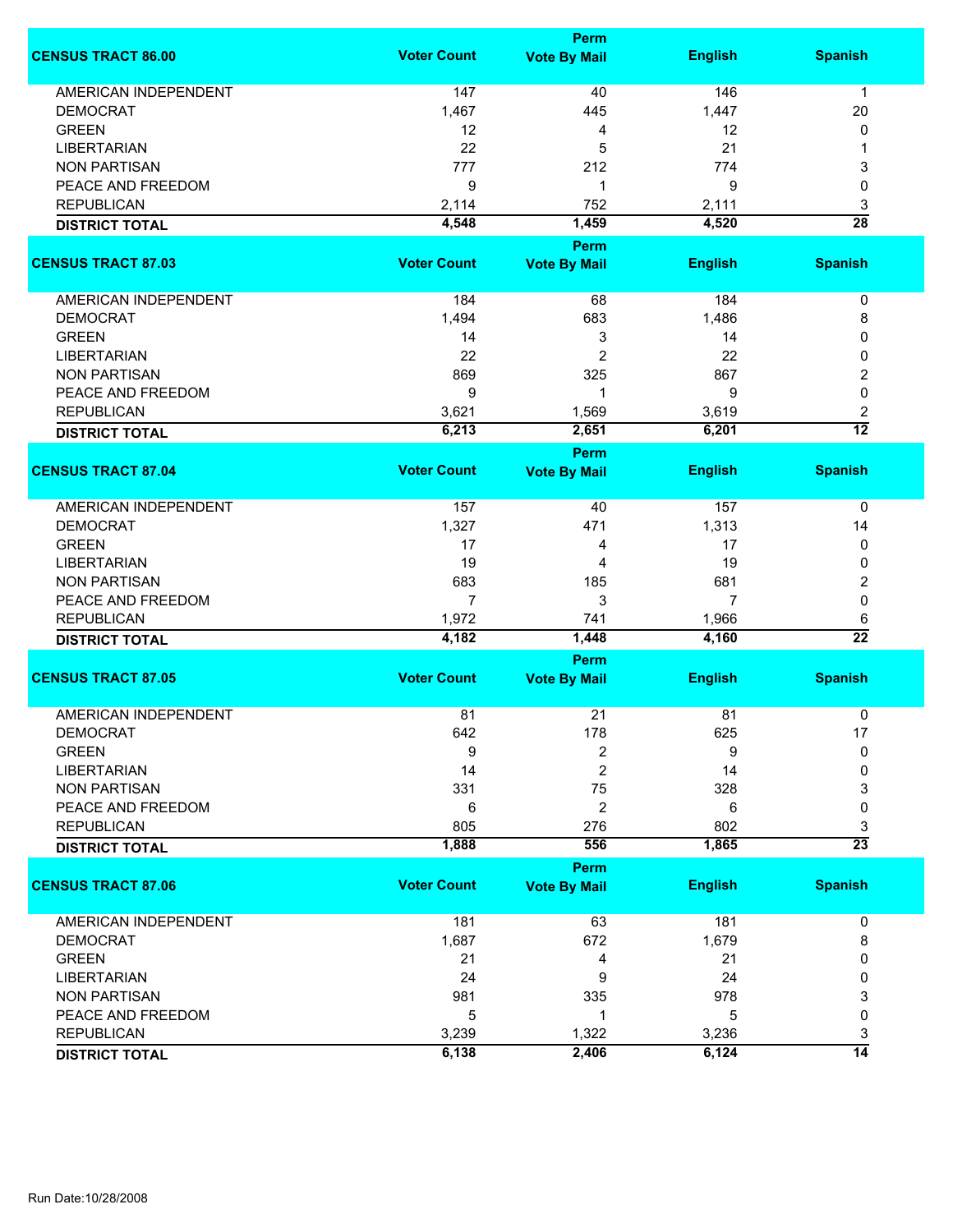| CENSUS TRACT 86.00 | Voter Count | Perm Vote By Mail | English | Spanish |
|---|---|---|---|---|
| AMERICAN INDEPENDENT | 147 | 40 | 146 | 1 |
| DEMOCRAT | 1,467 | 445 | 1,447 | 20 |
| GREEN | 12 | 4 | 12 | 0 |
| LIBERTARIAN | 22 | 5 | 21 | 1 |
| NON PARTISAN | 777 | 212 | 774 | 3 |
| PEACE AND FREEDOM | 9 | 1 | 9 | 0 |
| REPUBLICAN | 2,114 | 752 | 2,111 | 3 |
| **DISTRICT TOTAL** | **4,548** | **1,459** | **4,520** | **28** |

| CENSUS TRACT 87.03 | Voter Count | Perm Vote By Mail | English | Spanish |
|---|---|---|---|---|
| AMERICAN INDEPENDENT | 184 | 68 | 184 | 0 |
| DEMOCRAT | 1,494 | 683 | 1,486 | 8 |
| GREEN | 14 | 3 | 14 | 0 |
| LIBERTARIAN | 22 | 2 | 22 | 0 |
| NON PARTISAN | 869 | 325 | 867 | 2 |
| PEACE AND FREEDOM | 9 | 1 | 9 | 0 |
| REPUBLICAN | 3,621 | 1,569 | 3,619 | 2 |
| **DISTRICT TOTAL** | **6,213** | **2,651** | **6,201** | **12** |

| CENSUS TRACT 87.04 | Voter Count | Perm Vote By Mail | English | Spanish |
|---|---|---|---|---|
| AMERICAN INDEPENDENT | 157 | 40 | 157 | 0 |
| DEMOCRAT | 1,327 | 471 | 1,313 | 14 |
| GREEN | 17 | 4 | 17 | 0 |
| LIBERTARIAN | 19 | 4 | 19 | 0 |
| NON PARTISAN | 683 | 185 | 681 | 2 |
| PEACE AND FREEDOM | 7 | 3 | 7 | 0 |
| REPUBLICAN | 1,972 | 741 | 1,966 | 6 |
| **DISTRICT TOTAL** | **4,182** | **1,448** | **4,160** | **22** |

| CENSUS TRACT 87.05 | Voter Count | Perm Vote By Mail | English | Spanish |
|---|---|---|---|---|
| AMERICAN INDEPENDENT | 81 | 21 | 81 | 0 |
| DEMOCRAT | 642 | 178 | 625 | 17 |
| GREEN | 9 | 2 | 9 | 0 |
| LIBERTARIAN | 14 | 2 | 14 | 0 |
| NON PARTISAN | 331 | 75 | 328 | 3 |
| PEACE AND FREEDOM | 6 | 2 | 6 | 0 |
| REPUBLICAN | 805 | 276 | 802 | 3 |
| **DISTRICT TOTAL** | **1,888** | **556** | **1,865** | **23** |

| CENSUS TRACT 87.06 | Voter Count | Perm Vote By Mail | English | Spanish |
|---|---|---|---|---|
| AMERICAN INDEPENDENT | 181 | 63 | 181 | 0 |
| DEMOCRAT | 1,687 | 672 | 1,679 | 8 |
| GREEN | 21 | 4 | 21 | 0 |
| LIBERTARIAN | 24 | 9 | 24 | 0 |
| NON PARTISAN | 981 | 335 | 978 | 3 |
| PEACE AND FREEDOM | 5 | 1 | 5 | 0 |
| REPUBLICAN | 3,239 | 1,322 | 3,236 | 3 |
| **DISTRICT TOTAL** | **6,138** | **2,406** | **6,124** | **14** |

Run Date:10/28/2008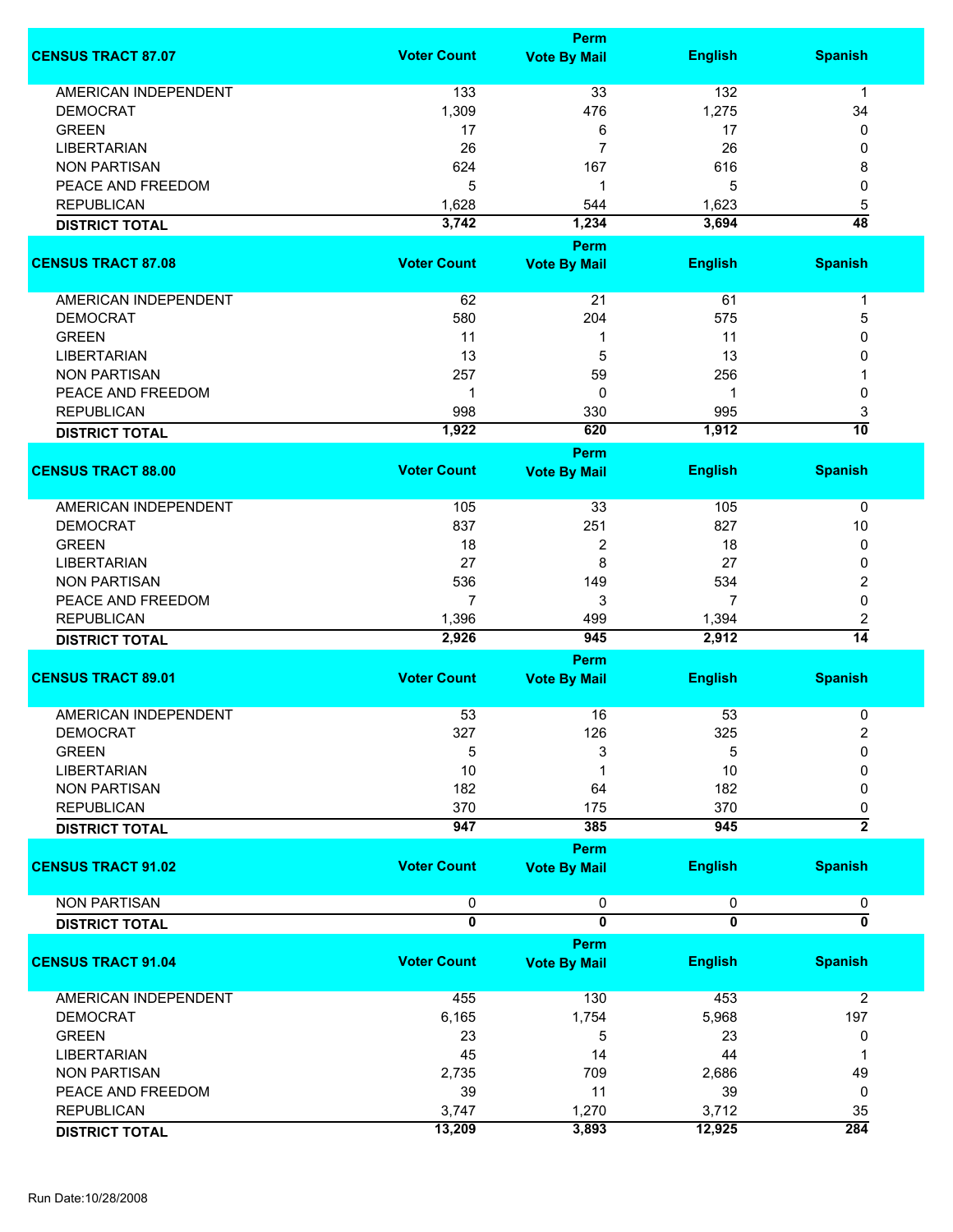| CENSUS TRACT 87.07 | Voter Count | Perm Vote By Mail | English | Spanish |
|---|---|---|---|---|
| AMERICAN INDEPENDENT | 133 | 33 | 132 | 1 |
| DEMOCRAT | 1,309 | 476 | 1,275 | 34 |
| GREEN | 17 | 6 | 17 | 0 |
| LIBERTARIAN | 26 | 7 | 26 | 0 |
| NON PARTISAN | 624 | 167 | 616 | 8 |
| PEACE AND FREEDOM | 5 | 1 | 5 | 0 |
| REPUBLICAN | 1,628 | 544 | 1,623 | 5 |
| **DISTRICT TOTAL** | **3,742** | **1,234** | **3,694** | **48** |

| CENSUS TRACT 87.08 | Voter Count | Perm Vote By Mail | English | Spanish |
|---|---|---|---|---|
| AMERICAN INDEPENDENT | 62 | 21 | 61 | 1 |
| DEMOCRAT | 580 | 204 | 575 | 5 |
| GREEN | 11 | 1 | 11 | 0 |
| LIBERTARIAN | 13 | 5 | 13 | 0 |
| NON PARTISAN | 257 | 59 | 256 | 1 |
| PEACE AND FREEDOM | 1 | 0 | 1 | 0 |
| REPUBLICAN | 998 | 330 | 995 | 3 |
| **DISTRICT TOTAL** | **1,922** | **620** | **1,912** | **10** |

| CENSUS TRACT 88.00 | Voter Count | Perm Vote By Mail | English | Spanish |
|---|---|---|---|---|
| AMERICAN INDEPENDENT | 105 | 33 | 105 | 0 |
| DEMOCRAT | 837 | 251 | 827 | 10 |
| GREEN | 18 | 2 | 18 | 0 |
| LIBERTARIAN | 27 | 8 | 27 | 0 |
| NON PARTISAN | 536 | 149 | 534 | 2 |
| PEACE AND FREEDOM | 7 | 3 | 7 | 0 |
| REPUBLICAN | 1,396 | 499 | 1,394 | 2 |
| **DISTRICT TOTAL** | **2,926** | **945** | **2,912** | **14** |

| CENSUS TRACT 89.01 | Voter Count | Perm Vote By Mail | English | Spanish |
|---|---|---|---|---|
| AMERICAN INDEPENDENT | 53 | 16 | 53 | 0 |
| DEMOCRAT | 327 | 126 | 325 | 2 |
| GREEN | 5 | 3 | 5 | 0 |
| LIBERTARIAN | 10 | 1 | 10 | 0 |
| NON PARTISAN | 182 | 64 | 182 | 0 |
| REPUBLICAN | 370 | 175 | 370 | 0 |
| **DISTRICT TOTAL** | **947** | **385** | **945** | **2** |

| CENSUS TRACT 91.02 | Voter Count | Perm Vote By Mail | English | Spanish |
|---|---|---|---|---|
| NON PARTISAN | 0 | 0 | 0 | 0 |
| **DISTRICT TOTAL** | **0** | **0** | **0** | **0** |

| CENSUS TRACT 91.04 | Voter Count | Perm Vote By Mail | English | Spanish |
|---|---|---|---|---|
| AMERICAN INDEPENDENT | 455 | 130 | 453 | 2 |
| DEMOCRAT | 6,165 | 1,754 | 5,968 | 197 |
| GREEN | 23 | 5 | 23 | 0 |
| LIBERTARIAN | 45 | 14 | 44 | 1 |
| NON PARTISAN | 2,735 | 709 | 2,686 | 49 |
| PEACE AND FREEDOM | 39 | 11 | 39 | 0 |
| REPUBLICAN | 3,747 | 1,270 | 3,712 | 35 |
| **DISTRICT TOTAL** | **13,209** | **3,893** | **12,925** | **284** |

Run Date:10/28/2008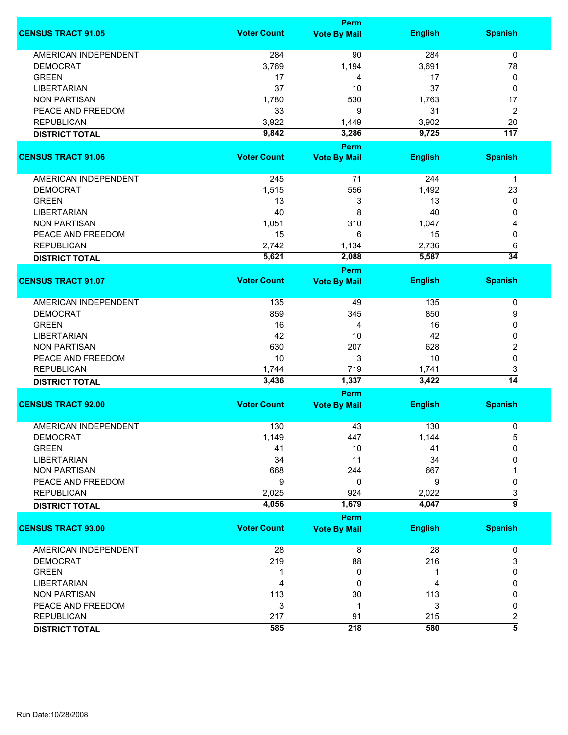| CENSUS TRACT 91.05 | Voter Count | Perm Vote By Mail | English | Spanish |
|---|---|---|---|---|
| AMERICAN INDEPENDENT | 284 | 90 | 284 | 0 |
| DEMOCRAT | 3,769 | 1,194 | 3,691 | 78 |
| GREEN | 17 | 4 | 17 | 0 |
| LIBERTARIAN | 37 | 10 | 37 | 0 |
| NON PARTISAN | 1,780 | 530 | 1,763 | 17 |
| PEACE AND FREEDOM | 33 | 9 | 31 | 2 |
| REPUBLICAN | 3,922 | 1,449 | 3,902 | 20 |
| **DISTRICT TOTAL** | **9,842** | **3,286** | **9,725** | **117** |

| CENSUS TRACT 91.06 | Voter Count | Perm Vote By Mail | English | Spanish |
|---|---|---|---|---|
| AMERICAN INDEPENDENT | 245 | 71 | 244 | 1 |
| DEMOCRAT | 1,515 | 556 | 1,492 | 23 |
| GREEN | 13 | 3 | 13 | 0 |
| LIBERTARIAN | 40 | 8 | 40 | 0 |
| NON PARTISAN | 1,051 | 310 | 1,047 | 4 |
| PEACE AND FREEDOM | 15 | 6 | 15 | 0 |
| REPUBLICAN | 2,742 | 1,134 | 2,736 | 6 |
| **DISTRICT TOTAL** | **5,621** | **2,088** | **5,587** | **34** |

| CENSUS TRACT 91.07 | Voter Count | Perm Vote By Mail | English | Spanish |
|---|---|---|---|---|
| AMERICAN INDEPENDENT | 135 | 49 | 135 | 0 |
| DEMOCRAT | 859 | 345 | 850 | 9 |
| GREEN | 16 | 4 | 16 | 0 |
| LIBERTARIAN | 42 | 10 | 42 | 0 |
| NON PARTISAN | 630 | 207 | 628 | 2 |
| PEACE AND FREEDOM | 10 | 3 | 10 | 0 |
| REPUBLICAN | 1,744 | 719 | 1,741 | 3 |
| **DISTRICT TOTAL** | **3,436** | **1,337** | **3,422** | **14** |

| CENSUS TRACT 92.00 | Voter Count | Perm Vote By Mail | English | Spanish |
|---|---|---|---|---|
| AMERICAN INDEPENDENT | 130 | 43 | 130 | 0 |
| DEMOCRAT | 1,149 | 447 | 1,144 | 5 |
| GREEN | 41 | 10 | 41 | 0 |
| LIBERTARIAN | 34 | 11 | 34 | 0 |
| NON PARTISAN | 668 | 244 | 667 | 1 |
| PEACE AND FREEDOM | 9 | 0 | 9 | 0 |
| REPUBLICAN | 2,025 | 924 | 2,022 | 3 |
| **DISTRICT TOTAL** | **4,056** | **1,679** | **4,047** | **9** |

| CENSUS TRACT 93.00 | Voter Count | Perm Vote By Mail | English | Spanish |
|---|---|---|---|---|
| AMERICAN INDEPENDENT | 28 | 8 | 28 | 0 |
| DEMOCRAT | 219 | 88 | 216 | 3 |
| GREEN | 1 | 0 | 1 | 0 |
| LIBERTARIAN | 4 | 0 | 4 | 0 |
| NON PARTISAN | 113 | 30 | 113 | 0 |
| PEACE AND FREEDOM | 3 | 1 | 3 | 0 |
| REPUBLICAN | 217 | 91 | 215 | 2 |
| **DISTRICT TOTAL** | **585** | **218** | **580** | **5** |

Run Date:10/28/2008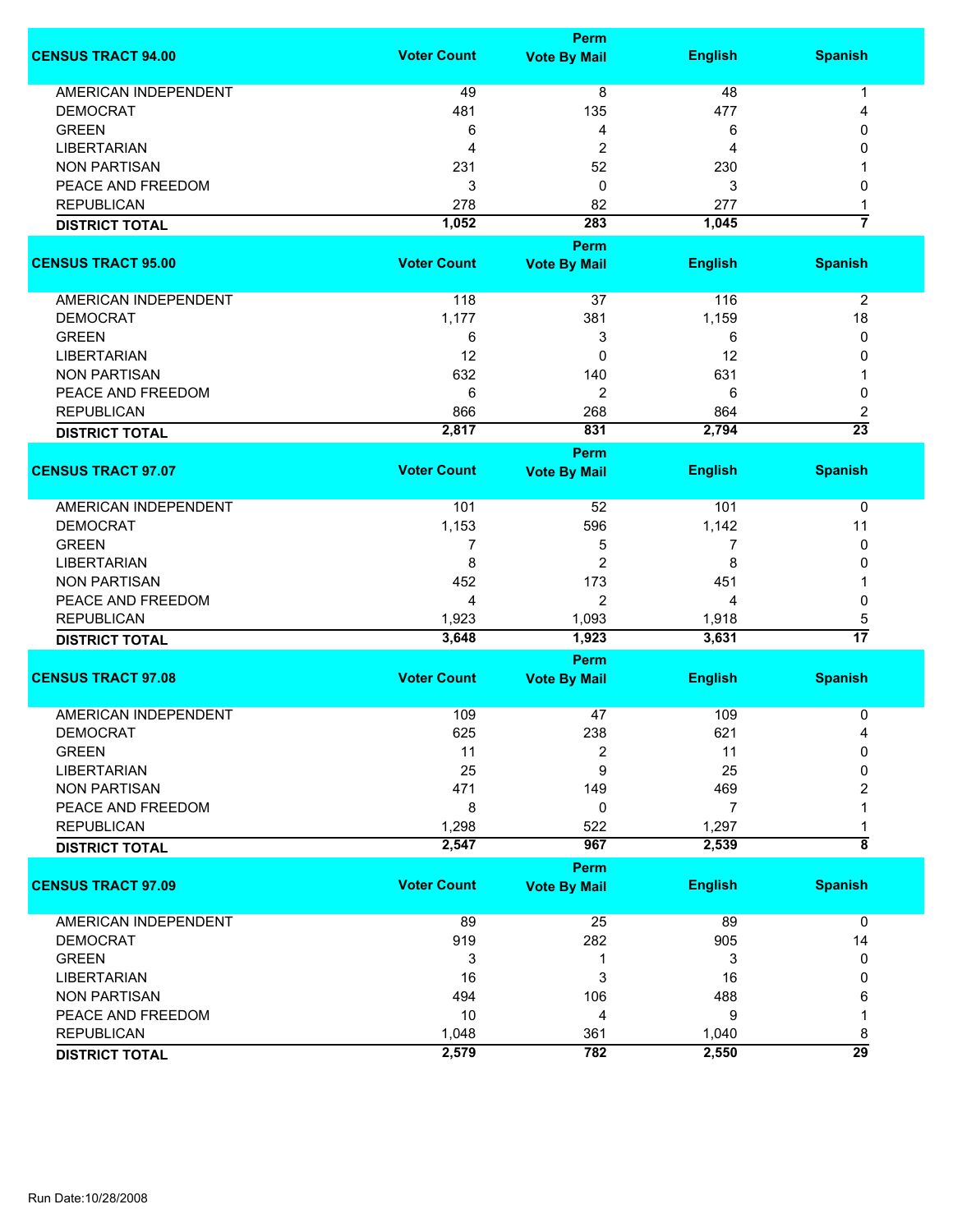| CENSUS TRACT 94.00 | Voter Count | Perm Vote By Mail | English | Spanish |
|---|---|---|---|---|
| AMERICAN INDEPENDENT | 49 | 8 | 48 | 1 |
| DEMOCRAT | 481 | 135 | 477 | 4 |
| GREEN | 6 | 4 | 6 | 0 |
| LIBERTARIAN | 4 | 2 | 4 | 0 |
| NON PARTISAN | 231 | 52 | 230 | 1 |
| PEACE AND FREEDOM | 3 | 0 | 3 | 0 |
| REPUBLICAN | 278 | 82 | 277 | 1 |
| **DISTRICT TOTAL** | **1,052** | **283** | **1,045** | **7** |

| CENSUS TRACT 95.00 | Voter Count | Perm Vote By Mail | English | Spanish |
|---|---|---|---|---|
| AMERICAN INDEPENDENT | 118 | 37 | 116 | 2 |
| DEMOCRAT | 1,177 | 381 | 1,159 | 18 |
| GREEN | 6 | 3 | 6 | 0 |
| LIBERTARIAN | 12 | 0 | 12 | 0 |
| NON PARTISAN | 632 | 140 | 631 | 1 |
| PEACE AND FREEDOM | 6 | 2 | 6 | 0 |
| REPUBLICAN | 866 | 268 | 864 | 2 |
| **DISTRICT TOTAL** | **2,817** | **831** | **2,794** | **23** |

| CENSUS TRACT 97.07 | Voter Count | Perm Vote By Mail | English | Spanish |
|---|---|---|---|---|
| AMERICAN INDEPENDENT | 101 | 52 | 101 | 0 |
| DEMOCRAT | 1,153 | 596 | 1,142 | 11 |
| GREEN | 7 | 5 | 7 | 0 |
| LIBERTARIAN | 8 | 2 | 8 | 0 |
| NON PARTISAN | 452 | 173 | 451 | 1 |
| PEACE AND FREEDOM | 4 | 2 | 4 | 0 |
| REPUBLICAN | 1,923 | 1,093 | 1,918 | 5 |
| **DISTRICT TOTAL** | **3,648** | **1,923** | **3,631** | **17** |

| CENSUS TRACT 97.08 | Voter Count | Perm Vote By Mail | English | Spanish |
|---|---|---|---|---|
| AMERICAN INDEPENDENT | 109 | 47 | 109 | 0 |
| DEMOCRAT | 625 | 238 | 621 | 4 |
| GREEN | 11 | 2 | 11 | 0 |
| LIBERTARIAN | 25 | 9 | 25 | 0 |
| NON PARTISAN | 471 | 149 | 469 | 2 |
| PEACE AND FREEDOM | 8 | 0 | 7 | 1 |
| REPUBLICAN | 1,298 | 522 | 1,297 | 1 |
| **DISTRICT TOTAL** | **2,547** | **967** | **2,539** | **8** |

| CENSUS TRACT 97.09 | Voter Count | Perm Vote By Mail | English | Spanish |
|---|---|---|---|---|
| AMERICAN INDEPENDENT | 89 | 25 | 89 | 0 |
| DEMOCRAT | 919 | 282 | 905 | 14 |
| GREEN | 3 | 1 | 3 | 0 |
| LIBERTARIAN | 16 | 3 | 16 | 0 |
| NON PARTISAN | 494 | 106 | 488 | 6 |
| PEACE AND FREEDOM | 10 | 4 | 9 | 1 |
| REPUBLICAN | 1,048 | 361 | 1,040 | 8 |
| **DISTRICT TOTAL** | **2,579** | **782** | **2,550** | **29** |

Run Date:10/28/2008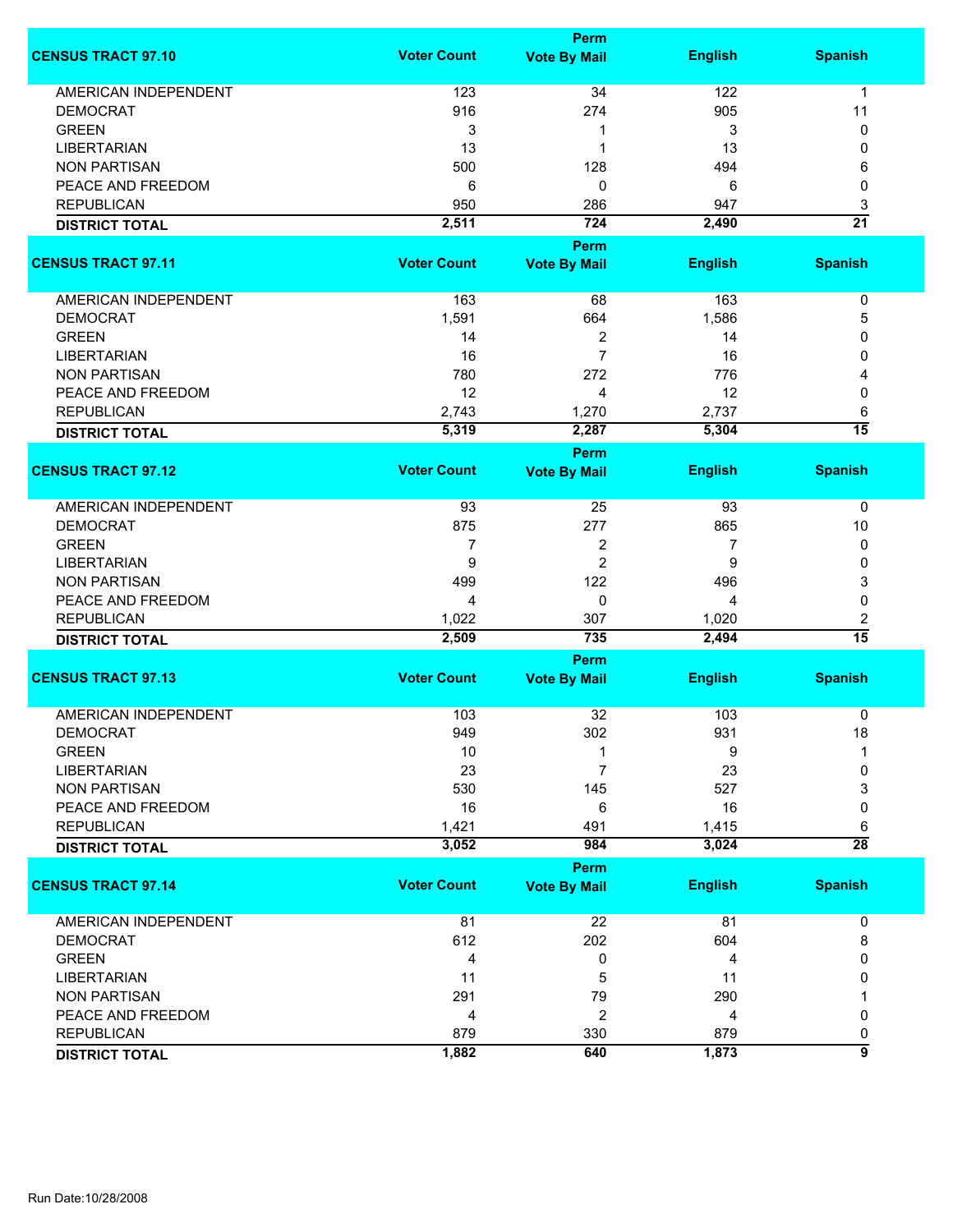| CENSUS TRACT 97.10 | Voter Count | Perm Vote By Mail | English | Spanish |
|---|---|---|---|---|
| AMERICAN INDEPENDENT | 123 | 34 | 122 | 1 |
| DEMOCRAT | 916 | 274 | 905 | 11 |
| GREEN | 3 | 1 | 3 | 0 |
| LIBERTARIAN | 13 | 1 | 13 | 0 |
| NON PARTISAN | 500 | 128 | 494 | 6 |
| PEACE AND FREEDOM | 6 | 0 | 6 | 0 |
| REPUBLICAN | 950 | 286 | 947 | 3 |
| **DISTRICT TOTAL** | **2,511** | **724** | **2,490** | **21** |

| CENSUS TRACT 97.11 | Voter Count | Perm Vote By Mail | English | Spanish |
|---|---|---|---|---|
| AMERICAN INDEPENDENT | 163 | 68 | 163 | 0 |
| DEMOCRAT | 1,591 | 664 | 1,586 | 5 |
| GREEN | 14 | 2 | 14 | 0 |
| LIBERTARIAN | 16 | 7 | 16 | 0 |
| NON PARTISAN | 780 | 272 | 776 | 4 |
| PEACE AND FREEDOM | 12 | 4 | 12 | 0 |
| REPUBLICAN | 2,743 | 1,270 | 2,737 | 6 |
| **DISTRICT TOTAL** | **5,319** | **2,287** | **5,304** | **15** |

| CENSUS TRACT 97.12 | Voter Count | Perm Vote By Mail | English | Spanish |
|---|---|---|---|---|
| AMERICAN INDEPENDENT | 93 | 25 | 93 | 0 |
| DEMOCRAT | 875 | 277 | 865 | 10 |
| GREEN | 7 | 2 | 7 | 0 |
| LIBERTARIAN | 9 | 2 | 9 | 0 |
| NON PARTISAN | 499 | 122 | 496 | 3 |
| PEACE AND FREEDOM | 4 | 0 | 4 | 0 |
| REPUBLICAN | 1,022 | 307 | 1,020 | 2 |
| **DISTRICT TOTAL** | **2,509** | **735** | **2,494** | **15** |

| CENSUS TRACT 97.13 | Voter Count | Perm Vote By Mail | English | Spanish |
|---|---|---|---|---|
| AMERICAN INDEPENDENT | 103 | 32 | 103 | 0 |
| DEMOCRAT | 949 | 302 | 931 | 18 |
| GREEN | 10 | 1 | 9 | 1 |
| LIBERTARIAN | 23 | 7 | 23 | 0 |
| NON PARTISAN | 530 | 145 | 527 | 3 |
| PEACE AND FREEDOM | 16 | 6 | 16 | 0 |
| REPUBLICAN | 1,421 | 491 | 1,415 | 6 |
| **DISTRICT TOTAL** | **3,052** | **984** | **3,024** | **28** |

| CENSUS TRACT 97.14 | Voter Count | Perm Vote By Mail | English | Spanish |
|---|---|---|---|---|
| AMERICAN INDEPENDENT | 81 | 22 | 81 | 0 |
| DEMOCRAT | 612 | 202 | 604 | 8 |
| GREEN | 4 | 0 | 4 | 0 |
| LIBERTARIAN | 11 | 5 | 11 | 0 |
| NON PARTISAN | 291 | 79 | 290 | 1 |
| PEACE AND FREEDOM | 4 | 2 | 4 | 0 |
| REPUBLICAN | 879 | 330 | 879 | 0 |
| **DISTRICT TOTAL** | **1,882** | **640** | **1,873** | **9** |

Run Date:10/28/2008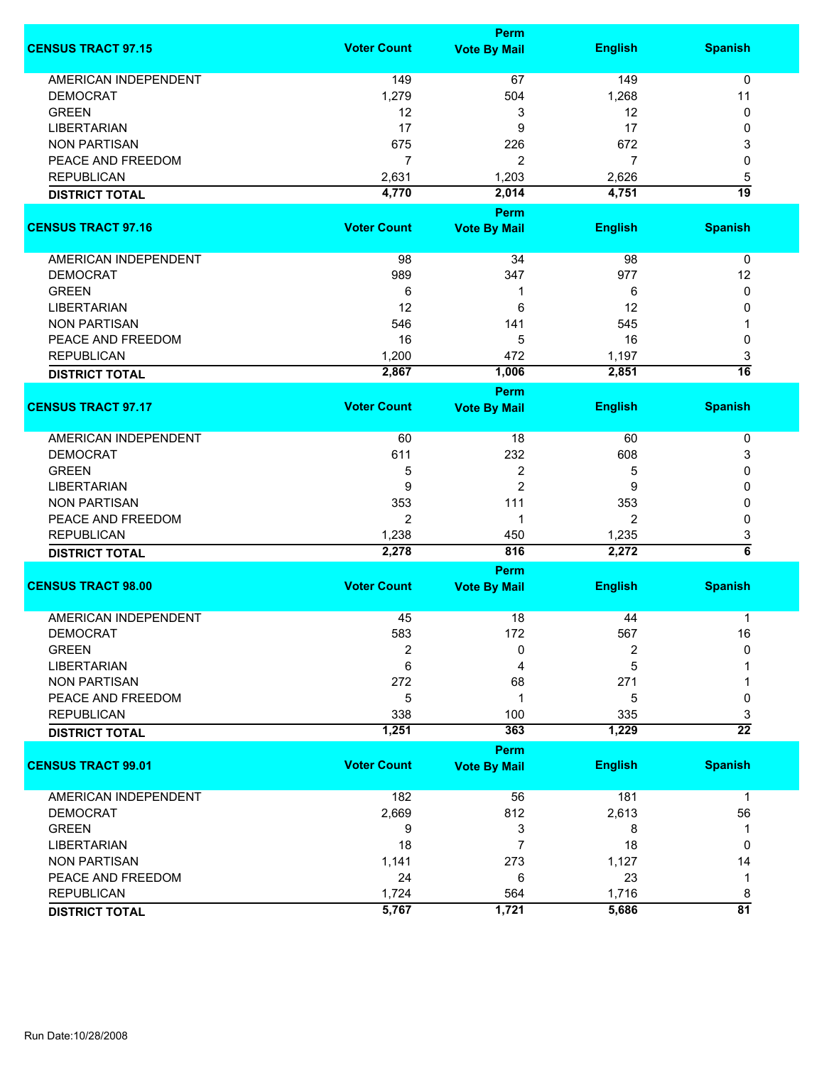| CENSUS TRACT 97.15 | Voter Count | Perm Vote By Mail | English | Spanish |
|---|---|---|---|---|
| AMERICAN INDEPENDENT | 149 | 67 | 149 | 0 |
| DEMOCRAT | 1,279 | 504 | 1,268 | 11 |
| GREEN | 12 | 3 | 12 | 0 |
| LIBERTARIAN | 17 | 9 | 17 | 0 |
| NON PARTISAN | 675 | 226 | 672 | 3 |
| PEACE AND FREEDOM | 7 | 2 | 7 | 0 |
| REPUBLICAN | 2,631 | 1,203 | 2,626 | 5 |
| **DISTRICT TOTAL** | **4,770** | **2,014** | **4,751** | **19** |

| CENSUS TRACT 97.16 | Voter Count | Perm Vote By Mail | English | Spanish |
|---|---|---|---|---|
| AMERICAN INDEPENDENT | 98 | 34 | 98 | 0 |
| DEMOCRAT | 989 | 347 | 977 | 12 |
| GREEN | 6 | 1 | 6 | 0 |
| LIBERTARIAN | 12 | 6 | 12 | 0 |
| NON PARTISAN | 546 | 141 | 545 | 1 |
| PEACE AND FREEDOM | 16 | 5 | 16 | 0 |
| REPUBLICAN | 1,200 | 472 | 1,197 | 3 |
| **DISTRICT TOTAL** | **2,867** | **1,006** | **2,851** | **16** |

| CENSUS TRACT 97.17 | Voter Count | Perm Vote By Mail | English | Spanish |
|---|---|---|---|---|
| AMERICAN INDEPENDENT | 60 | 18 | 60 | 0 |
| DEMOCRAT | 611 | 232 | 608 | 3 |
| GREEN | 5 | 2 | 5 | 0 |
| LIBERTARIAN | 9 | 2 | 9 | 0 |
| NON PARTISAN | 353 | 111 | 353 | 0 |
| PEACE AND FREEDOM | 2 | 1 | 2 | 0 |
| REPUBLICAN | 1,238 | 450 | 1,235 | 3 |
| **DISTRICT TOTAL** | **2,278** | **816** | **2,272** | **6** |

| CENSUS TRACT 98.00 | Voter Count | Perm Vote By Mail | English | Spanish |
|---|---|---|---|---|
| AMERICAN INDEPENDENT | 45 | 18 | 44 | 1 |
| DEMOCRAT | 583 | 172 | 567 | 16 |
| GREEN | 2 | 0 | 2 | 0 |
| LIBERTARIAN | 6 | 4 | 5 | 1 |
| NON PARTISAN | 272 | 68 | 271 | 1 |
| PEACE AND FREEDOM | 5 | 1 | 5 | 0 |
| REPUBLICAN | 338 | 100 | 335 | 3 |
| **DISTRICT TOTAL** | **1,251** | **363** | **1,229** | **22** |

| CENSUS TRACT 99.01 | Voter Count | Perm Vote By Mail | English | Spanish |
|---|---|---|---|---|
| AMERICAN INDEPENDENT | 182 | 56 | 181 | 1 |
| DEMOCRAT | 2,669 | 812 | 2,613 | 56 |
| GREEN | 9 | 3 | 8 | 1 |
| LIBERTARIAN | 18 | 7 | 18 | 0 |
| NON PARTISAN | 1,141 | 273 | 1,127 | 14 |
| PEACE AND FREEDOM | 24 | 6 | 23 | 1 |
| REPUBLICAN | 1,724 | 564 | 1,716 | 8 |
| **DISTRICT TOTAL** | **5,767** | **1,721** | **5,686** | **81** |

Run Date:10/28/2008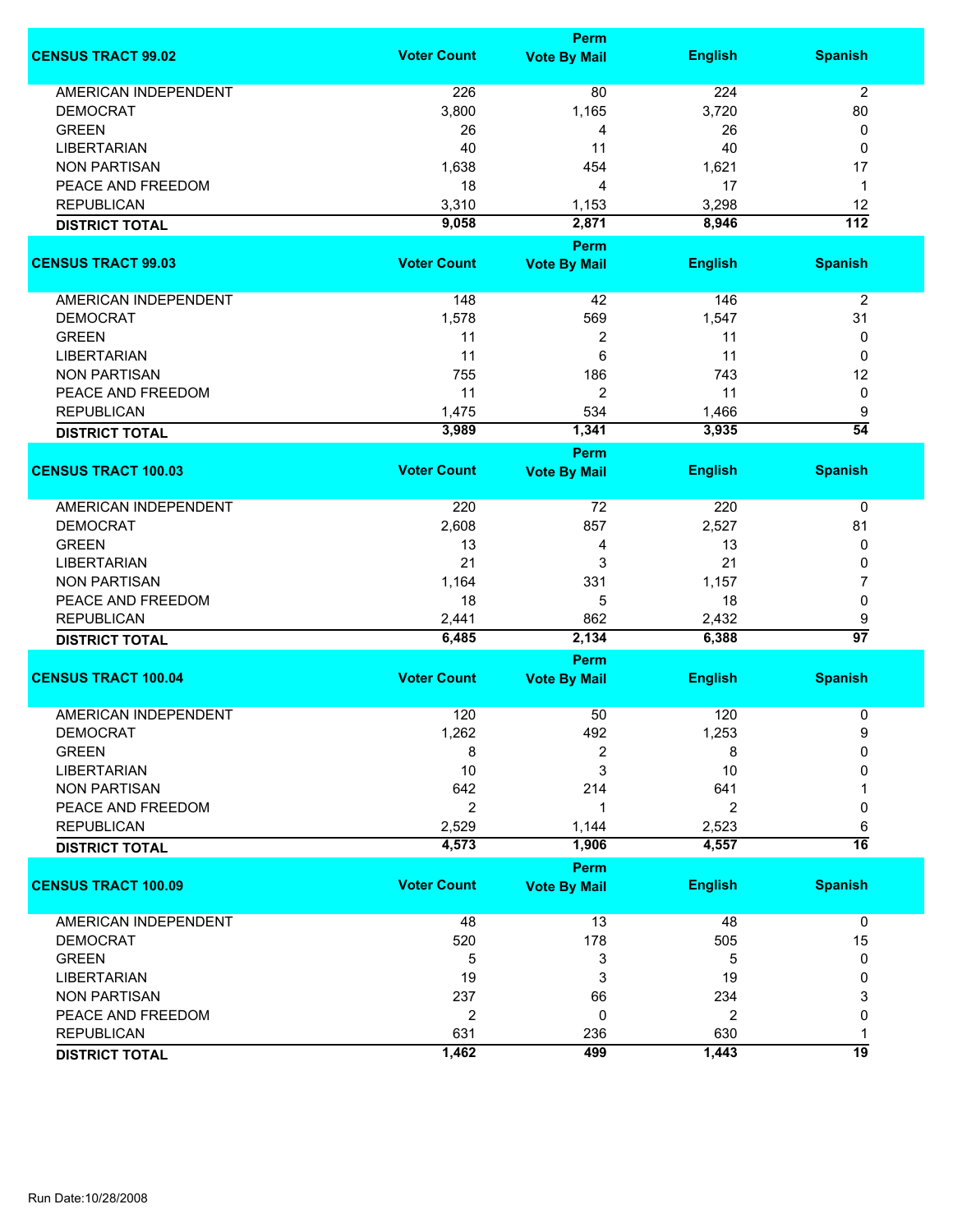| CENSUS TRACT 99.02 | Voter Count | Perm Vote By Mail | English | Spanish |
|---|---|---|---|---|
| AMERICAN INDEPENDENT | 226 | 80 | 224 | 2 |
| DEMOCRAT | 3,800 | 1,165 | 3,720 | 80 |
| GREEN | 26 | 4 | 26 | 0 |
| LIBERTARIAN | 40 | 11 | 40 | 0 |
| NON PARTISAN | 1,638 | 454 | 1,621 | 17 |
| PEACE AND FREEDOM | 18 | 4 | 17 | 1 |
| REPUBLICAN | 3,310 | 1,153 | 3,298 | 12 |
| **DISTRICT TOTAL** | **9,058** | **2,871** | **8,946** | **112** |

| CENSUS TRACT 99.03 | Voter Count | Perm Vote By Mail | English | Spanish |
|---|---|---|---|---|
| AMERICAN INDEPENDENT | 148 | 42 | 146 | 2 |
| DEMOCRAT | 1,578 | 569 | 1,547 | 31 |
| GREEN | 11 | 2 | 11 | 0 |
| LIBERTARIAN | 11 | 6 | 11 | 0 |
| NON PARTISAN | 755 | 186 | 743 | 12 |
| PEACE AND FREEDOM | 11 | 2 | 11 | 0 |
| REPUBLICAN | 1,475 | 534 | 1,466 | 9 |
| **DISTRICT TOTAL** | **3,989** | **1,341** | **3,935** | **54** |

| CENSUS TRACT 100.03 | Voter Count | Perm Vote By Mail | English | Spanish |
|---|---|---|---|---|
| AMERICAN INDEPENDENT | 220 | 72 | 220 | 0 |
| DEMOCRAT | 2,608 | 857 | 2,527 | 81 |
| GREEN | 13 | 4 | 13 | 0 |
| LIBERTARIAN | 21 | 3 | 21 | 0 |
| NON PARTISAN | 1,164 | 331 | 1,157 | 7 |
| PEACE AND FREEDOM | 18 | 5 | 18 | 0 |
| REPUBLICAN | 2,441 | 862 | 2,432 | 9 |
| **DISTRICT TOTAL** | **6,485** | **2,134** | **6,388** | **97** |

| CENSUS TRACT 100.04 | Voter Count | Perm Vote By Mail | English | Spanish |
|---|---|---|---|---|
| AMERICAN INDEPENDENT | 120 | 50 | 120 | 0 |
| DEMOCRAT | 1,262 | 492 | 1,253 | 9 |
| GREEN | 8 | 2 | 8 | 0 |
| LIBERTARIAN | 10 | 3 | 10 | 0 |
| NON PARTISAN | 642 | 214 | 641 | 1 |
| PEACE AND FREEDOM | 2 | 1 | 2 | 0 |
| REPUBLICAN | 2,529 | 1,144 | 2,523 | 6 |
| **DISTRICT TOTAL** | **4,573** | **1,906** | **4,557** | **16** |

| CENSUS TRACT 100.09 | Voter Count | Perm Vote By Mail | English | Spanish |
|---|---|---|---|---|
| AMERICAN INDEPENDENT | 48 | 13 | 48 | 0 |
| DEMOCRAT | 520 | 178 | 505 | 15 |
| GREEN | 5 | 3 | 5 | 0 |
| LIBERTARIAN | 19 | 3 | 19 | 0 |
| NON PARTISAN | 237 | 66 | 234 | 3 |
| PEACE AND FREEDOM | 2 | 0 | 2 | 0 |
| REPUBLICAN | 631 | 236 | 630 | 1 |
| **DISTRICT TOTAL** | **1,462** | **499** | **1,443** | **19** |

Run Date:10/28/2008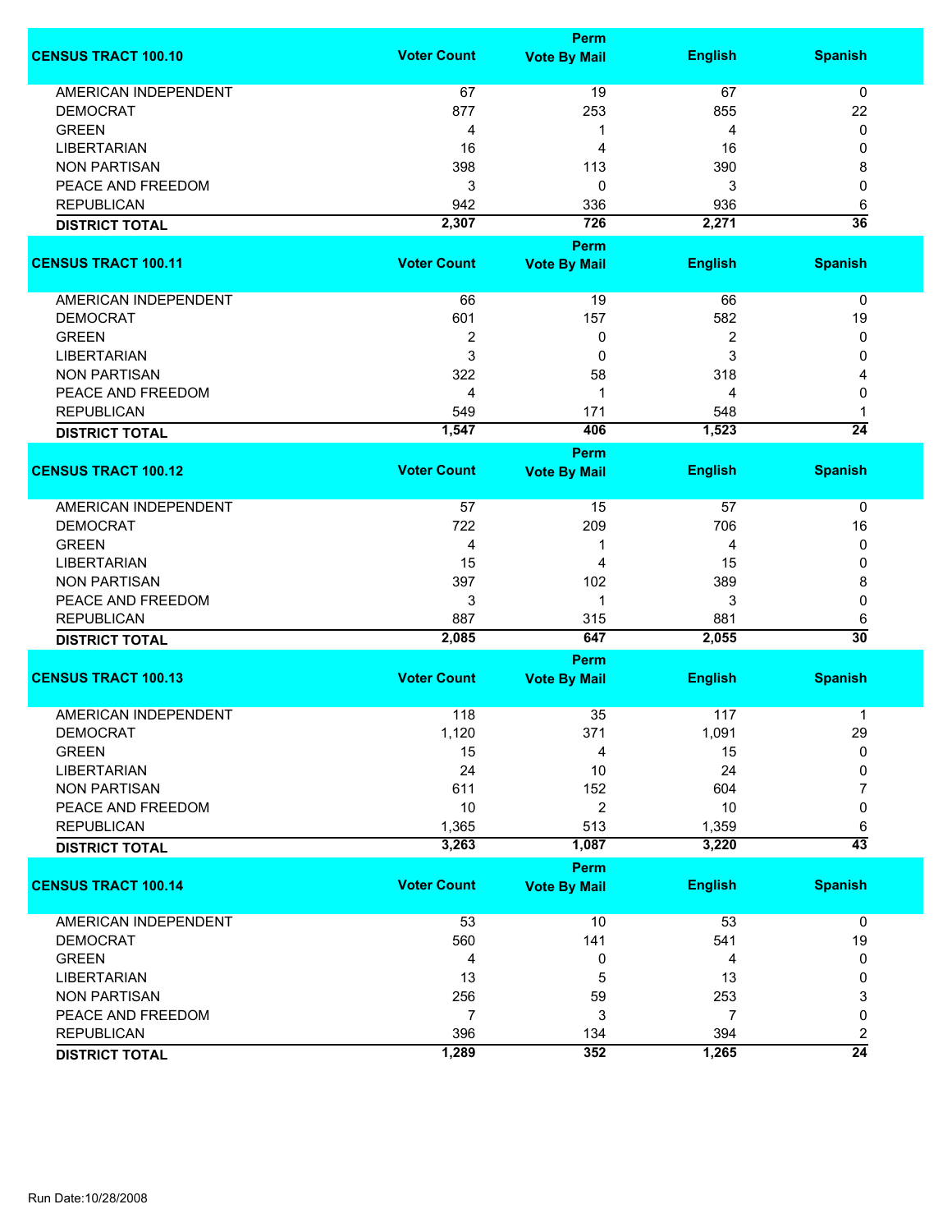| CENSUS TRACT 100.10 | Voter Count | Perm Vote By Mail | English | Spanish |
|---|---|---|---|---|
| AMERICAN INDEPENDENT | 67 | 19 | 67 | 0 |
| DEMOCRAT | 877 | 253 | 855 | 22 |
| GREEN | 4 | 1 | 4 | 0 |
| LIBERTARIAN | 16 | 4 | 16 | 0 |
| NON PARTISAN | 398 | 113 | 390 | 8 |
| PEACE AND FREEDOM | 3 | 0 | 3 | 0 |
| REPUBLICAN | 942 | 336 | 936 | 6 |
| **DISTRICT TOTAL** | **2,307** | **726** | **2,271** | **36** |

| CENSUS TRACT 100.11 | Voter Count | Perm Vote By Mail | English | Spanish |
|---|---|---|---|---|
| AMERICAN INDEPENDENT | 66 | 19 | 66 | 0 |
| DEMOCRAT | 601 | 157 | 582 | 19 |
| GREEN | 2 | 0 | 2 | 0 |
| LIBERTARIAN | 3 | 0 | 3 | 0 |
| NON PARTISAN | 322 | 58 | 318 | 4 |
| PEACE AND FREEDOM | 4 | 1 | 4 | 0 |
| REPUBLICAN | 549 | 171 | 548 | 1 |
| **DISTRICT TOTAL** | **1,547** | **406** | **1,523** | **24** |

| CENSUS TRACT 100.12 | Voter Count | Perm Vote By Mail | English | Spanish |
|---|---|---|---|---|
| AMERICAN INDEPENDENT | 57 | 15 | 57 | 0 |
| DEMOCRAT | 722 | 209 | 706 | 16 |
| GREEN | 4 | 1 | 4 | 0 |
| LIBERTARIAN | 15 | 4 | 15 | 0 |
| NON PARTISAN | 397 | 102 | 389 | 8 |
| PEACE AND FREEDOM | 3 | 1 | 3 | 0 |
| REPUBLICAN | 887 | 315 | 881 | 6 |
| **DISTRICT TOTAL** | **2,085** | **647** | **2,055** | **30** |

| CENSUS TRACT 100.13 | Voter Count | Perm Vote By Mail | English | Spanish |
|---|---|---|---|---|
| AMERICAN INDEPENDENT | 118 | 35 | 117 | 1 |
| DEMOCRAT | 1,120 | 371 | 1,091 | 29 |
| GREEN | 15 | 4 | 15 | 0 |
| LIBERTARIAN | 24 | 10 | 24 | 0 |
| NON PARTISAN | 611 | 152 | 604 | 7 |
| PEACE AND FREEDOM | 10 | 2 | 10 | 0 |
| REPUBLICAN | 1,365 | 513 | 1,359 | 6 |
| **DISTRICT TOTAL** | **3,263** | **1,087** | **3,220** | **43** |

| CENSUS TRACT 100.14 | Voter Count | Perm Vote By Mail | English | Spanish |
|---|---|---|---|---|
| AMERICAN INDEPENDENT | 53 | 10 | 53 | 0 |
| DEMOCRAT | 560 | 141 | 541 | 19 |
| GREEN | 4 | 0 | 4 | 0 |
| LIBERTARIAN | 13 | 5 | 13 | 0 |
| NON PARTISAN | 256 | 59 | 253 | 3 |
| PEACE AND FREEDOM | 7 | 3 | 7 | 0 |
| REPUBLICAN | 396 | 134 | 394 | 2 |
| **DISTRICT TOTAL** | **1,289** | **352** | **1,265** | **24** |

Run Date:10/28/2008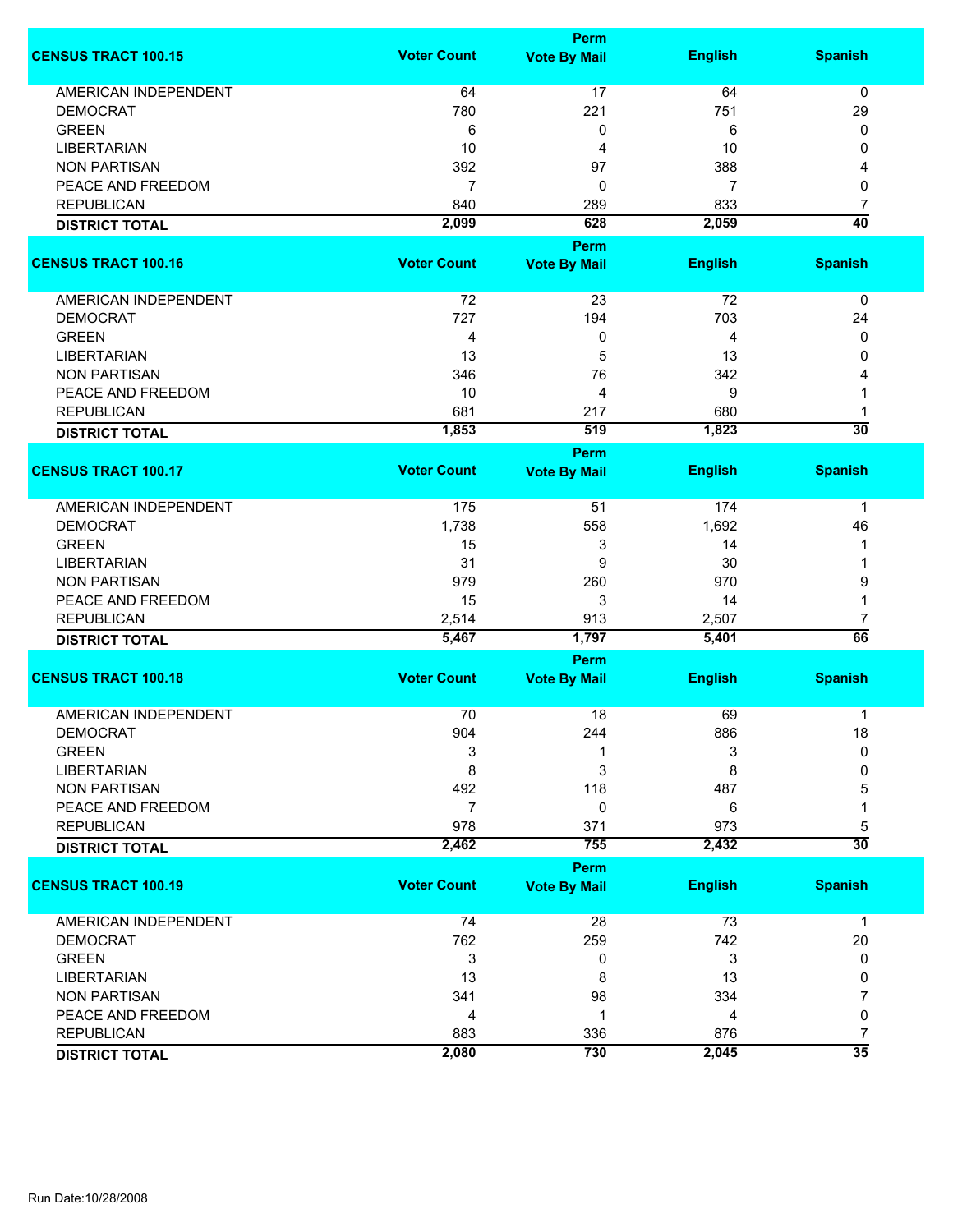| CENSUS TRACT 100.15 | Voter Count | Perm Vote By Mail | English | Spanish |
|---|---|---|---|---|
| AMERICAN INDEPENDENT | 64 | 17 | 64 | 0 |
| DEMOCRAT | 780 | 221 | 751 | 29 |
| GREEN | 6 | 0 | 6 | 0 |
| LIBERTARIAN | 10 | 4 | 10 | 0 |
| NON PARTISAN | 392 | 97 | 388 | 4 |
| PEACE AND FREEDOM | 7 | 0 | 7 | 0 |
| REPUBLICAN | 840 | 289 | 833 | 7 |
| **DISTRICT TOTAL** | **2,099** | **628** | **2,059** | **40** |

| CENSUS TRACT 100.16 | Voter Count | Perm Vote By Mail | English | Spanish |
|---|---|---|---|---|
| AMERICAN INDEPENDENT | 72 | 23 | 72 | 0 |
| DEMOCRAT | 727 | 194 | 703 | 24 |
| GREEN | 4 | 0 | 4 | 0 |
| LIBERTARIAN | 13 | 5 | 13 | 0 |
| NON PARTISAN | 346 | 76 | 342 | 4 |
| PEACE AND FREEDOM | 10 | 4 | 9 | 1 |
| REPUBLICAN | 681 | 217 | 680 | 1 |
| **DISTRICT TOTAL** | **1,853** | **519** | **1,823** | **30** |

| CENSUS TRACT 100.17 | Voter Count | Perm Vote By Mail | English | Spanish |
|---|---|---|---|---|
| AMERICAN INDEPENDENT | 175 | 51 | 174 | 1 |
| DEMOCRAT | 1,738 | 558 | 1,692 | 46 |
| GREEN | 15 | 3 | 14 | 1 |
| LIBERTARIAN | 31 | 9 | 30 | 1 |
| NON PARTISAN | 979 | 260 | 970 | 9 |
| PEACE AND FREEDOM | 15 | 3 | 14 | 1 |
| REPUBLICAN | 2,514 | 913 | 2,507 | 7 |
| **DISTRICT TOTAL** | **5,467** | **1,797** | **5,401** | **66** |

| CENSUS TRACT 100.18 | Voter Count | Perm Vote By Mail | English | Spanish |
|---|---|---|---|---|
| AMERICAN INDEPENDENT | 70 | 18 | 69 | 1 |
| DEMOCRAT | 904 | 244 | 886 | 18 |
| GREEN | 3 | 1 | 3 | 0 |
| LIBERTARIAN | 8 | 3 | 8 | 0 |
| NON PARTISAN | 492 | 118 | 487 | 5 |
| PEACE AND FREEDOM | 7 | 0 | 6 | 1 |
| REPUBLICAN | 978 | 371 | 973 | 5 |
| **DISTRICT TOTAL** | **2,462** | **755** | **2,432** | **30** |

| CENSUS TRACT 100.19 | Voter Count | Perm Vote By Mail | English | Spanish |
|---|---|---|---|---|
| AMERICAN INDEPENDENT | 74 | 28 | 73 | 1 |
| DEMOCRAT | 762 | 259 | 742 | 20 |
| GREEN | 3 | 0 | 3 | 0 |
| LIBERTARIAN | 13 | 8 | 13 | 0 |
| NON PARTISAN | 341 | 98 | 334 | 7 |
| PEACE AND FREEDOM | 4 | 1 | 4 | 0 |
| REPUBLICAN | 883 | 336 | 876 | 7 |
| **DISTRICT TOTAL** | **2,080** | **730** | **2,045** | **35** |

Run Date:10/28/2008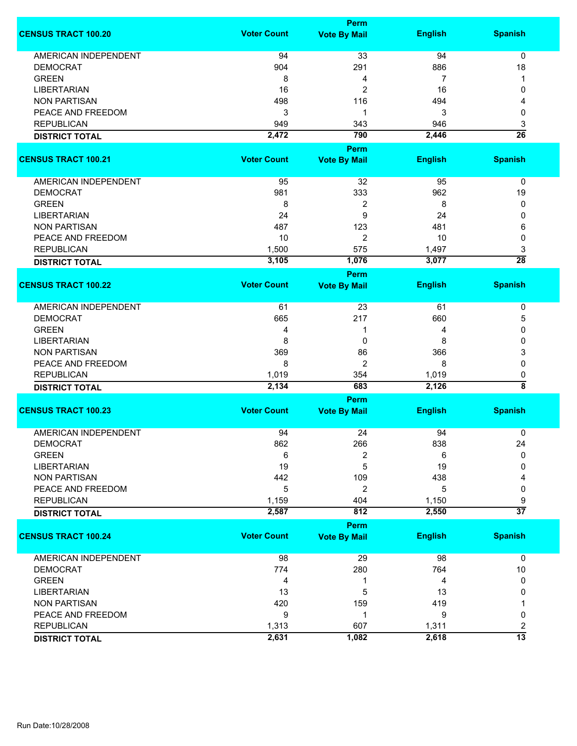| CENSUS TRACT 100.20 | Voter Count | Perm Vote By Mail | English | Spanish |
|---|---|---|---|---|
| AMERICAN INDEPENDENT | 94 | 33 | 94 | 0 |
| DEMOCRAT | 904 | 291 | 886 | 18 |
| GREEN | 8 | 4 | 7 | 1 |
| LIBERTARIAN | 16 | 2 | 16 | 0 |
| NON PARTISAN | 498 | 116 | 494 | 4 |
| PEACE AND FREEDOM | 3 | 1 | 3 | 0 |
| REPUBLICAN | 949 | 343 | 946 | 3 |
| **DISTRICT TOTAL** | **2,472** | **790** | **2,446** | **26** |

| CENSUS TRACT 100.21 | Voter Count | Perm Vote By Mail | English | Spanish |
|---|---|---|---|---|
| AMERICAN INDEPENDENT | 95 | 32 | 95 | 0 |
| DEMOCRAT | 981 | 333 | 962 | 19 |
| GREEN | 8 | 2 | 8 | 0 |
| LIBERTARIAN | 24 | 9 | 24 | 0 |
| NON PARTISAN | 487 | 123 | 481 | 6 |
| PEACE AND FREEDOM | 10 | 2 | 10 | 0 |
| REPUBLICAN | 1,500 | 575 | 1,497 | 3 |
| **DISTRICT TOTAL** | **3,105** | **1,076** | **3,077** | **28** |

| CENSUS TRACT 100.22 | Voter Count | Perm Vote By Mail | English | Spanish |
|---|---|---|---|---|
| AMERICAN INDEPENDENT | 61 | 23 | 61 | 0 |
| DEMOCRAT | 665 | 217 | 660 | 5 |
| GREEN | 4 | 1 | 4 | 0 |
| LIBERTARIAN | 8 | 0 | 8 | 0 |
| NON PARTISAN | 369 | 86 | 366 | 3 |
| PEACE AND FREEDOM | 8 | 2 | 8 | 0 |
| REPUBLICAN | 1,019 | 354 | 1,019 | 0 |
| **DISTRICT TOTAL** | **2,134** | **683** | **2,126** | **8** |

| CENSUS TRACT 100.23 | Voter Count | Perm Vote By Mail | English | Spanish |
|---|---|---|---|---|
| AMERICAN INDEPENDENT | 94 | 24 | 94 | 0 |
| DEMOCRAT | 862 | 266 | 838 | 24 |
| GREEN | 6 | 2 | 6 | 0 |
| LIBERTARIAN | 19 | 5 | 19 | 0 |
| NON PARTISAN | 442 | 109 | 438 | 4 |
| PEACE AND FREEDOM | 5 | 2 | 5 | 0 |
| REPUBLICAN | 1,159 | 404 | 1,150 | 9 |
| **DISTRICT TOTAL** | **2,587** | **812** | **2,550** | **37** |

| CENSUS TRACT 100.24 | Voter Count | Perm Vote By Mail | English | Spanish |
|---|---|---|---|---|
| AMERICAN INDEPENDENT | 98 | 29 | 98 | 0 |
| DEMOCRAT | 774 | 280 | 764 | 10 |
| GREEN | 4 | 1 | 4 | 0 |
| LIBERTARIAN | 13 | 5 | 13 | 0 |
| NON PARTISAN | 420 | 159 | 419 | 1 |
| PEACE AND FREEDOM | 9 | 1 | 9 | 0 |
| REPUBLICAN | 1,313 | 607 | 1,311 | 2 |
| **DISTRICT TOTAL** | **2,631** | **1,082** | **2,618** | **13** |

Run Date:10/28/2008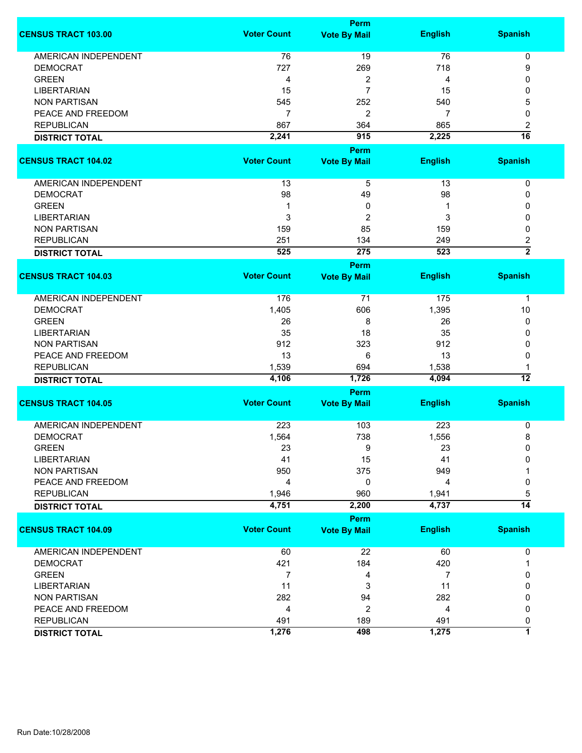| CENSUS TRACT 103.00 | Voter Count | Perm Vote By Mail | English | Spanish |
|---|---|---|---|---|
| AMERICAN INDEPENDENT | 76 | 19 | 76 | 0 |
| DEMOCRAT | 727 | 269 | 718 | 9 |
| GREEN | 4 | 2 | 4 | 0 |
| LIBERTARIAN | 15 | 7 | 15 | 0 |
| NON PARTISAN | 545 | 252 | 540 | 5 |
| PEACE AND FREEDOM | 7 | 2 | 7 | 0 |
| REPUBLICAN | 867 | 364 | 865 | 2 |
| **DISTRICT TOTAL** | **2,241** | **915** | **2,225** | **16** |

| CENSUS TRACT 104.02 | Voter Count | Perm Vote By Mail | English | Spanish |
|---|---|---|---|---|
| AMERICAN INDEPENDENT | 13 | 5 | 13 | 0 |
| DEMOCRAT | 98 | 49 | 98 | 0 |
| GREEN | 1 | 0 | 1 | 0 |
| LIBERTARIAN | 3 | 2 | 3 | 0 |
| NON PARTISAN | 159 | 85 | 159 | 0 |
| REPUBLICAN | 251 | 134 | 249 | 2 |
| **DISTRICT TOTAL** | **525** | **275** | **523** | **2** |

| CENSUS TRACT 104.03 | Voter Count | Perm Vote By Mail | English | Spanish |
|---|---|---|---|---|
| AMERICAN INDEPENDENT | 176 | 71 | 175 | 1 |
| DEMOCRAT | 1,405 | 606 | 1,395 | 10 |
| GREEN | 26 | 8 | 26 | 0 |
| LIBERTARIAN | 35 | 18 | 35 | 0 |
| NON PARTISAN | 912 | 323 | 912 | 0 |
| PEACE AND FREEDOM | 13 | 6 | 13 | 0 |
| REPUBLICAN | 1,539 | 694 | 1,538 | 1 |
| **DISTRICT TOTAL** | **4,106** | **1,726** | **4,094** | **12** |

| CENSUS TRACT 104.05 | Voter Count | Perm Vote By Mail | English | Spanish |
|---|---|---|---|---|
| AMERICAN INDEPENDENT | 223 | 103 | 223 | 0 |
| DEMOCRAT | 1,564 | 738 | 1,556 | 8 |
| GREEN | 23 | 9 | 23 | 0 |
| LIBERTARIAN | 41 | 15 | 41 | 0 |
| NON PARTISAN | 950 | 375 | 949 | 1 |
| PEACE AND FREEDOM | 4 | 0 | 4 | 0 |
| REPUBLICAN | 1,946 | 960 | 1,941 | 5 |
| **DISTRICT TOTAL** | **4,751** | **2,200** | **4,737** | **14** |

| CENSUS TRACT 104.09 | Voter Count | Perm Vote By Mail | English | Spanish |
|---|---|---|---|---|
| AMERICAN INDEPENDENT | 60 | 22 | 60 | 0 |
| DEMOCRAT | 421 | 184 | 420 | 1 |
| GREEN | 7 | 4 | 7 | 0 |
| LIBERTARIAN | 11 | 3 | 11 | 0 |
| NON PARTISAN | 282 | 94 | 282 | 0 |
| PEACE AND FREEDOM | 4 | 2 | 4 | 0 |
| REPUBLICAN | 491 | 189 | 491 | 0 |
| **DISTRICT TOTAL** | **1,276** | **498** | **1,275** | **1** |

Run Date:10/28/2008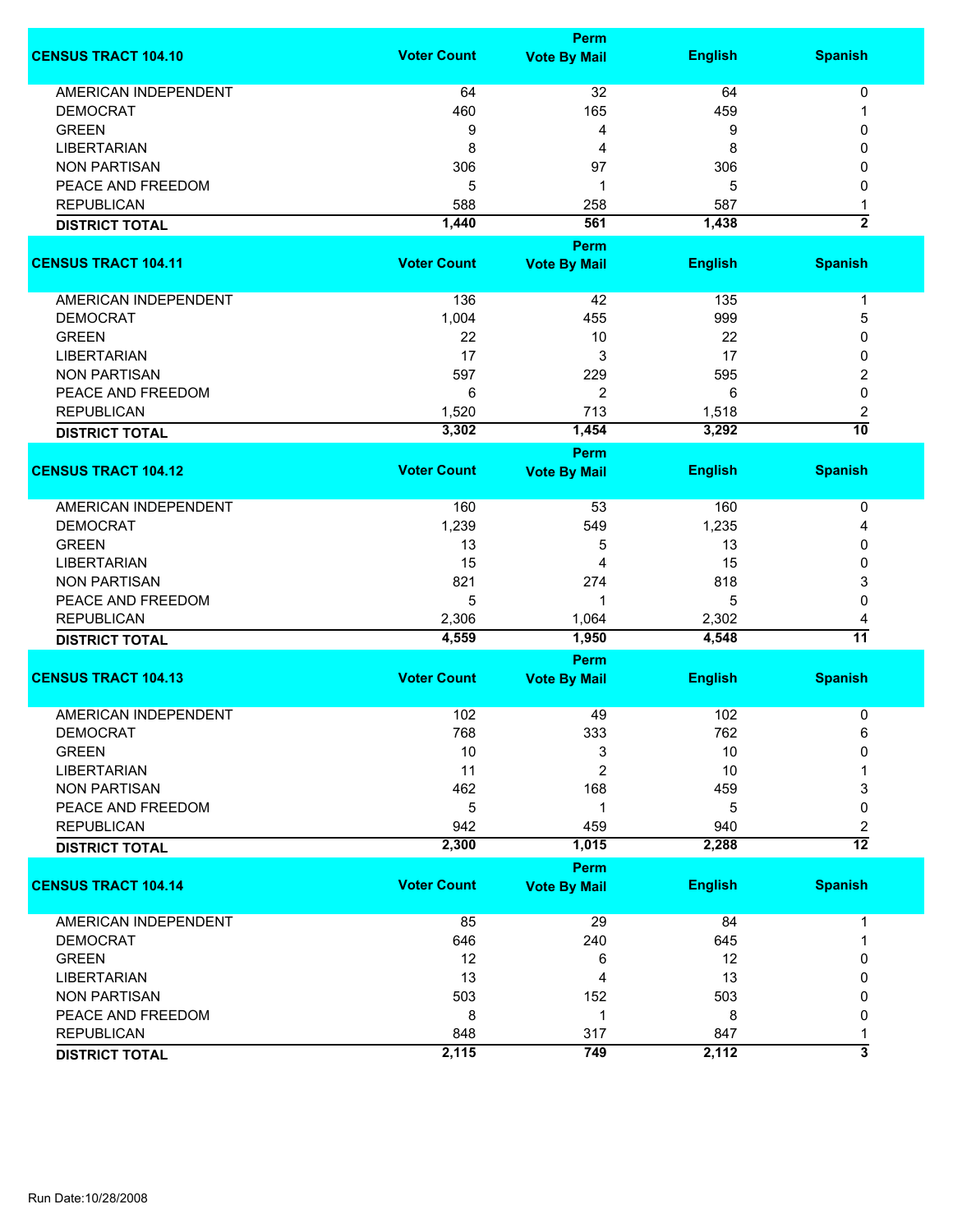| CENSUS TRACT 104.10 | Voter Count | Perm Vote By Mail | English | Spanish |
|---|---|---|---|---|
| AMERICAN INDEPENDENT | 64 | 32 | 64 | 0 |
| DEMOCRAT | 460 | 165 | 459 | 1 |
| GREEN | 9 | 4 | 9 | 0 |
| LIBERTARIAN | 8 | 4 | 8 | 0 |
| NON PARTISAN | 306 | 97 | 306 | 0 |
| PEACE AND FREEDOM | 5 | 1 | 5 | 0 |
| REPUBLICAN | 588 | 258 | 587 | 1 |
| **DISTRICT TOTAL** | **1,440** | **561** | **1,438** | **2** |

| CENSUS TRACT 104.11 | Voter Count | Perm Vote By Mail | English | Spanish |
|---|---|---|---|---|
| AMERICAN INDEPENDENT | 136 | 42 | 135 | 1 |
| DEMOCRAT | 1,004 | 455 | 999 | 5 |
| GREEN | 22 | 10 | 22 | 0 |
| LIBERTARIAN | 17 | 3 | 17 | 0 |
| NON PARTISAN | 597 | 229 | 595 | 2 |
| PEACE AND FREEDOM | 6 | 2 | 6 | 0 |
| REPUBLICAN | 1,520 | 713 | 1,518 | 2 |
| **DISTRICT TOTAL** | **3,302** | **1,454** | **3,292** | **10** |

| CENSUS TRACT 104.12 | Voter Count | Perm Vote By Mail | English | Spanish |
|---|---|---|---|---|
| AMERICAN INDEPENDENT | 160 | 53 | 160 | 0 |
| DEMOCRAT | 1,239 | 549 | 1,235 | 4 |
| GREEN | 13 | 5 | 13 | 0 |
| LIBERTARIAN | 15 | 4 | 15 | 0 |
| NON PARTISAN | 821 | 274 | 818 | 3 |
| PEACE AND FREEDOM | 5 | 1 | 5 | 0 |
| REPUBLICAN | 2,306 | 1,064 | 2,302 | 4 |
| **DISTRICT TOTAL** | **4,559** | **1,950** | **4,548** | **11** |

| CENSUS TRACT 104.13 | Voter Count | Perm Vote By Mail | English | Spanish |
|---|---|---|---|---|
| AMERICAN INDEPENDENT | 102 | 49 | 102 | 0 |
| DEMOCRAT | 768 | 333 | 762 | 6 |
| GREEN | 10 | 3 | 10 | 0 |
| LIBERTARIAN | 11 | 2 | 10 | 1 |
| NON PARTISAN | 462 | 168 | 459 | 3 |
| PEACE AND FREEDOM | 5 | 1 | 5 | 0 |
| REPUBLICAN | 942 | 459 | 940 | 2 |
| **DISTRICT TOTAL** | **2,300** | **1,015** | **2,288** | **12** |

| CENSUS TRACT 104.14 | Voter Count | Perm Vote By Mail | English | Spanish |
|---|---|---|---|---|
| AMERICAN INDEPENDENT | 85 | 29 | 84 | 1 |
| DEMOCRAT | 646 | 240 | 645 | 1 |
| GREEN | 12 | 6 | 12 | 0 |
| LIBERTARIAN | 13 | 4 | 13 | 0 |
| NON PARTISAN | 503 | 152 | 503 | 0 |
| PEACE AND FREEDOM | 8 | 1 | 8 | 0 |
| REPUBLICAN | 848 | 317 | 847 | 1 |
| **DISTRICT TOTAL** | **2,115** | **749** | **2,112** | **3** |

Run Date:10/28/2008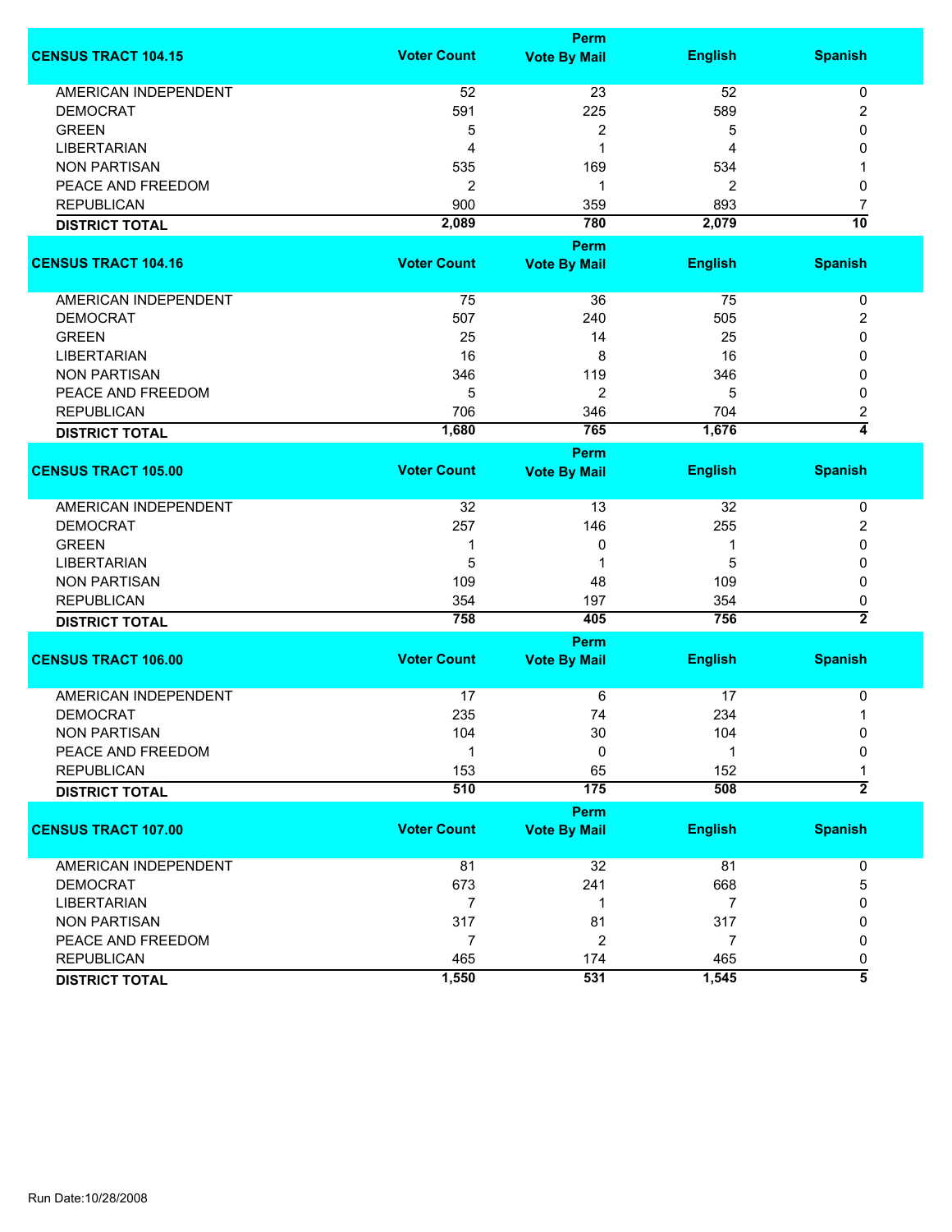| CENSUS TRACT 104.15 | Voter Count | Perm Vote By Mail | English | Spanish |
|---|---|---|---|---|
| AMERICAN INDEPENDENT | 52 | 23 | 52 | 0 |
| DEMOCRAT | 591 | 225 | 589 | 2 |
| GREEN | 5 | 2 | 5 | 0 |
| LIBERTARIAN | 4 | 1 | 4 | 0 |
| NON PARTISAN | 535 | 169 | 534 | 1 |
| PEACE AND FREEDOM | 2 | 1 | 2 | 0 |
| REPUBLICAN | 900 | 359 | 893 | 7 |
| **DISTRICT TOTAL** | **2,089** | **780** | **2,079** | **10** |

| CENSUS TRACT 104.16 | Voter Count | Perm Vote By Mail | English | Spanish |
|---|---|---|---|---|
| AMERICAN INDEPENDENT | 75 | 36 | 75 | 0 |
| DEMOCRAT | 507 | 240 | 505 | 2 |
| GREEN | 25 | 14 | 25 | 0 |
| LIBERTARIAN | 16 | 8 | 16 | 0 |
| NON PARTISAN | 346 | 119 | 346 | 0 |
| PEACE AND FREEDOM | 5 | 2 | 5 | 0 |
| REPUBLICAN | 706 | 346 | 704 | 2 |
| **DISTRICT TOTAL** | **1,680** | **765** | **1,676** | **4** |

| CENSUS TRACT 105.00 | Voter Count | Perm Vote By Mail | English | Spanish |
|---|---|---|---|---|
| AMERICAN INDEPENDENT | 32 | 13 | 32 | 0 |
| DEMOCRAT | 257 | 146 | 255 | 2 |
| GREEN | 1 | 0 | 1 | 0 |
| LIBERTARIAN | 5 | 1 | 5 | 0 |
| NON PARTISAN | 109 | 48 | 109 | 0 |
| REPUBLICAN | 354 | 197 | 354 | 0 |
| **DISTRICT TOTAL** | **758** | **405** | **756** | **2** |

| CENSUS TRACT 106.00 | Voter Count | Perm Vote By Mail | English | Spanish |
|---|---|---|---|---|
| AMERICAN INDEPENDENT | 17 | 6 | 17 | 0 |
| DEMOCRAT | 235 | 74 | 234 | 1 |
| NON PARTISAN | 104 | 30 | 104 | 0 |
| PEACE AND FREEDOM | 1 | 0 | 1 | 0 |
| REPUBLICAN | 153 | 65 | 152 | 1 |
| **DISTRICT TOTAL** | **510** | **175** | **508** | **2** |

| CENSUS TRACT 107.00 | Voter Count | Perm Vote By Mail | English | Spanish |
|---|---|---|---|---|
| AMERICAN INDEPENDENT | 81 | 32 | 81 | 0 |
| DEMOCRAT | 673 | 241 | 668 | 5 |
| LIBERTARIAN | 7 | 1 | 7 | 0 |
| NON PARTISAN | 317 | 81 | 317 | 0 |
| PEACE AND FREEDOM | 7 | 2 | 7 | 0 |
| REPUBLICAN | 465 | 174 | 465 | 0 |
| **DISTRICT TOTAL** | **1,550** | **531** | **1,545** | **5** |

Run Date:10/28/2008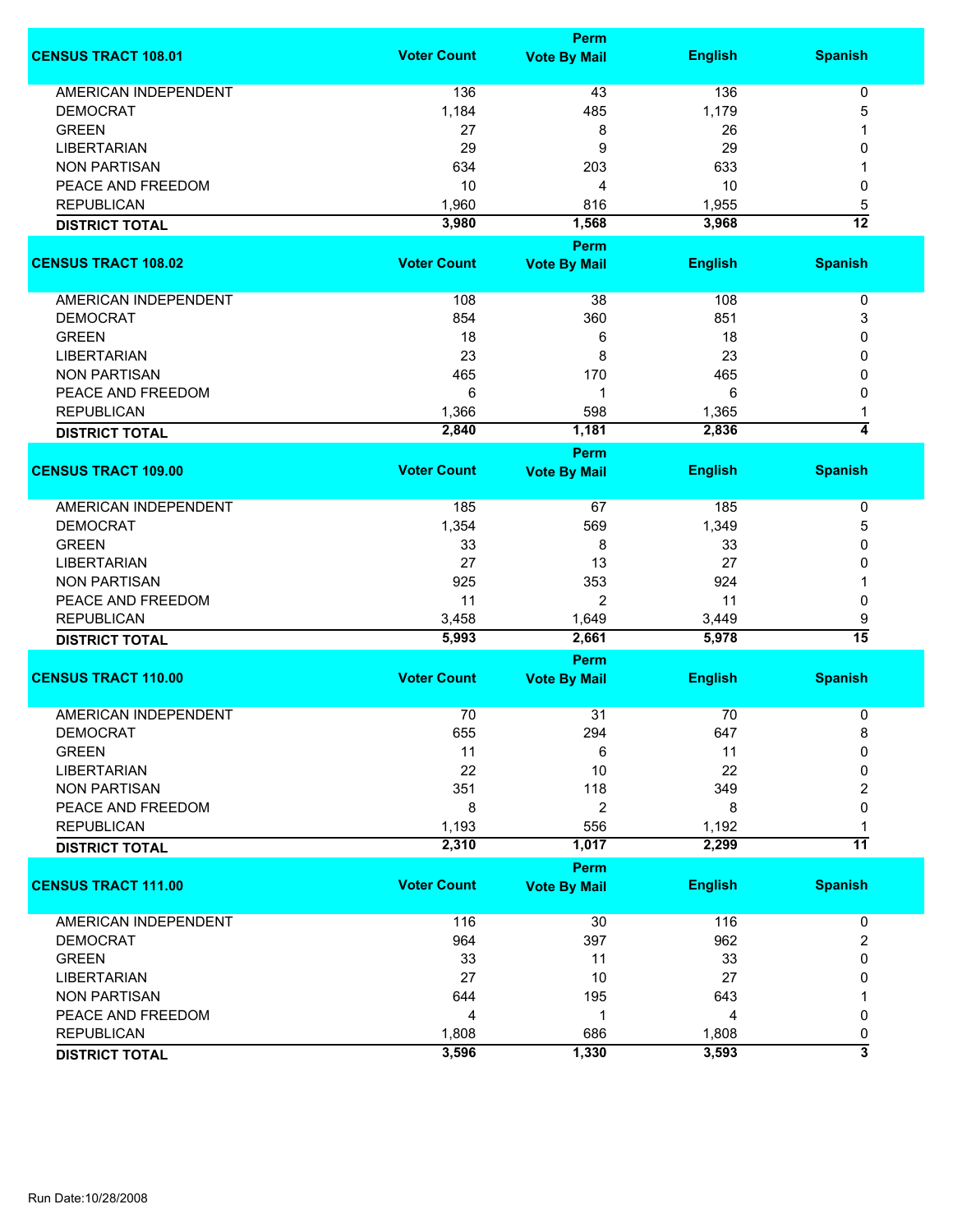| CENSUS TRACT 108.01 | Voter Count | Perm Vote By Mail | English | Spanish |
|---|---|---|---|---|
| AMERICAN INDEPENDENT | 136 | 43 | 136 | 0 |
| DEMOCRAT | 1,184 | 485 | 1,179 | 5 |
| GREEN | 27 | 8 | 26 | 1 |
| LIBERTARIAN | 29 | 9 | 29 | 0 |
| NON PARTISAN | 634 | 203 | 633 | 1 |
| PEACE AND FREEDOM | 10 | 4 | 10 | 0 |
| REPUBLICAN | 1,960 | 816 | 1,955 | 5 |
| **DISTRICT TOTAL** | **3,980** | **1,568** | **3,968** | **12** |

| CENSUS TRACT 108.02 | Voter Count | Perm Vote By Mail | English | Spanish |
|---|---|---|---|---|
| AMERICAN INDEPENDENT | 108 | 38 | 108 | 0 |
| DEMOCRAT | 854 | 360 | 851 | 3 |
| GREEN | 18 | 6 | 18 | 0 |
| LIBERTARIAN | 23 | 8 | 23 | 0 |
| NON PARTISAN | 465 | 170 | 465 | 0 |
| PEACE AND FREEDOM | 6 | 1 | 6 | 0 |
| REPUBLICAN | 1,366 | 598 | 1,365 | 1 |
| **DISTRICT TOTAL** | **2,840** | **1,181** | **2,836** | **4** |

| CENSUS TRACT 109.00 | Voter Count | Perm Vote By Mail | English | Spanish |
|---|---|---|---|---|
| AMERICAN INDEPENDENT | 185 | 67 | 185 | 0 |
| DEMOCRAT | 1,354 | 569 | 1,349 | 5 |
| GREEN | 33 | 8 | 33 | 0 |
| LIBERTARIAN | 27 | 13 | 27 | 0 |
| NON PARTISAN | 925 | 353 | 924 | 1 |
| PEACE AND FREEDOM | 11 | 2 | 11 | 0 |
| REPUBLICAN | 3,458 | 1,649 | 3,449 | 9 |
| **DISTRICT TOTAL** | **5,993** | **2,661** | **5,978** | **15** |

| CENSUS TRACT 110.00 | Voter Count | Perm Vote By Mail | English | Spanish |
|---|---|---|---|---|
| AMERICAN INDEPENDENT | 70 | 31 | 70 | 0 |
| DEMOCRAT | 655 | 294 | 647 | 8 |
| GREEN | 11 | 6 | 11 | 0 |
| LIBERTARIAN | 22 | 10 | 22 | 0 |
| NON PARTISAN | 351 | 118 | 349 | 2 |
| PEACE AND FREEDOM | 8 | 2 | 8 | 0 |
| REPUBLICAN | 1,193 | 556 | 1,192 | 1 |
| **DISTRICT TOTAL** | **2,310** | **1,017** | **2,299** | **11** |

| CENSUS TRACT 111.00 | Voter Count | Perm Vote By Mail | English | Spanish |
|---|---|---|---|---|
| AMERICAN INDEPENDENT | 116 | 30 | 116 | 0 |
| DEMOCRAT | 964 | 397 | 962 | 2 |
| GREEN | 33 | 11 | 33 | 0 |
| LIBERTARIAN | 27 | 10 | 27 | 0 |
| NON PARTISAN | 644 | 195 | 643 | 1 |
| PEACE AND FREEDOM | 4 | 1 | 4 | 0 |
| REPUBLICAN | 1,808 | 686 | 1,808 | 0 |
| **DISTRICT TOTAL** | **3,596** | **1,330** | **3,593** | **3** |

Run Date:10/28/2008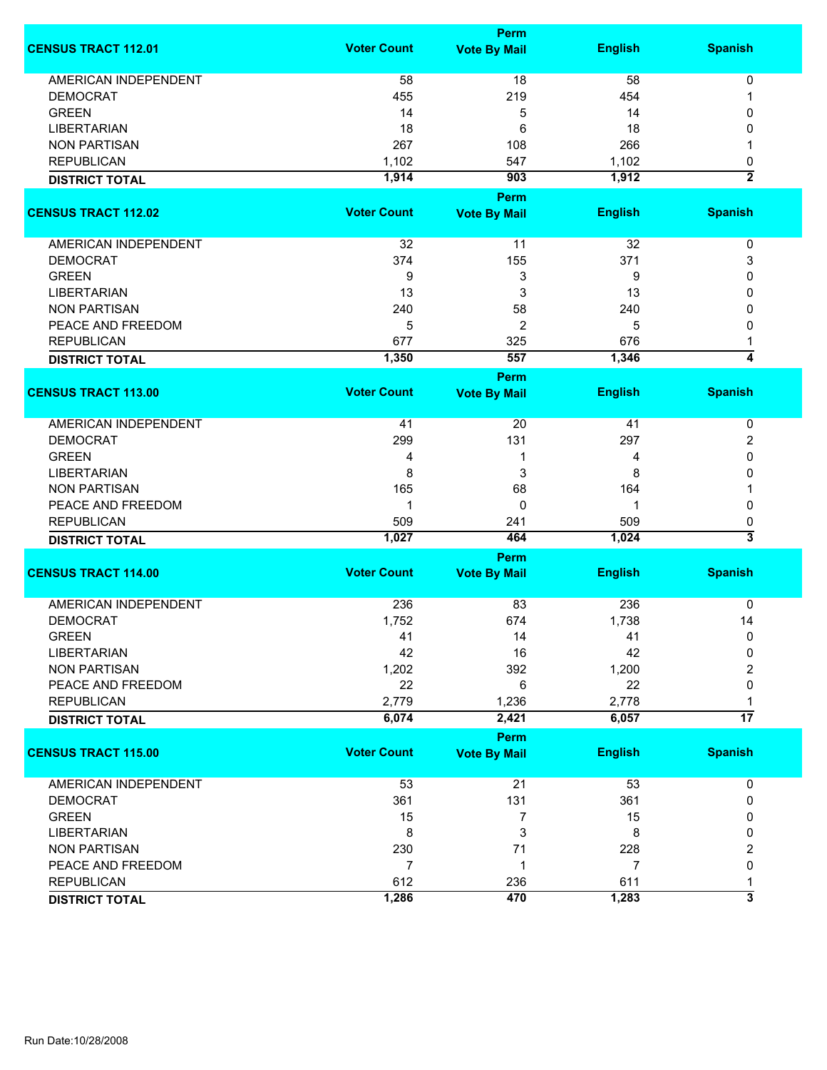| CENSUS TRACT 112.01 | Voter Count | Perm Vote By Mail | English | Spanish |
|---|---|---|---|---|
| AMERICAN INDEPENDENT | 58 | 18 | 58 | 0 |
| DEMOCRAT | 455 | 219 | 454 | 1 |
| GREEN | 14 | 5 | 14 | 0 |
| LIBERTARIAN | 18 | 6 | 18 | 0 |
| NON PARTISAN | 267 | 108 | 266 | 1 |
| REPUBLICAN | 1,102 | 547 | 1,102 | 0 |
| **DISTRICT TOTAL** | **1,914** | **903** | **1,912** | **2** |

| CENSUS TRACT 112.02 | Voter Count | Perm Vote By Mail | English | Spanish |
|---|---|---|---|---|
| AMERICAN INDEPENDENT | 32 | 11 | 32 | 0 |
| DEMOCRAT | 374 | 155 | 371 | 3 |
| GREEN | 9 | 3 | 9 | 0 |
| LIBERTARIAN | 13 | 3 | 13 | 0 |
| NON PARTISAN | 240 | 58 | 240 | 0 |
| PEACE AND FREEDOM | 5 | 2 | 5 | 0 |
| REPUBLICAN | 677 | 325 | 676 | 1 |
| **DISTRICT TOTAL** | **1,350** | **557** | **1,346** | **4** |

| CENSUS TRACT 113.00 | Voter Count | Perm Vote By Mail | English | Spanish |
|---|---|---|---|---|
| AMERICAN INDEPENDENT | 41 | 20 | 41 | 0 |
| DEMOCRAT | 299 | 131 | 297 | 2 |
| GREEN | 4 | 1 | 4 | 0 |
| LIBERTARIAN | 8 | 3 | 8 | 0 |
| NON PARTISAN | 165 | 68 | 164 | 1 |
| PEACE AND FREEDOM | 1 | 0 | 1 | 0 |
| REPUBLICAN | 509 | 241 | 509 | 0 |
| **DISTRICT TOTAL** | **1,027** | **464** | **1,024** | **3** |

| CENSUS TRACT 114.00 | Voter Count | Perm Vote By Mail | English | Spanish |
|---|---|---|---|---|
| AMERICAN INDEPENDENT | 236 | 83 | 236 | 0 |
| DEMOCRAT | 1,752 | 674 | 1,738 | 14 |
| GREEN | 41 | 14 | 41 | 0 |
| LIBERTARIAN | 42 | 16 | 42 | 0 |
| NON PARTISAN | 1,202 | 392 | 1,200 | 2 |
| PEACE AND FREEDOM | 22 | 6 | 22 | 0 |
| REPUBLICAN | 2,779 | 1,236 | 2,778 | 1 |
| **DISTRICT TOTAL** | **6,074** | **2,421** | **6,057** | **17** |

| CENSUS TRACT 115.00 | Voter Count | Perm Vote By Mail | English | Spanish |
|---|---|---|---|---|
| AMERICAN INDEPENDENT | 53 | 21 | 53 | 0 |
| DEMOCRAT | 361 | 131 | 361 | 0 |
| GREEN | 15 | 7 | 15 | 0 |
| LIBERTARIAN | 8 | 3 | 8 | 0 |
| NON PARTISAN | 230 | 71 | 228 | 2 |
| PEACE AND FREEDOM | 7 | 1 | 7 | 0 |
| REPUBLICAN | 612 | 236 | 611 | 1 |
| **DISTRICT TOTAL** | **1,286** | **470** | **1,283** | **3** |

Run Date:10/28/2008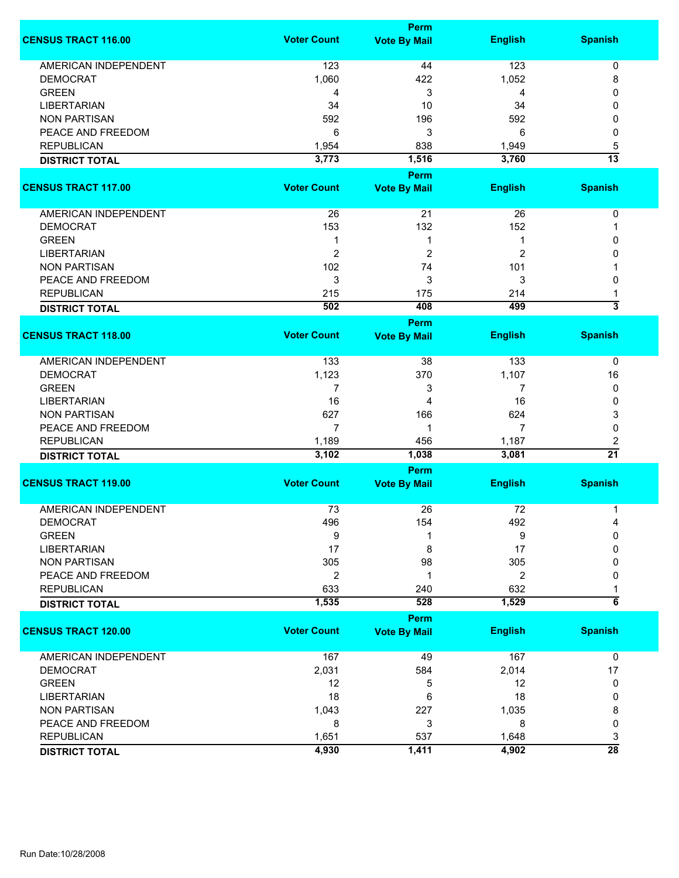| CENSUS TRACT 116.00 | Voter Count | Perm Vote By Mail | English | Spanish |
|---|---|---|---|---|
| AMERICAN INDEPENDENT | 123 | 44 | 123 | 0 |
| DEMOCRAT | 1,060 | 422 | 1,052 | 8 |
| GREEN | 4 | 3 | 4 | 0 |
| LIBERTARIAN | 34 | 10 | 34 | 0 |
| NON PARTISAN | 592 | 196 | 592 | 0 |
| PEACE AND FREEDOM | 6 | 3 | 6 | 0 |
| REPUBLICAN | 1,954 | 838 | 1,949 | 5 |
| **DISTRICT TOTAL** | **3,773** | **1,516** | **3,760** | **13** |

| CENSUS TRACT 117.00 | Voter Count | Perm Vote By Mail | English | Spanish |
|---|---|---|---|---|
| AMERICAN INDEPENDENT | 26 | 21 | 26 | 0 |
| DEMOCRAT | 153 | 132 | 152 | 1 |
| GREEN | 1 | 1 | 1 | 0 |
| LIBERTARIAN | 2 | 2 | 2 | 0 |
| NON PARTISAN | 102 | 74 | 101 | 1 |
| PEACE AND FREEDOM | 3 | 3 | 3 | 0 |
| REPUBLICAN | 215 | 175 | 214 | 1 |
| **DISTRICT TOTAL** | **502** | **408** | **499** | **3** |

| CENSUS TRACT 118.00 | Voter Count | Perm Vote By Mail | English | Spanish |
|---|---|---|---|---|
| AMERICAN INDEPENDENT | 133 | 38 | 133 | 0 |
| DEMOCRAT | 1,123 | 370 | 1,107 | 16 |
| GREEN | 7 | 3 | 7 | 0 |
| LIBERTARIAN | 16 | 4 | 16 | 0 |
| NON PARTISAN | 627 | 166 | 624 | 3 |
| PEACE AND FREEDOM | 7 | 1 | 7 | 0 |
| REPUBLICAN | 1,189 | 456 | 1,187 | 2 |
| **DISTRICT TOTAL** | **3,102** | **1,038** | **3,081** | **21** |

| CENSUS TRACT 119.00 | Voter Count | Perm Vote By Mail | English | Spanish |
|---|---|---|---|---|
| AMERICAN INDEPENDENT | 73 | 26 | 72 | 1 |
| DEMOCRAT | 496 | 154 | 492 | 4 |
| GREEN | 9 | 1 | 9 | 0 |
| LIBERTARIAN | 17 | 8 | 17 | 0 |
| NON PARTISAN | 305 | 98 | 305 | 0 |
| PEACE AND FREEDOM | 2 | 1 | 2 | 0 |
| REPUBLICAN | 633 | 240 | 632 | 1 |
| **DISTRICT TOTAL** | **1,535** | **528** | **1,529** | **6** |

| CENSUS TRACT 120.00 | Voter Count | Perm Vote By Mail | English | Spanish |
|---|---|---|---|---|
| AMERICAN INDEPENDENT | 167 | 49 | 167 | 0 |
| DEMOCRAT | 2,031 | 584 | 2,014 | 17 |
| GREEN | 12 | 5 | 12 | 0 |
| LIBERTARIAN | 18 | 6 | 18 | 0 |
| NON PARTISAN | 1,043 | 227 | 1,035 | 8 |
| PEACE AND FREEDOM | 8 | 3 | 8 | 0 |
| REPUBLICAN | 1,651 | 537 | 1,648 | 3 |
| **DISTRICT TOTAL** | **4,930** | **1,411** | **4,902** | **28** |

Run Date:10/28/2008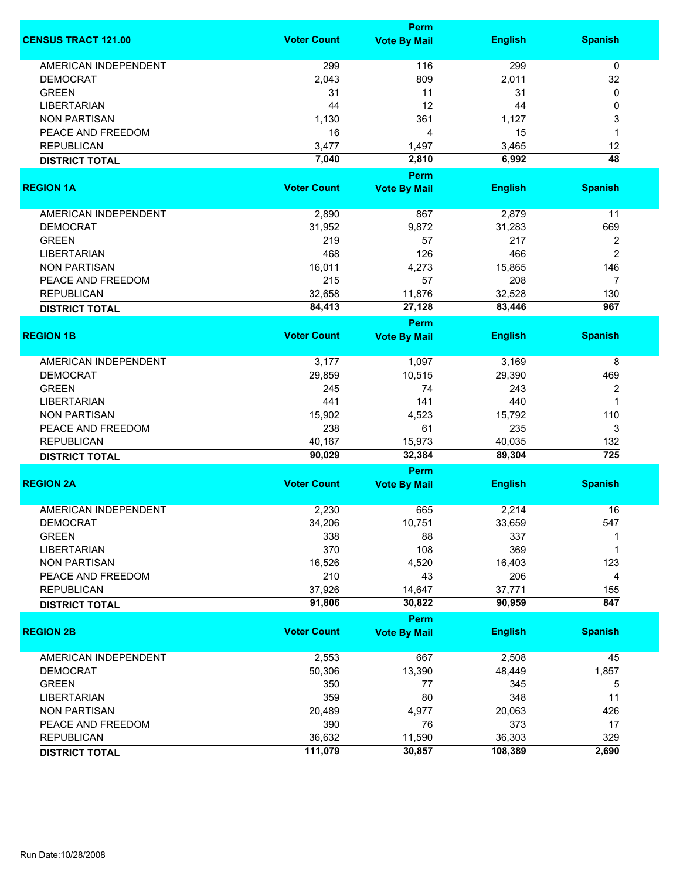| CENSUS TRACT 121.00 | Voter Count | Perm Vote By Mail | English | Spanish |
|---|---|---|---|---|
| AMERICAN INDEPENDENT | 299 | 116 | 299 | 0 |
| DEMOCRAT | 2,043 | 809 | 2,011 | 32 |
| GREEN | 31 | 11 | 31 | 0 |
| LIBERTARIAN | 44 | 12 | 44 | 0 |
| NON PARTISAN | 1,130 | 361 | 1,127 | 3 |
| PEACE AND FREEDOM | 16 | 4 | 15 | 1 |
| REPUBLICAN | 3,477 | 1,497 | 3,465 | 12 |
| **DISTRICT TOTAL** | **7,040** | **2,810** | **6,992** | **48** |

| REGION 1A | Voter Count | Perm Vote By Mail | English | Spanish |
|---|---|---|---|---|
| AMERICAN INDEPENDENT | 2,890 | 867 | 2,879 | 11 |
| DEMOCRAT | 31,952 | 9,872 | 31,283 | 669 |
| GREEN | 219 | 57 | 217 | 2 |
| LIBERTARIAN | 468 | 126 | 466 | 2 |
| NON PARTISAN | 16,011 | 4,273 | 15,865 | 146 |
| PEACE AND FREEDOM | 215 | 57 | 208 | 7 |
| REPUBLICAN | 32,658 | 11,876 | 32,528 | 130 |
| **DISTRICT TOTAL** | **84,413** | **27,128** | **83,446** | **967** |

| REGION 1B | Voter Count | Perm Vote By Mail | English | Spanish |
|---|---|---|---|---|
| AMERICAN INDEPENDENT | 3,177 | 1,097 | 3,169 | 8 |
| DEMOCRAT | 29,859 | 10,515 | 29,390 | 469 |
| GREEN | 245 | 74 | 243 | 2 |
| LIBERTARIAN | 441 | 141 | 440 | 1 |
| NON PARTISAN | 15,902 | 4,523 | 15,792 | 110 |
| PEACE AND FREEDOM | 238 | 61 | 235 | 3 |
| REPUBLICAN | 40,167 | 15,973 | 40,035 | 132 |
| **DISTRICT TOTAL** | **90,029** | **32,384** | **89,304** | **725** |

| REGION 2A | Voter Count | Perm Vote By Mail | English | Spanish |
|---|---|---|---|---|
| AMERICAN INDEPENDENT | 2,230 | 665 | 2,214 | 16 |
| DEMOCRAT | 34,206 | 10,751 | 33,659 | 547 |
| GREEN | 338 | 88 | 337 | 1 |
| LIBERTARIAN | 370 | 108 | 369 | 1 |
| NON PARTISAN | 16,526 | 4,520 | 16,403 | 123 |
| PEACE AND FREEDOM | 210 | 43 | 206 | 4 |
| REPUBLICAN | 37,926 | 14,647 | 37,771 | 155 |
| **DISTRICT TOTAL** | **91,806** | **30,822** | **90,959** | **847** |

| REGION 2B | Voter Count | Perm Vote By Mail | English | Spanish |
|---|---|---|---|---|
| AMERICAN INDEPENDENT | 2,553 | 667 | 2,508 | 45 |
| DEMOCRAT | 50,306 | 13,390 | 48,449 | 1,857 |
| GREEN | 350 | 77 | 345 | 5 |
| LIBERTARIAN | 359 | 80 | 348 | 11 |
| NON PARTISAN | 20,489 | 4,977 | 20,063 | 426 |
| PEACE AND FREEDOM | 390 | 76 | 373 | 17 |
| REPUBLICAN | 36,632 | 11,590 | 36,303 | 329 |
| **DISTRICT TOTAL** | **111,079** | **30,857** | **108,389** | **2,690** |

Run Date:10/28/2008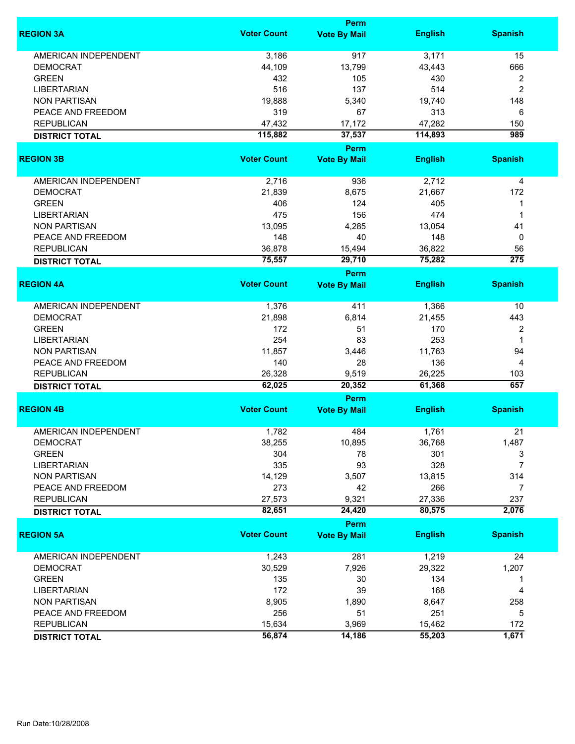| REGION 3A | Voter Count | Perm Vote By Mail | English | Spanish |
|---|---|---|---|---|
| AMERICAN INDEPENDENT | 3,186 | 917 | 3,171 | 15 |
| DEMOCRAT | 44,109 | 13,799 | 43,443 | 666 |
| GREEN | 432 | 105 | 430 | 2 |
| LIBERTARIAN | 516 | 137 | 514 | 2 |
| NON PARTISAN | 19,888 | 5,340 | 19,740 | 148 |
| PEACE AND FREEDOM | 319 | 67 | 313 | 6 |
| REPUBLICAN | 47,432 | 17,172 | 47,282 | 150 |
| **DISTRICT TOTAL** | **115,882** | **37,537** | **114,893** | **989** |

| REGION 3B | Voter Count | Perm Vote By Mail | English | Spanish |
|---|---|---|---|---|
| AMERICAN INDEPENDENT | 2,716 | 936 | 2,712 | 4 |
| DEMOCRAT | 21,839 | 8,675 | 21,667 | 172 |
| GREEN | 406 | 124 | 405 | 1 |
| LIBERTARIAN | 475 | 156 | 474 | 1 |
| NON PARTISAN | 13,095 | 4,285 | 13,054 | 41 |
| PEACE AND FREEDOM | 148 | 40 | 148 | 0 |
| REPUBLICAN | 36,878 | 15,494 | 36,822 | 56 |
| **DISTRICT TOTAL** | **75,557** | **29,710** | **75,282** | **275** |

| REGION 4A | Voter Count | Perm Vote By Mail | English | Spanish |
|---|---|---|---|---|
| AMERICAN INDEPENDENT | 1,376 | 411 | 1,366 | 10 |
| DEMOCRAT | 21,898 | 6,814 | 21,455 | 443 |
| GREEN | 172 | 51 | 170 | 2 |
| LIBERTARIAN | 254 | 83 | 253 | 1 |
| NON PARTISAN | 11,857 | 3,446 | 11,763 | 94 |
| PEACE AND FREEDOM | 140 | 28 | 136 | 4 |
| REPUBLICAN | 26,328 | 9,519 | 26,225 | 103 |
| **DISTRICT TOTAL** | **62,025** | **20,352** | **61,368** | **657** |

| REGION 4B | Voter Count | Perm Vote By Mail | English | Spanish |
|---|---|---|---|---|
| AMERICAN INDEPENDENT | 1,782 | 484 | 1,761 | 21 |
| DEMOCRAT | 38,255 | 10,895 | 36,768 | 1,487 |
| GREEN | 304 | 78 | 301 | 3 |
| LIBERTARIAN | 335 | 93 | 328 | 7 |
| NON PARTISAN | 14,129 | 3,507 | 13,815 | 314 |
| PEACE AND FREEDOM | 273 | 42 | 266 | 7 |
| REPUBLICAN | 27,573 | 9,321 | 27,336 | 237 |
| **DISTRICT TOTAL** | **82,651** | **24,420** | **80,575** | **2,076** |

| REGION 5A | Voter Count | Perm Vote By Mail | English | Spanish |
|---|---|---|---|---|
| AMERICAN INDEPENDENT | 1,243 | 281 | 1,219 | 24 |
| DEMOCRAT | 30,529 | 7,926 | 29,322 | 1,207 |
| GREEN | 135 | 30 | 134 | 1 |
| LIBERTARIAN | 172 | 39 | 168 | 4 |
| NON PARTISAN | 8,905 | 1,890 | 8,647 | 258 |
| PEACE AND FREEDOM | 256 | 51 | 251 | 5 |
| REPUBLICAN | 15,634 | 3,969 | 15,462 | 172 |
| **DISTRICT TOTAL** | **56,874** | **14,186** | **55,203** | **1,671** |

Run Date:10/28/2008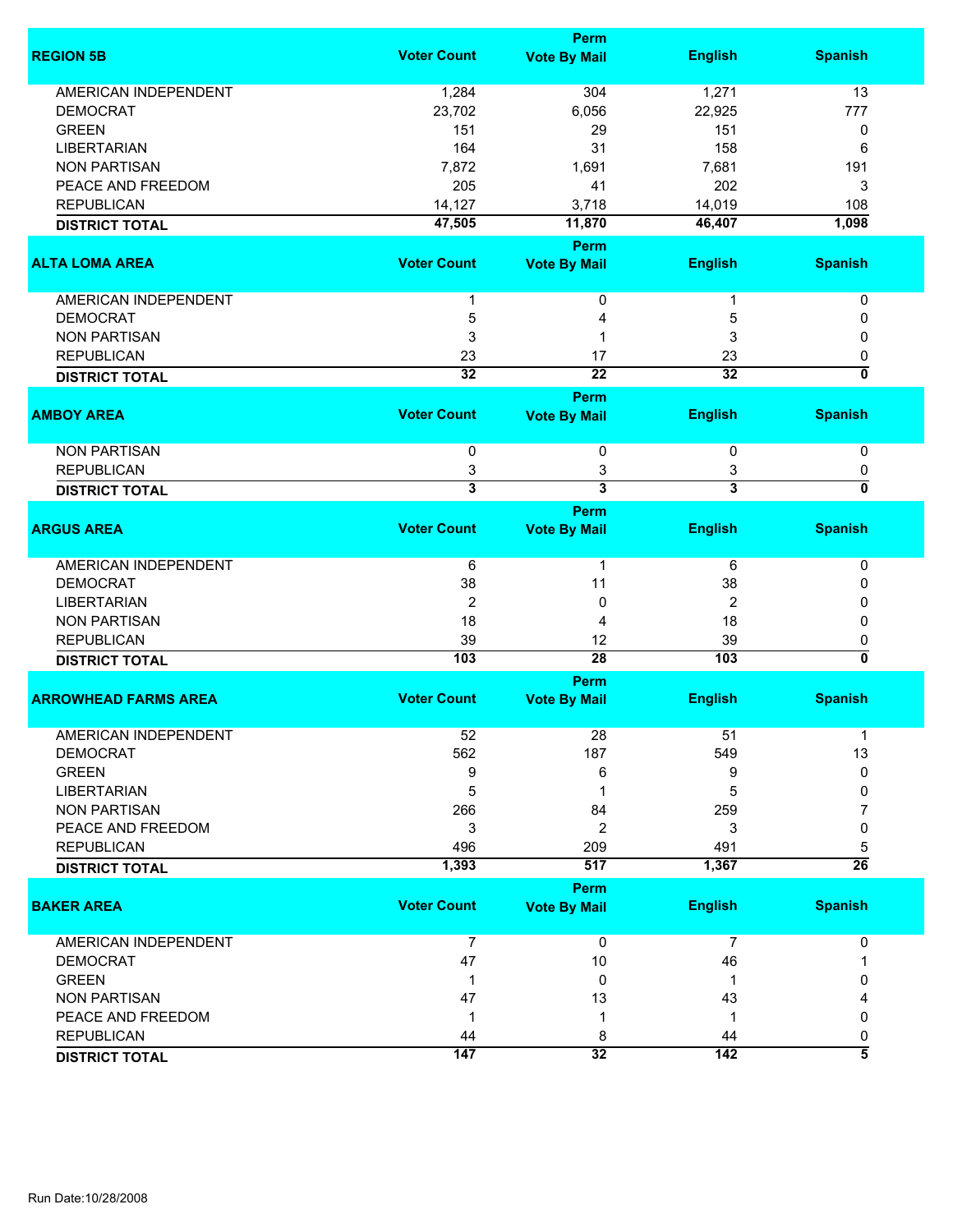| REGION 5B | Voter Count | Perm Vote By Mail | English | Spanish |
|---|---|---|---|---|
| AMERICAN INDEPENDENT | 1,284 | 304 | 1,271 | 13 |
| DEMOCRAT | 23,702 | 6,056 | 22,925 | 777 |
| GREEN | 151 | 29 | 151 | 0 |
| LIBERTARIAN | 164 | 31 | 158 | 6 |
| NON PARTISAN | 7,872 | 1,691 | 7,681 | 191 |
| PEACE AND FREEDOM | 205 | 41 | 202 | 3 |
| REPUBLICAN | 14,127 | 3,718 | 14,019 | 108 |
| **DISTRICT TOTAL** | **47,505** | **11,870** | **46,407** | **1,098** |

| ALTA LOMA AREA | Voter Count | Perm Vote By Mail | English | Spanish |
|---|---|---|---|---|
| AMERICAN INDEPENDENT | 1 | 0 | 1 | 0 |
| DEMOCRAT | 5 | 4 | 5 | 0 |
| NON PARTISAN | 3 | 1 | 3 | 0 |
| REPUBLICAN | 23 | 17 | 23 | 0 |
| **DISTRICT TOTAL** | **32** | **22** | **32** | **0** |

| AMBOY AREA | Voter Count | Perm Vote By Mail | English | Spanish |
|---|---|---|---|---|
| NON PARTISAN | 0 | 0 | 0 | 0 |
| REPUBLICAN | 3 | 3 | 3 | 0 |
| **DISTRICT TOTAL** | **3** | **3** | **3** | **0** |

| ARGUS AREA | Voter Count | Perm Vote By Mail | English | Spanish |
|---|---|---|---|---|
| AMERICAN INDEPENDENT | 6 | 1 | 6 | 0 |
| DEMOCRAT | 38 | 11 | 38 | 0 |
| LIBERTARIAN | 2 | 0 | 2 | 0 |
| NON PARTISAN | 18 | 4 | 18 | 0 |
| REPUBLICAN | 39 | 12 | 39 | 0 |
| **DISTRICT TOTAL** | **103** | **28** | **103** | **0** |

| ARROWHEAD FARMS AREA | Voter Count | Perm Vote By Mail | English | Spanish |
|---|---|---|---|---|
| AMERICAN INDEPENDENT | 52 | 28 | 51 | 1 |
| DEMOCRAT | 562 | 187 | 549 | 13 |
| GREEN | 9 | 6 | 9 | 0 |
| LIBERTARIAN | 5 | 1 | 5 | 0 |
| NON PARTISAN | 266 | 84 | 259 | 7 |
| PEACE AND FREEDOM | 3 | 2 | 3 | 0 |
| REPUBLICAN | 496 | 209 | 491 | 5 |
| **DISTRICT TOTAL** | **1,393** | **517** | **1,367** | **26** |

| BAKER AREA | Voter Count | Perm Vote By Mail | English | Spanish |
|---|---|---|---|---|
| AMERICAN INDEPENDENT | 7 | 0 | 7 | 0 |
| DEMOCRAT | 47 | 10 | 46 | 1 |
| GREEN | 1 | 0 | 1 | 0 |
| NON PARTISAN | 47 | 13 | 43 | 4 |
| PEACE AND FREEDOM | 1 | 1 | 1 | 0 |
| REPUBLICAN | 44 | 8 | 44 | 0 |
| **DISTRICT TOTAL** | **147** | **32** | **142** | **5** |

Run Date:10/28/2008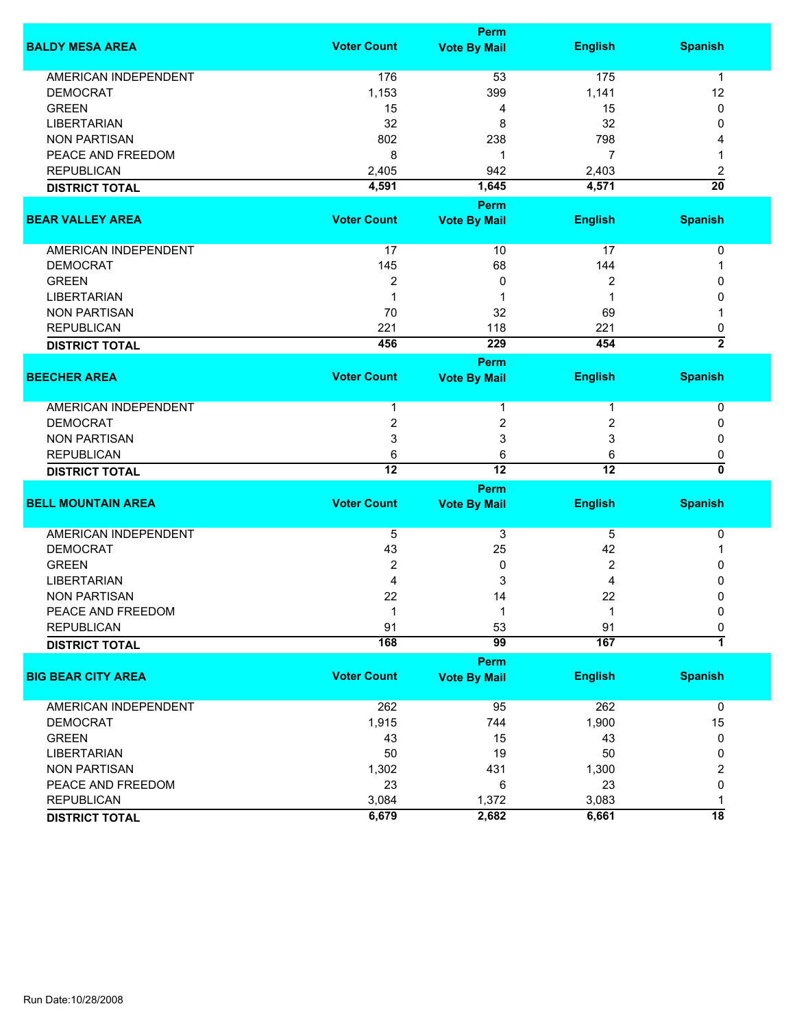| BALDY MESA AREA | Voter Count | Perm Vote By Mail | English | Spanish |
|---|---|---|---|---|
| AMERICAN INDEPENDENT | 176 | 53 | 175 | 1 |
| DEMOCRAT | 1,153 | 399 | 1,141 | 12 |
| GREEN | 15 | 4 | 15 | 0 |
| LIBERTARIAN | 32 | 8 | 32 | 0 |
| NON PARTISAN | 802 | 238 | 798 | 4 |
| PEACE AND FREEDOM | 8 | 1 | 7 | 1 |
| REPUBLICAN | 2,405 | 942 | 2,403 | 2 |
| **DISTRICT TOTAL** | **4,591** | **1,645** | **4,571** | **20** |

| BEAR VALLEY AREA | Voter Count | Perm Vote By Mail | English | Spanish |
|---|---|---|---|---|
| AMERICAN INDEPENDENT | 17 | 10 | 17 | 0 |
| DEMOCRAT | 145 | 68 | 144 | 1 |
| GREEN | 2 | 0 | 2 | 0 |
| LIBERTARIAN | 1 | 1 | 1 | 0 |
| NON PARTISAN | 70 | 32 | 69 | 1 |
| REPUBLICAN | 221 | 118 | 221 | 0 |
| **DISTRICT TOTAL** | **456** | **229** | **454** | **2** |

| BEECHER AREA | Voter Count | Perm Vote By Mail | English | Spanish |
|---|---|---|---|---|
| AMERICAN INDEPENDENT | 1 | 1 | 1 | 0 |
| DEMOCRAT | 2 | 2 | 2 | 0 |
| NON PARTISAN | 3 | 3 | 3 | 0 |
| REPUBLICAN | 6 | 6 | 6 | 0 |
| **DISTRICT TOTAL** | **12** | **12** | **12** | **0** |

| BELL MOUNTAIN AREA | Voter Count | Perm Vote By Mail | English | Spanish |
|---|---|---|---|---|
| AMERICAN INDEPENDENT | 5 | 3 | 5 | 0 |
| DEMOCRAT | 43 | 25 | 42 | 1 |
| GREEN | 2 | 0 | 2 | 0 |
| LIBERTARIAN | 4 | 3 | 4 | 0 |
| NON PARTISAN | 22 | 14 | 22 | 0 |
| PEACE AND FREEDOM | 1 | 1 | 1 | 0 |
| REPUBLICAN | 91 | 53 | 91 | 0 |
| **DISTRICT TOTAL** | **168** | **99** | **167** | **1** |

| BIG BEAR CITY AREA | Voter Count | Perm Vote By Mail | English | Spanish |
|---|---|---|---|---|
| AMERICAN INDEPENDENT | 262 | 95 | 262 | 0 |
| DEMOCRAT | 1,915 | 744 | 1,900 | 15 |
| GREEN | 43 | 15 | 43 | 0 |
| LIBERTARIAN | 50 | 19 | 50 | 0 |
| NON PARTISAN | 1,302 | 431 | 1,300 | 2 |
| PEACE AND FREEDOM | 23 | 6 | 23 | 0 |
| REPUBLICAN | 3,084 | 1,372 | 3,083 | 1 |
| **DISTRICT TOTAL** | **6,679** | **2,682** | **6,661** | **18** |

Run Date:10/28/2008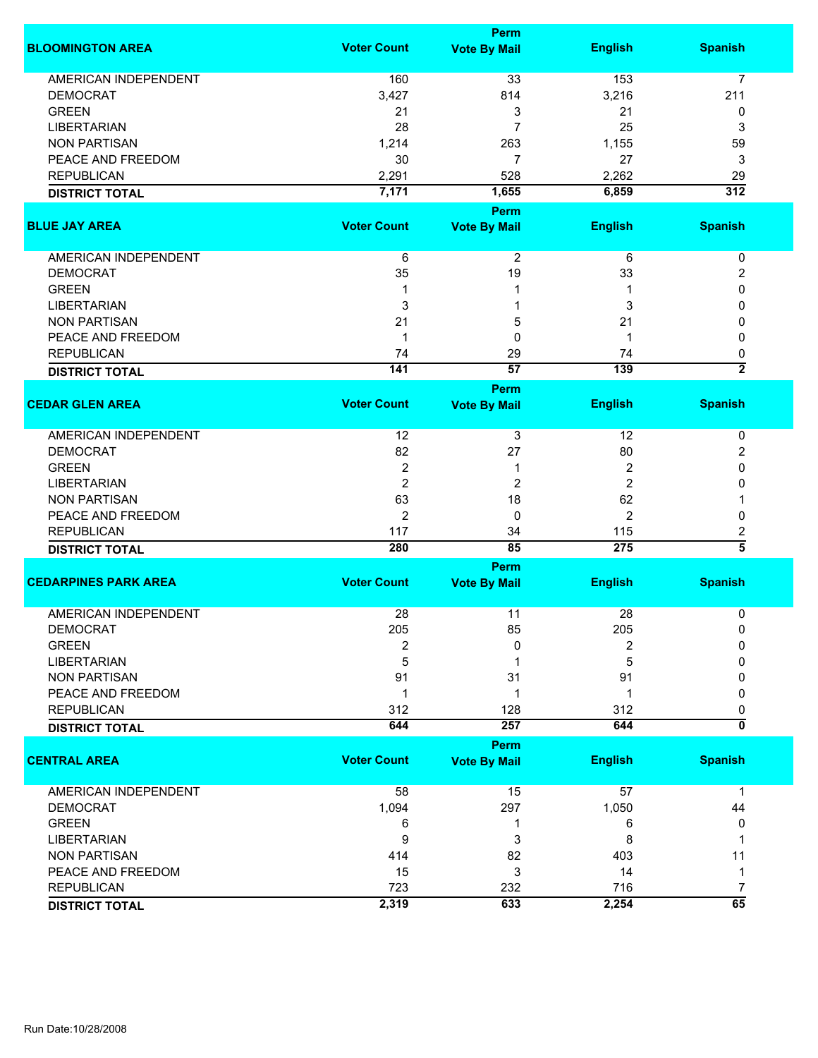| BLOOMINGTON AREA | Voter Count | Perm Vote By Mail | English | Spanish |
|---|---|---|---|---|
| AMERICAN INDEPENDENT | 160 | 33 | 153 | 7 |
| DEMOCRAT | 3,427 | 814 | 3,216 | 211 |
| GREEN | 21 | 3 | 21 | 0 |
| LIBERTARIAN | 28 | 7 | 25 | 3 |
| NON PARTISAN | 1,214 | 263 | 1,155 | 59 |
| PEACE AND FREEDOM | 30 | 7 | 27 | 3 |
| REPUBLICAN | 2,291 | 528 | 2,262 | 29 |
| **DISTRICT TOTAL** | **7,171** | **1,655** | **6,859** | **312** |

| BLUE JAY AREA | Voter Count | Perm Vote By Mail | English | Spanish |
|---|---|---|---|---|
| AMERICAN INDEPENDENT | 6 | 2 | 6 | 0 |
| DEMOCRAT | 35 | 19 | 33 | 2 |
| GREEN | 1 | 1 | 1 | 0 |
| LIBERTARIAN | 3 | 1 | 3 | 0 |
| NON PARTISAN | 21 | 5 | 21 | 0 |
| PEACE AND FREEDOM | 1 | 0 | 1 | 0 |
| REPUBLICAN | 74 | 29 | 74 | 0 |
| **DISTRICT TOTAL** | **141** | **57** | **139** | **2** |

| CEDAR GLEN AREA | Voter Count | Perm Vote By Mail | English | Spanish |
|---|---|---|---|---|
| AMERICAN INDEPENDENT | 12 | 3 | 12 | 0 |
| DEMOCRAT | 82 | 27 | 80 | 2 |
| GREEN | 2 | 1 | 2 | 0 |
| LIBERTARIAN | 2 | 2 | 2 | 0 |
| NON PARTISAN | 63 | 18 | 62 | 1 |
| PEACE AND FREEDOM | 2 | 0 | 2 | 0 |
| REPUBLICAN | 117 | 34 | 115 | 2 |
| **DISTRICT TOTAL** | **280** | **85** | **275** | **5** |

| CEDARPINES PARK AREA | Voter Count | Perm Vote By Mail | English | Spanish |
|---|---|---|---|---|
| AMERICAN INDEPENDENT | 28 | 11 | 28 | 0 |
| DEMOCRAT | 205 | 85 | 205 | 0 |
| GREEN | 2 | 0 | 2 | 0 |
| LIBERTARIAN | 5 | 1 | 5 | 0 |
| NON PARTISAN | 91 | 31 | 91 | 0 |
| PEACE AND FREEDOM | 1 | 1 | 1 | 0 |
| REPUBLICAN | 312 | 128 | 312 | 0 |
| **DISTRICT TOTAL** | **644** | **257** | **644** | **0** |

| CENTRAL AREA | Voter Count | Perm Vote By Mail | English | Spanish |
|---|---|---|---|---|
| AMERICAN INDEPENDENT | 58 | 15 | 57 | 1 |
| DEMOCRAT | 1,094 | 297 | 1,050 | 44 |
| GREEN | 6 | 1 | 6 | 0 |
| LIBERTARIAN | 9 | 3 | 8 | 1 |
| NON PARTISAN | 414 | 82 | 403 | 11 |
| PEACE AND FREEDOM | 15 | 3 | 14 | 1 |
| REPUBLICAN | 723 | 232 | 716 | 7 |
| **DISTRICT TOTAL** | **2,319** | **633** | **2,254** | **65** |

Run Date:10/28/2008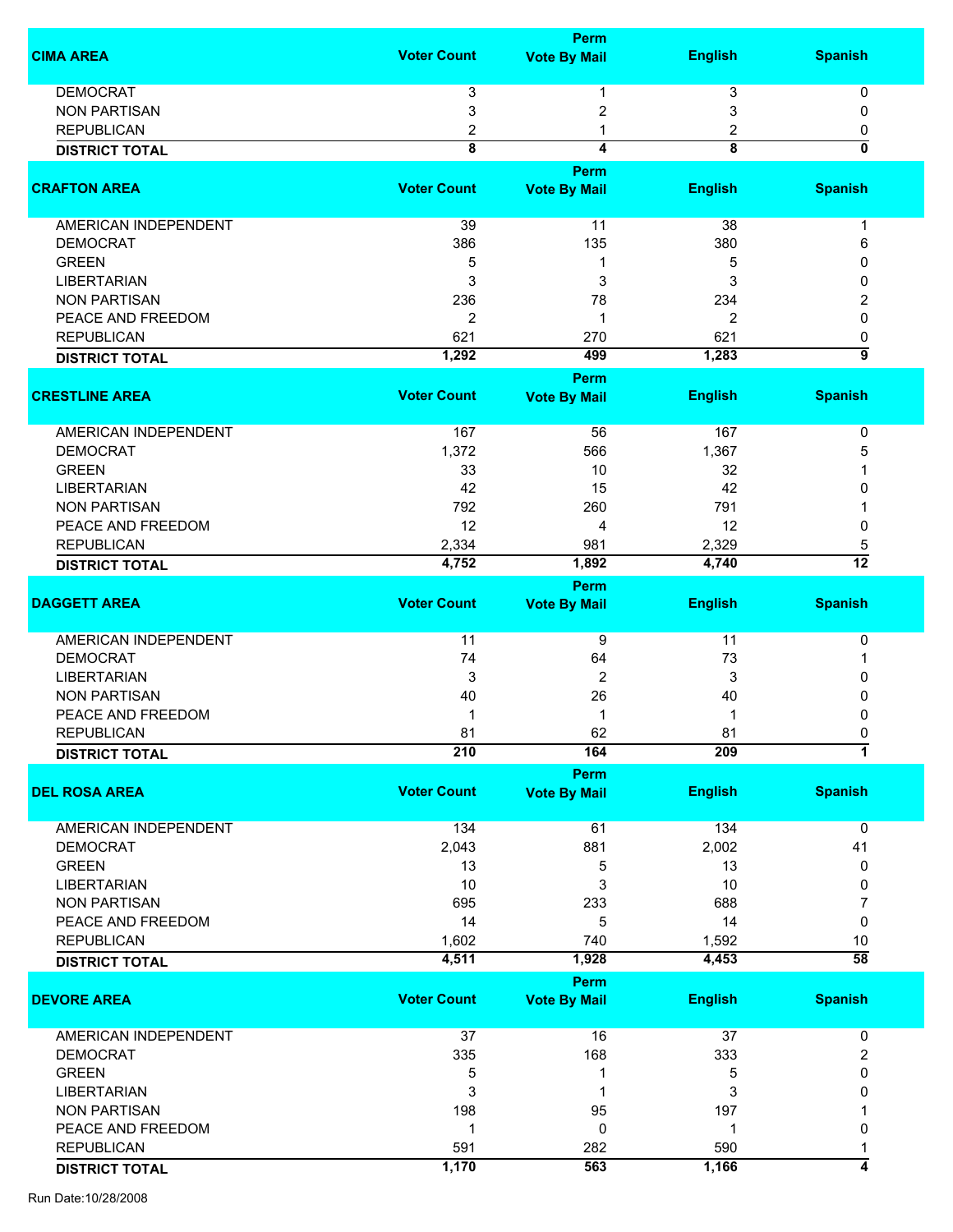| CIMA AREA | Voter Count | Perm Vote By Mail | English | Spanish |
|---|---|---|---|---|
| DEMOCRAT | 3 | 1 | 3 | 0 |
| NON PARTISAN | 3 | 2 | 3 | 0 |
| REPUBLICAN | 2 | 1 | 2 | 0 |
| **DISTRICT TOTAL** | **8** | **4** | **8** | **0** |

| CRAFTON AREA | Voter Count | Perm Vote By Mail | English | Spanish |
|---|---|---|---|---|
| AMERICAN INDEPENDENT | 39 | 11 | 38 | 1 |
| DEMOCRAT | 386 | 135 | 380 | 6 |
| GREEN | 5 | 1 | 5 | 0 |
| LIBERTARIAN | 3 | 3 | 3 | 0 |
| NON PARTISAN | 236 | 78 | 234 | 2 |
| PEACE AND FREEDOM | 2 | 1 | 2 | 0 |
| REPUBLICAN | 621 | 270 | 621 | 0 |
| **DISTRICT TOTAL** | **1,292** | **499** | **1,283** | **9** |

| CRESTLINE AREA | Voter Count | Perm Vote By Mail | English | Spanish |
|---|---|---|---|---|
| AMERICAN INDEPENDENT | 167 | 56 | 167 | 0 |
| DEMOCRAT | 1,372 | 566 | 1,367 | 5 |
| GREEN | 33 | 10 | 32 | 1 |
| LIBERTARIAN | 42 | 15 | 42 | 0 |
| NON PARTISAN | 792 | 260 | 791 | 1 |
| PEACE AND FREEDOM | 12 | 4 | 12 | 0 |
| REPUBLICAN | 2,334 | 981 | 2,329 | 5 |
| **DISTRICT TOTAL** | **4,752** | **1,892** | **4,740** | **12** |

| DAGGETT AREA | Voter Count | Perm Vote By Mail | English | Spanish |
|---|---|---|---|---|
| AMERICAN INDEPENDENT | 11 | 9 | 11 | 0 |
| DEMOCRAT | 74 | 64 | 73 | 1 |
| LIBERTARIAN | 3 | 2 | 3 | 0 |
| NON PARTISAN | 40 | 26 | 40 | 0 |
| PEACE AND FREEDOM | 1 | 1 | 1 | 0 |
| REPUBLICAN | 81 | 62 | 81 | 0 |
| **DISTRICT TOTAL** | **210** | **164** | **209** | **1** |

| DEL ROSA AREA | Voter Count | Perm Vote By Mail | English | Spanish |
|---|---|---|---|---|
| AMERICAN INDEPENDENT | 134 | 61 | 134 | 0 |
| DEMOCRAT | 2,043 | 881 | 2,002 | 41 |
| GREEN | 13 | 5 | 13 | 0 |
| LIBERTARIAN | 10 | 3 | 10 | 0 |
| NON PARTISAN | 695 | 233 | 688 | 7 |
| PEACE AND FREEDOM | 14 | 5 | 14 | 0 |
| REPUBLICAN | 1,602 | 740 | 1,592 | 10 |
| **DISTRICT TOTAL** | **4,511** | **1,928** | **4,453** | **58** |

| DEVORE AREA | Voter Count | Perm Vote By Mail | English | Spanish |
|---|---|---|---|---|
| AMERICAN INDEPENDENT | 37 | 16 | 37 | 0 |
| DEMOCRAT | 335 | 168 | 333 | 2 |
| GREEN | 5 | 1 | 5 | 0 |
| LIBERTARIAN | 3 | 1 | 3 | 0 |
| NON PARTISAN | 198 | 95 | 197 | 1 |
| PEACE AND FREEDOM | 1 | 0 | 1 | 0 |
| REPUBLICAN | 591 | 282 | 590 | 1 |
| **DISTRICT TOTAL** | **1,170** | **563** | **1,166** | **4** |

Run Date:10/28/2008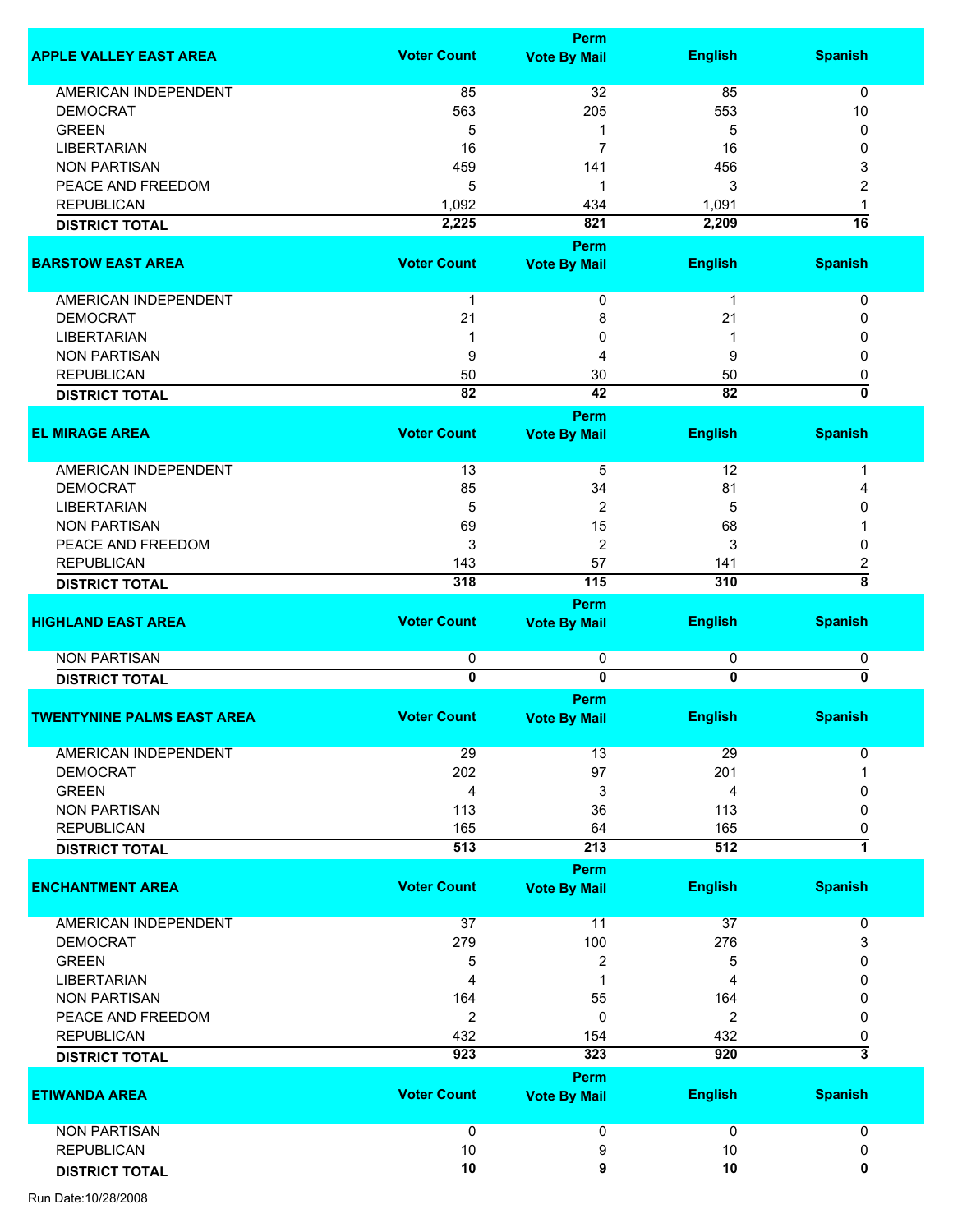| APPLE VALLEY EAST AREA | Voter Count | Perm Vote By Mail | English | Spanish |
|---|---|---|---|---|
| AMERICAN INDEPENDENT | 85 | 32 | 85 | 0 |
| DEMOCRAT | 563 | 205 | 553 | 10 |
| GREEN | 5 | 1 | 5 | 0 |
| LIBERTARIAN | 16 | 7 | 16 | 0 |
| NON PARTISAN | 459 | 141 | 456 | 3 |
| PEACE AND FREEDOM | 5 | 1 | 3 | 2 |
| REPUBLICAN | 1,092 | 434 | 1,091 | 1 |
| **DISTRICT TOTAL** | **2,225** | **821** | **2,209** | **16** |

| BARSTOW EAST AREA | Voter Count | Perm Vote By Mail | English | Spanish |
|---|---|---|---|---|
| AMERICAN INDEPENDENT | 1 | 0 | 1 | 0 |
| DEMOCRAT | 21 | 8 | 21 | 0 |
| LIBERTARIAN | 1 | 0 | 1 | 0 |
| NON PARTISAN | 9 | 4 | 9 | 0 |
| REPUBLICAN | 50 | 30 | 50 | 0 |
| **DISTRICT TOTAL** | **82** | **42** | **82** | **0** |

| EL MIRAGE AREA | Voter Count | Perm Vote By Mail | English | Spanish |
|---|---|---|---|---|
| AMERICAN INDEPENDENT | 13 | 5 | 12 | 1 |
| DEMOCRAT | 85 | 34 | 81 | 4 |
| LIBERTARIAN | 5 | 2 | 5 | 0 |
| NON PARTISAN | 69 | 15 | 68 | 1 |
| PEACE AND FREEDOM | 3 | 2 | 3 | 0 |
| REPUBLICAN | 143 | 57 | 141 | 2 |
| **DISTRICT TOTAL** | **318** | **115** | **310** | **8** |

| HIGHLAND EAST AREA | Voter Count | Perm Vote By Mail | English | Spanish |
|---|---|---|---|---|
| NON PARTISAN | 0 | 0 | 0 | 0 |
| **DISTRICT TOTAL** | **0** | **0** | **0** | **0** |

| TWENTYNINE PALMS EAST AREA | Voter Count | Perm Vote By Mail | English | Spanish |
|---|---|---|---|---|
| AMERICAN INDEPENDENT | 29 | 13 | 29 | 0 |
| DEMOCRAT | 202 | 97 | 201 | 1 |
| GREEN | 4 | 3 | 4 | 0 |
| NON PARTISAN | 113 | 36 | 113 | 0 |
| REPUBLICAN | 165 | 64 | 165 | 0 |
| **DISTRICT TOTAL** | **513** | **213** | **512** | **1** |

| ENCHANTMENT AREA | Voter Count | Perm Vote By Mail | English | Spanish |
|---|---|---|---|---|
| AMERICAN INDEPENDENT | 37 | 11 | 37 | 0 |
| DEMOCRAT | 279 | 100 | 276 | 3 |
| GREEN | 5 | 2 | 5 | 0 |
| LIBERTARIAN | 4 | 1 | 4 | 0 |
| NON PARTISAN | 164 | 55 | 164 | 0 |
| PEACE AND FREEDOM | 2 | 0 | 2 | 0 |
| REPUBLICAN | 432 | 154 | 432 | 0 |
| **DISTRICT TOTAL** | **923** | **323** | **920** | **3** |

| ETIWANDA AREA | Voter Count | Perm Vote By Mail | English | Spanish |
|---|---|---|---|---|
| NON PARTISAN | 0 | 0 | 0 | 0 |
| REPUBLICAN | 10 | 9 | 10 | 0 |
| **DISTRICT TOTAL** | **10** | **9** | **10** | **0** |

Run Date:10/28/2008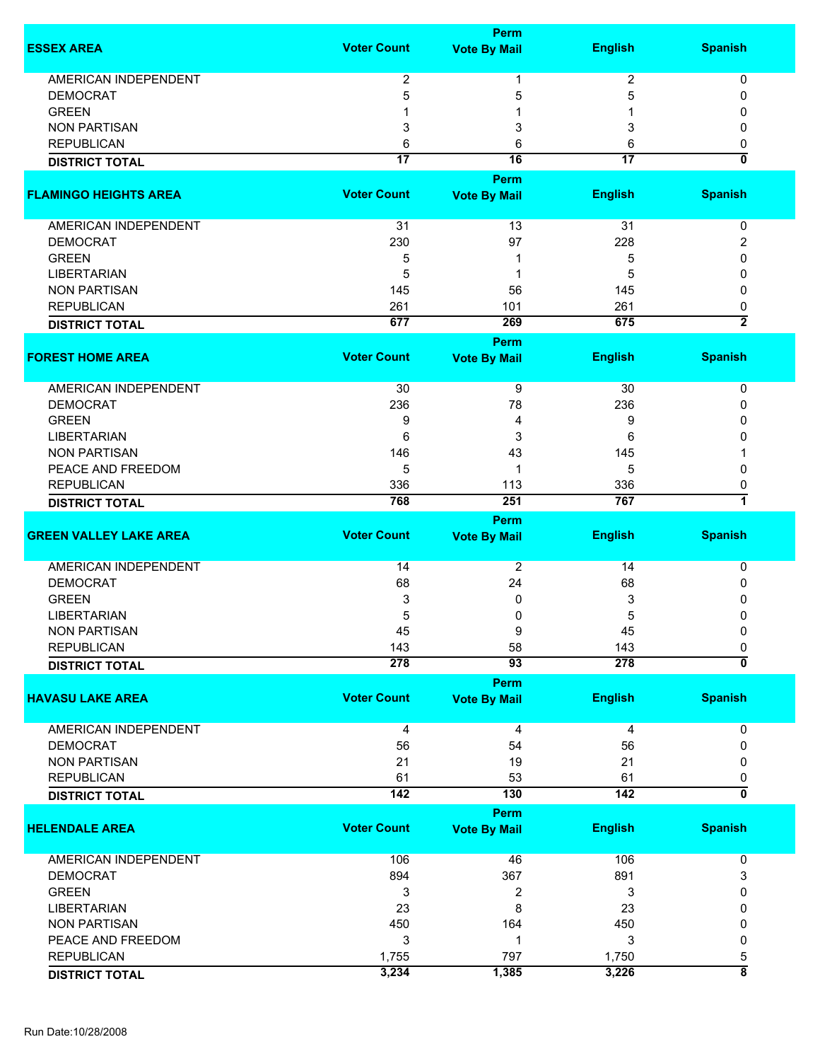| ESSEX AREA | Voter Count | Perm Vote By Mail | English | Spanish |
|---|---|---|---|---|
| AMERICAN INDEPENDENT | 2 | 1 | 2 | 0 |
| DEMOCRAT | 5 | 5 | 5 | 0 |
| GREEN | 1 | 1 | 1 | 0 |
| NON PARTISAN | 3 | 3 | 3 | 0 |
| REPUBLICAN | 6 | 6 | 6 | 0 |
| **DISTRICT TOTAL** | **17** | **16** | **17** | **0** |

| FLAMINGO HEIGHTS AREA | Voter Count | Perm Vote By Mail | English | Spanish |
|---|---|---|---|---|
| AMERICAN INDEPENDENT | 31 | 13 | 31 | 0 |
| DEMOCRAT | 230 | 97 | 228 | 2 |
| GREEN | 5 | 1 | 5 | 0 |
| LIBERTARIAN | 5 | 1 | 5 | 0 |
| NON PARTISAN | 145 | 56 | 145 | 0 |
| REPUBLICAN | 261 | 101 | 261 | 0 |
| **DISTRICT TOTAL** | **677** | **269** | **675** | **2** |

| FOREST HOME AREA | Voter Count | Perm Vote By Mail | English | Spanish |
|---|---|---|---|---|
| AMERICAN INDEPENDENT | 30 | 9 | 30 | 0 |
| DEMOCRAT | 236 | 78 | 236 | 0 |
| GREEN | 9 | 4 | 9 | 0 |
| LIBERTARIAN | 6 | 3 | 6 | 0 |
| NON PARTISAN | 146 | 43 | 145 | 1 |
| PEACE AND FREEDOM | 5 | 1 | 5 | 0 |
| REPUBLICAN | 336 | 113 | 336 | 0 |
| **DISTRICT TOTAL** | **768** | **251** | **767** | **1** |

| GREEN VALLEY LAKE AREA | Voter Count | Perm Vote By Mail | English | Spanish |
|---|---|---|---|---|
| AMERICAN INDEPENDENT | 14 | 2 | 14 | 0 |
| DEMOCRAT | 68 | 24 | 68 | 0 |
| GREEN | 3 | 0 | 3 | 0 |
| LIBERTARIAN | 5 | 0 | 5 | 0 |
| NON PARTISAN | 45 | 9 | 45 | 0 |
| REPUBLICAN | 143 | 58 | 143 | 0 |
| **DISTRICT TOTAL** | **278** | **93** | **278** | **0** |

| HAVASU LAKE AREA | Voter Count | Perm Vote By Mail | English | Spanish |
|---|---|---|---|---|
| AMERICAN INDEPENDENT | 4 | 4 | 4 | 0 |
| DEMOCRAT | 56 | 54 | 56 | 0 |
| NON PARTISAN | 21 | 19 | 21 | 0 |
| REPUBLICAN | 61 | 53 | 61 | 0 |
| **DISTRICT TOTAL** | **142** | **130** | **142** | **0** |

| HELENDALE AREA | Voter Count | Perm Vote By Mail | English | Spanish |
|---|---|---|---|---|
| AMERICAN INDEPENDENT | 106 | 46 | 106 | 0 |
| DEMOCRAT | 894 | 367 | 891 | 3 |
| GREEN | 3 | 2 | 3 | 0 |
| LIBERTARIAN | 23 | 8 | 23 | 0 |
| NON PARTISAN | 450 | 164 | 450 | 0 |
| PEACE AND FREEDOM | 3 | 1 | 3 | 0 |
| REPUBLICAN | 1,755 | 797 | 1,750 | 5 |
| **DISTRICT TOTAL** | **3,234** | **1,385** | **3,226** | **8** |

Run Date:10/28/2008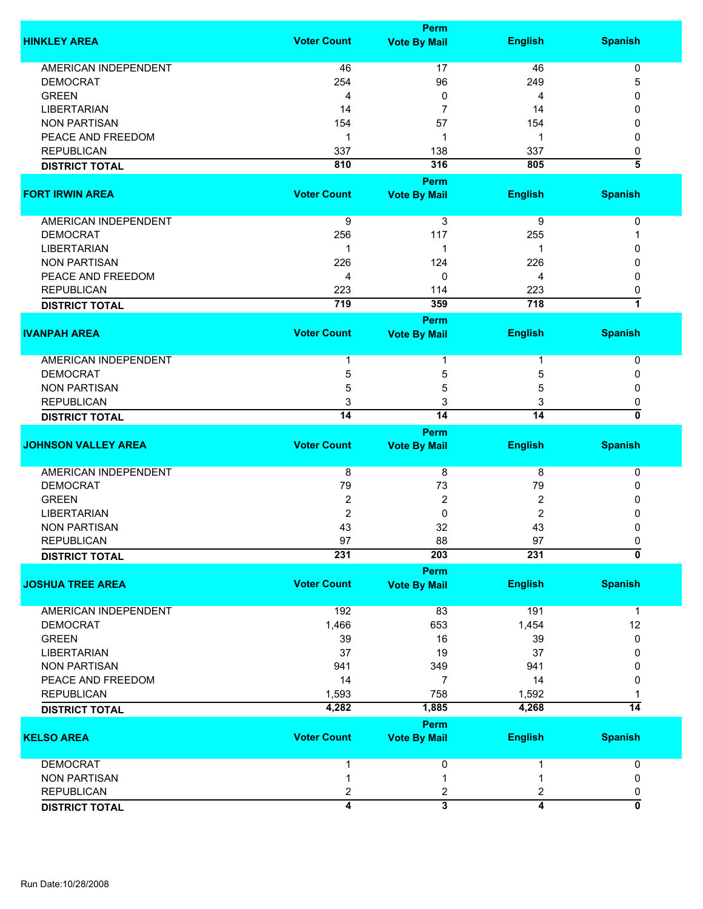| HINKLEY AREA | Voter Count | Perm Vote By Mail | English | Spanish |
|---|---|---|---|---|
| AMERICAN INDEPENDENT | 46 | 17 | 46 | 0 |
| DEMOCRAT | 254 | 96 | 249 | 5 |
| GREEN | 4 | 0 | 4 | 0 |
| LIBERTARIAN | 14 | 7 | 14 | 0 |
| NON PARTISAN | 154 | 57 | 154 | 0 |
| PEACE AND FREEDOM | 1 | 1 | 1 | 0 |
| REPUBLICAN | 337 | 138 | 337 | 0 |
| **DISTRICT TOTAL** | **810** | **316** | **805** | **5** |

| FORT IRWIN AREA | Voter Count | Perm Vote By Mail | English | Spanish |
|---|---|---|---|---|
| AMERICAN INDEPENDENT | 9 | 3 | 9 | 0 |
| DEMOCRAT | 256 | 117 | 255 | 1 |
| LIBERTARIAN | 1 | 1 | 1 | 0 |
| NON PARTISAN | 226 | 124 | 226 | 0 |
| PEACE AND FREEDOM | 4 | 0 | 4 | 0 |
| REPUBLICAN | 223 | 114 | 223 | 0 |
| **DISTRICT TOTAL** | **719** | **359** | **718** | **1** |

| IVANPAH AREA | Voter Count | Perm Vote By Mail | English | Spanish |
|---|---|---|---|---|
| AMERICAN INDEPENDENT | 1 | 1 | 1 | 0 |
| DEMOCRAT | 5 | 5 | 5 | 0 |
| NON PARTISAN | 5 | 5 | 5 | 0 |
| REPUBLICAN | 3 | 3 | 3 | 0 |
| **DISTRICT TOTAL** | **14** | **14** | **14** | **0** |

| JOHNSON VALLEY AREA | Voter Count | Perm Vote By Mail | English | Spanish |
|---|---|---|---|---|
| AMERICAN INDEPENDENT | 8 | 8 | 8 | 0 |
| DEMOCRAT | 79 | 73 | 79 | 0 |
| GREEN | 2 | 2 | 2 | 0 |
| LIBERTARIAN | 2 | 0 | 2 | 0 |
| NON PARTISAN | 43 | 32 | 43 | 0 |
| REPUBLICAN | 97 | 88 | 97 | 0 |
| **DISTRICT TOTAL** | **231** | **203** | **231** | **0** |

| JOSHUA TREE AREA | Voter Count | Perm Vote By Mail | English | Spanish |
|---|---|---|---|---|
| AMERICAN INDEPENDENT | 192 | 83 | 191 | 1 |
| DEMOCRAT | 1,466 | 653 | 1,454 | 12 |
| GREEN | 39 | 16 | 39 | 0 |
| LIBERTARIAN | 37 | 19 | 37 | 0 |
| NON PARTISAN | 941 | 349 | 941 | 0 |
| PEACE AND FREEDOM | 14 | 7 | 14 | 0 |
| REPUBLICAN | 1,593 | 758 | 1,592 | 1 |
| **DISTRICT TOTAL** | **4,282** | **1,885** | **4,268** | **14** |

| KELSO AREA | Voter Count | Perm Vote By Mail | English | Spanish |
|---|---|---|---|---|
| DEMOCRAT | 1 | 0 | 1 | 0 |
| NON PARTISAN | 1 | 1 | 1 | 0 |
| REPUBLICAN | 2 | 2 | 2 | 0 |
| **DISTRICT TOTAL** | **4** | **3** | **4** | **0** |

Run Date:10/28/2008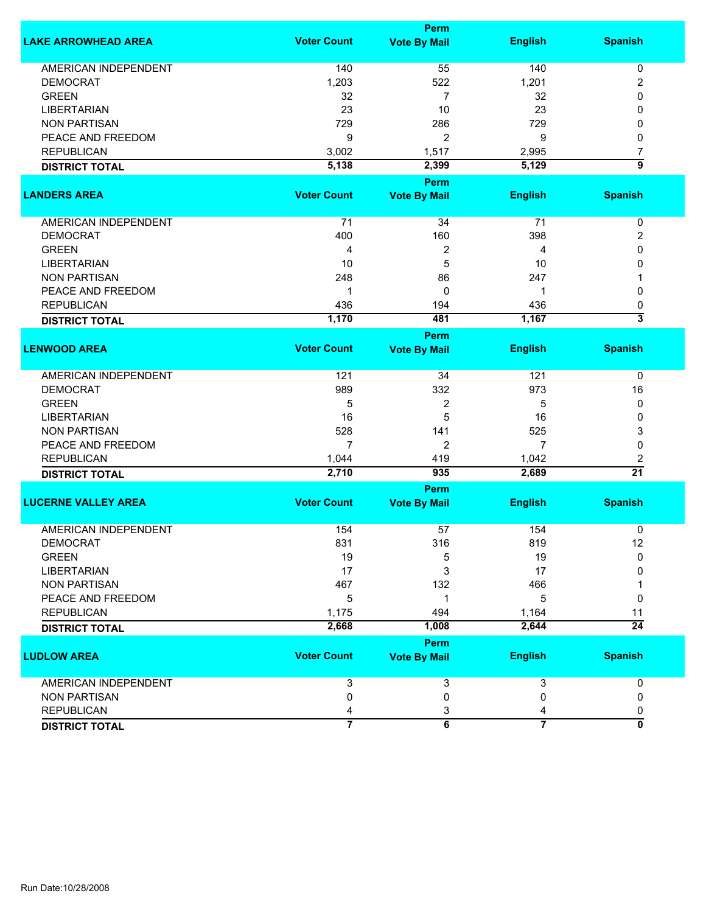| LAKE ARROWHEAD AREA | Voter Count | Perm Vote By Mail | English | Spanish |
|---|---|---|---|---|
| AMERICAN INDEPENDENT | 140 | 55 | 140 | 0 |
| DEMOCRAT | 1,203 | 522 | 1,201 | 2 |
| GREEN | 32 | 7 | 32 | 0 |
| LIBERTARIAN | 23 | 10 | 23 | 0 |
| NON PARTISAN | 729 | 286 | 729 | 0 |
| PEACE AND FREEDOM | 9 | 2 | 9 | 0 |
| REPUBLICAN | 3,002 | 1,517 | 2,995 | 7 |
| **DISTRICT TOTAL** | **5,138** | **2,399** | **5,129** | **9** |

| LANDERS AREA | Voter Count | Perm Vote By Mail | English | Spanish |
|---|---|---|---|---|
| AMERICAN INDEPENDENT | 71 | 34 | 71 | 0 |
| DEMOCRAT | 400 | 160 | 398 | 2 |
| GREEN | 4 | 2 | 4 | 0 |
| LIBERTARIAN | 10 | 5 | 10 | 0 |
| NON PARTISAN | 248 | 86 | 247 | 1 |
| PEACE AND FREEDOM | 1 | 0 | 1 | 0 |
| REPUBLICAN | 436 | 194 | 436 | 0 |
| **DISTRICT TOTAL** | **1,170** | **481** | **1,167** | **3** |

| LENWOOD AREA | Voter Count | Perm Vote By Mail | English | Spanish |
|---|---|---|---|---|
| AMERICAN INDEPENDENT | 121 | 34 | 121 | 0 |
| DEMOCRAT | 989 | 332 | 973 | 16 |
| GREEN | 5 | 2 | 5 | 0 |
| LIBERTARIAN | 16 | 5 | 16 | 0 |
| NON PARTISAN | 528 | 141 | 525 | 3 |
| PEACE AND FREEDOM | 7 | 2 | 7 | 0 |
| REPUBLICAN | 1,044 | 419 | 1,042 | 2 |
| **DISTRICT TOTAL** | **2,710** | **935** | **2,689** | **21** |

| LUCERNE VALLEY AREA | Voter Count | Perm Vote By Mail | English | Spanish |
|---|---|---|---|---|
| AMERICAN INDEPENDENT | 154 | 57 | 154 | 0 |
| DEMOCRAT | 831 | 316 | 819 | 12 |
| GREEN | 19 | 5 | 19 | 0 |
| LIBERTARIAN | 17 | 3 | 17 | 0 |
| NON PARTISAN | 467 | 132 | 466 | 1 |
| PEACE AND FREEDOM | 5 | 1 | 5 | 0 |
| REPUBLICAN | 1,175 | 494 | 1,164 | 11 |
| **DISTRICT TOTAL** | **2,668** | **1,008** | **2,644** | **24** |

| LUDLOW AREA | Voter Count | Perm Vote By Mail | English | Spanish |
|---|---|---|---|---|
| AMERICAN INDEPENDENT | 3 | 3 | 3 | 0 |
| NON PARTISAN | 0 | 0 | 0 | 0 |
| REPUBLICAN | 4 | 3 | 4 | 0 |
| **DISTRICT TOTAL** | **7** | **6** | **7** | **0** |

Run Date:10/28/2008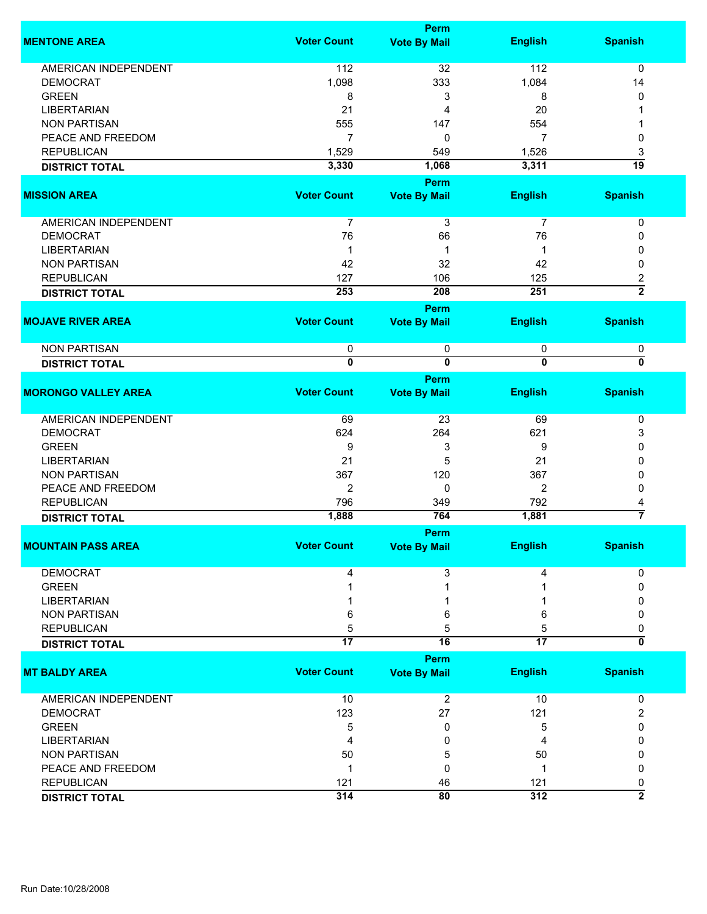| MENTONE AREA | Voter Count | Perm Vote By Mail | English | Spanish |
|---|---|---|---|---|
| AMERICAN INDEPENDENT | 112 | 32 | 112 | 0 |
| DEMOCRAT | 1,098 | 333 | 1,084 | 14 |
| GREEN | 8 | 3 | 8 | 0 |
| LIBERTARIAN | 21 | 4 | 20 | 1 |
| NON PARTISAN | 555 | 147 | 554 | 1 |
| PEACE AND FREEDOM | 7 | 0 | 7 | 0 |
| REPUBLICAN | 1,529 | 549 | 1,526 | 3 |
| **DISTRICT TOTAL** | **3,330** | **1,068** | **3,311** | **19** |

| MISSION AREA | Voter Count | Perm Vote By Mail | English | Spanish |
|---|---|---|---|---|
| AMERICAN INDEPENDENT | 7 | 3 | 7 | 0 |
| DEMOCRAT | 76 | 66 | 76 | 0 |
| LIBERTARIAN | 1 | 1 | 1 | 0 |
| NON PARTISAN | 42 | 32 | 42 | 0 |
| REPUBLICAN | 127 | 106 | 125 | 2 |
| **DISTRICT TOTAL** | **253** | **208** | **251** | **2** |

| MOJAVE RIVER AREA | Voter Count | Perm Vote By Mail | English | Spanish |
|---|---|---|---|---|
| NON PARTISAN | 0 | 0 | 0 | 0 |
| **DISTRICT TOTAL** | **0** | **0** | **0** | **0** |

| MORONGO VALLEY AREA | Voter Count | Perm Vote By Mail | English | Spanish |
|---|---|---|---|---|
| AMERICAN INDEPENDENT | 69 | 23 | 69 | 0 |
| DEMOCRAT | 624 | 264 | 621 | 3 |
| GREEN | 9 | 3 | 9 | 0 |
| LIBERTARIAN | 21 | 5 | 21 | 0 |
| NON PARTISAN | 367 | 120 | 367 | 0 |
| PEACE AND FREEDOM | 2 | 0 | 2 | 0 |
| REPUBLICAN | 796 | 349 | 792 | 4 |
| **DISTRICT TOTAL** | **1,888** | **764** | **1,881** | **7** |

| MOUNTAIN PASS AREA | Voter Count | Perm Vote By Mail | English | Spanish |
|---|---|---|---|---|
| DEMOCRAT | 4 | 3 | 4 | 0 |
| GREEN | 1 | 1 | 1 | 0 |
| LIBERTARIAN | 1 | 1 | 1 | 0 |
| NON PARTISAN | 6 | 6 | 6 | 0 |
| REPUBLICAN | 5 | 5 | 5 | 0 |
| **DISTRICT TOTAL** | **17** | **16** | **17** | **0** |

| MT BALDY AREA | Voter Count | Perm Vote By Mail | English | Spanish |
|---|---|---|---|---|
| AMERICAN INDEPENDENT | 10 | 2 | 10 | 0 |
| DEMOCRAT | 123 | 27 | 121 | 2 |
| GREEN | 5 | 0 | 5 | 0 |
| LIBERTARIAN | 4 | 0 | 4 | 0 |
| NON PARTISAN | 50 | 5 | 50 | 0 |
| PEACE AND FREEDOM | 1 | 0 | 1 | 0 |
| REPUBLICAN | 121 | 46 | 121 | 0 |
| **DISTRICT TOTAL** | **314** | **80** | **312** | **2** |

Run Date:10/28/2008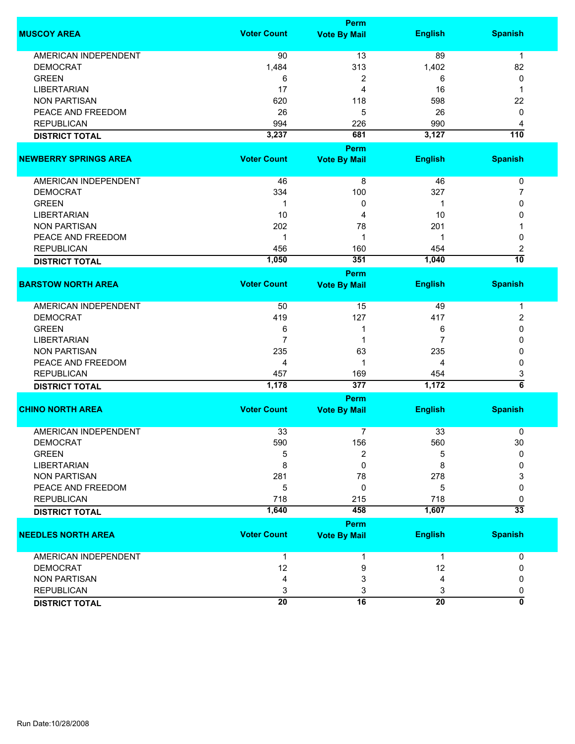| MUSCOY AREA | Voter Count | Perm Vote By Mail | English | Spanish |
|---|---|---|---|---|
| AMERICAN INDEPENDENT | 90 | 13 | 89 | 1 |
| DEMOCRAT | 1,484 | 313 | 1,402 | 82 |
| GREEN | 6 | 2 | 6 | 0 |
| LIBERTARIAN | 17 | 4 | 16 | 1 |
| NON PARTISAN | 620 | 118 | 598 | 22 |
| PEACE AND FREEDOM | 26 | 5 | 26 | 0 |
| REPUBLICAN | 994 | 226 | 990 | 4 |
| **DISTRICT TOTAL** | **3,237** | **681** | **3,127** | **110** |

| NEWBERRY SPRINGS AREA | Voter Count | Perm Vote By Mail | English | Spanish |
|---|---|---|---|---|
| AMERICAN INDEPENDENT | 46 | 8 | 46 | 0 |
| DEMOCRAT | 334 | 100 | 327 | 7 |
| GREEN | 1 | 0 | 1 | 0 |
| LIBERTARIAN | 10 | 4 | 10 | 0 |
| NON PARTISAN | 202 | 78 | 201 | 1 |
| PEACE AND FREEDOM | 1 | 1 | 1 | 0 |
| REPUBLICAN | 456 | 160 | 454 | 2 |
| **DISTRICT TOTAL** | **1,050** | **351** | **1,040** | **10** |

| BARSTOW NORTH AREA | Voter Count | Perm Vote By Mail | English | Spanish |
|---|---|---|---|---|
| AMERICAN INDEPENDENT | 50 | 15 | 49 | 1 |
| DEMOCRAT | 419 | 127 | 417 | 2 |
| GREEN | 6 | 1 | 6 | 0 |
| LIBERTARIAN | 7 | 1 | 7 | 0 |
| NON PARTISAN | 235 | 63 | 235 | 0 |
| PEACE AND FREEDOM | 4 | 1 | 4 | 0 |
| REPUBLICAN | 457 | 169 | 454 | 3 |
| **DISTRICT TOTAL** | **1,178** | **377** | **1,172** | **6** |

| CHINO NORTH AREA | Voter Count | Perm Vote By Mail | English | Spanish |
|---|---|---|---|---|
| AMERICAN INDEPENDENT | 33 | 7 | 33 | 0 |
| DEMOCRAT | 590 | 156 | 560 | 30 |
| GREEN | 5 | 2 | 5 | 0 |
| LIBERTARIAN | 8 | 0 | 8 | 0 |
| NON PARTISAN | 281 | 78 | 278 | 3 |
| PEACE AND FREEDOM | 5 | 0 | 5 | 0 |
| REPUBLICAN | 718 | 215 | 718 | 0 |
| **DISTRICT TOTAL** | **1,640** | **458** | **1,607** | **33** |

| NEEDLES NORTH AREA | Voter Count | Perm Vote By Mail | English | Spanish |
|---|---|---|---|---|
| AMERICAN INDEPENDENT | 1 | 1 | 1 | 0 |
| DEMOCRAT | 12 | 9 | 12 | 0 |
| NON PARTISAN | 4 | 3 | 4 | 0 |
| REPUBLICAN | 3 | 3 | 3 | 0 |
| **DISTRICT TOTAL** | **20** | **16** | **20** | **0** |

Run Date:10/28/2008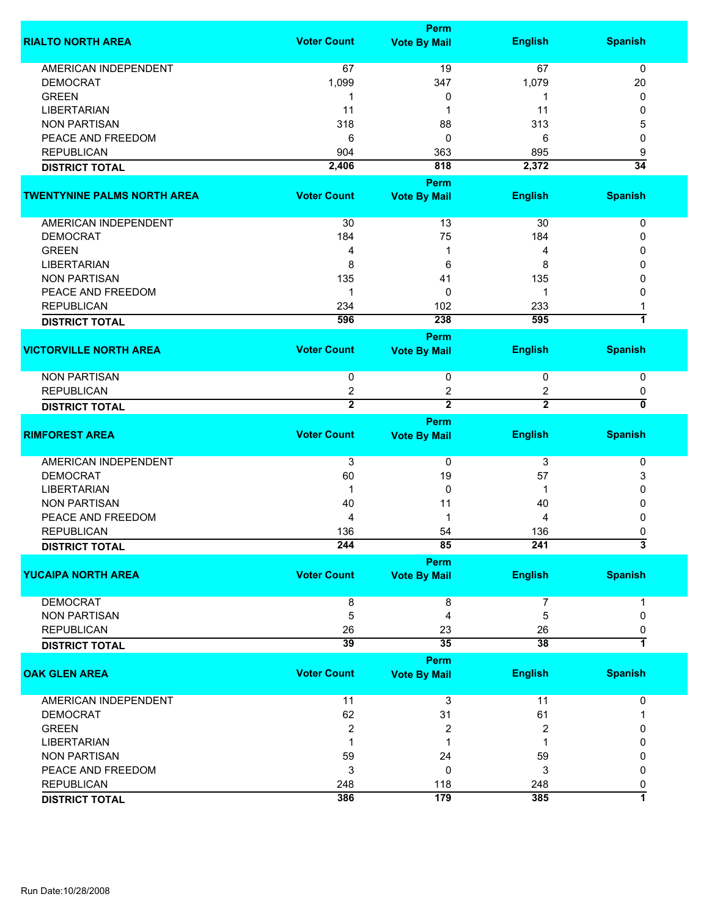| RIALTO NORTH AREA | Voter Count | Perm Vote By Mail | English | Spanish |
|---|---|---|---|---|
| AMERICAN INDEPENDENT | 67 | 19 | 67 | 0 |
| DEMOCRAT | 1,099 | 347 | 1,079 | 20 |
| GREEN | 1 | 0 | 1 | 0 |
| LIBERTARIAN | 11 | 1 | 11 | 0 |
| NON PARTISAN | 318 | 88 | 313 | 5 |
| PEACE AND FREEDOM | 6 | 0 | 6 | 0 |
| REPUBLICAN | 904 | 363 | 895 | 9 |
| **DISTRICT TOTAL** | **2,406** | **818** | **2,372** | **34** |

| TWENTYNINE PALMS NORTH AREA | Voter Count | Perm Vote By Mail | English | Spanish |
|---|---|---|---|---|
| AMERICAN INDEPENDENT | 30 | 13 | 30 | 0 |
| DEMOCRAT | 184 | 75 | 184 | 0 |
| GREEN | 4 | 1 | 4 | 0 |
| LIBERTARIAN | 8 | 6 | 8 | 0 |
| NON PARTISAN | 135 | 41 | 135 | 0 |
| PEACE AND FREEDOM | 1 | 0 | 1 | 0 |
| REPUBLICAN | 234 | 102 | 233 | 1 |
| **DISTRICT TOTAL** | **596** | **238** | **595** | **1** |

| VICTORVILLE NORTH AREA | Voter Count | Perm Vote By Mail | English | Spanish |
|---|---|---|---|---|
| NON PARTISAN | 0 | 0 | 0 | 0 |
| REPUBLICAN | 2 | 2 | 2 | 0 |
| **DISTRICT TOTAL** | **2** | **2** | **2** | **0** |

| RIMFOREST AREA | Voter Count | Perm Vote By Mail | English | Spanish |
|---|---|---|---|---|
| AMERICAN INDEPENDENT | 3 | 0 | 3 | 0 |
| DEMOCRAT | 60 | 19 | 57 | 3 |
| LIBERTARIAN | 1 | 0 | 1 | 0 |
| NON PARTISAN | 40 | 11 | 40 | 0 |
| PEACE AND FREEDOM | 4 | 1 | 4 | 0 |
| REPUBLICAN | 136 | 54 | 136 | 0 |
| **DISTRICT TOTAL** | **244** | **85** | **241** | **3** |

| YUCAIPA NORTH AREA | Voter Count | Perm Vote By Mail | English | Spanish |
|---|---|---|---|---|
| DEMOCRAT | 8 | 8 | 7 | 1 |
| NON PARTISAN | 5 | 4 | 5 | 0 |
| REPUBLICAN | 26 | 23 | 26 | 0 |
| **DISTRICT TOTAL** | **39** | **35** | **38** | **1** |

| OAK GLEN AREA | Voter Count | Perm Vote By Mail | English | Spanish |
|---|---|---|---|---|
| AMERICAN INDEPENDENT | 11 | 3 | 11 | 0 |
| DEMOCRAT | 62 | 31 | 61 | 1 |
| GREEN | 2 | 2 | 2 | 0 |
| LIBERTARIAN | 1 | 1 | 1 | 0 |
| NON PARTISAN | 59 | 24 | 59 | 0 |
| PEACE AND FREEDOM | 3 | 0 | 3 | 0 |
| REPUBLICAN | 248 | 118 | 248 | 0 |
| **DISTRICT TOTAL** | **386** | **179** | **385** | **1** |

Run Date:10/28/2008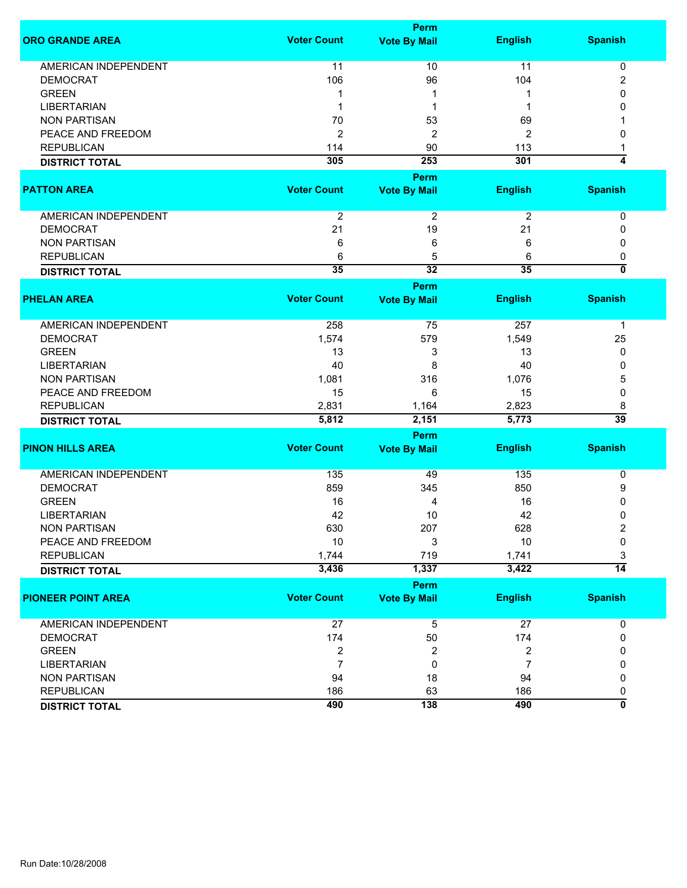| ORO GRANDE AREA | Voter Count | Perm Vote By Mail | English | Spanish |
|---|---|---|---|---|
| AMERICAN INDEPENDENT | 11 | 10 | 11 | 0 |
| DEMOCRAT | 106 | 96 | 104 | 2 |
| GREEN | 1 | 1 | 1 | 0 |
| LIBERTARIAN | 1 | 1 | 1 | 0 |
| NON PARTISAN | 70 | 53 | 69 | 1 |
| PEACE AND FREEDOM | 2 | 2 | 2 | 0 |
| REPUBLICAN | 114 | 90 | 113 | 1 |
| **DISTRICT TOTAL** | **305** | **253** | **301** | **4** |

| PATTON AREA | Voter Count | Perm Vote By Mail | English | Spanish |
|---|---|---|---|---|
| AMERICAN INDEPENDENT | 2 | 2 | 2 | 0 |
| DEMOCRAT | 21 | 19 | 21 | 0 |
| NON PARTISAN | 6 | 6 | 6 | 0 |
| REPUBLICAN | 6 | 5 | 6 | 0 |
| **DISTRICT TOTAL** | **35** | **32** | **35** | **0** |

| PHELAN AREA | Voter Count | Perm Vote By Mail | English | Spanish |
|---|---|---|---|---|
| AMERICAN INDEPENDENT | 258 | 75 | 257 | 1 |
| DEMOCRAT | 1,574 | 579 | 1,549 | 25 |
| GREEN | 13 | 3 | 13 | 0 |
| LIBERTARIAN | 40 | 8 | 40 | 0 |
| NON PARTISAN | 1,081 | 316 | 1,076 | 5 |
| PEACE AND FREEDOM | 15 | 6 | 15 | 0 |
| REPUBLICAN | 2,831 | 1,164 | 2,823 | 8 |
| **DISTRICT TOTAL** | **5,812** | **2,151** | **5,773** | **39** |

| PINON HILLS AREA | Voter Count | Perm Vote By Mail | English | Spanish |
|---|---|---|---|---|
| AMERICAN INDEPENDENT | 135 | 49 | 135 | 0 |
| DEMOCRAT | 859 | 345 | 850 | 9 |
| GREEN | 16 | 4 | 16 | 0 |
| LIBERTARIAN | 42 | 10 | 42 | 0 |
| NON PARTISAN | 630 | 207 | 628 | 2 |
| PEACE AND FREEDOM | 10 | 3 | 10 | 0 |
| REPUBLICAN | 1,744 | 719 | 1,741 | 3 |
| **DISTRICT TOTAL** | **3,436** | **1,337** | **3,422** | **14** |

| PIONEER POINT AREA | Voter Count | Perm Vote By Mail | English | Spanish |
|---|---|---|---|---|
| AMERICAN INDEPENDENT | 27 | 5 | 27 | 0 |
| DEMOCRAT | 174 | 50 | 174 | 0 |
| GREEN | 2 | 2 | 2 | 0 |
| LIBERTARIAN | 7 | 0 | 7 | 0 |
| NON PARTISAN | 94 | 18 | 94 | 0 |
| REPUBLICAN | 186 | 63 | 186 | 0 |
| **DISTRICT TOTAL** | **490** | **138** | **490** | **0** |

Run Date:10/28/2008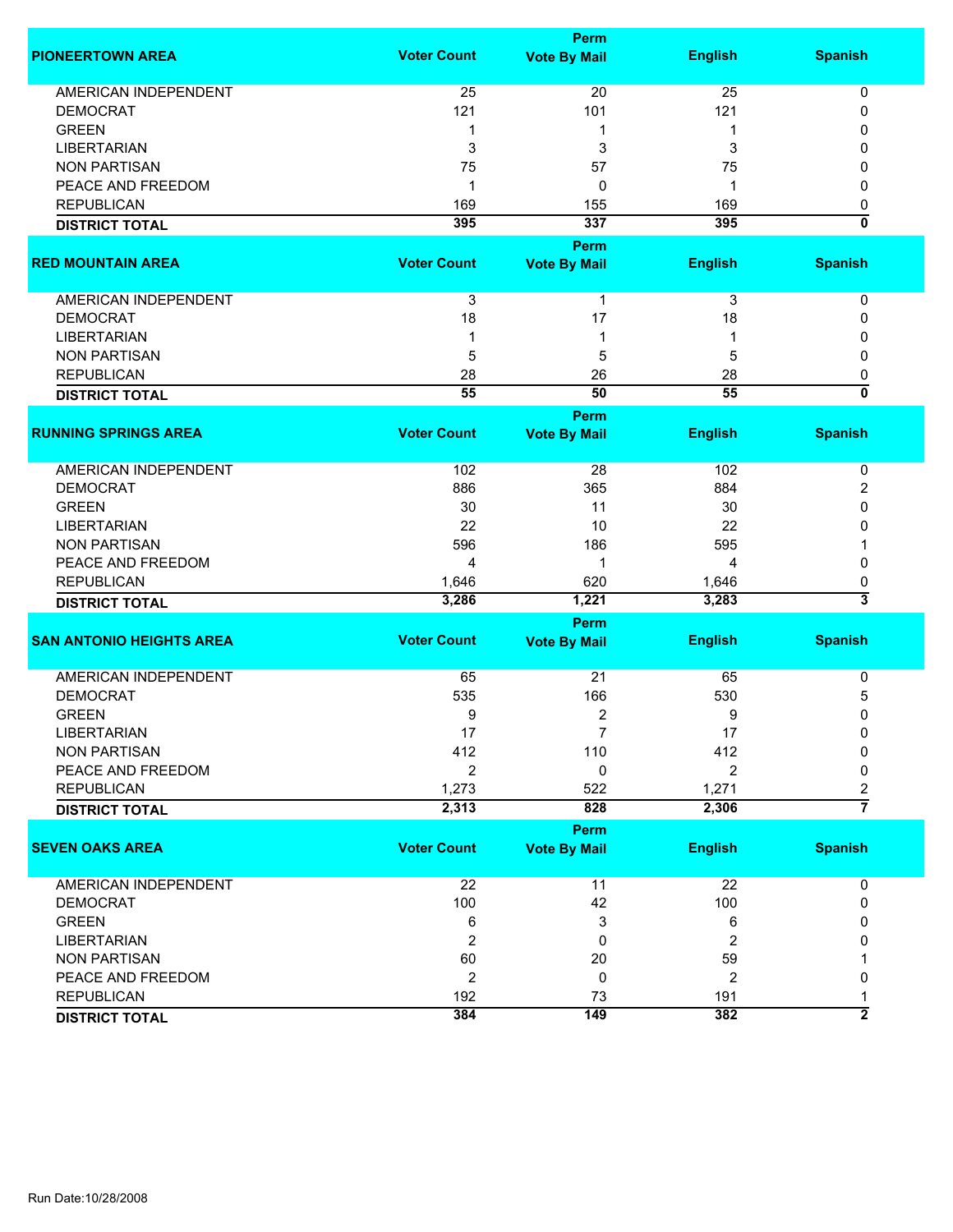| PIONEERTOWN AREA | Voter Count | Perm Vote By Mail | English | Spanish |
|---|---|---|---|---|
| AMERICAN INDEPENDENT | 25 | 20 | 25 | 0 |
| DEMOCRAT | 121 | 101 | 121 | 0 |
| GREEN | 1 | 1 | 1 | 0 |
| LIBERTARIAN | 3 | 3 | 3 | 0 |
| NON PARTISAN | 75 | 57 | 75 | 0 |
| PEACE AND FREEDOM | 1 | 0 | 1 | 0 |
| REPUBLICAN | 169 | 155 | 169 | 0 |
| **DISTRICT TOTAL** | **395** | **337** | **395** | **0** |

| RED MOUNTAIN AREA | Voter Count | Perm Vote By Mail | English | Spanish |
|---|---|---|---|---|
| AMERICAN INDEPENDENT | 3 | 1 | 3 | 0 |
| DEMOCRAT | 18 | 17 | 18 | 0 |
| LIBERTARIAN | 1 | 1 | 1 | 0 |
| NON PARTISAN | 5 | 5 | 5 | 0 |
| REPUBLICAN | 28 | 26 | 28 | 0 |
| **DISTRICT TOTAL** | **55** | **50** | **55** | **0** |

| RUNNING SPRINGS AREA | Voter Count | Perm Vote By Mail | English | Spanish |
|---|---|---|---|---|
| AMERICAN INDEPENDENT | 102 | 28 | 102 | 0 |
| DEMOCRAT | 886 | 365 | 884 | 2 |
| GREEN | 30 | 11 | 30 | 0 |
| LIBERTARIAN | 22 | 10 | 22 | 0 |
| NON PARTISAN | 596 | 186 | 595 | 1 |
| PEACE AND FREEDOM | 4 | 1 | 4 | 0 |
| REPUBLICAN | 1,646 | 620 | 1,646 | 0 |
| **DISTRICT TOTAL** | **3,286** | **1,221** | **3,283** | **3** |

| SAN ANTONIO HEIGHTS AREA | Voter Count | Perm Vote By Mail | English | Spanish |
|---|---|---|---|---|
| AMERICAN INDEPENDENT | 65 | 21 | 65 | 0 |
| DEMOCRAT | 535 | 166 | 530 | 5 |
| GREEN | 9 | 2 | 9 | 0 |
| LIBERTARIAN | 17 | 7 | 17 | 0 |
| NON PARTISAN | 412 | 110 | 412 | 0 |
| PEACE AND FREEDOM | 2 | 0 | 2 | 0 |
| REPUBLICAN | 1,273 | 522 | 1,271 | 2 |
| **DISTRICT TOTAL** | **2,313** | **828** | **2,306** | **7** |

| SEVEN OAKS AREA | Voter Count | Perm Vote By Mail | English | Spanish |
|---|---|---|---|---|
| AMERICAN INDEPENDENT | 22 | 11 | 22 | 0 |
| DEMOCRAT | 100 | 42 | 100 | 0 |
| GREEN | 6 | 3 | 6 | 0 |
| LIBERTARIAN | 2 | 0 | 2 | 0 |
| NON PARTISAN | 60 | 20 | 59 | 1 |
| PEACE AND FREEDOM | 2 | 0 | 2 | 0 |
| REPUBLICAN | 192 | 73 | 191 | 1 |
| **DISTRICT TOTAL** | **384** | **149** | **382** | **2** |

Run Date:10/28/2008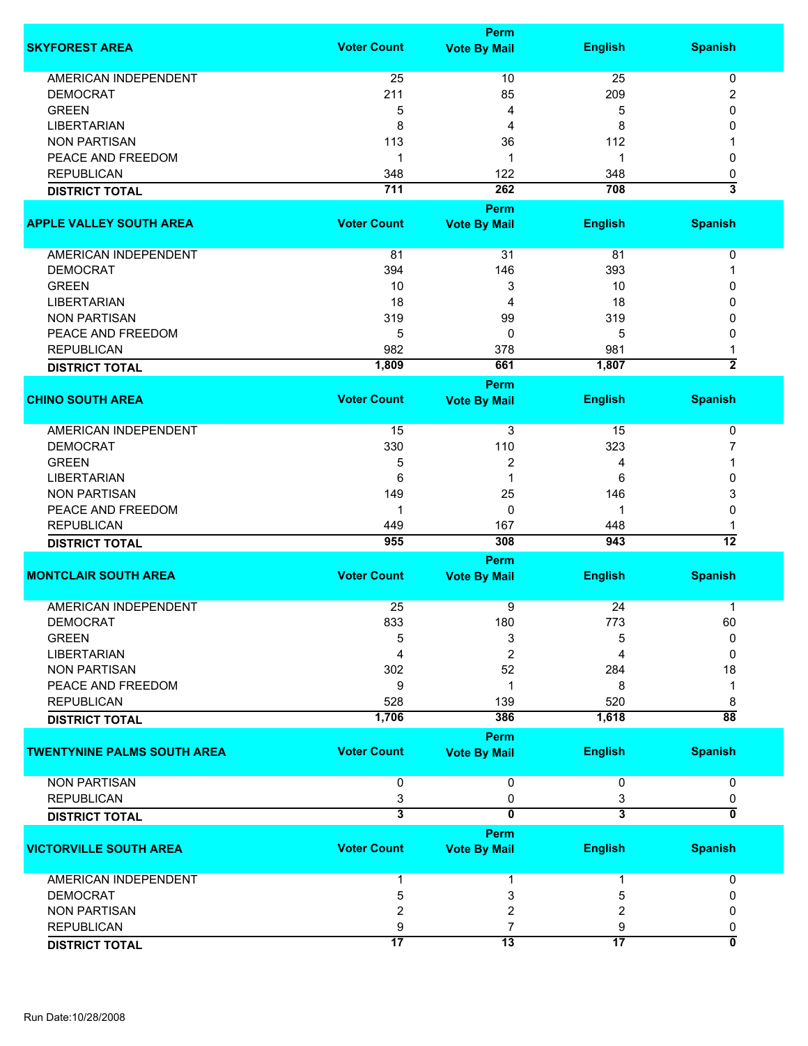| SKYFOREST AREA | Voter Count | Perm Vote By Mail | English | Spanish |
|---|---|---|---|---|
| AMERICAN INDEPENDENT | 25 | 10 | 25 | 0 |
| DEMOCRAT | 211 | 85 | 209 | 2 |
| GREEN | 5 | 4 | 5 | 0 |
| LIBERTARIAN | 8 | 4 | 8 | 0 |
| NON PARTISAN | 113 | 36 | 112 | 1 |
| PEACE AND FREEDOM | 1 | 1 | 1 | 0 |
| REPUBLICAN | 348 | 122 | 348 | 0 |
| **DISTRICT TOTAL** | **711** | **262** | **708** | **3** |

| APPLE VALLEY SOUTH AREA | Voter Count | Perm Vote By Mail | English | Spanish |
|---|---|---|---|---|
| AMERICAN INDEPENDENT | 81 | 31 | 81 | 0 |
| DEMOCRAT | 394 | 146 | 393 | 1 |
| GREEN | 10 | 3 | 10 | 0 |
| LIBERTARIAN | 18 | 4 | 18 | 0 |
| NON PARTISAN | 319 | 99 | 319 | 0 |
| PEACE AND FREEDOM | 5 | 0 | 5 | 0 |
| REPUBLICAN | 982 | 378 | 981 | 1 |
| **DISTRICT TOTAL** | **1,809** | **661** | **1,807** | **2** |

| CHINO SOUTH AREA | Voter Count | Perm Vote By Mail | English | Spanish |
|---|---|---|---|---|
| AMERICAN INDEPENDENT | 15 | 3 | 15 | 0 |
| DEMOCRAT | 330 | 110 | 323 | 7 |
| GREEN | 5 | 2 | 4 | 1 |
| LIBERTARIAN | 6 | 1 | 6 | 0 |
| NON PARTISAN | 149 | 25 | 146 | 3 |
| PEACE AND FREEDOM | 1 | 0 | 1 | 0 |
| REPUBLICAN | 449 | 167 | 448 | 1 |
| **DISTRICT TOTAL** | **955** | **308** | **943** | **12** |

| MONTCLAIR SOUTH AREA | Voter Count | Perm Vote By Mail | English | Spanish |
|---|---|---|---|---|
| AMERICAN INDEPENDENT | 25 | 9 | 24 | 1 |
| DEMOCRAT | 833 | 180 | 773 | 60 |
| GREEN | 5 | 3 | 5 | 0 |
| LIBERTARIAN | 4 | 2 | 4 | 0 |
| NON PARTISAN | 302 | 52 | 284 | 18 |
| PEACE AND FREEDOM | 9 | 1 | 8 | 1 |
| REPUBLICAN | 528 | 139 | 520 | 8 |
| **DISTRICT TOTAL** | **1,706** | **386** | **1,618** | **88** |

| TWENTYNINE PALMS SOUTH AREA | Voter Count | Perm Vote By Mail | English | Spanish |
|---|---|---|---|---|
| NON PARTISAN | 0 | 0 | 0 | 0 |
| REPUBLICAN | 3 | 0 | 3 | 0 |
| **DISTRICT TOTAL** | **3** | **0** | **3** | **0** |

| VICTORVILLE SOUTH AREA | Voter Count | Perm Vote By Mail | English | Spanish |
|---|---|---|---|---|
| AMERICAN INDEPENDENT | 1 | 1 | 1 | 0 |
| DEMOCRAT | 5 | 3 | 5 | 0 |
| NON PARTISAN | 2 | 2 | 2 | 0 |
| REPUBLICAN | 9 | 7 | 9 | 0 |
| **DISTRICT TOTAL** | **17** | **13** | **17** | **0** |

Run Date:10/28/2008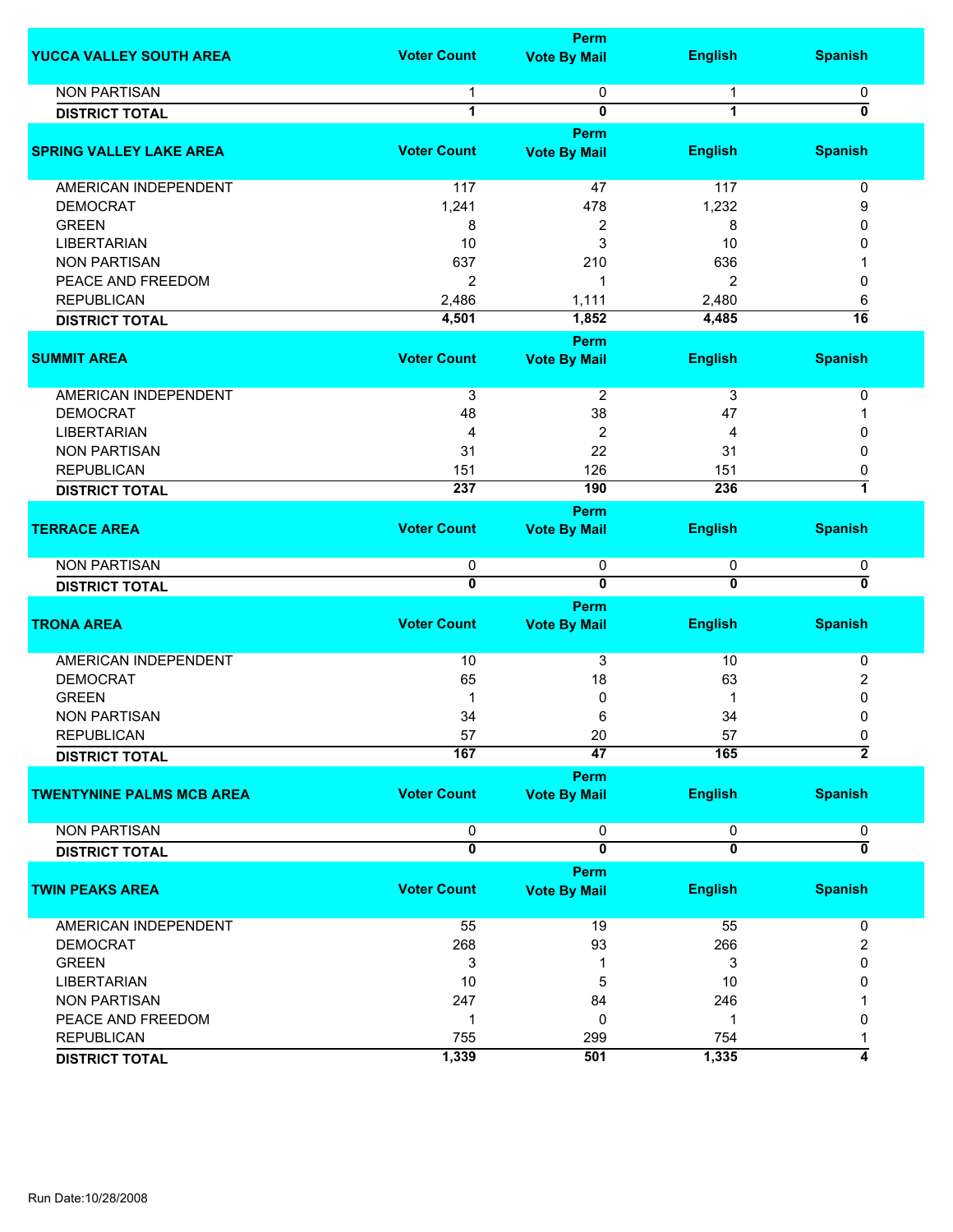| YUCCA VALLEY SOUTH AREA | Voter Count | Perm Vote By Mail | English | Spanish |
|---|---|---|---|---|
| NON PARTISAN | 1 | 0 | 1 | 0 |
| **DISTRICT TOTAL** | **1** | **0** | **1** | **0** |

| SPRING VALLEY LAKE AREA | Voter Count | Perm Vote By Mail | English | Spanish |
|---|---|---|---|---|
| AMERICAN INDEPENDENT | 117 | 47 | 117 | 0 |
| DEMOCRAT | 1,241 | 478 | 1,232 | 9 |
| GREEN | 8 | 2 | 8 | 0 |
| LIBERTARIAN | 10 | 3 | 10 | 0 |
| NON PARTISAN | 637 | 210 | 636 | 1 |
| PEACE AND FREEDOM | 2 | 1 | 2 | 0 |
| REPUBLICAN | 2,486 | 1,111 | 2,480 | 6 |
| **DISTRICT TOTAL** | **4,501** | **1,852** | **4,485** | **16** |

| SUMMIT AREA | Voter Count | Perm Vote By Mail | English | Spanish |
|---|---|---|---|---|
| AMERICAN INDEPENDENT | 3 | 2 | 3 | 0 |
| DEMOCRAT | 48 | 38 | 47 | 1 |
| LIBERTARIAN | 4 | 2 | 4 | 0 |
| NON PARTISAN | 31 | 22 | 31 | 0 |
| REPUBLICAN | 151 | 126 | 151 | 0 |
| **DISTRICT TOTAL** | **237** | **190** | **236** | **1** |

| TERRACE AREA | Voter Count | Perm Vote By Mail | English | Spanish |
|---|---|---|---|---|
| NON PARTISAN | 0 | 0 | 0 | 0 |
| **DISTRICT TOTAL** | **0** | **0** | **0** | **0** |

| TRONA AREA | Voter Count | Perm Vote By Mail | English | Spanish |
|---|---|---|---|---|
| AMERICAN INDEPENDENT | 10 | 3 | 10 | 0 |
| DEMOCRAT | 65 | 18 | 63 | 2 |
| GREEN | 1 | 0 | 1 | 0 |
| NON PARTISAN | 34 | 6 | 34 | 0 |
| REPUBLICAN | 57 | 20 | 57 | 0 |
| **DISTRICT TOTAL** | **167** | **47** | **165** | **2** |

| TWENTYNINE PALMS MCB AREA | Voter Count | Perm Vote By Mail | English | Spanish |
|---|---|---|---|---|
| NON PARTISAN | 0 | 0 | 0 | 0 |
| **DISTRICT TOTAL** | **0** | **0** | **0** | **0** |

| TWIN PEAKS AREA | Voter Count | Perm Vote By Mail | English | Spanish |
|---|---|---|---|---|
| AMERICAN INDEPENDENT | 55 | 19 | 55 | 0 |
| DEMOCRAT | 268 | 93 | 266 | 2 |
| GREEN | 3 | 1 | 3 | 0 |
| LIBERTARIAN | 10 | 5 | 10 | 0 |
| NON PARTISAN | 247 | 84 | 246 | 1 |
| PEACE AND FREEDOM | 1 | 0 | 1 | 0 |
| REPUBLICAN | 755 | 299 | 754 | 1 |
| **DISTRICT TOTAL** | **1,339** | **501** | **1,335** | **4** |

Run Date:10/28/2008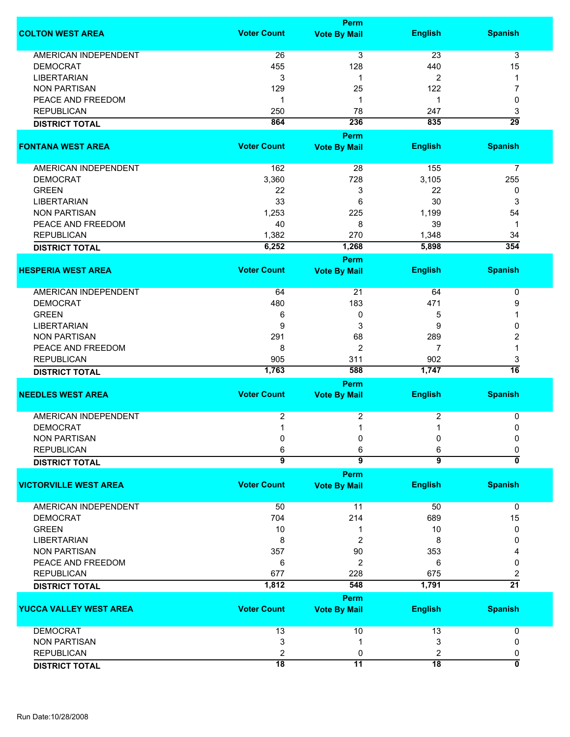| COLTON WEST AREA | Voter Count | Perm Vote By Mail | English | Spanish |
|---|---|---|---|---|
| AMERICAN INDEPENDENT | 26 | 3 | 23 | 3 |
| DEMOCRAT | 455 | 128 | 440 | 15 |
| LIBERTARIAN | 3 | 1 | 2 | 1 |
| NON PARTISAN | 129 | 25 | 122 | 7 |
| PEACE AND FREEDOM | 1 | 1 | 1 | 0 |
| REPUBLICAN | 250 | 78 | 247 | 3 |
| **DISTRICT TOTAL** | **864** | **236** | **835** | **29** |

| FONTANA WEST AREA | Voter Count | Perm Vote By Mail | English | Spanish |
|---|---|---|---|---|
| AMERICAN INDEPENDENT | 162 | 28 | 155 | 7 |
| DEMOCRAT | 3,360 | 728 | 3,105 | 255 |
| GREEN | 22 | 3 | 22 | 0 |
| LIBERTARIAN | 33 | 6 | 30 | 3 |
| NON PARTISAN | 1,253 | 225 | 1,199 | 54 |
| PEACE AND FREEDOM | 40 | 8 | 39 | 1 |
| REPUBLICAN | 1,382 | 270 | 1,348 | 34 |
| **DISTRICT TOTAL** | **6,252** | **1,268** | **5,898** | **354** |

| HESPERIA WEST AREA | Voter Count | Perm Vote By Mail | English | Spanish |
|---|---|---|---|---|
| AMERICAN INDEPENDENT | 64 | 21 | 64 | 0 |
| DEMOCRAT | 480 | 183 | 471 | 9 |
| GREEN | 6 | 0 | 5 | 1 |
| LIBERTARIAN | 9 | 3 | 9 | 0 |
| NON PARTISAN | 291 | 68 | 289 | 2 |
| PEACE AND FREEDOM | 8 | 2 | 7 | 1 |
| REPUBLICAN | 905 | 311 | 902 | 3 |
| **DISTRICT TOTAL** | **1,763** | **588** | **1,747** | **16** |

| NEEDLES WEST AREA | Voter Count | Perm Vote By Mail | English | Spanish |
|---|---|---|---|---|
| AMERICAN INDEPENDENT | 2 | 2 | 2 | 0 |
| DEMOCRAT | 1 | 1 | 1 | 0 |
| NON PARTISAN | 0 | 0 | 0 | 0 |
| REPUBLICAN | 6 | 6 | 6 | 0 |
| **DISTRICT TOTAL** | **9** | **9** | **9** | **0** |

| VICTORVILLE WEST AREA | Voter Count | Perm Vote By Mail | English | Spanish |
|---|---|---|---|---|
| AMERICAN INDEPENDENT | 50 | 11 | 50 | 0 |
| DEMOCRAT | 704 | 214 | 689 | 15 |
| GREEN | 10 | 1 | 10 | 0 |
| LIBERTARIAN | 8 | 2 | 8 | 0 |
| NON PARTISAN | 357 | 90 | 353 | 4 |
| PEACE AND FREEDOM | 6 | 2 | 6 | 0 |
| REPUBLICAN | 677 | 228 | 675 | 2 |
| **DISTRICT TOTAL** | **1,812** | **548** | **1,791** | **21** |

| YUCCA VALLEY WEST AREA | Voter Count | Perm Vote By Mail | English | Spanish |
|---|---|---|---|---|
| DEMOCRAT | 13 | 10 | 13 | 0 |
| NON PARTISAN | 3 | 1 | 3 | 0 |
| REPUBLICAN | 2 | 0 | 2 | 0 |
| **DISTRICT TOTAL** | **18** | **11** | **18** | **0** |

Run Date:10/28/2008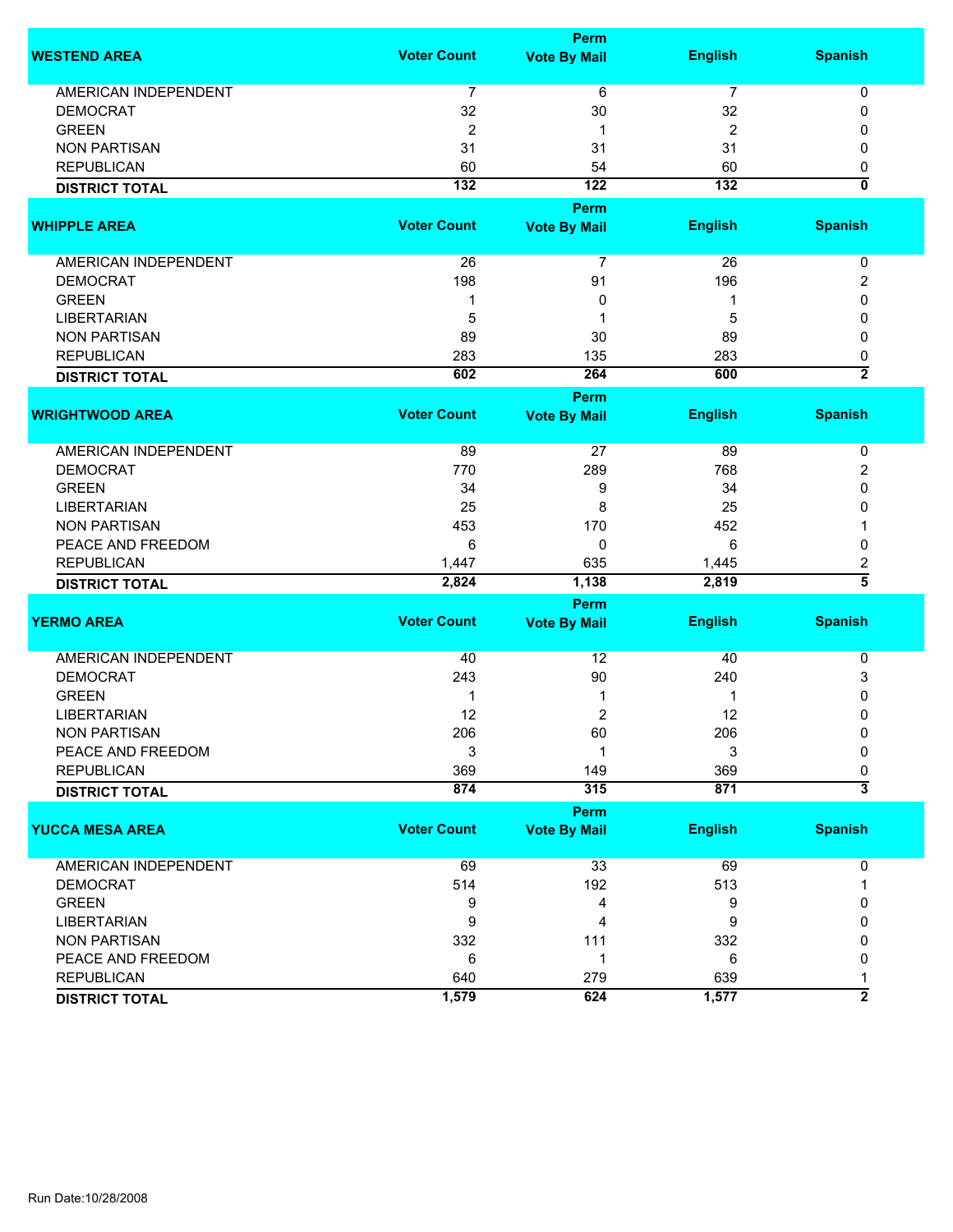| WESTEND AREA | Voter Count | Perm Vote By Mail | English | Spanish |
|---|---|---|---|---|
| AMERICAN INDEPENDENT | 7 | 6 | 7 | 0 |
| DEMOCRAT | 32 | 30 | 32 | 0 |
| GREEN | 2 | 1 | 2 | 0 |
| NON PARTISAN | 31 | 31 | 31 | 0 |
| REPUBLICAN | 60 | 54 | 60 | 0 |
| **DISTRICT TOTAL** | **132** | **122** | **132** | **0** |

| WHIPPLE AREA | Voter Count | Perm Vote By Mail | English | Spanish |
|---|---|---|---|---|
| AMERICAN INDEPENDENT | 26 | 7 | 26 | 0 |
| DEMOCRAT | 198 | 91 | 196 | 2 |
| GREEN | 1 | 0 | 1 | 0 |
| LIBERTARIAN | 5 | 1 | 5 | 0 |
| NON PARTISAN | 89 | 30 | 89 | 0 |
| REPUBLICAN | 283 | 135 | 283 | 0 |
| **DISTRICT TOTAL** | **602** | **264** | **600** | **2** |

| WRIGHTWOOD AREA | Voter Count | Perm Vote By Mail | English | Spanish |
|---|---|---|---|---|
| AMERICAN INDEPENDENT | 89 | 27 | 89 | 0 |
| DEMOCRAT | 770 | 289 | 768 | 2 |
| GREEN | 34 | 9 | 34 | 0 |
| LIBERTARIAN | 25 | 8 | 25 | 0 |
| NON PARTISAN | 453 | 170 | 452 | 1 |
| PEACE AND FREEDOM | 6 | 0 | 6 | 0 |
| REPUBLICAN | 1,447 | 635 | 1,445 | 2 |
| **DISTRICT TOTAL** | **2,824** | **1,138** | **2,819** | **5** |

| YERMO AREA | Voter Count | Perm Vote By Mail | English | Spanish |
|---|---|---|---|---|
| AMERICAN INDEPENDENT | 40 | 12 | 40 | 0 |
| DEMOCRAT | 243 | 90 | 240 | 3 |
| GREEN | 1 | 1 | 1 | 0 |
| LIBERTARIAN | 12 | 2 | 12 | 0 |
| NON PARTISAN | 206 | 60 | 206 | 0 |
| PEACE AND FREEDOM | 3 | 1 | 3 | 0 |
| REPUBLICAN | 369 | 149 | 369 | 0 |
| **DISTRICT TOTAL** | **874** | **315** | **871** | **3** |

| YUCCA MESA AREA | Voter Count | Perm Vote By Mail | English | Spanish |
|---|---|---|---|---|
| AMERICAN INDEPENDENT | 69 | 33 | 69 | 0 |
| DEMOCRAT | 514 | 192 | 513 | 1 |
| GREEN | 9 | 4 | 9 | 0 |
| LIBERTARIAN | 9 | 4 | 9 | 0 |
| NON PARTISAN | 332 | 111 | 332 | 0 |
| PEACE AND FREEDOM | 6 | 1 | 6 | 0 |
| REPUBLICAN | 640 | 279 | 639 | 1 |
| **DISTRICT TOTAL** | **1,579** | **624** | **1,577** | **2** |

Run Date:10/28/2008